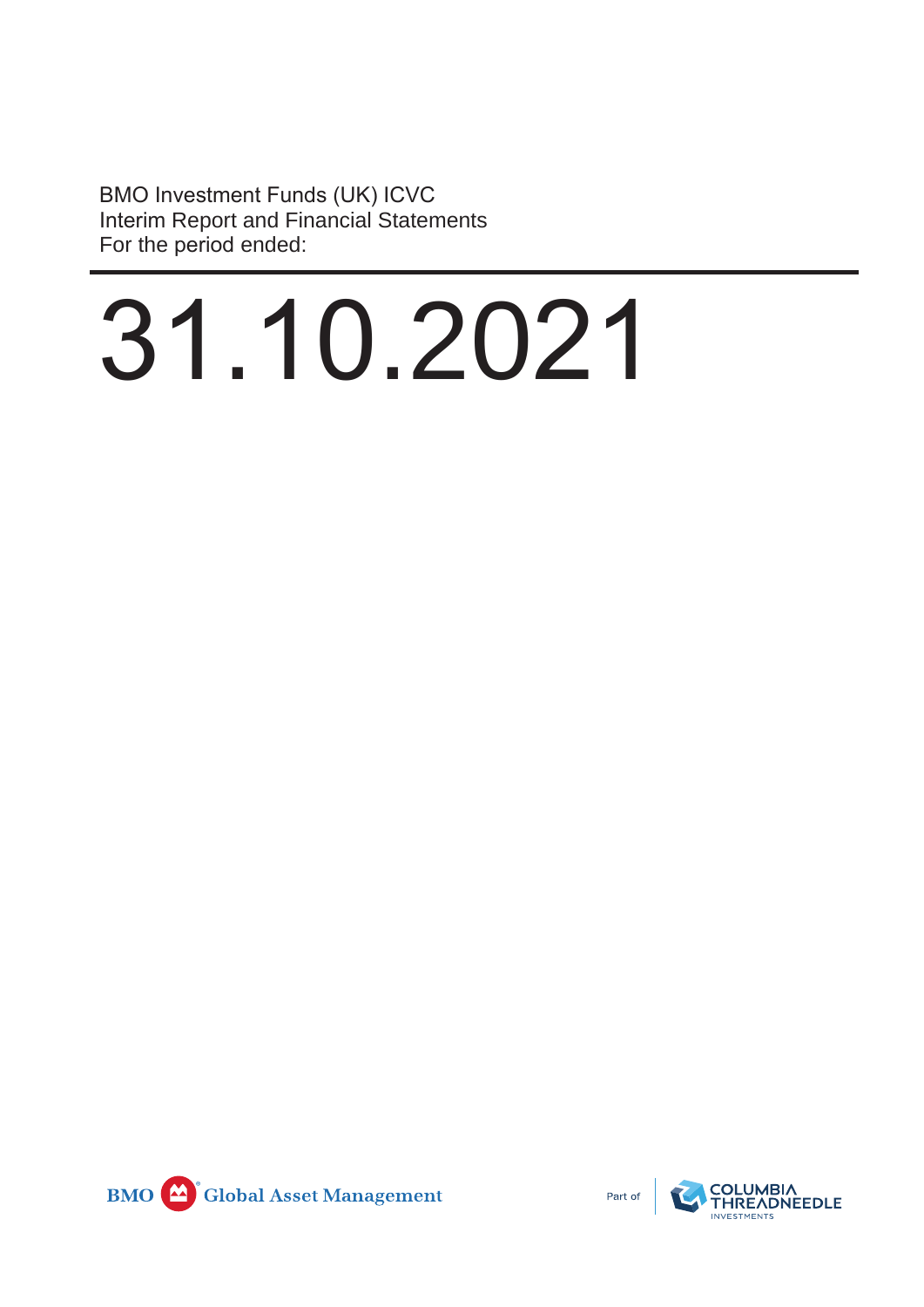BMO Investment Funds (UK) ICVC
Interim Report and Financial Statements
For the period ended:

# 31.10.2021

BMO Global Asset Management

Part of COLUMBIA THREADNEEDLE INVESTMENTS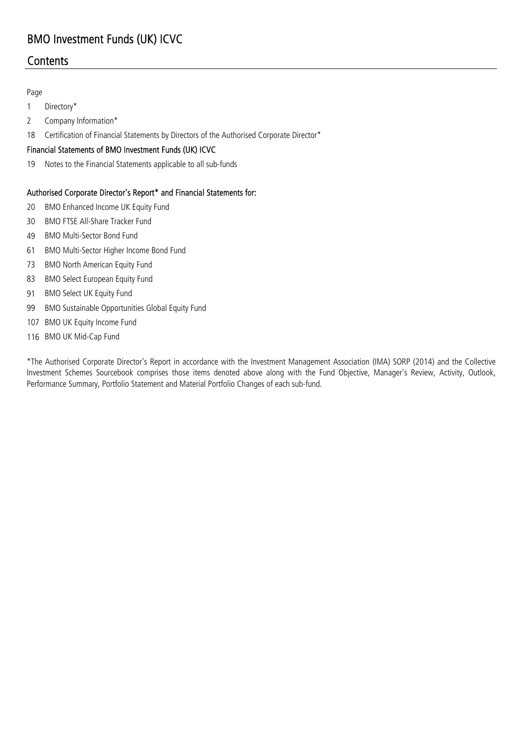# BMO Investment Funds (UK) ICVC

## Contents

Page

1 Directory*

2 Company Information*

18 Certification of Financial Statements by Directors of the Authorised Corporate Director*

### Financial Statements of BMO Investment Funds (UK) ICVC

19 Notes to the Financial Statements applicable to all sub-funds

### Authorised Corporate Director's Report* and Financial Statements for:

20 BMO Enhanced Income UK Equity Fund

30 BMO FTSE All-Share Tracker Fund

49 BMO Multi-Sector Bond Fund

61 BMO Multi-Sector Higher Income Bond Fund

73 BMO North American Equity Fund

83 BMO Select European Equity Fund

91 BMO Select UK Equity Fund

99 BMO Sustainable Opportunities Global Equity Fund

107 BMO UK Equity Income Fund

116 BMO UK Mid-Cap Fund

*The Authorised Corporate Director's Report in accordance with the Investment Management Association (IMA) SORP (2014) and the Collective Investment Schemes Sourcebook comprises those items denoted above along with the Fund Objective, Manager's Review, Activity, Outlook, Performance Summary, Portfolio Statement and Material Portfolio Changes of each sub-fund.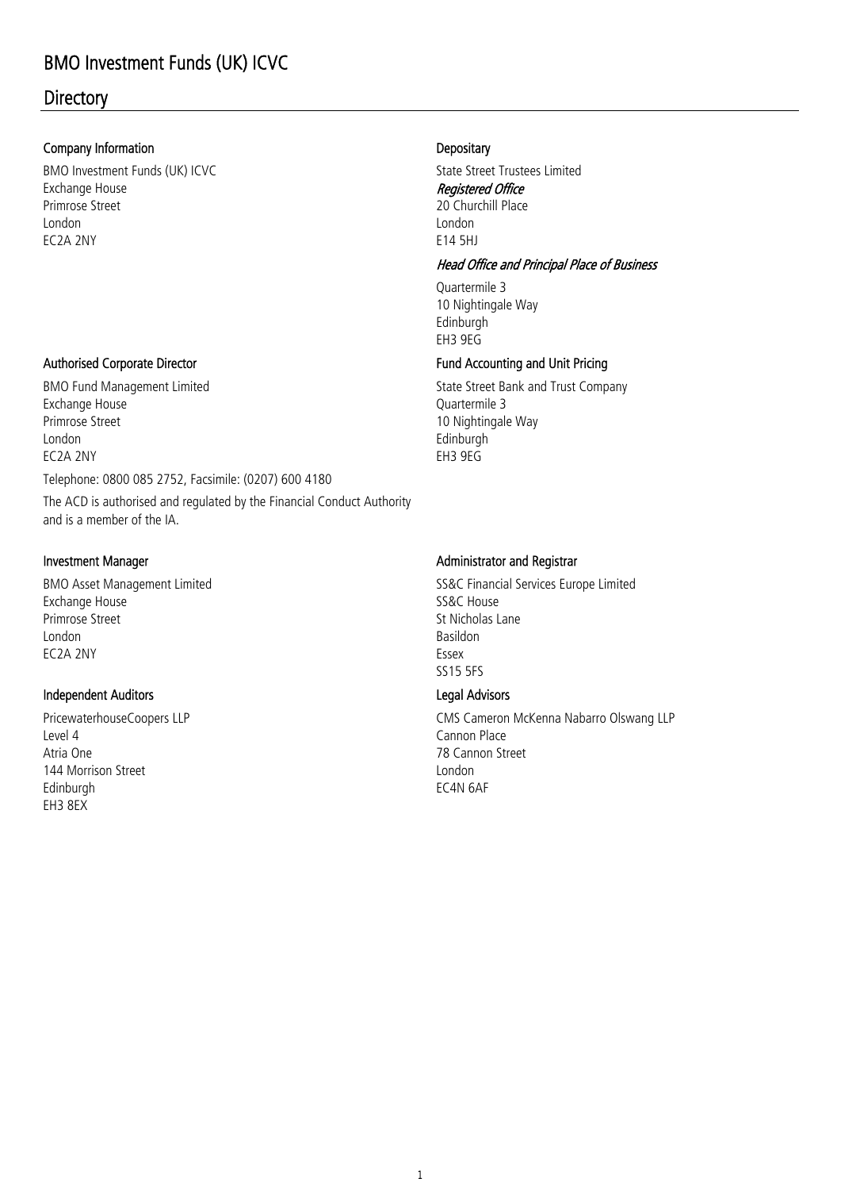# BMO Investment Funds (UK) ICVC

## Directory

### Company Information

BMO Investment Funds (UK) ICVC
Exchange House
Primrose Street
London
EC2A 2NY

### Authorised Corporate Director

BMO Fund Management Limited
Exchange House
Primrose Street
London
EC2A 2NY

Telephone: 0800 085 2752, Facsimile: (0207) 600 4180

The ACD is authorised and regulated by the Financial Conduct Authority and is a member of the IA.

### Investment Manager

BMO Asset Management Limited
Exchange House
Primrose Street
London
EC2A 2NY

### Independent Auditors

PricewaterhouseCoopers LLP
Level 4
Atria One
144 Morrison Street
Edinburgh
EH3 8EX

### Depositary

State Street Trustees Limited

*Registered Office*

20 Churchill Place
London
E14 5HJ

*Head Office and Principal Place of Business*

Quartermile 3
10 Nightingale Way
Edinburgh
EH3 9EG

### Fund Accounting and Unit Pricing

State Street Bank and Trust Company
Quartermile 3
10 Nightingale Way
Edinburgh
EH3 9EG

### Administrator and Registrar

SS&C Financial Services Europe Limited
SS&C House
St Nicholas Lane
Basildon
Essex
SS15 5FS

### Legal Advisors

CMS Cameron McKenna Nabarro Olswang LLP
Cannon Place
78 Cannon Street
London
EC4N 6AF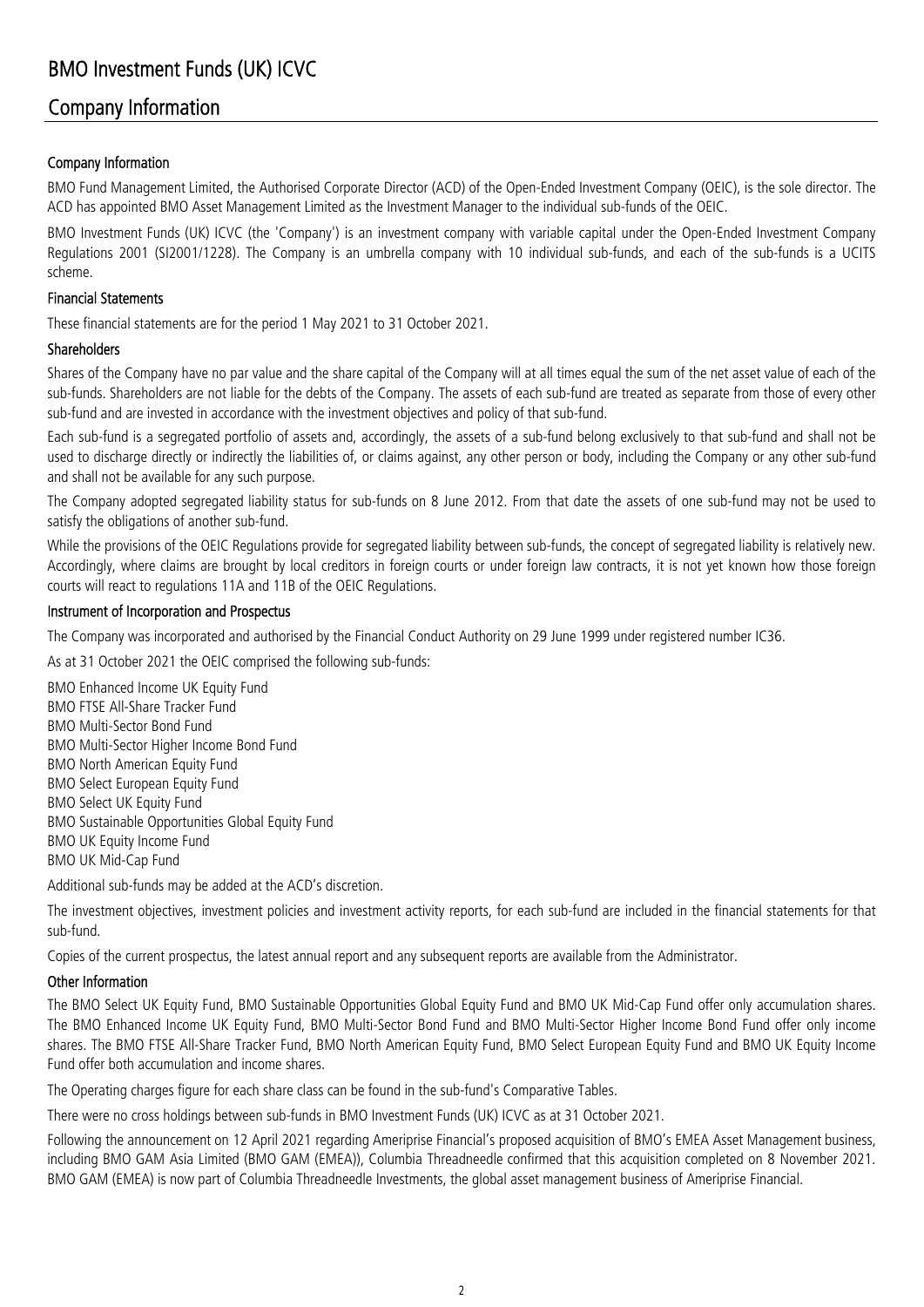# BMO Investment Funds (UK) ICVC

## Company Information

### Company Information

BMO Fund Management Limited, the Authorised Corporate Director (ACD) of the Open-Ended Investment Company (OEIC), is the sole director. The ACD has appointed BMO Asset Management Limited as the Investment Manager to the individual sub-funds of the OEIC.

BMO Investment Funds (UK) ICVC (the 'Company') is an investment company with variable capital under the Open-Ended Investment Company Regulations 2001 (SI2001/1228). The Company is an umbrella company with 10 individual sub-funds, and each of the sub-funds is a UCITS scheme.

### Financial Statements

These financial statements are for the period 1 May 2021 to 31 October 2021.

### Shareholders

Shares of the Company have no par value and the share capital of the Company will at all times equal the sum of the net asset value of each of the sub-funds. Shareholders are not liable for the debts of the Company. The assets of each sub-fund are treated as separate from those of every other sub-fund and are invested in accordance with the investment objectives and policy of that sub-fund.

Each sub-fund is a segregated portfolio of assets and, accordingly, the assets of a sub-fund belong exclusively to that sub-fund and shall not be used to discharge directly or indirectly the liabilities of, or claims against, any other person or body, including the Company or any other sub-fund and shall not be available for any such purpose.

The Company adopted segregated liability status for sub-funds on 8 June 2012. From that date the assets of one sub-fund may not be used to satisfy the obligations of another sub-fund.

While the provisions of the OEIC Regulations provide for segregated liability between sub-funds, the concept of segregated liability is relatively new. Accordingly, where claims are brought by local creditors in foreign courts or under foreign law contracts, it is not yet known how those foreign courts will react to regulations 11A and 11B of the OEIC Regulations.

### Instrument of Incorporation and Prospectus

The Company was incorporated and authorised by the Financial Conduct Authority on 29 June 1999 under registered number IC36.

As at 31 October 2021 the OEIC comprised the following sub-funds:

BMO Enhanced Income UK Equity Fund
BMO FTSE All-Share Tracker Fund
BMO Multi-Sector Bond Fund
BMO Multi-Sector Higher Income Bond Fund
BMO North American Equity Fund
BMO Select European Equity Fund
BMO Select UK Equity Fund
BMO Sustainable Opportunities Global Equity Fund
BMO UK Equity Income Fund
BMO UK Mid-Cap Fund

Additional sub-funds may be added at the ACD's discretion.

The investment objectives, investment policies and investment activity reports, for each sub-fund are included in the financial statements for that sub-fund.

Copies of the current prospectus, the latest annual report and any subsequent reports are available from the Administrator.

### Other Information

The BMO Select UK Equity Fund, BMO Sustainable Opportunities Global Equity Fund and BMO UK Mid-Cap Fund offer only accumulation shares. The BMO Enhanced Income UK Equity Fund, BMO Multi-Sector Bond Fund and BMO Multi-Sector Higher Income Bond Fund offer only income shares. The BMO FTSE All-Share Tracker Fund, BMO North American Equity Fund, BMO Select European Equity Fund and BMO UK Equity Income Fund offer both accumulation and income shares.

The Operating charges figure for each share class can be found in the sub-fund's Comparative Tables.

There were no cross holdings between sub-funds in BMO Investment Funds (UK) ICVC as at 31 October 2021.

Following the announcement on 12 April 2021 regarding Ameriprise Financial's proposed acquisition of BMO's EMEA Asset Management business, including BMO GAM Asia Limited (BMO GAM (EMEA)), Columbia Threadneedle confirmed that this acquisition completed on 8 November 2021. BMO GAM (EMEA) is now part of Columbia Threadneedle Investments, the global asset management business of Ameriprise Financial.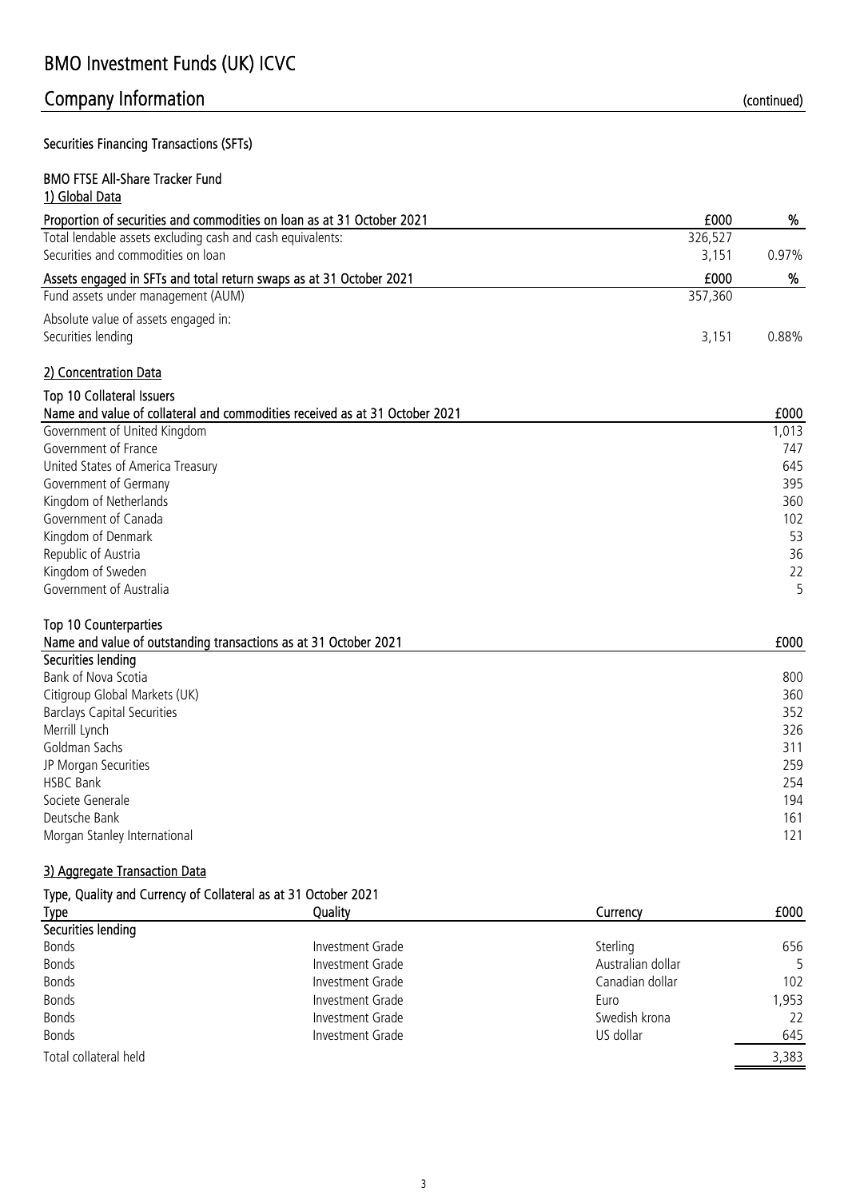# BMO Investment Funds (UK) ICVC

## Company Information (continued)

### Securities Financing Transactions (SFTs)

#### BMO FTSE All-Share Tracker Fund

1) Global Data

| Proportion of securities and commodities on loan as at 31 October 2021 | £000 | % |
|---|---|---|
| Total lendable assets excluding cash and cash equivalents: | 326,527 | |
| Securities and commodities on loan | 3,151 | 0.97% |

| Assets engaged in SFTs and total return swaps as at 31 October 2021 | £000 | % |
|---|---|---|
| Fund assets under management (AUM) | 357,360 | |
| Absolute value of assets engaged in: | | |
| Securities lending | 3,151 | 0.88% |

2) Concentration Data

Top 10 Collateral Issuers

| Name and value of collateral and commodities received as at 31 October 2021 | £000 |
|---|---|
| Government of United Kingdom | 1,013 |
| Government of France | 747 |
| United States of America Treasury | 645 |
| Government of Germany | 395 |
| Kingdom of Netherlands | 360 |
| Government of Canada | 102 |
| Kingdom of Denmark | 53 |
| Republic of Austria | 36 |
| Kingdom of Sweden | 22 |
| Government of Australia | 5 |

Top 10 Counterparties

| Name and value of outstanding transactions as at 31 October 2021 | £000 |
|---|---|
| **Securities lending** | |
| Bank of Nova Scotia | 800 |
| Citigroup Global Markets (UK) | 360 |
| Barclays Capital Securities | 352 |
| Merrill Lynch | 326 |
| Goldman Sachs | 311 |
| JP Morgan Securities | 259 |
| HSBC Bank | 254 |
| Societe Generale | 194 |
| Deutsche Bank | 161 |
| Morgan Stanley International | 121 |

3) Aggregate Transaction Data

Type, Quality and Currency of Collateral as at 31 October 2021

| Type | Quality | Currency | £000 |
|---|---|---|---|
| **Securities lending** | | | |
| Bonds | Investment Grade | Sterling | 656 |
| Bonds | Investment Grade | Australian dollar | 5 |
| Bonds | Investment Grade | Canadian dollar | 102 |
| Bonds | Investment Grade | Euro | 1,953 |
| Bonds | Investment Grade | Swedish krona | 22 |
| Bonds | Investment Grade | US dollar | 645 |
| Total collateral held | | | 3,383 |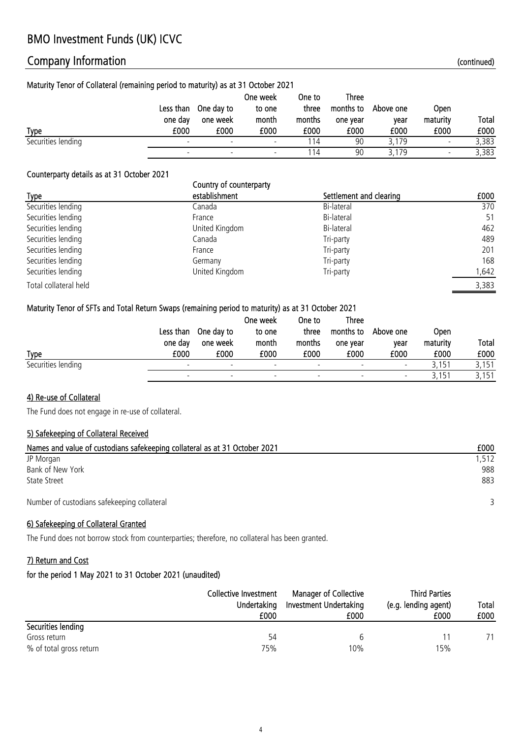# BMO Investment Funds (UK) ICVC

## Company Information (continued)

### Maturity Tenor of Collateral (remaining period to maturity) as at 31 October 2021

| Type | Less than one day £000 | One day to one week £000 | One week to one month £000 | One to three months £000 | Three months to one year £000 | Above one year £000 | Open maturity £000 | Total £000 |
|---|---|---|---|---|---|---|---|---|
| Securities lending | - | - | - | 114 | 90 | 3,179 | - | 3,383 |
| | - | - | - | 114 | 90 | 3,179 | - | 3,383 |

### Counterparty details as at 31 October 2021

| Type | Country of counterparty establishment | Settlement and clearing | £000 |
|---|---|---|---|
| Securities lending | Canada | Bi-lateral | 370 |
| Securities lending | France | Bi-lateral | 51 |
| Securities lending | United Kingdom | Bi-lateral | 462 |
| Securities lending | Canada | Tri-party | 489 |
| Securities lending | France | Tri-party | 201 |
| Securities lending | Germany | Tri-party | 168 |
| Securities lending | United Kingdom | Tri-party | 1,642 |
| Total collateral held | | | 3,383 |

### Maturity Tenor of SFTs and Total Return Swaps (remaining period to maturity) as at 31 October 2021

| Type | Less than one day £000 | One day to one week £000 | One week to one month £000 | One to three months £000 | Three months to one year £000 | Above one year £000 | Open maturity £000 | Total £000 |
|---|---|---|---|---|---|---|---|---|
| Securities lending | - | - | - | - | - | - | 3,151 | 3,151 |
| | - | - | - | - | - | - | 3,151 | 3,151 |

### 4) Re-use of Collateral

The Fund does not engage in re-use of collateral.

### 5) Safekeeping of Collateral Received

| Names and value of custodians safekeeping collateral as at 31 October 2021 | £000 |
|---|---|
| JP Morgan | 1,512 |
| Bank of New York | 988 |
| State Street | 883 |
| Number of custodians safekeeping collateral | 3 |

### 6) Safekeeping of Collateral Granted

The Fund does not borrow stock from counterparties; therefore, no collateral has been granted.

### 7) Return and Cost

#### for the period 1 May 2021 to 31 October 2021 (unaudited)

| | Collective Investment Undertaking £000 | Manager of Collective Investment Undertaking £000 | Third Parties (e.g. lending agent) £000 | Total £000 |
|---|---|---|---|---|
| **Securities lending** | | | | |
| Gross return | 54 | 6 | 11 | 71 |
| % of total gross return | 75% | 10% | 15% | |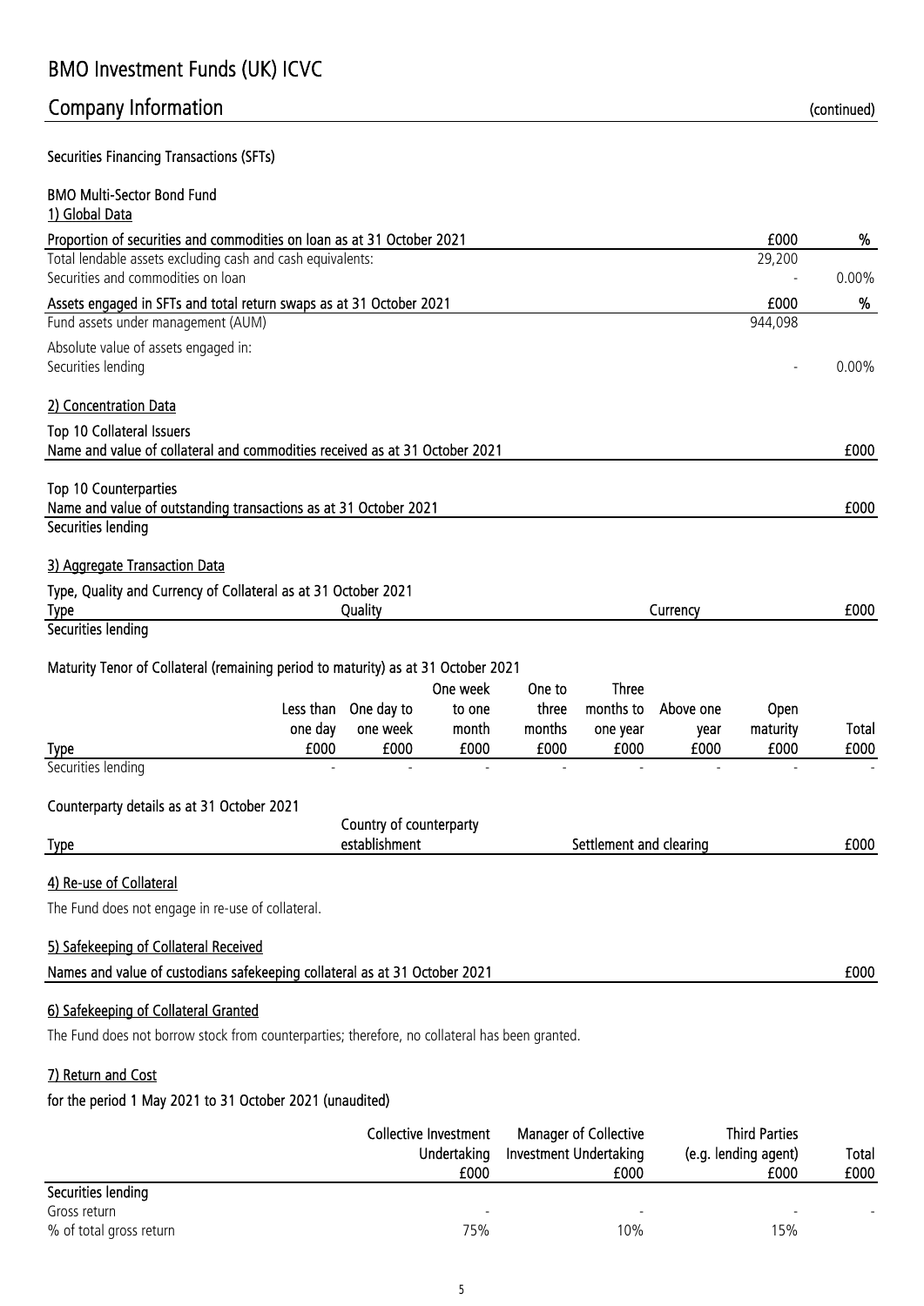# BMO Investment Funds (UK) ICVC

## Company Information (continued)

### Securities Financing Transactions (SFTs)

#### BMO Multi-Sector Bond Fund

1) Global Data

| Proportion of securities and commodities on loan as at 31 October 2021 | £000 | % |
|---|---|---|
| Total lendable assets excluding cash and cash equivalents: | 29,200 | |
| Securities and commodities on loan | - | 0.00% |

| Assets engaged in SFTs and total return swaps as at 31 October 2021 | £000 | % |
|---|---|---|
| Fund assets under management (AUM) | 944,098 | |
| Absolute value of assets engaged in: | | |
| Securities lending | - | 0.00% |

2) Concentration Data

Top 10 Collateral Issuers

| Name and value of collateral and commodities received as at 31 October 2021 | £000 |
|---|---|

Top 10 Counterparties

| Name and value of outstanding transactions as at 31 October 2021 | £000 |
|---|---|
| Securities lending | |

3) Aggregate Transaction Data

Type, Quality and Currency of Collateral as at 31 October 2021

| Type | Quality | Currency | £000 |
|---|---|---|---|
| Securities lending | | | |

Maturity Tenor of Collateral (remaining period to maturity) as at 31 October 2021

| Type | Less than one day £000 | One day to one week £000 | One week to one month £000 | One to three months £000 | Three months to one year £000 | Above one year £000 | Open maturity £000 | Total £000 |
|---|---|---|---|---|---|---|---|---|
| Securities lending | - | - | - | - | - | - | - | - |

Counterparty details as at 31 October 2021

| Type | Country of counterparty establishment | Settlement and clearing | £000 |
|---|---|---|---|

4) Re-use of Collateral

The Fund does not engage in re-use of collateral.

5) Safekeeping of Collateral Received

| Names and value of custodians safekeeping collateral as at 31 October 2021 | £000 |
|---|---|

6) Safekeeping of Collateral Granted

The Fund does not borrow stock from counterparties; therefore, no collateral has been granted.

7) Return and Cost

for the period 1 May 2021 to 31 October 2021 (unaudited)

| | Collective Investment Undertaking £000 | Manager of Collective Investment Undertaking £000 | Third Parties (e.g. lending agent) £000 | Total £000 |
|---|---|---|---|---|
| Securities lending | | | | |
| Gross return | - | - | - | - |
| % of total gross return | 75% | 10% | 15% | |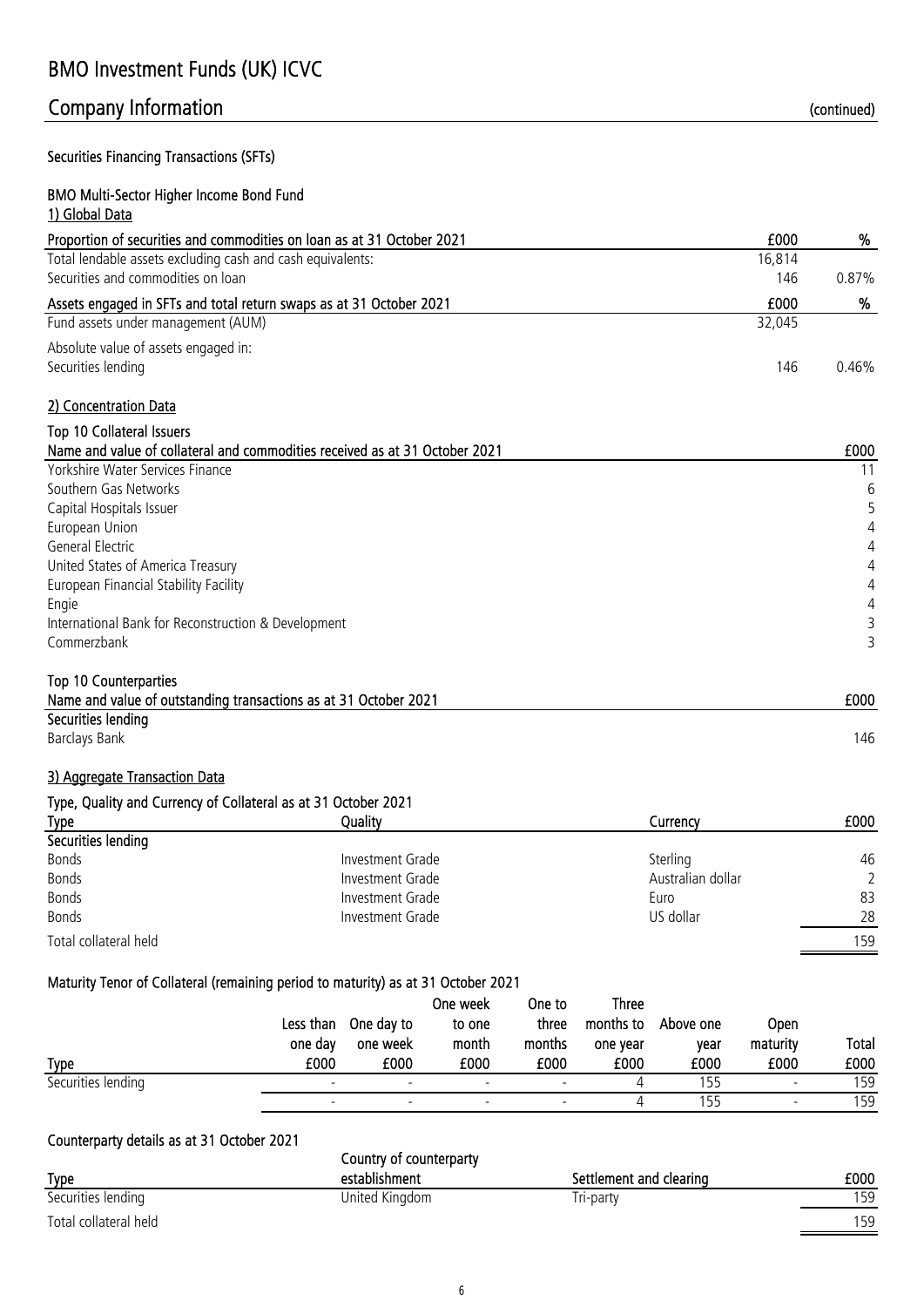# BMO Investment Funds (UK) ICVC

## Company Information (continued)

### Securities Financing Transactions (SFTs)

#### BMO Multi-Sector Higher Income Bond Fund

1) Global Data

| Proportion of securities and commodities on loan as at 31 October 2021 | £000 | % |
|---|---|---|
| Total lendable assets excluding cash and cash equivalents: | 16,814 | |
| Securities and commodities on loan | 146 | 0.87% |

| Assets engaged in SFTs and total return swaps as at 31 October 2021 | £000 | % |
|---|---|---|
| Fund assets under management (AUM) | 32,045 | |
| Absolute value of assets engaged in: | | |
| Securities lending | 146 | 0.46% |

2) Concentration Data

**Top 10 Collateral Issuers**

| Name and value of collateral and commodities received as at 31 October 2021 | £000 |
|---|---|
| Yorkshire Water Services Finance | 11 |
| Southern Gas Networks | 6 |
| Capital Hospitals Issuer | 5 |
| European Union | 4 |
| General Electric | 4 |
| United States of America Treasury | 4 |
| European Financial Stability Facility | 4 |
| Engie | 4 |
| International Bank for Reconstruction & Development | 3 |
| Commerzbank | 3 |

**Top 10 Counterparties**

| Name and value of outstanding transactions as at 31 October 2021 | £000 |
|---|---|
| **Securities lending** | |
| Barclays Bank | 146 |

3) Aggregate Transaction Data

**Type, Quality and Currency of Collateral as at 31 October 2021**

| Type | Quality | Currency | £000 |
|---|---|---|---|
| **Securities lending** | | | |
| Bonds | Investment Grade | Sterling | 46 |
| Bonds | Investment Grade | Australian dollar | 2 |
| Bonds | Investment Grade | Euro | 83 |
| Bonds | Investment Grade | US dollar | 28 |
| Total collateral held | | | 159 |

**Maturity Tenor of Collateral (remaining period to maturity) as at 31 October 2021**

| Type | Less than one day £000 | One day to one week £000 | One week to one month £000 | One to three months £000 | Three months to one year £000 | Above one year £000 | Open maturity £000 | Total £000 |
|---|---|---|---|---|---|---|---|---|
| Securities lending | - | - | - | - | 4 | 155 | - | 159 |
| | - | - | - | - | 4 | 155 | - | 159 |

**Counterparty details as at 31 October 2021**

| Type | Country of counterparty establishment | Settlement and clearing | £000 |
|---|---|---|---|
| Securities lending | United Kingdom | Tri-party | 159 |
| Total collateral held | | | 159 |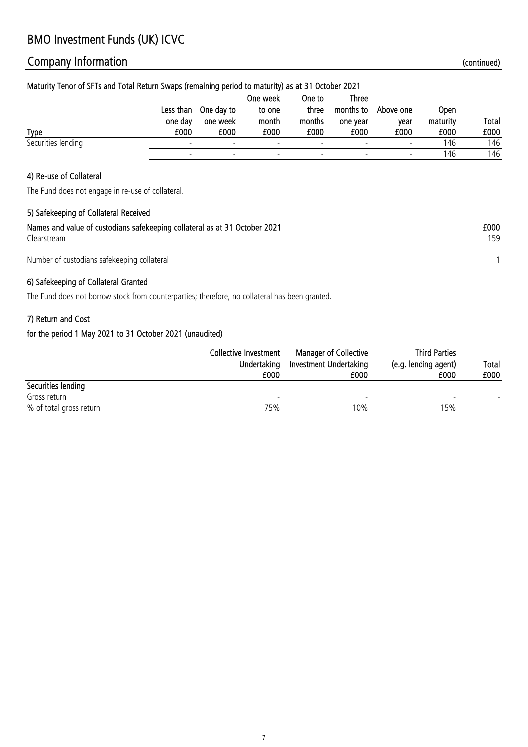# BMO Investment Funds (UK) ICVC

## Company Information (continued)

### Maturity Tenor of SFTs and Total Return Swaps (remaining period to maturity) as at 31 October 2021

| Type | Less than one day £000 | One day to one week £000 | One week to one month £000 | One to three months £000 | Three months to one year £000 | Above one year £000 | Open maturity £000 | Total £000 |
|---|---|---|---|---|---|---|---|---|
| Securities lending | - | - | - | - | - | - | 146 | 146 |
| | - | - | - | - | - | - | 146 | 146 |

### 4) Re-use of Collateral

The Fund does not engage in re-use of collateral.

### 5) Safekeeping of Collateral Received

| Names and value of custodians safekeeping collateral as at 31 October 2021 | £000 |
|---|---|
| Clearstream | 159 |
| | |
| Number of custodians safekeeping collateral | 1 |

### 6) Safekeeping of Collateral Granted

The Fund does not borrow stock from counterparties; therefore, no collateral has been granted.

### 7) Return and Cost

**for the period 1 May 2021 to 31 October 2021 (unaudited)**

| | Collective Investment Undertaking £000 | Manager of Collective Investment Undertaking £000 | Third Parties (e.g. lending agent) £000 | Total £000 |
|---|---|---|---|---|
| **Securities lending** | | | | |
| Gross return | - | - | - | - |
| % of total gross return | 75% | 10% | 15% | |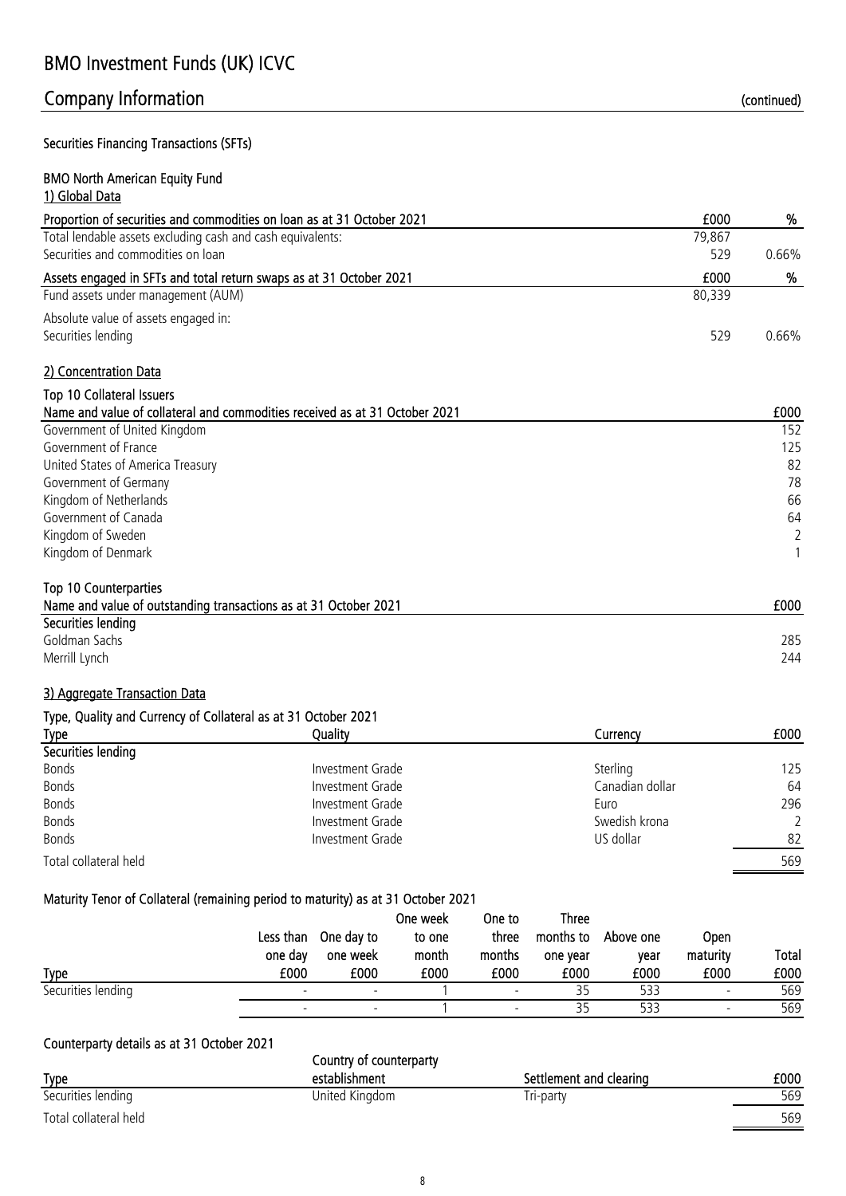# BMO Investment Funds (UK) ICVC

## Company Information (continued)

### Securities Financing Transactions (SFTs)

### BMO North American Equity Fund

#### 1) Global Data

| Proportion of securities and commodities on loan as at 31 October 2021 | £000 | % |
|---|---|---|
| Total lendable assets excluding cash and cash equivalents: | 79,867 | |
| Securities and commodities on loan | 529 | 0.66% |

| Assets engaged in SFTs and total return swaps as at 31 October 2021 | £000 | % |
|---|---|---|
| Fund assets under management (AUM) | 80,339 | |
| Absolute value of assets engaged in: | | |
| Securities lending | 529 | 0.66% |

#### 2) Concentration Data

Top 10 Collateral Issuers

| Name and value of collateral and commodities received as at 31 October 2021 | £000 |
|---|---|
| Government of United Kingdom | 152 |
| Government of France | 125 |
| United States of America Treasury | 82 |
| Government of Germany | 78 |
| Kingdom of Netherlands | 66 |
| Government of Canada | 64 |
| Kingdom of Sweden | 2 |
| Kingdom of Denmark | 1 |

Top 10 Counterparties

| Name and value of outstanding transactions as at 31 October 2021 | £000 |
|---|---|
| **Securities lending** | |
| Goldman Sachs | 285 |
| Merrill Lynch | 244 |

#### 3) Aggregate Transaction Data

Type, Quality and Currency of Collateral as at 31 October 2021

| Type | Quality | Currency | £000 |
|---|---|---|---|
| **Securities lending** | | | |
| Bonds | Investment Grade | Sterling | 125 |
| Bonds | Investment Grade | Canadian dollar | 64 |
| Bonds | Investment Grade | Euro | 296 |
| Bonds | Investment Grade | Swedish krona | 2 |
| Bonds | Investment Grade | US dollar | 82 |
| Total collateral held | | | 569 |

Maturity Tenor of Collateral (remaining period to maturity) as at 31 October 2021

| Type | Less than one day £000 | One day to one week £000 | One week to one month £000 | One to three months £000 | Three months to one year £000 | Above one year £000 | Open maturity £000 | Total £000 |
|---|---|---|---|---|---|---|---|---|
| Securities lending | - | - | 1 | - | 35 | 533 | - | 569 |
| | - | - | 1 | - | 35 | 533 | - | 569 |

Counterparty details as at 31 October 2021

| Type | Country of counterparty establishment | Settlement and clearing | £000 |
|---|---|---|---|
| Securities lending | United Kingdom | Tri-party | 569 |
| Total collateral held | | | 569 |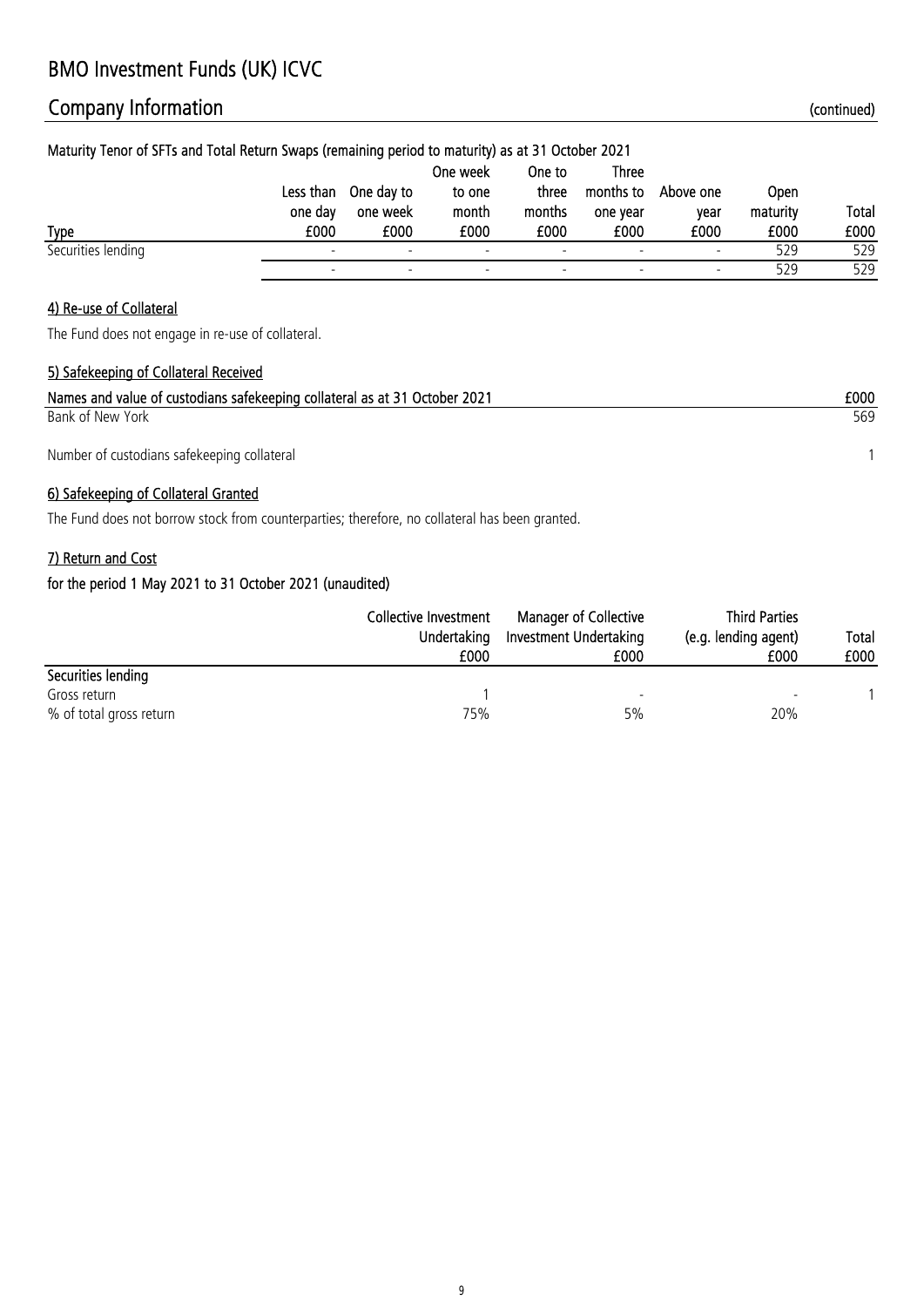# BMO Investment Funds (UK) ICVC

## Company Information (continued)

### Maturity Tenor of SFTs and Total Return Swaps (remaining period to maturity) as at 31 October 2021

| Type | Less than one day £000 | One day to one week £000 | One week to one month £000 | One to three months £000 | Three months to one year £000 | Above one year £000 | Open maturity £000 | Total £000 |
|---|---|---|---|---|---|---|---|---|
| Securities lending | - | - | - | - | - | - | 529 | 529 |
| | - | - | - | - | - | - | 529 | 529 |

#### 4) Re-use of Collateral

The Fund does not engage in re-use of collateral.

#### 5) Safekeeping of Collateral Received

| Names and value of custodians safekeeping collateral as at 31 October 2021 | £000 |
|---|---|
| Bank of New York | 569 |
| | |
| Number of custodians safekeeping collateral | 1 |

#### 6) Safekeeping of Collateral Granted

The Fund does not borrow stock from counterparties; therefore, no collateral has been granted.

#### 7) Return and Cost

**for the period 1 May 2021 to 31 October 2021 (unaudited)**

| | Collective Investment Undertaking £000 | Manager of Collective Investment Undertaking £000 | Third Parties (e.g. lending agent) £000 | Total £000 |
|---|---|---|---|---|
| **Securities lending** | | | | |
| Gross return | 1 | - | - | 1 |
| % of total gross return | 75% | 5% | 20% | |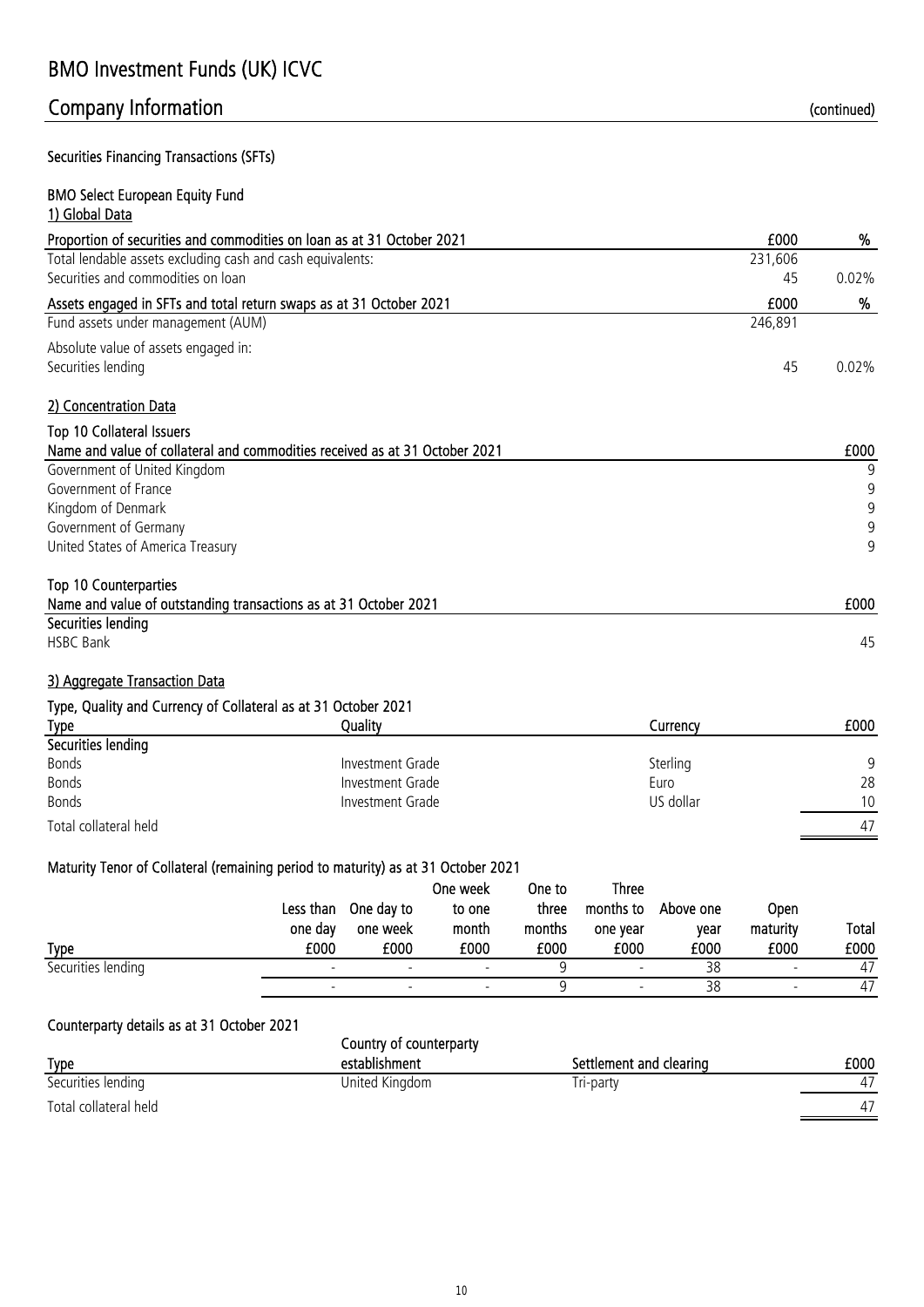# BMO Investment Funds (UK) ICVC

## Company Information (continued)

### Securities Financing Transactions (SFTs)

### BMO Select European Equity Fund

#### 1) Global Data

| Proportion of securities and commodities on loan as at 31 October 2021 | £000 | % |
|---|---|---|
| Total lendable assets excluding cash and cash equivalents: | 231,606 | |
| Securities and commodities on loan | 45 | 0.02% |

| Assets engaged in SFTs and total return swaps as at 31 October 2021 | £000 | % |
|---|---|---|
| Fund assets under management (AUM) | 246,891 | |
| Absolute value of assets engaged in: | | |
| Securities lending | 45 | 0.02% |

#### 2) Concentration Data

**Top 10 Collateral Issuers**

| Name and value of collateral and commodities received as at 31 October 2021 | £000 |
|---|---|
| Government of United Kingdom | 9 |
| Government of France | 9 |
| Kingdom of Denmark | 9 |
| Government of Germany | 9 |
| United States of America Treasury | 9 |

**Top 10 Counterparties**

| Name and value of outstanding transactions as at 31 October 2021 | £000 |
|---|---|
| **Securities lending** | |
| HSBC Bank | 45 |

#### 3) Aggregate Transaction Data

**Type, Quality and Currency of Collateral as at 31 October 2021**

| Type | Quality | Currency | £000 |
|---|---|---|---|
| **Securities lending** | | | |
| Bonds | Investment Grade | Sterling | 9 |
| Bonds | Investment Grade | Euro | 28 |
| Bonds | Investment Grade | US dollar | 10 |
| Total collateral held | | | 47 |

**Maturity Tenor of Collateral (remaining period to maturity) as at 31 October 2021**

| Type | Less than one day £000 | One day to one week £000 | One week to one month £000 | One to three months £000 | Three months to one year £000 | Above one year £000 | Open maturity £000 | Total £000 |
|---|---|---|---|---|---|---|---|---|
| Securities lending | - | - | - | 9 | - | 38 | - | 47 |
| | - | - | - | 9 | - | 38 | - | 47 |

**Counterparty details as at 31 October 2021**

| Type | Country of counterparty establishment | Settlement and clearing | £000 |
|---|---|---|---|
| Securities lending | United Kingdom | Tri-party | 47 |
| Total collateral held | | | 47 |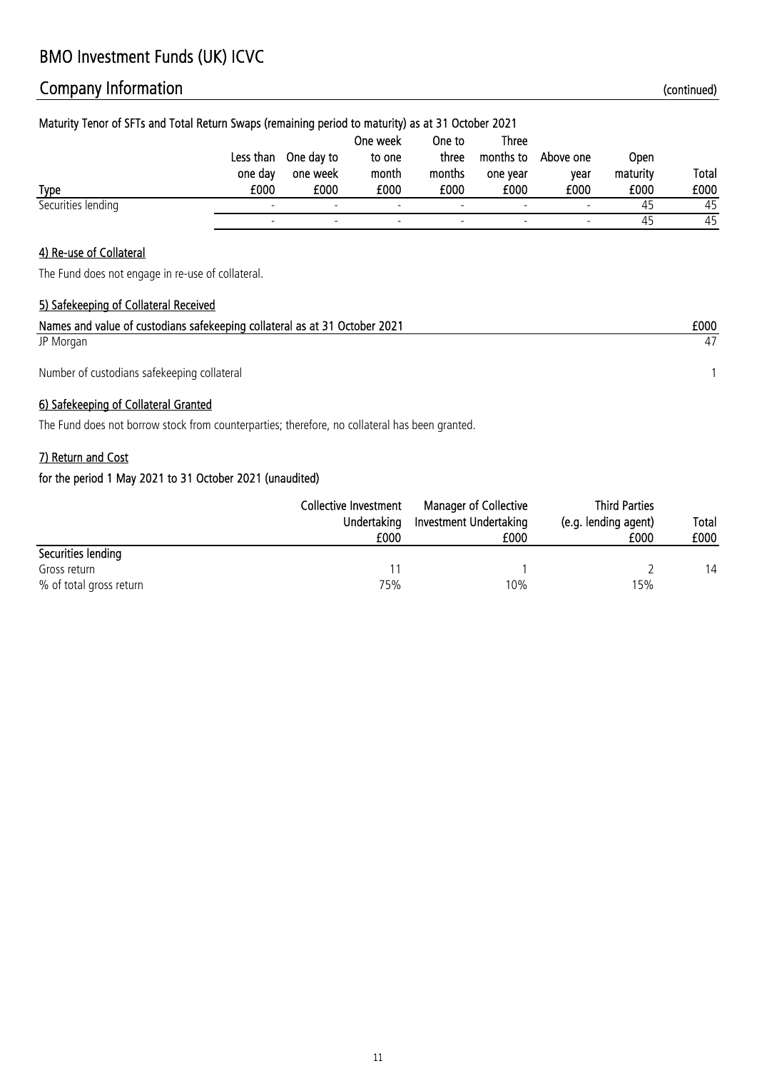## Company Information (continued)

### Maturity Tenor of SFTs and Total Return Swaps (remaining period to maturity) as at 31 October 2021

| Type | Less than one day £000 | One day to one week £000 | One week to one month £000 | One to three months £000 | Three months to one year £000 | Above one year £000 | Open maturity £000 | Total £000 |
|---|---|---|---|---|---|---|---|---|
| Securities lending | - | - | - | - | - | - | 45 | 45 |
| | - | - | - | - | - | - | 45 | 45 |

#### 4) Re-use of Collateral

The Fund does not engage in re-use of collateral.

#### 5) Safekeeping of Collateral Received

| Names and value of custodians safekeeping collateral as at 31 October 2021 | £000 |
|---|---|
| JP Morgan | 47 |
| | |
| Number of custodians safekeeping collateral | 1 |

#### 6) Safekeeping of Collateral Granted

The Fund does not borrow stock from counterparties; therefore, no collateral has been granted.

#### 7) Return and Cost

**for the period 1 May 2021 to 31 October 2021 (unaudited)**

| | Collective Investment Undertaking £000 | Manager of Collective Investment Undertaking £000 | Third Parties (e.g. lending agent) £000 | Total £000 |
|---|---|---|---|---|
| **Securities lending** | | | | |
| Gross return | 11 | 1 | 2 | 14 |
| % of total gross return | 75% | 10% | 15% | |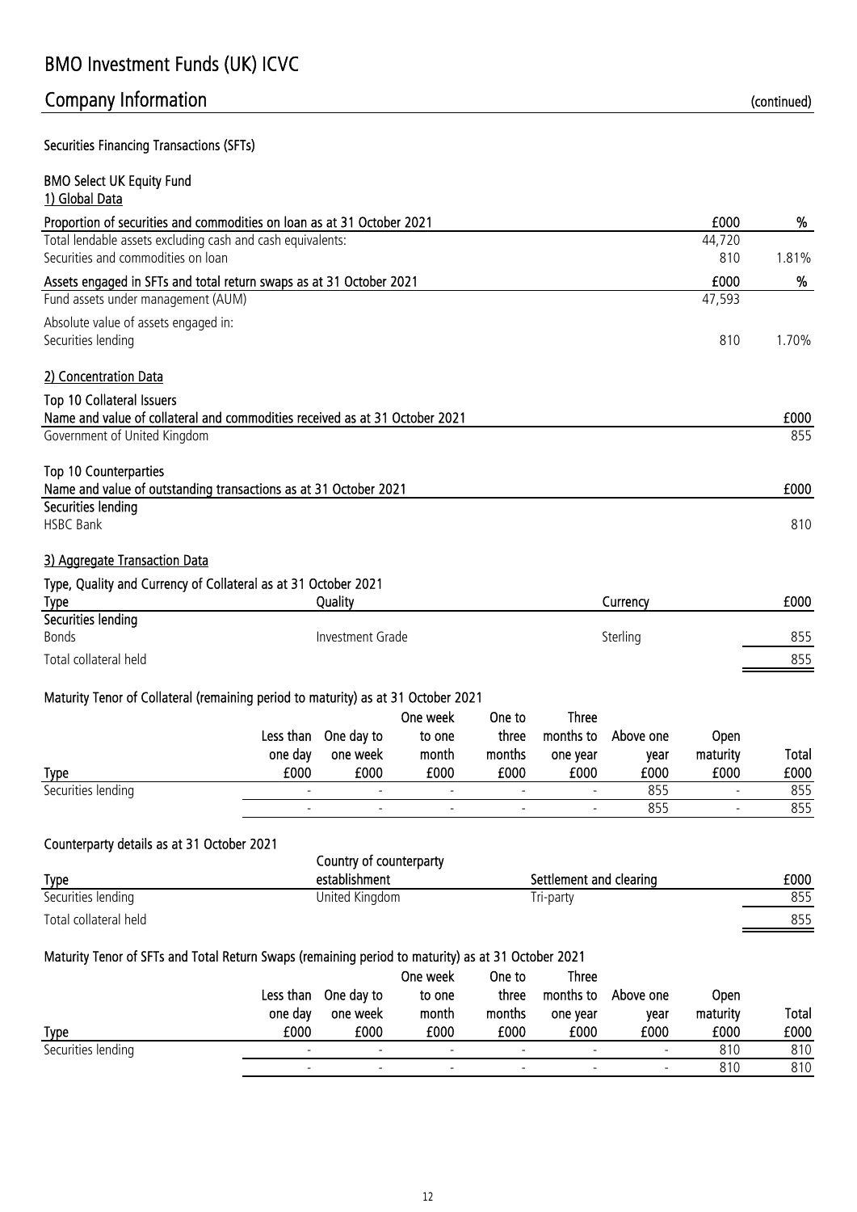# BMO Investment Funds (UK) ICVC

## Company Information (continued)

### Securities Financing Transactions (SFTs)

#### BMO Select UK Equity Fund

**1) Global Data**

| Proportion of securities and commodities on loan as at 31 October 2021 | £000 | % |
|---|---|---|
| Total lendable assets excluding cash and cash equivalents: | 44,720 | |
| Securities and commodities on loan | 810 | 1.81% |

| Assets engaged in SFTs and total return swaps as at 31 October 2021 | £000 | % |
|---|---|---|
| Fund assets under management (AUM) | 47,593 | |
| Absolute value of assets engaged in: | | |
| Securities lending | 810 | 1.70% |

**2) Concentration Data**

Top 10 Collateral Issuers

| Name and value of collateral and commodities received as at 31 October 2021 | £000 |
|---|---|
| Government of United Kingdom | 855 |

Top 10 Counterparties

| Name and value of outstanding transactions as at 31 October 2021 | £000 |
|---|---|
| **Securities lending** | |
| HSBC Bank | 810 |

**3) Aggregate Transaction Data**

Type, Quality and Currency of Collateral as at 31 October 2021

| Type | Quality | Currency | £000 |
|---|---|---|---|
| **Securities lending** | | | |
| Bonds | Investment Grade | Sterling | 855 |
| Total collateral held | | | 855 |

Maturity Tenor of Collateral (remaining period to maturity) as at 31 October 2021

| Type | Less than one day £000 | One day to one week £000 | One week to one month £000 | One to three months £000 | Three months to one year £000 | Above one year £000 | Open maturity £000 | Total £000 |
|---|---|---|---|---|---|---|---|---|
| Securities lending | - | - | - | - | - | 855 | - | 855 |
| | - | - | - | - | - | 855 | - | 855 |

Counterparty details as at 31 October 2021

| Type | Country of counterparty establishment | Settlement and clearing | £000 |
|---|---|---|---|
| Securities lending | United Kingdom | Tri-party | 855 |
| Total collateral held | | | 855 |

Maturity Tenor of SFTs and Total Return Swaps (remaining period to maturity) as at 31 October 2021

| Type | Less than one day £000 | One day to one week £000 | One week to one month £000 | One to three months £000 | Three months to one year £000 | Above one year £000 | Open maturity £000 | Total £000 |
|---|---|---|---|---|---|---|---|---|
| Securities lending | - | - | - | - | - | - | 810 | 810 |
| | - | - | - | - | - | - | 810 | 810 |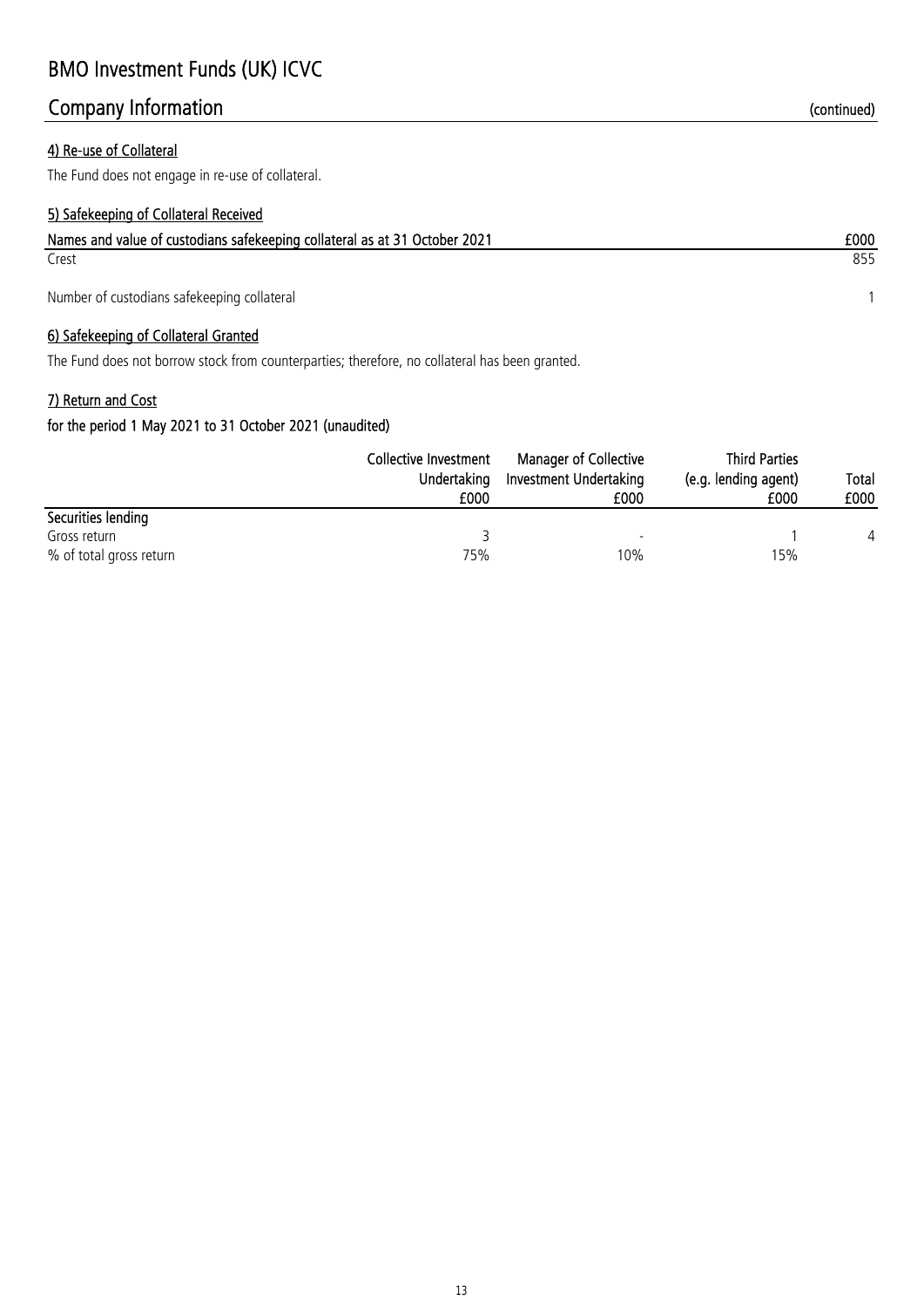# BMO Investment Funds (UK) ICVC

## Company Information (continued)

### 4) Re-use of Collateral

The Fund does not engage in re-use of collateral.

### 5) Safekeeping of Collateral Received

| Names and value of custodians safekeeping collateral as at 31 October 2021 | £000 |
|---|---|
| Crest | 855 |
| | |
| Number of custodians safekeeping collateral | 1 |

### 6) Safekeeping of Collateral Granted

The Fund does not borrow stock from counterparties; therefore, no collateral has been granted.

### 7) Return and Cost

**for the period 1 May 2021 to 31 October 2021 (unaudited)**

| | Collective Investment Undertaking £000 | Manager of Collective Investment Undertaking £000 | Third Parties (e.g. lending agent) £000 | Total £000 |
|---|---|---|---|---|
| **Securities lending** | | | | |
| Gross return | 3 | - | 1 | 4 |
| % of total gross return | 75% | 10% | 15% | |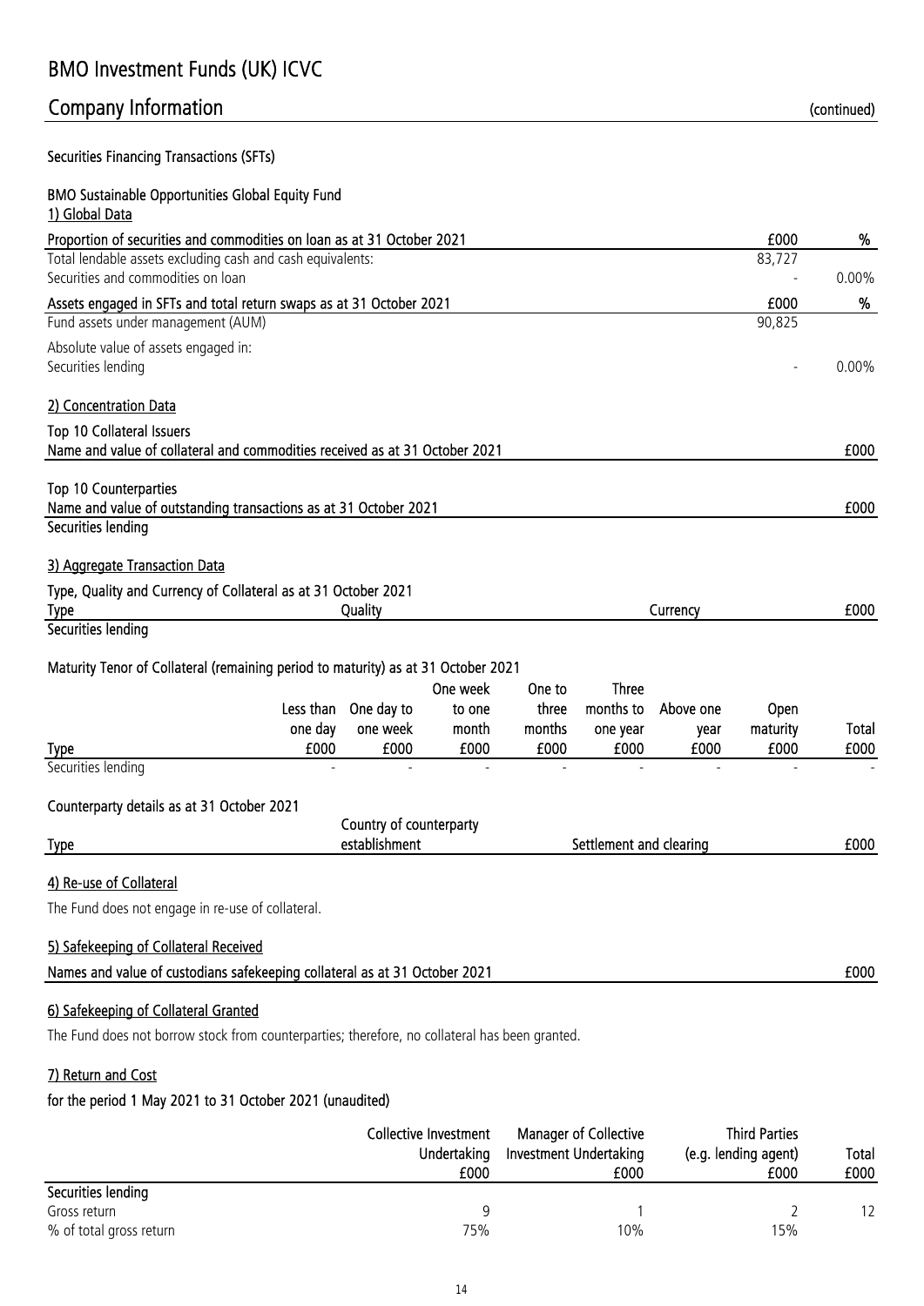# BMO Investment Funds (UK) ICVC

## Company Information (continued)

### Securities Financing Transactions (SFTs)

### BMO Sustainable Opportunities Global Equity Fund

#### 1) Global Data

| Proportion of securities and commodities on loan as at 31 October 2021 | £000 | % |
|---|---|---|
| Total lendable assets excluding cash and cash equivalents: | 83,727 | |
| Securities and commodities on loan | - | 0.00% |

| Assets engaged in SFTs and total return swaps as at 31 October 2021 | £000 | % |
|---|---|---|
| Fund assets under management (AUM) | 90,825 | |
| Absolute value of assets engaged in: | | |
| Securities lending | - | 0.00% |

#### 2) Concentration Data

Top 10 Collateral Issuers

| Name and value of collateral and commodities received as at 31 October 2021 | £000 |
|---|---|

Top 10 Counterparties

| Name and value of outstanding transactions as at 31 October 2021 | £000 |
|---|---|
| Securities lending | |

#### 3) Aggregate Transaction Data

Type, Quality and Currency of Collateral as at 31 October 2021

| Type | Quality | Currency | £000 |
|---|---|---|---|
| Securities lending | | | |

Maturity Tenor of Collateral (remaining period to maturity) as at 31 October 2021

| Type | Less than one day £000 | One day to one week £000 | One week to one month £000 | One to three months £000 | Three months to one year £000 | Above one year £000 | Open maturity £000 | Total £000 |
|---|---|---|---|---|---|---|---|---|
| Securities lending | - | - | - | - | - | - | - | - |

Counterparty details as at 31 October 2021

| Type | Country of counterparty establishment | Settlement and clearing | £000 |
|---|---|---|---|

#### 4) Re-use of Collateral

The Fund does not engage in re-use of collateral.

#### 5) Safekeeping of Collateral Received

| Names and value of custodians safekeeping collateral as at 31 October 2021 | £000 |
|---|---|

#### 6) Safekeeping of Collateral Granted

The Fund does not borrow stock from counterparties; therefore, no collateral has been granted.

#### 7) Return and Cost

for the period 1 May 2021 to 31 October 2021 (unaudited)

| | Collective Investment Undertaking £000 | Manager of Collective Investment Undertaking £000 | Third Parties (e.g. lending agent) £000 | Total £000 |
|---|---|---|---|---|
| Securities lending | | | | |
| Gross return | 9 | 1 | 2 | 12 |
| % of total gross return | 75% | 10% | 15% | |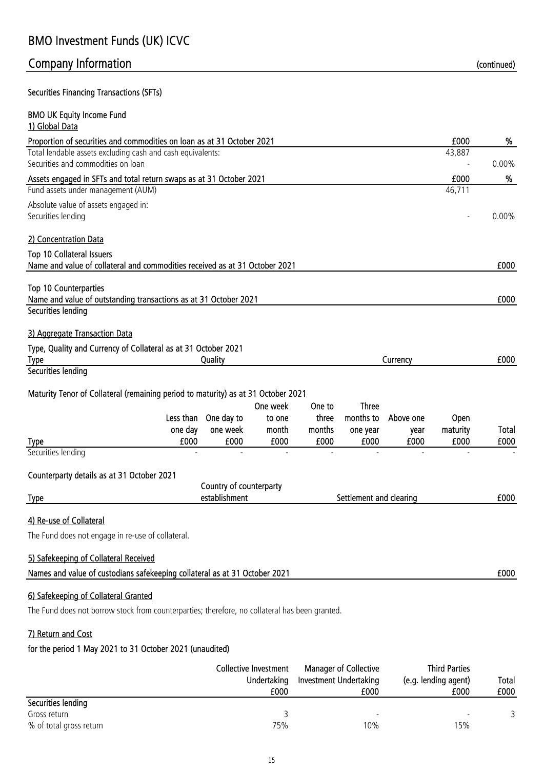# BMO Investment Funds (UK) ICVC

## Company Information (continued)

### Securities Financing Transactions (SFTs)

#### BMO UK Equity Income Fund

1) Global Data

| Proportion of securities and commodities on loan as at 31 October 2021 | £000 | % |
|---|---|---|
| Total lendable assets excluding cash and cash equivalents: | 43,887 | |
| Securities and commodities on loan | - | 0.00% |

| Assets engaged in SFTs and total return swaps as at 31 October 2021 | £000 | % |
|---|---|---|
| Fund assets under management (AUM) | 46,711 | |
| Absolute value of assets engaged in: | | |
| Securities lending | - | 0.00% |

2) Concentration Data

Top 10 Collateral Issuers

| Name and value of collateral and commodities received as at 31 October 2021 | £000 |
|---|---|

Top 10 Counterparties

| Name and value of outstanding transactions as at 31 October 2021 | £000 |
|---|---|
| Securities lending | |

3) Aggregate Transaction Data

Type, Quality and Currency of Collateral as at 31 October 2021

| Type | Quality | Currency | £000 |
|---|---|---|---|
| Securities lending | | | |

Maturity Tenor of Collateral (remaining period to maturity) as at 31 October 2021

| Type | Less than one day £000 | One day to one week £000 | One week to one month £000 | One to three months £000 | Three months to one year £000 | Above one year £000 | Open maturity £000 | Total £000 |
|---|---|---|---|---|---|---|---|---|
| Securities lending | - | - | - | - | - | - | - | - |

Counterparty details as at 31 October 2021

| Type | Country of counterparty establishment | Settlement and clearing | £000 |
|---|---|---|---|

4) Re-use of Collateral

The Fund does not engage in re-use of collateral.

5) Safekeeping of Collateral Received

| Names and value of custodians safekeeping collateral as at 31 October 2021 | £000 |
|---|---|

6) Safekeeping of Collateral Granted

The Fund does not borrow stock from counterparties; therefore, no collateral has been granted.

7) Return and Cost

for the period 1 May 2021 to 31 October 2021 (unaudited)

| | Collective Investment Undertaking £000 | Manager of Collective Investment Undertaking £000 | Third Parties (e.g. lending agent) £000 | Total £000 |
|---|---|---|---|---|
| Securities lending | | | | |
| Gross return | 3 | - | - | 3 |
| % of total gross return | 75% | 10% | 15% | |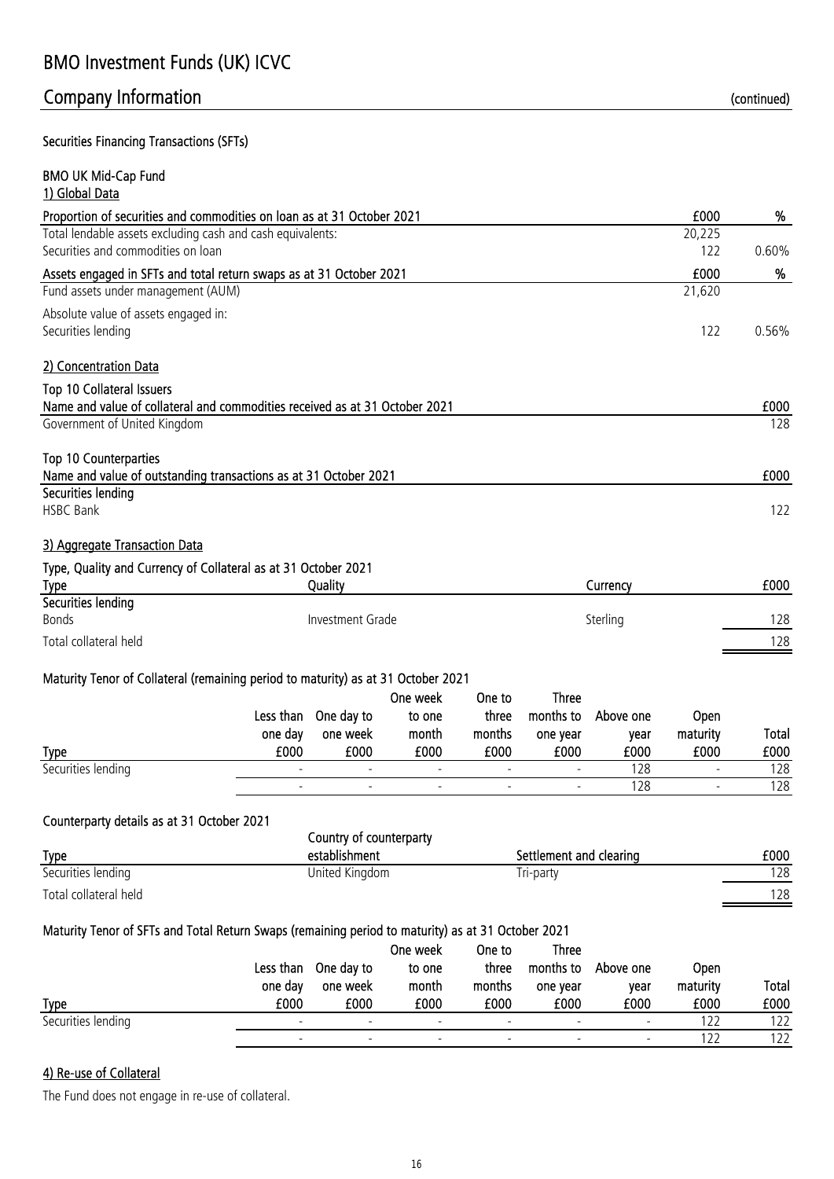# BMO Investment Funds (UK) ICVC

## Company Information (continued)

### Securities Financing Transactions (SFTs)

### BMO UK Mid-Cap Fund

#### 1) Global Data

| Proportion of securities and commodities on loan as at 31 October 2021 | £000 | % |
|---|---|---|
| Total lendable assets excluding cash and cash equivalents: | 20,225 | |
| Securities and commodities on loan | 122 | 0.60% |

| Assets engaged in SFTs and total return swaps as at 31 October 2021 | £000 | % |
|---|---|---|
| Fund assets under management (AUM) | 21,620 | |
| Absolute value of assets engaged in: | | |
| Securities lending | 122 | 0.56% |

#### 2) Concentration Data

Top 10 Collateral Issuers

| Name and value of collateral and commodities received as at 31 October 2021 | £000 |
|---|---|
| Government of United Kingdom | 128 |

Top 10 Counterparties

| Name and value of outstanding transactions as at 31 October 2021 | £000 |
|---|---|
| **Securities lending** | |
| HSBC Bank | 122 |

#### 3) Aggregate Transaction Data

Type, Quality and Currency of Collateral as at 31 October 2021

| Type | Quality | Currency | £000 |
|---|---|---|---|
| **Securities lending** | | | |
| Bonds | Investment Grade | Sterling | 128 |
| Total collateral held | | | 128 |

Maturity Tenor of Collateral (remaining period to maturity) as at 31 October 2021

| Type | Less than one day £000 | One day to one week £000 | One week to one month £000 | One to three months £000 | Three months to one year £000 | Above one year £000 | Open maturity £000 | Total £000 |
|---|---|---|---|---|---|---|---|---|
| Securities lending | - | - | - | - | - | 128 | - | 128 |
| | - | - | - | - | - | 128 | - | 128 |

Counterparty details as at 31 October 2021

| Type | Country of counterparty establishment | Settlement and clearing | £000 |
|---|---|---|---|
| Securities lending | United Kingdom | Tri-party | 128 |
| Total collateral held | | | 128 |

Maturity Tenor of SFTs and Total Return Swaps (remaining period to maturity) as at 31 October 2021

| Type | Less than one day £000 | One day to one week £000 | One week to one month £000 | One to three months £000 | Three months to one year £000 | Above one year £000 | Open maturity £000 | Total £000 |
|---|---|---|---|---|---|---|---|---|
| Securities lending | - | - | - | - | - | - | 122 | 122 |
| | - | - | - | - | - | - | 122 | 122 |

#### 4) Re-use of Collateral

The Fund does not engage in re-use of collateral.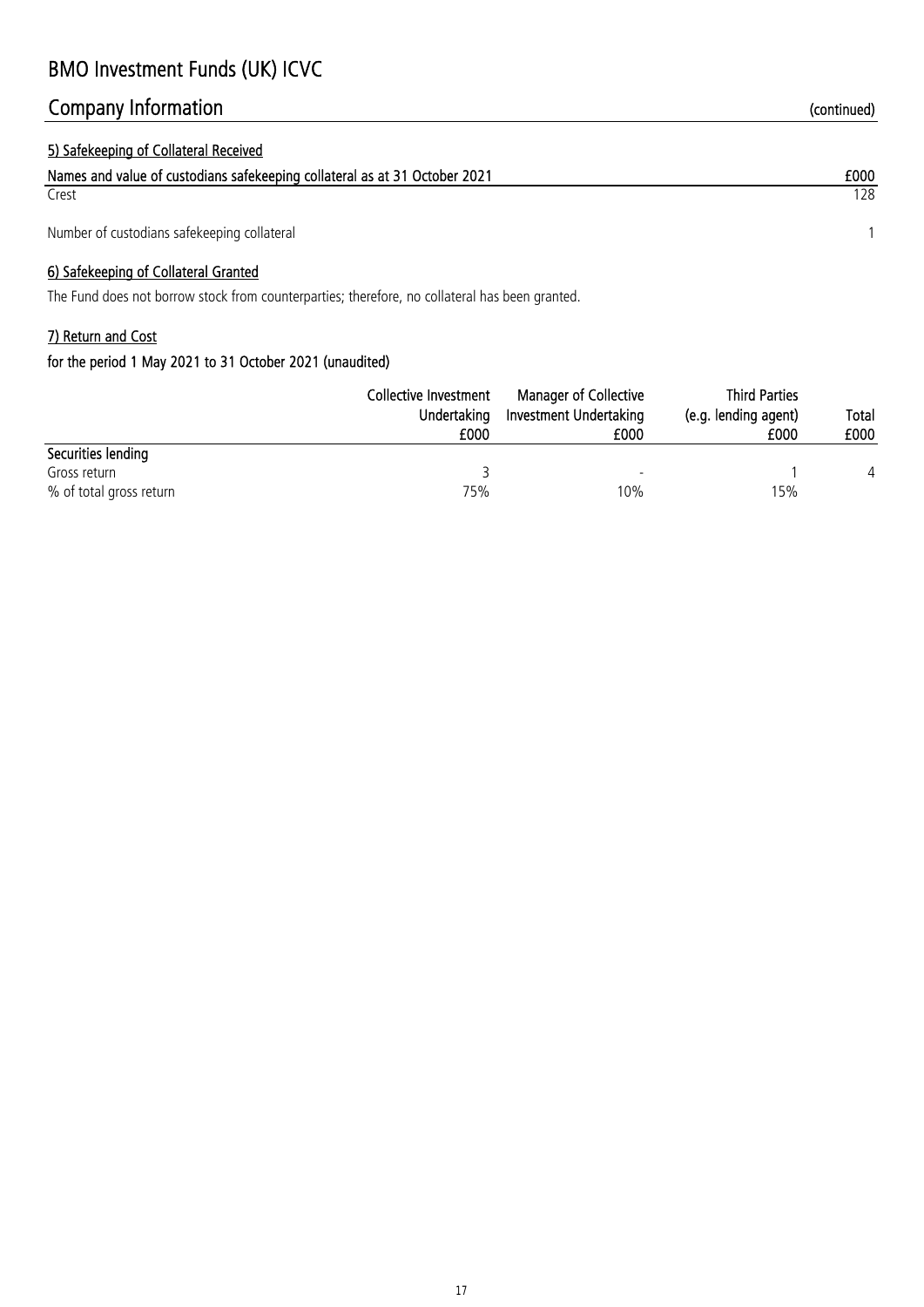# BMO Investment Funds (UK) ICVC

## Company Information (continued)

### 5) Safekeeping of Collateral Received

| Names and value of custodians safekeeping collateral as at 31 October 2021 | £000 |
|---|---|
| Crest | 128 |
| | |
| Number of custodians safekeeping collateral | 1 |

### 6) Safekeeping of Collateral Granted

The Fund does not borrow stock from counterparties; therefore, no collateral has been granted.

### 7) Return and Cost

**for the period 1 May 2021 to 31 October 2021 (unaudited)**

| | Collective Investment Undertaking £000 | Manager of Collective Investment Undertaking £000 | Third Parties (e.g. lending agent) £000 | Total £000 |
|---|---|---|---|---|
| **Securities lending** | | | | |
| Gross return | 3 | - | 1 | 4 |
| % of total gross return | 75% | 10% | 15% | |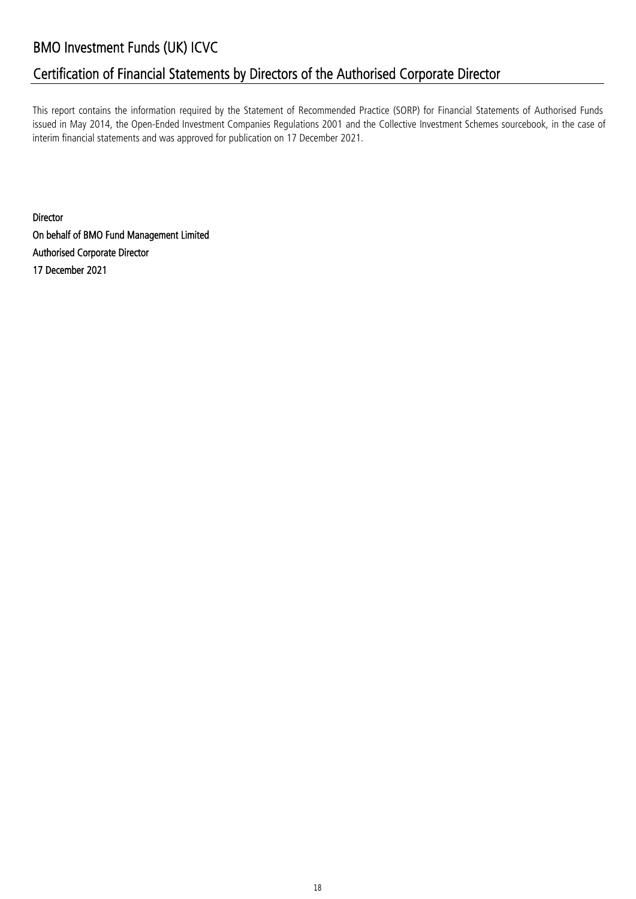# BMO Investment Funds (UK) ICVC

## Certification of Financial Statements by Directors of the Authorised Corporate Director

This report contains the information required by the Statement of Recommended Practice (SORP) for Financial Statements of Authorised Funds issued in May 2014, the Open-Ended Investment Companies Regulations 2001 and the Collective Investment Schemes sourcebook, in the case of interim financial statements and was approved for publication on 17 December 2021.

Director
On behalf of BMO Fund Management Limited
Authorised Corporate Director
17 December 2021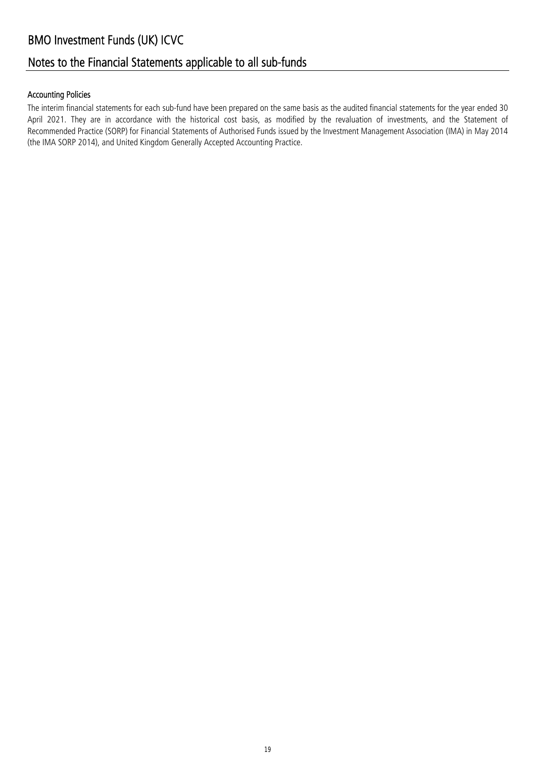# BMO Investment Funds (UK) ICVC

## Notes to the Financial Statements applicable to all sub-funds

### Accounting Policies

The interim financial statements for each sub-fund have been prepared on the same basis as the audited financial statements for the year ended 30 April 2021. They are in accordance with the historical cost basis, as modified by the revaluation of investments, and the Statement of Recommended Practice (SORP) for Financial Statements of Authorised Funds issued by the Investment Management Association (IMA) in May 2014 (the IMA SORP 2014), and United Kingdom Generally Accepted Accounting Practice.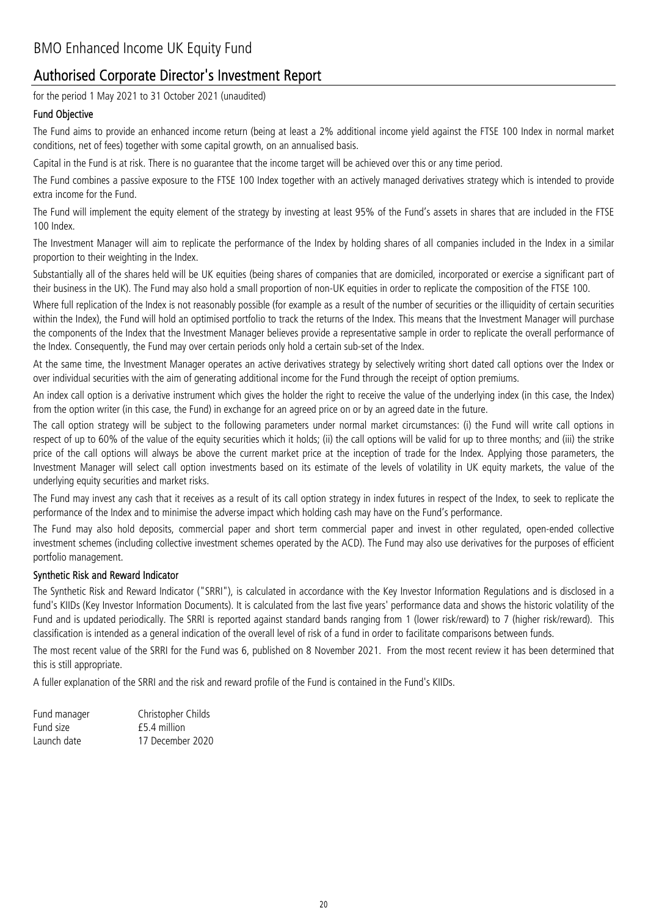# BMO Enhanced Income UK Equity Fund

## Authorised Corporate Director's Investment Report

for the period 1 May 2021 to 31 October 2021 (unaudited)

### Fund Objective

The Fund aims to provide an enhanced income return (being at least a 2% additional income yield against the FTSE 100 Index in normal market conditions, net of fees) together with some capital growth, on an annualised basis.

Capital in the Fund is at risk. There is no guarantee that the income target will be achieved over this or any time period.

The Fund combines a passive exposure to the FTSE 100 Index together with an actively managed derivatives strategy which is intended to provide extra income for the Fund.

The Fund will implement the equity element of the strategy by investing at least 95% of the Fund's assets in shares that are included in the FTSE 100 Index.

The Investment Manager will aim to replicate the performance of the Index by holding shares of all companies included in the Index in a similar proportion to their weighting in the Index.

Substantially all of the shares held will be UK equities (being shares of companies that are domiciled, incorporated or exercise a significant part of their business in the UK). The Fund may also hold a small proportion of non-UK equities in order to replicate the composition of the FTSE 100.

Where full replication of the Index is not reasonably possible (for example as a result of the number of securities or the illiquidity of certain securities within the Index), the Fund will hold an optimised portfolio to track the returns of the Index. This means that the Investment Manager will purchase the components of the Index that the Investment Manager believes provide a representative sample in order to replicate the overall performance of the Index. Consequently, the Fund may over certain periods only hold a certain sub-set of the Index.

At the same time, the Investment Manager operates an active derivatives strategy by selectively writing short dated call options over the Index or over individual securities with the aim of generating additional income for the Fund through the receipt of option premiums.

An index call option is a derivative instrument which gives the holder the right to receive the value of the underlying index (in this case, the Index) from the option writer (in this case, the Fund) in exchange for an agreed price on or by an agreed date in the future.

The call option strategy will be subject to the following parameters under normal market circumstances: (i) the Fund will write call options in respect of up to 60% of the value of the equity securities which it holds; (ii) the call options will be valid for up to three months; and (iii) the strike price of the call options will always be above the current market price at the inception of trade for the Index. Applying those parameters, the Investment Manager will select call option investments based on its estimate of the levels of volatility in UK equity markets, the value of the underlying equity securities and market risks.

The Fund may invest any cash that it receives as a result of its call option strategy in index futures in respect of the Index, to seek to replicate the performance of the Index and to minimise the adverse impact which holding cash may have on the Fund's performance.

The Fund may also hold deposits, commercial paper and short term commercial paper and invest in other regulated, open-ended collective investment schemes (including collective investment schemes operated by the ACD). The Fund may also use derivatives for the purposes of efficient portfolio management.

### Synthetic Risk and Reward Indicator

The Synthetic Risk and Reward Indicator ("SRRI"), is calculated in accordance with the Key Investor Information Regulations and is disclosed in a fund's KIIDs (Key Investor Information Documents). It is calculated from the last five years' performance data and shows the historic volatility of the Fund and is updated periodically. The SRRI is reported against standard bands ranging from 1 (lower risk/reward) to 7 (higher risk/reward). This classification is intended as a general indication of the overall level of risk of a fund in order to facilitate comparisons between funds.

The most recent value of the SRRI for the Fund was 6, published on 8 November 2021. From the most recent review it has been determined that this is still appropriate.

A fuller explanation of the SRRI and the risk and reward profile of the Fund is contained in the Fund's KIIDs.

| | |
|---|---|
| Fund manager | Christopher Childs |
| Fund size | £5.4 million |
| Launch date | 17 December 2020 |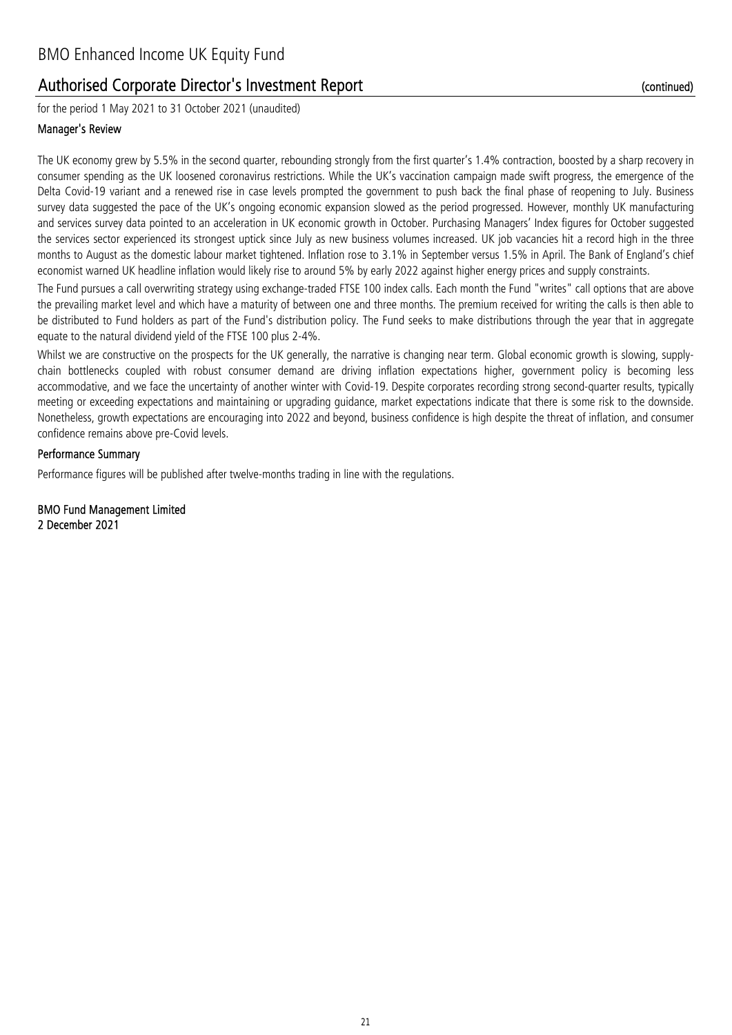# BMO Enhanced Income UK Equity Fund

## Authorised Corporate Director's Investment Report (continued)

for the period 1 May 2021 to 31 October 2021 (unaudited)

### Manager's Review

The UK economy grew by 5.5% in the second quarter, rebounding strongly from the first quarter's 1.4% contraction, boosted by a sharp recovery in consumer spending as the UK loosened coronavirus restrictions. While the UK's vaccination campaign made swift progress, the emergence of the Delta Covid-19 variant and a renewed rise in case levels prompted the government to push back the final phase of reopening to July. Business survey data suggested the pace of the UK's ongoing economic expansion slowed as the period progressed. However, monthly UK manufacturing and services survey data pointed to an acceleration in UK economic growth in October. Purchasing Managers' Index figures for October suggested the services sector experienced its strongest uptick since July as new business volumes increased. UK job vacancies hit a record high in the three months to August as the domestic labour market tightened. Inflation rose to 3.1% in September versus 1.5% in April. The Bank of England's chief economist warned UK headline inflation would likely rise to around 5% by early 2022 against higher energy prices and supply constraints.

The Fund pursues a call overwriting strategy using exchange-traded FTSE 100 index calls. Each month the Fund "writes" call options that are above the prevailing market level and which have a maturity of between one and three months. The premium received for writing the calls is then able to be distributed to Fund holders as part of the Fund's distribution policy. The Fund seeks to make distributions through the year that in aggregate equate to the natural dividend yield of the FTSE 100 plus 2-4%.

Whilst we are constructive on the prospects for the UK generally, the narrative is changing near term. Global economic growth is slowing, supply-chain bottlenecks coupled with robust consumer demand are driving inflation expectations higher, government policy is becoming less accommodative, and we face the uncertainty of another winter with Covid-19. Despite corporates recording strong second-quarter results, typically meeting or exceeding expectations and maintaining or upgrading guidance, market expectations indicate that there is some risk to the downside. Nonetheless, growth expectations are encouraging into 2022 and beyond, business confidence is high despite the threat of inflation, and consumer confidence remains above pre-Covid levels.

### Performance Summary

Performance figures will be published after twelve-months trading in line with the regulations.

**BMO Fund Management Limited**
**2 December 2021**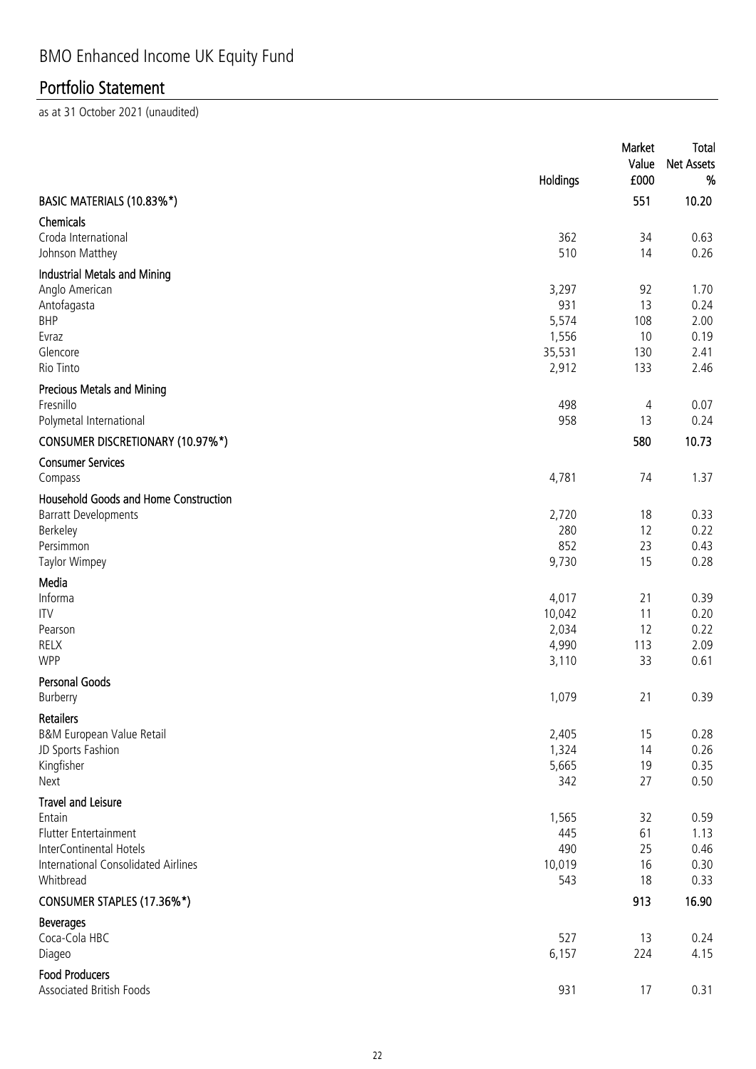# BMO Enhanced Income UK Equity Fund

## Portfolio Statement

as at 31 October 2021 (unaudited)

| | Holdings | Market Value £000 | Total Net Assets % |
|---|---|---|---|
| **BASIC MATERIALS (10.83%*)** | | **551** | **10.20** |
| **Chemicals** | | | |
| Croda International | 362 | 34 | 0.63 |
| Johnson Matthey | 510 | 14 | 0.26 |
| **Industrial Metals and Mining** | | | |
| Anglo American | 3,297 | 92 | 1.70 |
| Antofagasta | 931 | 13 | 0.24 |
| BHP | 5,574 | 108 | 2.00 |
| Evraz | 1,556 | 10 | 0.19 |
| Glencore | 35,531 | 130 | 2.41 |
| Rio Tinto | 2,912 | 133 | 2.46 |
| **Precious Metals and Mining** | | | |
| Fresnillo | 498 | 4 | 0.07 |
| Polymetal International | 958 | 13 | 0.24 |
| **CONSUMER DISCRETIONARY (10.97%*)** | | **580** | **10.73** |
| **Consumer Services** | | | |
| Compass | 4,781 | 74 | 1.37 |
| **Household Goods and Home Construction** | | | |
| Barratt Developments | 2,720 | 18 | 0.33 |
| Berkeley | 280 | 12 | 0.22 |
| Persimmon | 852 | 23 | 0.43 |
| Taylor Wimpey | 9,730 | 15 | 0.28 |
| **Media** | | | |
| Informa | 4,017 | 21 | 0.39 |
| ITV | 10,042 | 11 | 0.20 |
| Pearson | 2,034 | 12 | 0.22 |
| RELX | 4,990 | 113 | 2.09 |
| WPP | 3,110 | 33 | 0.61 |
| **Personal Goods** | | | |
| Burberry | 1,079 | 21 | 0.39 |
| **Retailers** | | | |
| B&M European Value Retail | 2,405 | 15 | 0.28 |
| JD Sports Fashion | 1,324 | 14 | 0.26 |
| Kingfisher | 5,665 | 19 | 0.35 |
| Next | 342 | 27 | 0.50 |
| **Travel and Leisure** | | | |
| Entain | 1,565 | 32 | 0.59 |
| Flutter Entertainment | 445 | 61 | 1.13 |
| InterContinental Hotels | 490 | 25 | 0.46 |
| International Consolidated Airlines | 10,019 | 16 | 0.30 |
| Whitbread | 543 | 18 | 0.33 |
| **CONSUMER STAPLES (17.36%*)** | | **913** | **16.90** |
| **Beverages** | | | |
| Coca-Cola HBC | 527 | 13 | 0.24 |
| Diageo | 6,157 | 224 | 4.15 |
| **Food Producers** | | | |
| Associated British Foods | 931 | 17 | 0.31 |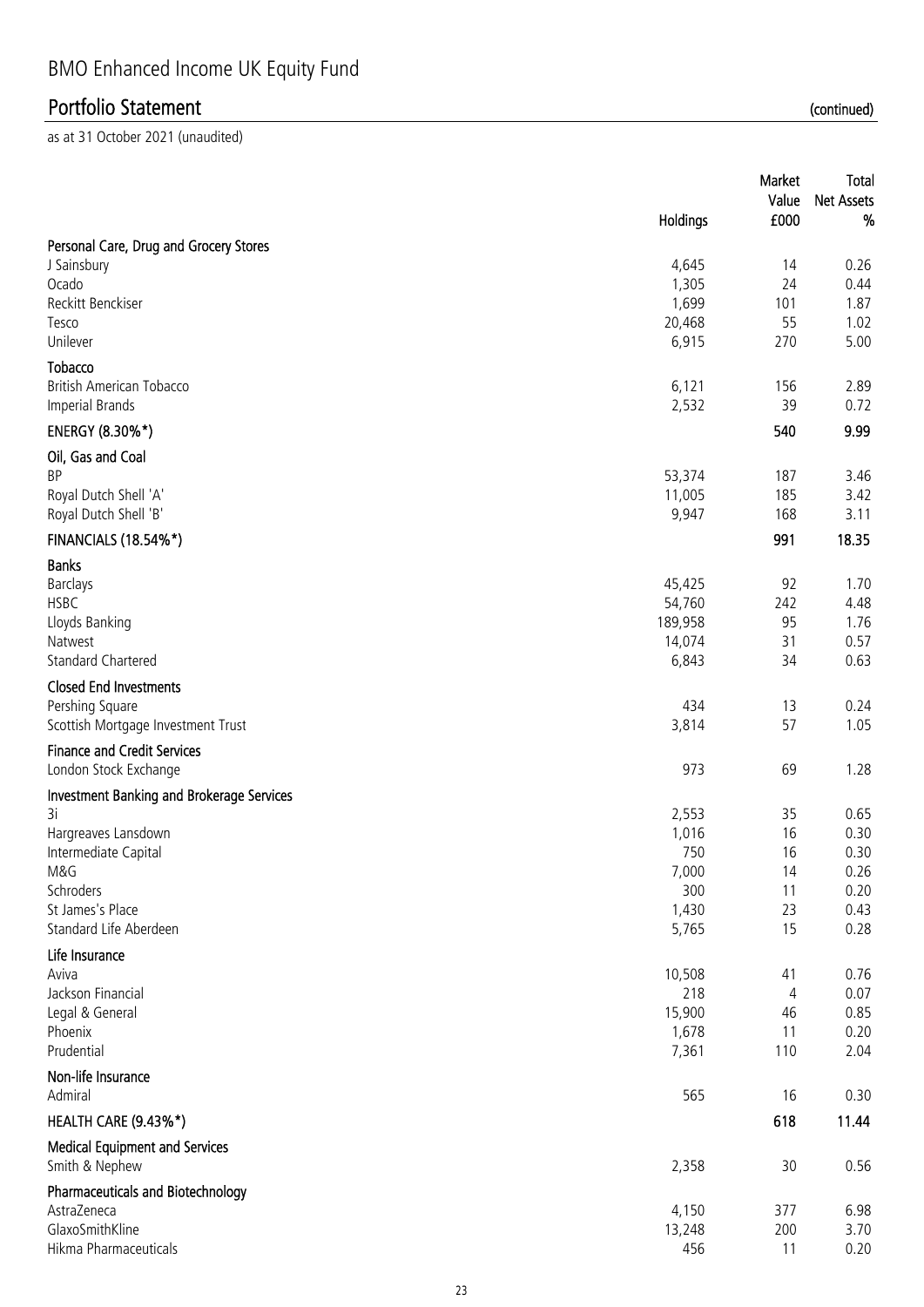# BMO Enhanced Income UK Equity Fund

## Portfolio Statement (continued)

as at 31 October 2021 (unaudited)

| | Holdings | Market Value £000 | Total Net Assets % |
|---|---|---|---|
| **Personal Care, Drug and Grocery Stores** | | | |
| J Sainsbury | 4,645 | 14 | 0.26 |
| Ocado | 1,305 | 24 | 0.44 |
| Reckitt Benckiser | 1,699 | 101 | 1.87 |
| Tesco | 20,468 | 55 | 1.02 |
| Unilever | 6,915 | 270 | 5.00 |
| **Tobacco** | | | |
| British American Tobacco | 6,121 | 156 | 2.89 |
| Imperial Brands | 2,532 | 39 | 0.72 |
| **ENERGY (8.30%*)** | | **540** | **9.99** |
| **Oil, Gas and Coal** | | | |
| BP | 53,374 | 187 | 3.46 |
| Royal Dutch Shell 'A' | 11,005 | 185 | 3.42 |
| Royal Dutch Shell 'B' | 9,947 | 168 | 3.11 |
| **FINANCIALS (18.54%*)** | | **991** | **18.35** |
| **Banks** | | | |
| Barclays | 45,425 | 92 | 1.70 |
| HSBC | 54,760 | 242 | 4.48 |
| Lloyds Banking | 189,958 | 95 | 1.76 |
| Natwest | 14,074 | 31 | 0.57 |
| Standard Chartered | 6,843 | 34 | 0.63 |
| **Closed End Investments** | | | |
| Pershing Square | 434 | 13 | 0.24 |
| Scottish Mortgage Investment Trust | 3,814 | 57 | 1.05 |
| **Finance and Credit Services** | | | |
| London Stock Exchange | 973 | 69 | 1.28 |
| **Investment Banking and Brokerage Services** | | | |
| 3i | 2,553 | 35 | 0.65 |
| Hargreaves Lansdown | 1,016 | 16 | 0.30 |
| Intermediate Capital | 750 | 16 | 0.30 |
| M&G | 7,000 | 14 | 0.26 |
| Schroders | 300 | 11 | 0.20 |
| St James's Place | 1,430 | 23 | 0.43 |
| Standard Life Aberdeen | 5,765 | 15 | 0.28 |
| **Life Insurance** | | | |
| Aviva | 10,508 | 41 | 0.76 |
| Jackson Financial | 218 | 4 | 0.07 |
| Legal & General | 15,900 | 46 | 0.85 |
| Phoenix | 1,678 | 11 | 0.20 |
| Prudential | 7,361 | 110 | 2.04 |
| **Non-life Insurance** | | | |
| Admiral | 565 | 16 | 0.30 |
| **HEALTH CARE (9.43%*)** | | **618** | **11.44** |
| **Medical Equipment and Services** | | | |
| Smith & Nephew | 2,358 | 30 | 0.56 |
| **Pharmaceuticals and Biotechnology** | | | |
| AstraZeneca | 4,150 | 377 | 6.98 |
| GlaxoSmithKline | 13,248 | 200 | 3.70 |
| Hikma Pharmaceuticals | 456 | 11 | 0.20 |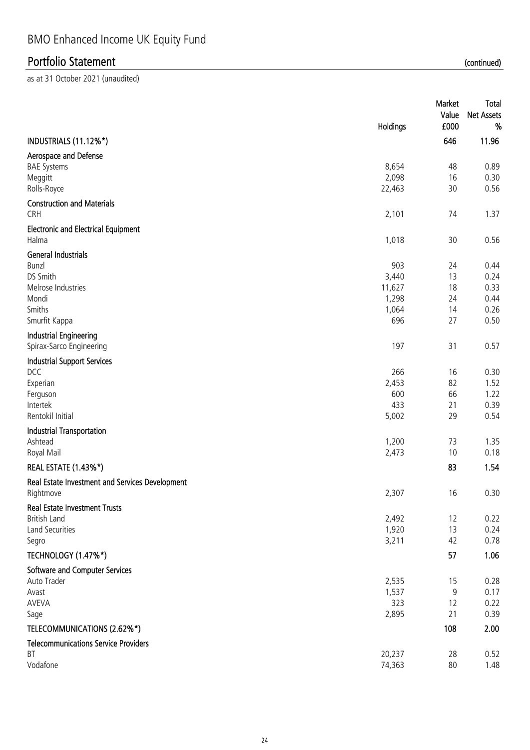# BMO Enhanced Income UK Equity Fund

## Portfolio Statement (continued)

as at 31 October 2021 (unaudited)

| | Holdings | Market Value £000 | Total Net Assets % |
|---|---|---|---|
| **INDUSTRIALS (11.12%*)** | | **646** | **11.96** |
| **Aerospace and Defense** | | | |
| BAE Systems | 8,654 | 48 | 0.89 |
| Meggitt | 2,098 | 16 | 0.30 |
| Rolls-Royce | 22,463 | 30 | 0.56 |
| **Construction and Materials** | | | |
| CRH | 2,101 | 74 | 1.37 |
| **Electronic and Electrical Equipment** | | | |
| Halma | 1,018 | 30 | 0.56 |
| **General Industrials** | | | |
| Bunzl | 903 | 24 | 0.44 |
| DS Smith | 3,440 | 13 | 0.24 |
| Melrose Industries | 11,627 | 18 | 0.33 |
| Mondi | 1,298 | 24 | 0.44 |
| Smiths | 1,064 | 14 | 0.26 |
| Smurfit Kappa | 696 | 27 | 0.50 |
| **Industrial Engineering** | | | |
| Spirax-Sarco Engineering | 197 | 31 | 0.57 |
| **Industrial Support Services** | | | |
| DCC | 266 | 16 | 0.30 |
| Experian | 2,453 | 82 | 1.52 |
| Ferguson | 600 | 66 | 1.22 |
| Intertek | 433 | 21 | 0.39 |
| Rentokil Initial | 5,002 | 29 | 0.54 |
| **Industrial Transportation** | | | |
| Ashtead | 1,200 | 73 | 1.35 |
| Royal Mail | 2,473 | 10 | 0.18 |
| **REAL ESTATE (1.43%*)** | | **83** | **1.54** |
| **Real Estate Investment and Services Development** | | | |
| Rightmove | 2,307 | 16 | 0.30 |
| **Real Estate Investment Trusts** | | | |
| British Land | 2,492 | 12 | 0.22 |
| Land Securities | 1,920 | 13 | 0.24 |
| Segro | 3,211 | 42 | 0.78 |
| **TECHNOLOGY (1.47%*)** | | **57** | **1.06** |
| **Software and Computer Services** | | | |
| Auto Trader | 2,535 | 15 | 0.28 |
| Avast | 1,537 | 9 | 0.17 |
| AVEVA | 323 | 12 | 0.22 |
| Sage | 2,895 | 21 | 0.39 |
| **TELECOMMUNICATIONS (2.62%*)** | | **108** | **2.00** |
| **Telecommunications Service Providers** | | | |
| BT | 20,237 | 28 | 0.52 |
| Vodafone | 74,363 | 80 | 1.48 |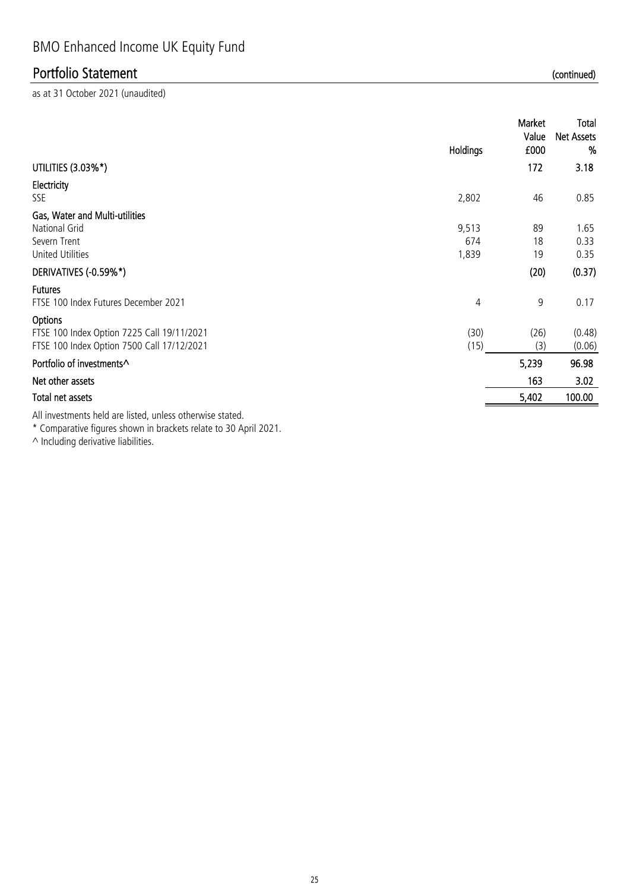# BMO Enhanced Income UK Equity Fund

## Portfolio Statement (continued)

as at 31 October 2021 (unaudited)

| | Holdings | Market Value £000 | Total Net Assets % |
|---|---|---|---|
| **UTILITIES (3.03%*)** | | **172** | **3.18** |
| **Electricity** | | | |
| SSE | 2,802 | 46 | 0.85 |
| **Gas, Water and Multi-utilities** | | | |
| National Grid | 9,513 | 89 | 1.65 |
| Severn Trent | 674 | 18 | 0.33 |
| United Utilities | 1,839 | 19 | 0.35 |
| **DERIVATIVES (-0.59%*)** | | **(20)** | **(0.37)** |
| **Futures** | | | |
| FTSE 100 Index Futures December 2021 | 4 | 9 | 0.17 |
| **Options** | | | |
| FTSE 100 Index Option 7225 Call 19/11/2021 | (30) | (26) | (0.48) |
| FTSE 100 Index Option 7500 Call 17/12/2021 | (15) | (3) | (0.06) |
| **Portfolio of investments^** | | **5,239** | **96.98** |
| **Net other assets** | | **163** | **3.02** |
| **Total net assets** | | **5,402** | **100.00** |

All investments held are listed, unless otherwise stated.

* Comparative figures shown in brackets relate to 30 April 2021.

^ Including derivative liabilities.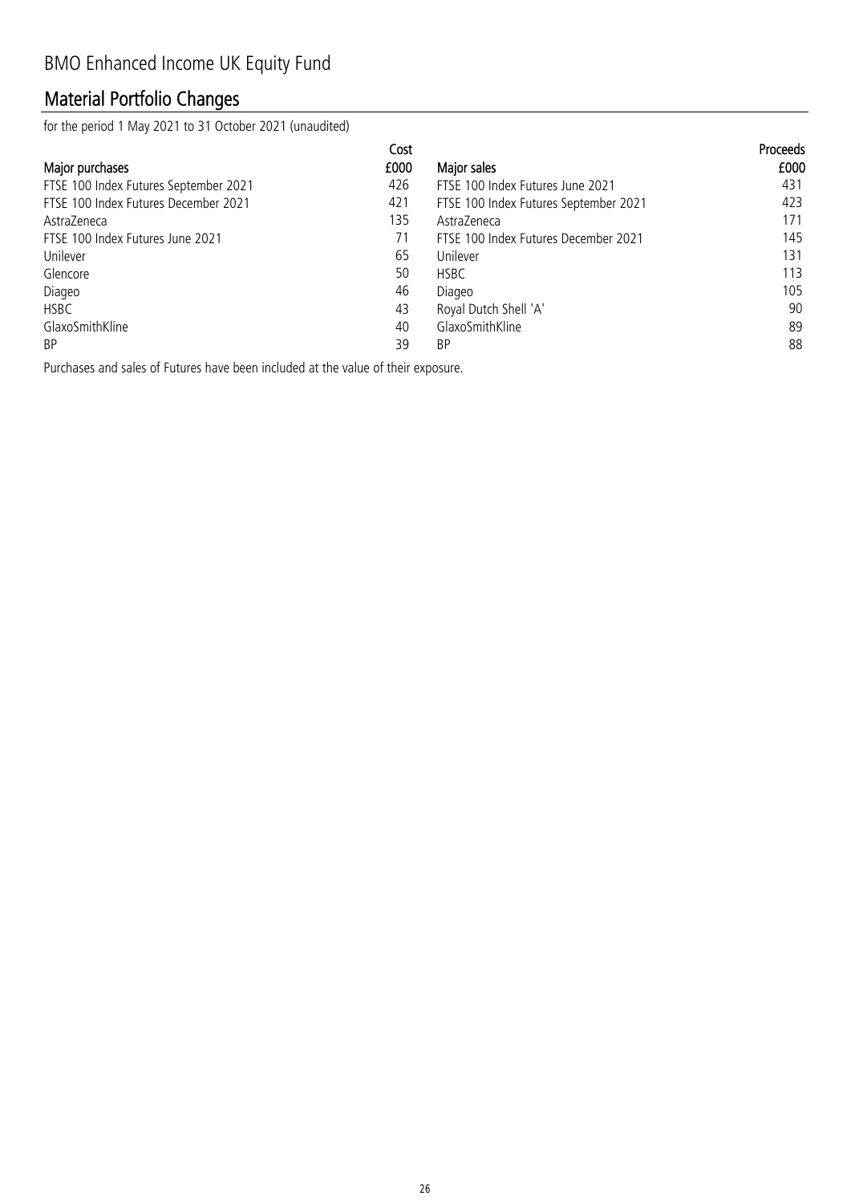# BMO Enhanced Income UK Equity Fund

## Material Portfolio Changes

for the period 1 May 2021 to 31 October 2021 (unaudited)

| Major purchases | Cost £000 | Major sales | Proceeds £000 |
|---|---|---|---|
| FTSE 100 Index Futures September 2021 | 426 | FTSE 100 Index Futures June 2021 | 431 |
| FTSE 100 Index Futures December 2021 | 421 | FTSE 100 Index Futures September 2021 | 423 |
| AstraZeneca | 135 | AstraZeneca | 171 |
| FTSE 100 Index Futures June 2021 | 71 | FTSE 100 Index Futures December 2021 | 145 |
| Unilever | 65 | Unilever | 131 |
| Glencore | 50 | HSBC | 113 |
| Diageo | 46 | Diageo | 105 |
| HSBC | 43 | Royal Dutch Shell 'A' | 90 |
| GlaxoSmithKline | 40 | GlaxoSmithKline | 89 |
| BP | 39 | BP | 88 |

Purchases and sales of Futures have been included at the value of their exposure.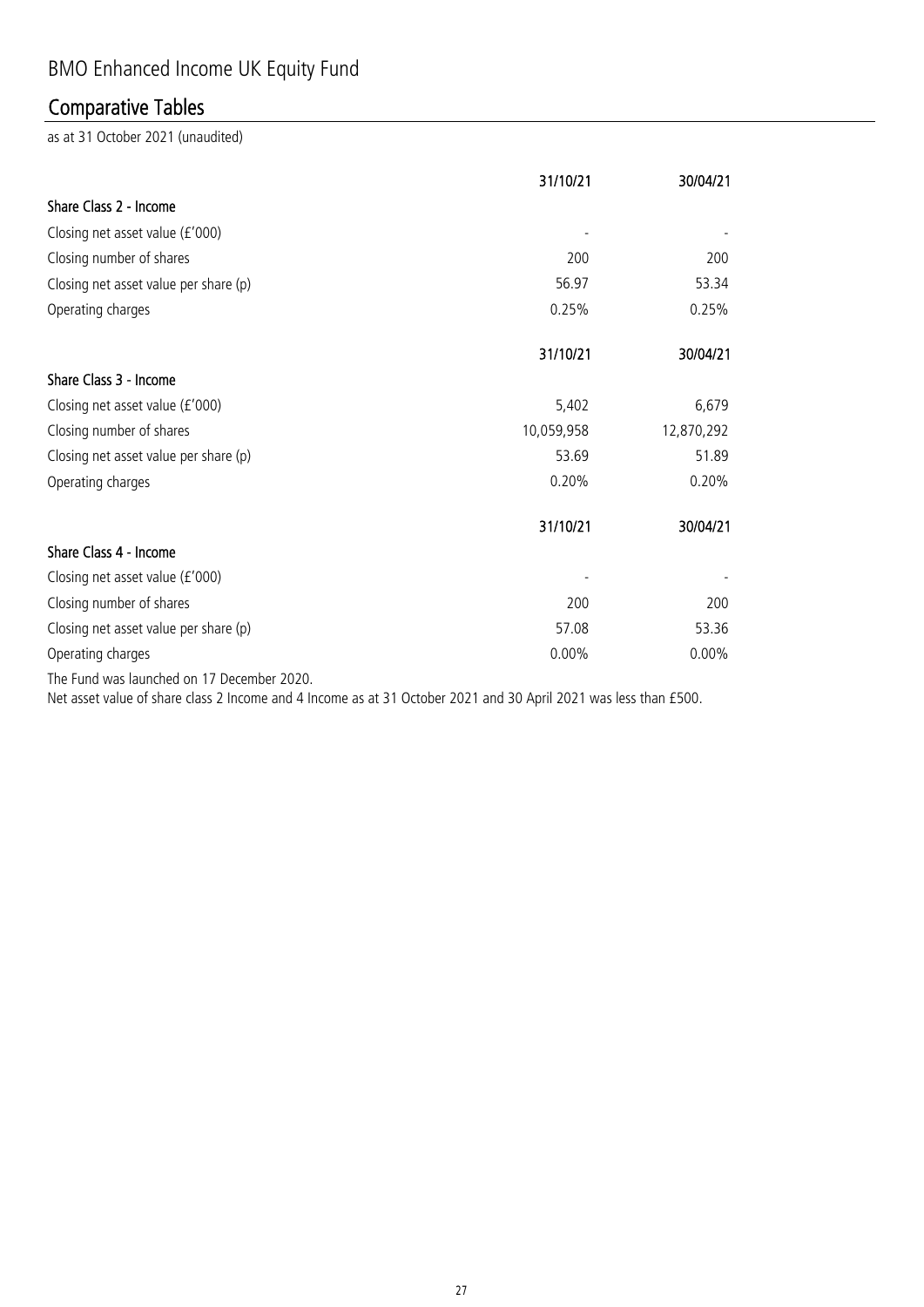# BMO Enhanced Income UK Equity Fund

## Comparative Tables

as at 31 October 2021 (unaudited)

| | 31/10/21 | 30/04/21 |
|---|---|---|
| **Share Class 2 - Income** | | |
| Closing net asset value (£'000) | - | - |
| Closing number of shares | 200 | 200 |
| Closing net asset value per share (p) | 56.97 | 53.34 |
| Operating charges | 0.25% | 0.25% |

| | 31/10/21 | 30/04/21 |
|---|---|---|
| **Share Class 3 - Income** | | |
| Closing net asset value (£'000) | 5,402 | 6,679 |
| Closing number of shares | 10,059,958 | 12,870,292 |
| Closing net asset value per share (p) | 53.69 | 51.89 |
| Operating charges | 0.20% | 0.20% |

| | 31/10/21 | 30/04/21 |
|---|---|---|
| **Share Class 4 - Income** | | |
| Closing net asset value (£'000) | - | - |
| Closing number of shares | 200 | 200 |
| Closing net asset value per share (p) | 57.08 | 53.36 |
| Operating charges | 0.00% | 0.00% |

The Fund was launched on 17 December 2020.

Net asset value of share class 2 Income and 4 Income as at 31 October 2021 and 30 April 2021 was less than £500.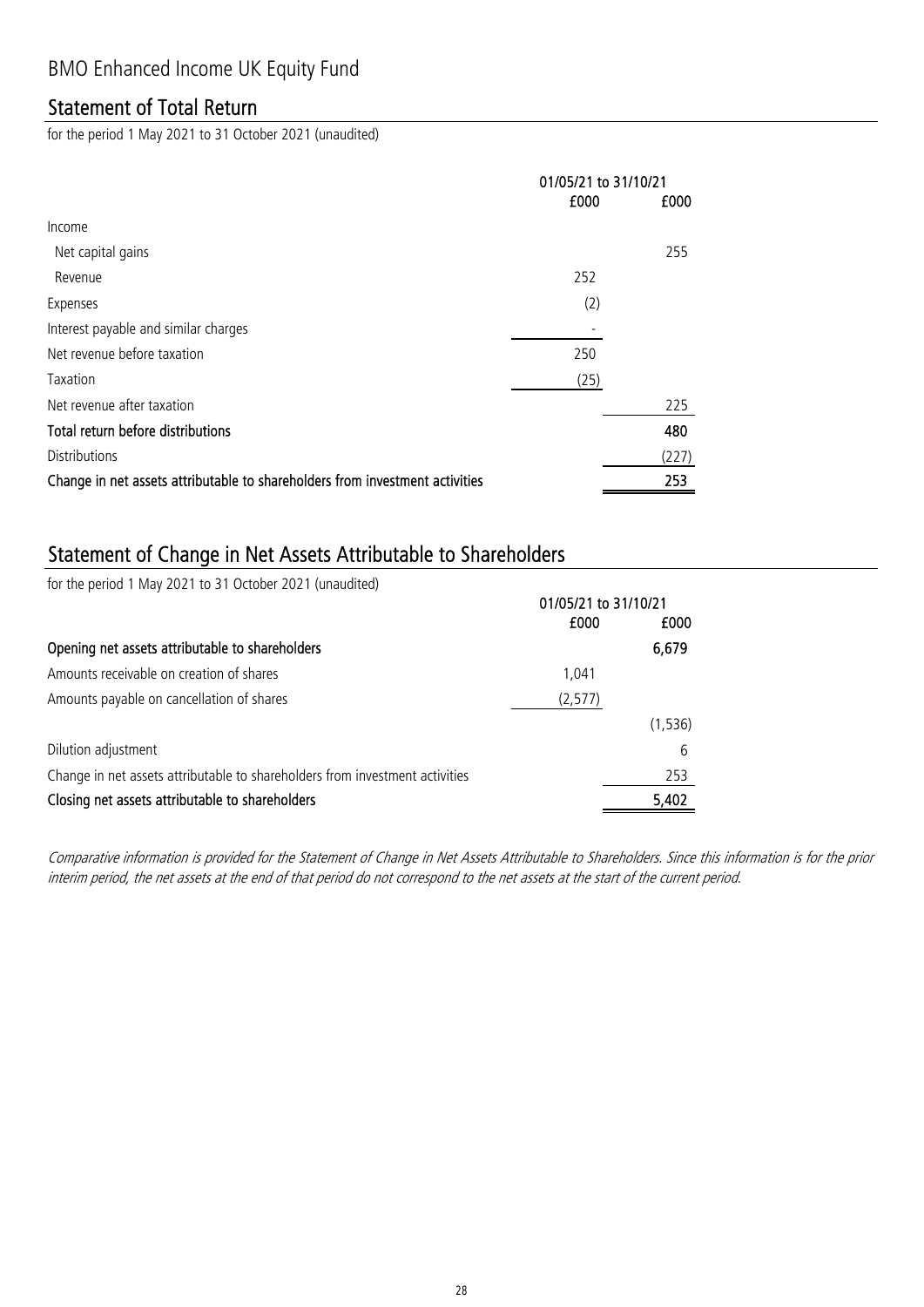# BMO Enhanced Income UK Equity Fund

## Statement of Total Return

for the period 1 May 2021 to 31 October 2021 (unaudited)

| | 01/05/21 to 31/10/21 | |
|---|---|---|
| | £000 | £000 |
| Income | | |
| Net capital gains | | 255 |
| Revenue | 252 | |
| Expenses | (2) | |
| Interest payable and similar charges | - | |
| Net revenue before taxation | 250 | |
| Taxation | (25) | |
| Net revenue after taxation | | 225 |
| **Total return before distributions** | | **480** |
| Distributions | | (227) |
| **Change in net assets attributable to shareholders from investment activities** | | **253** |

## Statement of Change in Net Assets Attributable to Shareholders

for the period 1 May 2021 to 31 October 2021 (unaudited)

| | 01/05/21 to 31/10/21 | |
|---|---|---|
| | £000 | £000 |
| **Opening net assets attributable to shareholders** | | **6,679** |
| Amounts receivable on creation of shares | 1,041 | |
| Amounts payable on cancellation of shares | (2,577) | |
| | | (1,536) |
| Dilution adjustment | | 6 |
| Change in net assets attributable to shareholders from investment activities | | 253 |
| **Closing net assets attributable to shareholders** | | **5,402** |

*Comparative information is provided for the Statement of Change in Net Assets Attributable to Shareholders. Since this information is for the prior interim period, the net assets at the end of that period do not correspond to the net assets at the start of the current period.*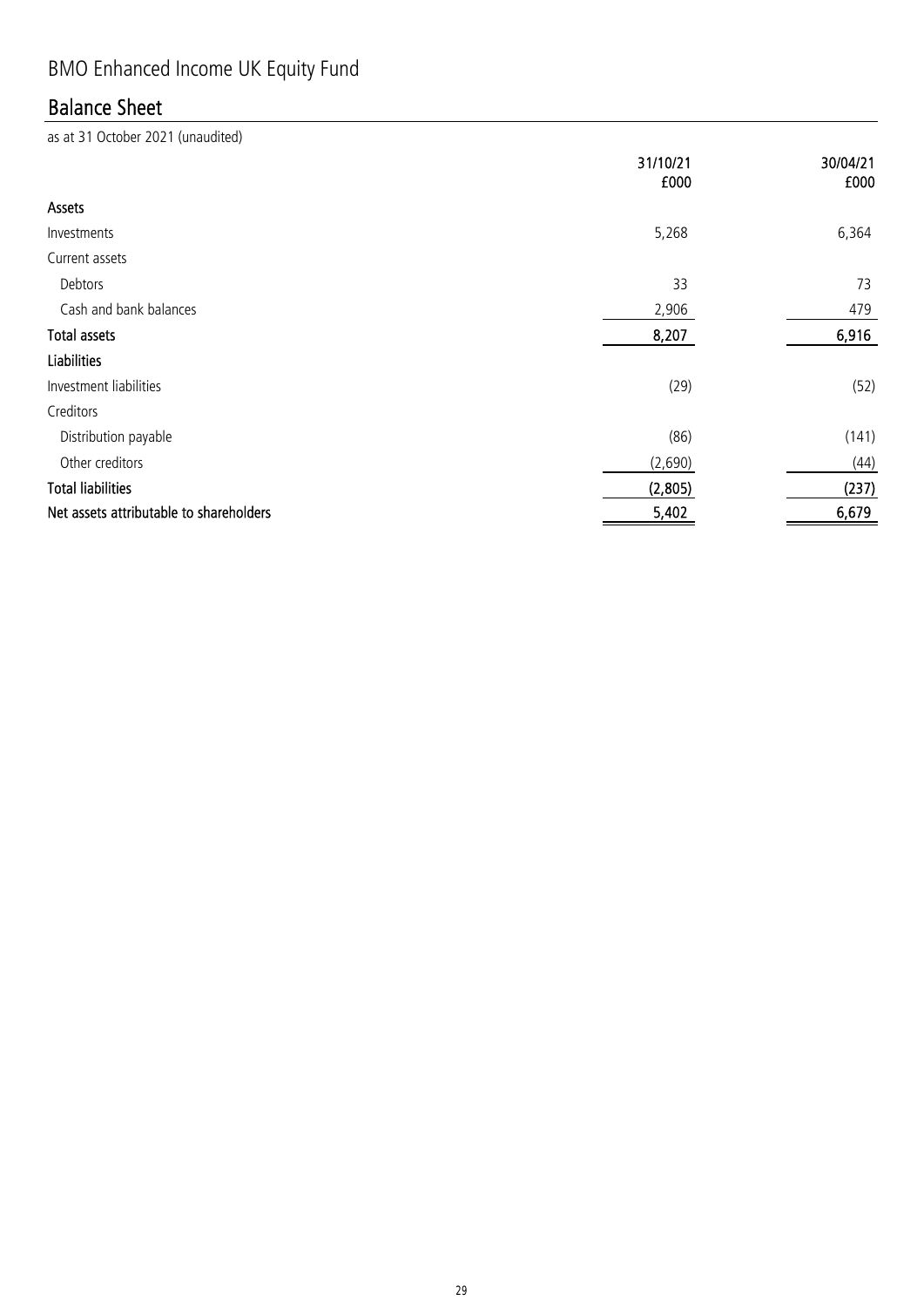# BMO Enhanced Income UK Equity Fund

## Balance Sheet

as at 31 October 2021 (unaudited)

| | 31/10/21 £000 | 30/04/21 £000 |
|---|---|---|
| **Assets** | | |
| Investments | 5,268 | 6,364 |
| Current assets | | |
| Debtors | 33 | 73 |
| Cash and bank balances | 2,906 | 479 |
| **Total assets** | **8,207** | **6,916** |
| **Liabilities** | | |
| Investment liabilities | (29) | (52) |
| Creditors | | |
| Distribution payable | (86) | (141) |
| Other creditors | (2,690) | (44) |
| **Total liabilities** | **(2,805)** | **(237)** |
| **Net assets attributable to shareholders** | **5,402** | **6,679** |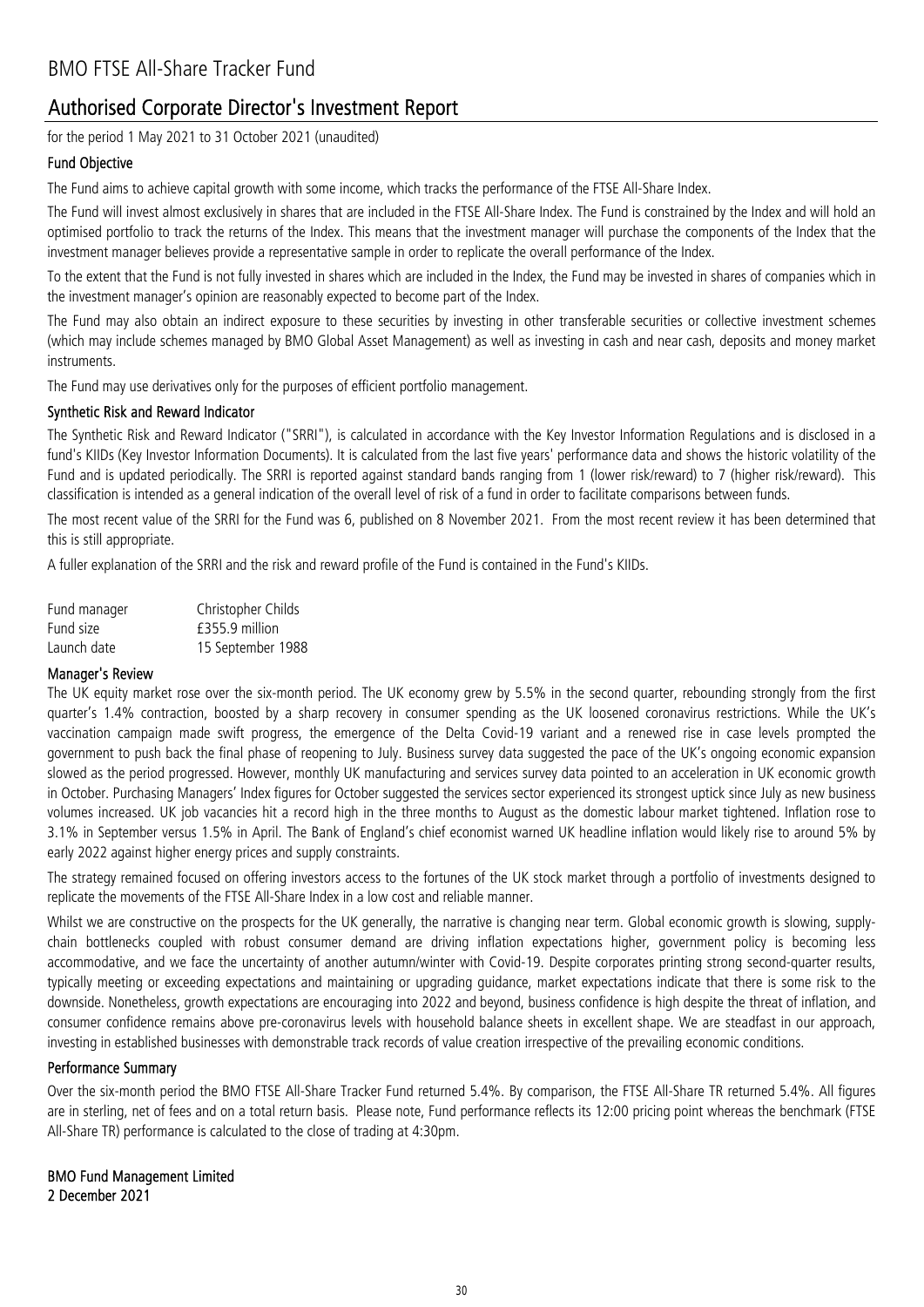# BMO FTSE All-Share Tracker Fund

## Authorised Corporate Director's Investment Report

for the period 1 May 2021 to 31 October 2021 (unaudited)

### Fund Objective

The Fund aims to achieve capital growth with some income, which tracks the performance of the FTSE All-Share Index.

The Fund will invest almost exclusively in shares that are included in the FTSE All-Share Index. The Fund is constrained by the Index and will hold an optimised portfolio to track the returns of the Index. This means that the investment manager will purchase the components of the Index that the investment manager believes provide a representative sample in order to replicate the overall performance of the Index.

To the extent that the Fund is not fully invested in shares which are included in the Index, the Fund may be invested in shares of companies which in the investment manager's opinion are reasonably expected to become part of the Index.

The Fund may also obtain an indirect exposure to these securities by investing in other transferable securities or collective investment schemes (which may include schemes managed by BMO Global Asset Management) as well as investing in cash and near cash, deposits and money market instruments.

The Fund may use derivatives only for the purposes of efficient portfolio management.

### Synthetic Risk and Reward Indicator

The Synthetic Risk and Reward Indicator ("SRRI"), is calculated in accordance with the Key Investor Information Regulations and is disclosed in a fund's KIIDs (Key Investor Information Documents). It is calculated from the last five years' performance data and shows the historic volatility of the Fund and is updated periodically. The SRRI is reported against standard bands ranging from 1 (lower risk/reward) to 7 (higher risk/reward). This classification is intended as a general indication of the overall level of risk of a fund in order to facilitate comparisons between funds.

The most recent value of the SRRI for the Fund was 6, published on 8 November 2021. From the most recent review it has been determined that this is still appropriate.

A fuller explanation of the SRRI and the risk and reward profile of the Fund is contained in the Fund's KIIDs.

| | |
|---|---|
| Fund manager | Christopher Childs |
| Fund size | £355.9 million |
| Launch date | 15 September 1988 |

### Manager's Review

The UK equity market rose over the six-month period. The UK economy grew by 5.5% in the second quarter, rebounding strongly from the first quarter's 1.4% contraction, boosted by a sharp recovery in consumer spending as the UK loosened coronavirus restrictions. While the UK's vaccination campaign made swift progress, the emergence of the Delta Covid-19 variant and a renewed rise in case levels prompted the government to push back the final phase of reopening to July. Business survey data suggested the pace of the UK's ongoing economic expansion slowed as the period progressed. However, monthly UK manufacturing and services survey data pointed to an acceleration in UK economic growth in October. Purchasing Managers' Index figures for October suggested the services sector experienced its strongest uptick since July as new business volumes increased. UK job vacancies hit a record high in the three months to August as the domestic labour market tightened. Inflation rose to 3.1% in September versus 1.5% in April. The Bank of England's chief economist warned UK headline inflation would likely rise to around 5% by early 2022 against higher energy prices and supply constraints.

The strategy remained focused on offering investors access to the fortunes of the UK stock market through a portfolio of investments designed to replicate the movements of the FTSE All-Share Index in a low cost and reliable manner.

Whilst we are constructive on the prospects for the UK generally, the narrative is changing near term. Global economic growth is slowing, supply-chain bottlenecks coupled with robust consumer demand are driving inflation expectations higher, government policy is becoming less accommodative, and we face the uncertainty of another autumn/winter with Covid-19. Despite corporates printing strong second-quarter results, typically meeting or exceeding expectations and maintaining or upgrading guidance, market expectations indicate that there is some risk to the downside. Nonetheless, growth expectations are encouraging into 2022 and beyond, business confidence is high despite the threat of inflation, and consumer confidence remains above pre-coronavirus levels with household balance sheets in excellent shape. We are steadfast in our approach, investing in established businesses with demonstrable track records of value creation irrespective of the prevailing economic conditions.

### Performance Summary

Over the six-month period the BMO FTSE All-Share Tracker Fund returned 5.4%. By comparison, the FTSE All-Share TR returned 5.4%. All figures are in sterling, net of fees and on a total return basis. Please note, Fund performance reflects its 12:00 pricing point whereas the benchmark (FTSE All-Share TR) performance is calculated to the close of trading at 4:30pm.

**BMO Fund Management Limited**
**2 December 2021**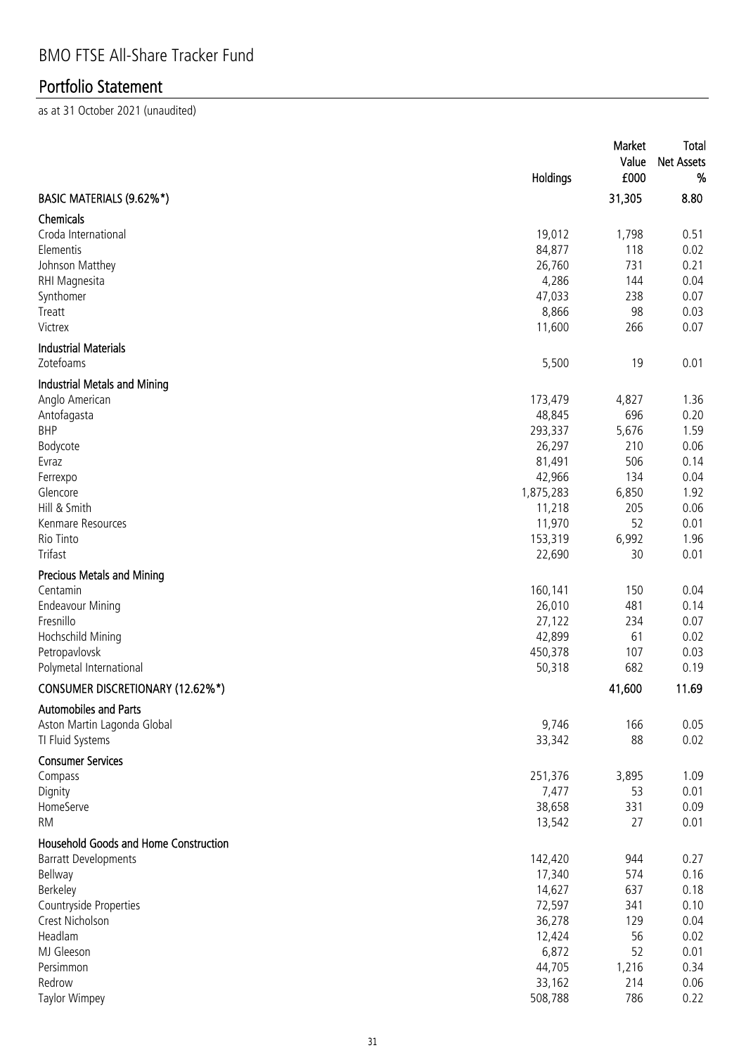# BMO FTSE All-Share Tracker Fund

## Portfolio Statement

as at 31 October 2021 (unaudited)

| | Holdings | Market Value £000 | Total Net Assets % |
|---|---|---|---|
| **BASIC MATERIALS (9.62%*)** | | **31,305** | **8.80** |
| **Chemicals** | | | |
| Croda International | 19,012 | 1,798 | 0.51 |
| Elementis | 84,877 | 118 | 0.02 |
| Johnson Matthey | 26,760 | 731 | 0.21 |
| RHI Magnesita | 4,286 | 144 | 0.04 |
| Synthomer | 47,033 | 238 | 0.07 |
| Treatt | 8,866 | 98 | 0.03 |
| Victrex | 11,600 | 266 | 0.07 |
| **Industrial Materials** | | | |
| Zotefoams | 5,500 | 19 | 0.01 |
| **Industrial Metals and Mining** | | | |
| Anglo American | 173,479 | 4,827 | 1.36 |
| Antofagasta | 48,845 | 696 | 0.20 |
| BHP | 293,337 | 5,676 | 1.59 |
| Bodycote | 26,297 | 210 | 0.06 |
| Evraz | 81,491 | 506 | 0.14 |
| Ferrexpo | 42,966 | 134 | 0.04 |
| Glencore | 1,875,283 | 6,850 | 1.92 |
| Hill & Smith | 11,218 | 205 | 0.06 |
| Kenmare Resources | 11,970 | 52 | 0.01 |
| Rio Tinto | 153,319 | 6,992 | 1.96 |
| Trifast | 22,690 | 30 | 0.01 |
| **Precious Metals and Mining** | | | |
| Centamin | 160,141 | 150 | 0.04 |
| Endeavour Mining | 26,010 | 481 | 0.14 |
| Fresnillo | 27,122 | 234 | 0.07 |
| Hochschild Mining | 42,899 | 61 | 0.02 |
| Petropavlovsk | 450,378 | 107 | 0.03 |
| Polymetal International | 50,318 | 682 | 0.19 |
| **CONSUMER DISCRETIONARY (12.62%*)** | | **41,600** | **11.69** |
| **Automobiles and Parts** | | | |
| Aston Martin Lagonda Global | 9,746 | 166 | 0.05 |
| TI Fluid Systems | 33,342 | 88 | 0.02 |
| **Consumer Services** | | | |
| Compass | 251,376 | 3,895 | 1.09 |
| Dignity | 7,477 | 53 | 0.01 |
| HomeServe | 38,658 | 331 | 0.09 |
| RM | 13,542 | 27 | 0.01 |
| **Household Goods and Home Construction** | | | |
| Barratt Developments | 142,420 | 944 | 0.27 |
| Bellway | 17,340 | 574 | 0.16 |
| Berkeley | 14,627 | 637 | 0.18 |
| Countryside Properties | 72,597 | 341 | 0.10 |
| Crest Nicholson | 36,278 | 129 | 0.04 |
| Headlam | 12,424 | 56 | 0.02 |
| MJ Gleeson | 6,872 | 52 | 0.01 |
| Persimmon | 44,705 | 1,216 | 0.34 |
| Redrow | 33,162 | 214 | 0.06 |
| Taylor Wimpey | 508,788 | 786 | 0.22 |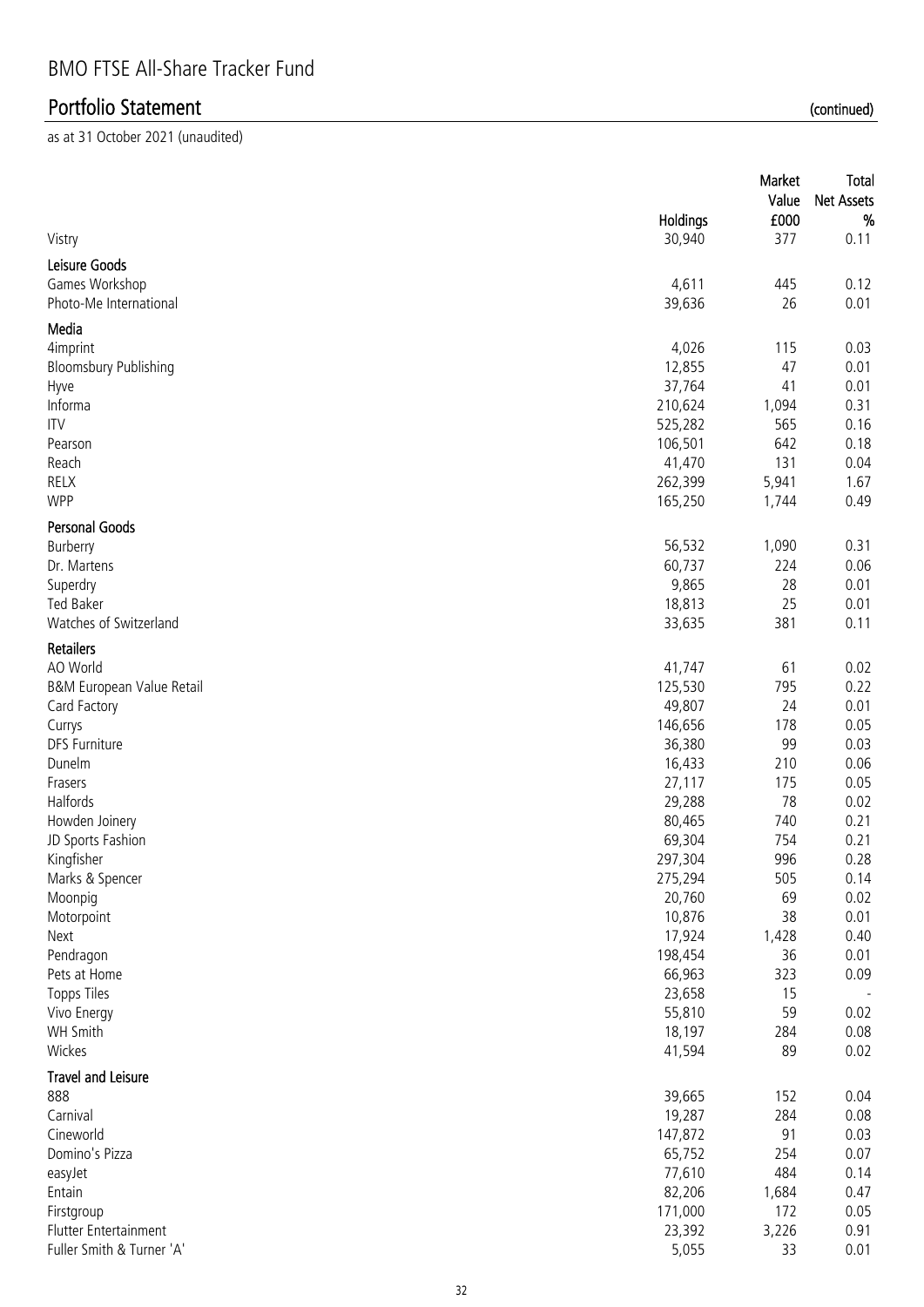# BMO FTSE All-Share Tracker Fund

## Portfolio Statement (continued)

as at 31 October 2021 (unaudited)

| | Holdings | Market Value £000 | Total Net Assets % |
|---|---|---|---|
| Vistry | 30,940 | 377 | 0.11 |
| **Leisure Goods** | | | |
| Games Workshop | 4,611 | 445 | 0.12 |
| Photo-Me International | 39,636 | 26 | 0.01 |
| **Media** | | | |
| 4imprint | 4,026 | 115 | 0.03 |
| Bloomsbury Publishing | 12,855 | 47 | 0.01 |
| Hyve | 37,764 | 41 | 0.01 |
| Informa | 210,624 | 1,094 | 0.31 |
| ITV | 525,282 | 565 | 0.16 |
| Pearson | 106,501 | 642 | 0.18 |
| Reach | 41,470 | 131 | 0.04 |
| RELX | 262,399 | 5,941 | 1.67 |
| WPP | 165,250 | 1,744 | 0.49 |
| **Personal Goods** | | | |
| Burberry | 56,532 | 1,090 | 0.31 |
| Dr. Martens | 60,737 | 224 | 0.06 |
| Superdry | 9,865 | 28 | 0.01 |
| Ted Baker | 18,813 | 25 | 0.01 |
| Watches of Switzerland | 33,635 | 381 | 0.11 |
| **Retailers** | | | |
| AO World | 41,747 | 61 | 0.02 |
| B&M European Value Retail | 125,530 | 795 | 0.22 |
| Card Factory | 49,807 | 24 | 0.01 |
| Currys | 146,656 | 178 | 0.05 |
| DFS Furniture | 36,380 | 99 | 0.03 |
| Dunelm | 16,433 | 210 | 0.06 |
| Frasers | 27,117 | 175 | 0.05 |
| Halfords | 29,288 | 78 | 0.02 |
| Howden Joinery | 80,465 | 740 | 0.21 |
| JD Sports Fashion | 69,304 | 754 | 0.21 |
| Kingfisher | 297,304 | 996 | 0.28 |
| Marks & Spencer | 275,294 | 505 | 0.14 |
| Moonpig | 20,760 | 69 | 0.02 |
| Motorpoint | 10,876 | 38 | 0.01 |
| Next | 17,924 | 1,428 | 0.40 |
| Pendragon | 198,454 | 36 | 0.01 |
| Pets at Home | 66,963 | 323 | 0.09 |
| Topps Tiles | 23,658 | 15 | - |
| Vivo Energy | 55,810 | 59 | 0.02 |
| WH Smith | 18,197 | 284 | 0.08 |
| Wickes | 41,594 | 89 | 0.02 |
| **Travel and Leisure** | | | |
| 888 | 39,665 | 152 | 0.04 |
| Carnival | 19,287 | 284 | 0.08 |
| Cineworld | 147,872 | 91 | 0.03 |
| Domino's Pizza | 65,752 | 254 | 0.07 |
| easyJet | 77,610 | 484 | 0.14 |
| Entain | 82,206 | 1,684 | 0.47 |
| Firstgroup | 171,000 | 172 | 0.05 |
| Flutter Entertainment | 23,392 | 3,226 | 0.91 |
| Fuller Smith & Turner 'A' | 5,055 | 33 | 0.01 |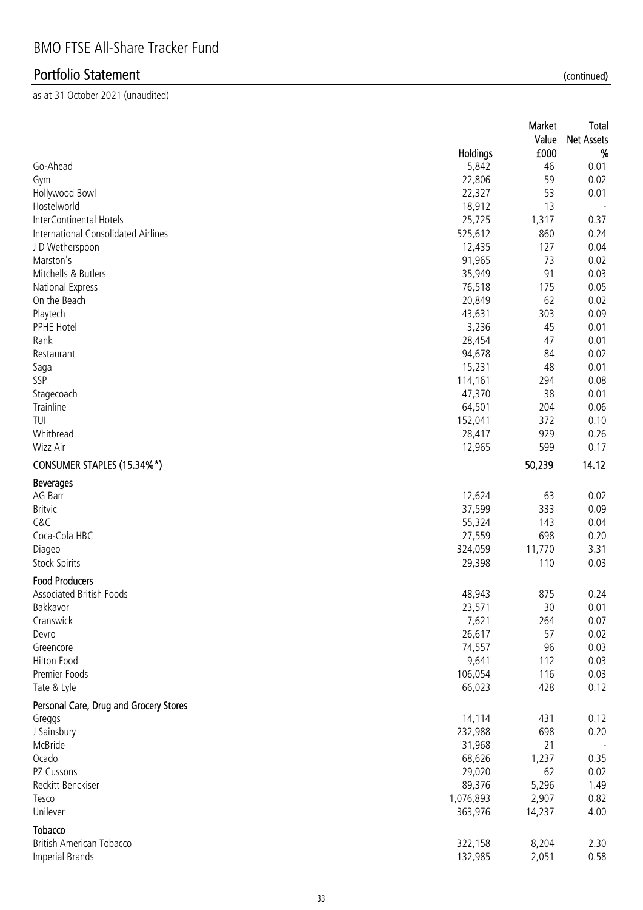# BMO FTSE All-Share Tracker Fund

## Portfolio Statement (continued)

as at 31 October 2021 (unaudited)

| | Holdings | Market Value £000 | Total Net Assets % |
|---|---|---|---|
| Go-Ahead | 5,842 | 46 | 0.01 |
| Gym | 22,806 | 59 | 0.02 |
| Hollywood Bowl | 22,327 | 53 | 0.01 |
| Hostelworld | 18,912 | 13 | - |
| InterContinental Hotels | 25,725 | 1,317 | 0.37 |
| International Consolidated Airlines | 525,612 | 860 | 0.24 |
| J D Wetherspoon | 12,435 | 127 | 0.04 |
| Marston's | 91,965 | 73 | 0.02 |
| Mitchells & Butlers | 35,949 | 91 | 0.03 |
| National Express | 76,518 | 175 | 0.05 |
| On the Beach | 20,849 | 62 | 0.02 |
| Playtech | 43,631 | 303 | 0.09 |
| PPHE Hotel | 3,236 | 45 | 0.01 |
| Rank | 28,454 | 47 | 0.01 |
| Restaurant | 94,678 | 84 | 0.02 |
| Saga | 15,231 | 48 | 0.01 |
| SSP | 114,161 | 294 | 0.08 |
| Stagecoach | 47,370 | 38 | 0.01 |
| Trainline | 64,501 | 204 | 0.06 |
| TUI | 152,041 | 372 | 0.10 |
| Whitbread | 28,417 | 929 | 0.26 |
| Wizz Air | 12,965 | 599 | 0.17 |
| **CONSUMER STAPLES (15.34%*)** | | **50,239** | **14.12** |
| **Beverages** | | | |
| AG Barr | 12,624 | 63 | 0.02 |
| Britvic | 37,599 | 333 | 0.09 |
| C&C | 55,324 | 143 | 0.04 |
| Coca-Cola HBC | 27,559 | 698 | 0.20 |
| Diageo | 324,059 | 11,770 | 3.31 |
| Stock Spirits | 29,398 | 110 | 0.03 |
| **Food Producers** | | | |
| Associated British Foods | 48,943 | 875 | 0.24 |
| Bakkavor | 23,571 | 30 | 0.01 |
| Cranswick | 7,621 | 264 | 0.07 |
| Devro | 26,617 | 57 | 0.02 |
| Greencore | 74,557 | 96 | 0.03 |
| Hilton Food | 9,641 | 112 | 0.03 |
| Premier Foods | 106,054 | 116 | 0.03 |
| Tate & Lyle | 66,023 | 428 | 0.12 |
| **Personal Care, Drug and Grocery Stores** | | | |
| Greggs | 14,114 | 431 | 0.12 |
| J Sainsbury | 232,988 | 698 | 0.20 |
| McBride | 31,968 | 21 | - |
| Ocado | 68,626 | 1,237 | 0.35 |
| PZ Cussons | 29,020 | 62 | 0.02 |
| Reckitt Benckiser | 89,376 | 5,296 | 1.49 |
| Tesco | 1,076,893 | 2,907 | 0.82 |
| Unilever | 363,976 | 14,237 | 4.00 |
| **Tobacco** | | | |
| British American Tobacco | 322,158 | 8,204 | 2.30 |
| Imperial Brands | 132,985 | 2,051 | 0.58 |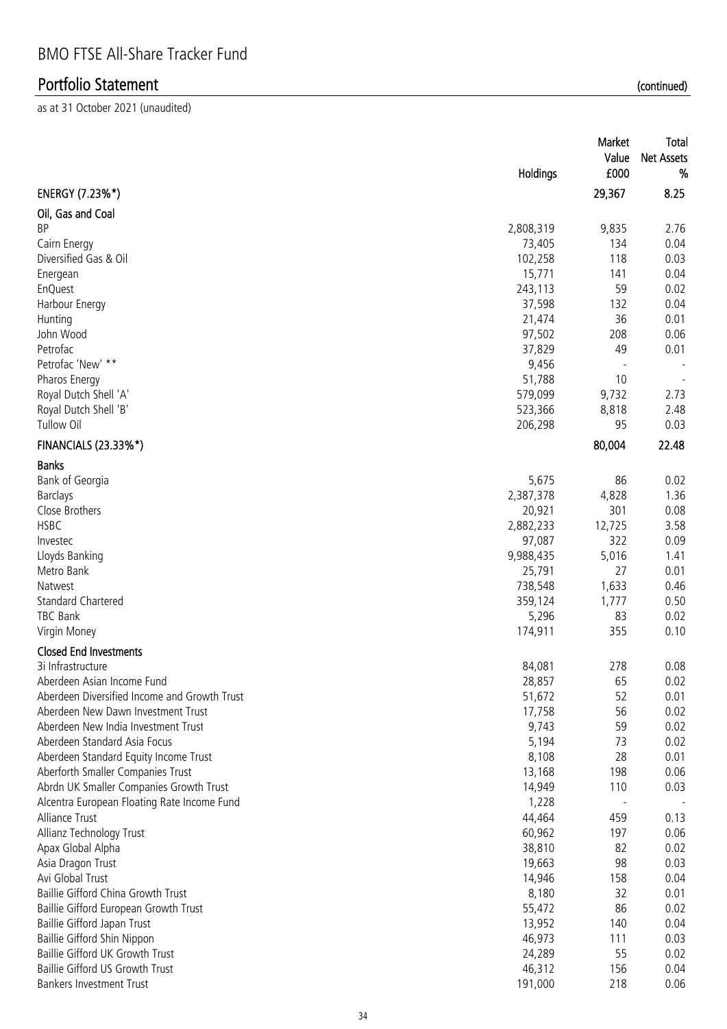# BMO FTSE All-Share Tracker Fund

## Portfolio Statement (continued)

as at 31 October 2021 (unaudited)

| | Holdings | Market Value £000 | Total Net Assets % |
|---|---|---|---|
| **ENERGY (7.23%*)** | | **29,367** | **8.25** |
| **Oil, Gas and Coal** | | | |
| BP | 2,808,319 | 9,835 | 2.76 |
| Cairn Energy | 73,405 | 134 | 0.04 |
| Diversified Gas & Oil | 102,258 | 118 | 0.03 |
| Energean | 15,771 | 141 | 0.04 |
| EnQuest | 243,113 | 59 | 0.02 |
| Harbour Energy | 37,598 | 132 | 0.04 |
| Hunting | 21,474 | 36 | 0.01 |
| John Wood | 97,502 | 208 | 0.06 |
| Petrofac | 37,829 | 49 | 0.01 |
| Petrofac 'New' ** | 9,456 | - | - |
| Pharos Energy | 51,788 | 10 | - |
| Royal Dutch Shell 'A' | 579,099 | 9,732 | 2.73 |
| Royal Dutch Shell 'B' | 523,366 | 8,818 | 2.48 |
| Tullow Oil | 206,298 | 95 | 0.03 |
| **FINANCIALS (23.33%*)** | | **80,004** | **22.48** |
| **Banks** | | | |
| Bank of Georgia | 5,675 | 86 | 0.02 |
| Barclays | 2,387,378 | 4,828 | 1.36 |
| Close Brothers | 20,921 | 301 | 0.08 |
| HSBC | 2,882,233 | 12,725 | 3.58 |
| Investec | 97,087 | 322 | 0.09 |
| Lloyds Banking | 9,988,435 | 5,016 | 1.41 |
| Metro Bank | 25,791 | 27 | 0.01 |
| Natwest | 738,548 | 1,633 | 0.46 |
| Standard Chartered | 359,124 | 1,777 | 0.50 |
| TBC Bank | 5,296 | 83 | 0.02 |
| Virgin Money | 174,911 | 355 | 0.10 |
| **Closed End Investments** | | | |
| 3i Infrastructure | 84,081 | 278 | 0.08 |
| Aberdeen Asian Income Fund | 28,857 | 65 | 0.02 |
| Aberdeen Diversified Income and Growth Trust | 51,672 | 52 | 0.01 |
| Aberdeen New Dawn Investment Trust | 17,758 | 56 | 0.02 |
| Aberdeen New India Investment Trust | 9,743 | 59 | 0.02 |
| Aberdeen Standard Asia Focus | 5,194 | 73 | 0.02 |
| Aberdeen Standard Equity Income Trust | 8,108 | 28 | 0.01 |
| Aberforth Smaller Companies Trust | 13,168 | 198 | 0.06 |
| Abrdn UK Smaller Companies Growth Trust | 14,949 | 110 | 0.03 |
| Alcentra European Floating Rate Income Fund | 1,228 | - | - |
| Alliance Trust | 44,464 | 459 | 0.13 |
| Allianz Technology Trust | 60,962 | 197 | 0.06 |
| Apax Global Alpha | 38,810 | 82 | 0.02 |
| Asia Dragon Trust | 19,663 | 98 | 0.03 |
| Avi Global Trust | 14,946 | 158 | 0.04 |
| Baillie Gifford China Growth Trust | 8,180 | 32 | 0.01 |
| Baillie Gifford European Growth Trust | 55,472 | 86 | 0.02 |
| Baillie Gifford Japan Trust | 13,952 | 140 | 0.04 |
| Baillie Gifford Shin Nippon | 46,973 | 111 | 0.03 |
| Baillie Gifford UK Growth Trust | 24,289 | 55 | 0.02 |
| Baillie Gifford US Growth Trust | 46,312 | 156 | 0.04 |
| Bankers Investment Trust | 191,000 | 218 | 0.06 |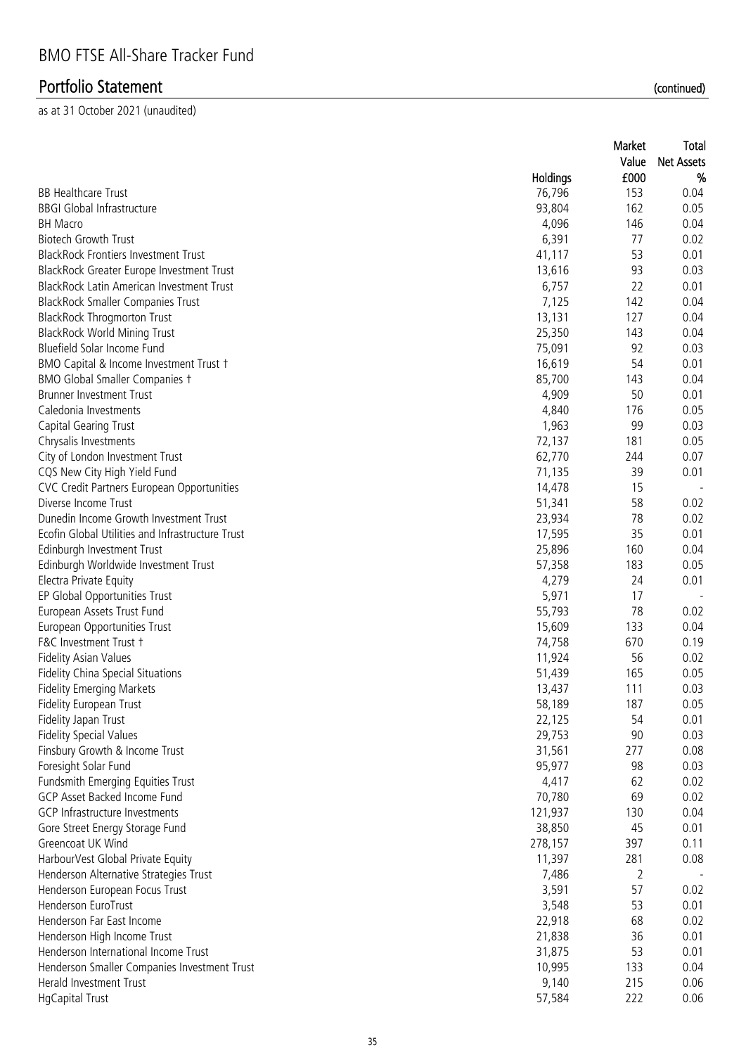# BMO FTSE All-Share Tracker Fund

## Portfolio Statement (continued)

as at 31 October 2021 (unaudited)

| | Holdings | Market Value £000 | Total Net Assets % |
|---|---|---|---|
| BB Healthcare Trust | 76,796 | 153 | 0.04 |
| BBGI Global Infrastructure | 93,804 | 162 | 0.05 |
| BH Macro | 4,096 | 146 | 0.04 |
| Biotech Growth Trust | 6,391 | 77 | 0.02 |
| BlackRock Frontiers Investment Trust | 41,117 | 53 | 0.01 |
| BlackRock Greater Europe Investment Trust | 13,616 | 93 | 0.03 |
| BlackRock Latin American Investment Trust | 6,757 | 22 | 0.01 |
| BlackRock Smaller Companies Trust | 7,125 | 142 | 0.04 |
| BlackRock Throgmorton Trust | 13,131 | 127 | 0.04 |
| BlackRock World Mining Trust | 25,350 | 143 | 0.04 |
| Bluefield Solar Income Fund | 75,091 | 92 | 0.03 |
| BMO Capital & Income Investment Trust † | 16,619 | 54 | 0.01 |
| BMO Global Smaller Companies † | 85,700 | 143 | 0.04 |
| Brunner Investment Trust | 4,909 | 50 | 0.01 |
| Caledonia Investments | 4,840 | 176 | 0.05 |
| Capital Gearing Trust | 1,963 | 99 | 0.03 |
| Chrysalis Investments | 72,137 | 181 | 0.05 |
| City of London Investment Trust | 62,770 | 244 | 0.07 |
| CQS New City High Yield Fund | 71,135 | 39 | 0.01 |
| CVC Credit Partners European Opportunities | 14,478 | 15 | - |
| Diverse Income Trust | 51,341 | 58 | 0.02 |
| Dunedin Income Growth Investment Trust | 23,934 | 78 | 0.02 |
| Ecofin Global Utilities and Infrastructure Trust | 17,595 | 35 | 0.01 |
| Edinburgh Investment Trust | 25,896 | 160 | 0.04 |
| Edinburgh Worldwide Investment Trust | 57,358 | 183 | 0.05 |
| Electra Private Equity | 4,279 | 24 | 0.01 |
| EP Global Opportunities Trust | 5,971 | 17 | - |
| European Assets Trust Fund | 55,793 | 78 | 0.02 |
| European Opportunities Trust | 15,609 | 133 | 0.04 |
| F&C Investment Trust † | 74,758 | 670 | 0.19 |
| Fidelity Asian Values | 11,924 | 56 | 0.02 |
| Fidelity China Special Situations | 51,439 | 165 | 0.05 |
| Fidelity Emerging Markets | 13,437 | 111 | 0.03 |
| Fidelity European Trust | 58,189 | 187 | 0.05 |
| Fidelity Japan Trust | 22,125 | 54 | 0.01 |
| Fidelity Special Values | 29,753 | 90 | 0.03 |
| Finsbury Growth & Income Trust | 31,561 | 277 | 0.08 |
| Foresight Solar Fund | 95,977 | 98 | 0.03 |
| Fundsmith Emerging Equities Trust | 4,417 | 62 | 0.02 |
| GCP Asset Backed Income Fund | 70,780 | 69 | 0.02 |
| GCP Infrastructure Investments | 121,937 | 130 | 0.04 |
| Gore Street Energy Storage Fund | 38,850 | 45 | 0.01 |
| Greencoat UK Wind | 278,157 | 397 | 0.11 |
| HarbourVest Global Private Equity | 11,397 | 281 | 0.08 |
| Henderson Alternative Strategies Trust | 7,486 | 2 | - |
| Henderson European Focus Trust | 3,591 | 57 | 0.02 |
| Henderson EuroTrust | 3,548 | 53 | 0.01 |
| Henderson Far East Income | 22,918 | 68 | 0.02 |
| Henderson High Income Trust | 21,838 | 36 | 0.01 |
| Henderson International Income Trust | 31,875 | 53 | 0.01 |
| Henderson Smaller Companies Investment Trust | 10,995 | 133 | 0.04 |
| Herald Investment Trust | 9,140 | 215 | 0.06 |
| HgCapital Trust | 57,584 | 222 | 0.06 |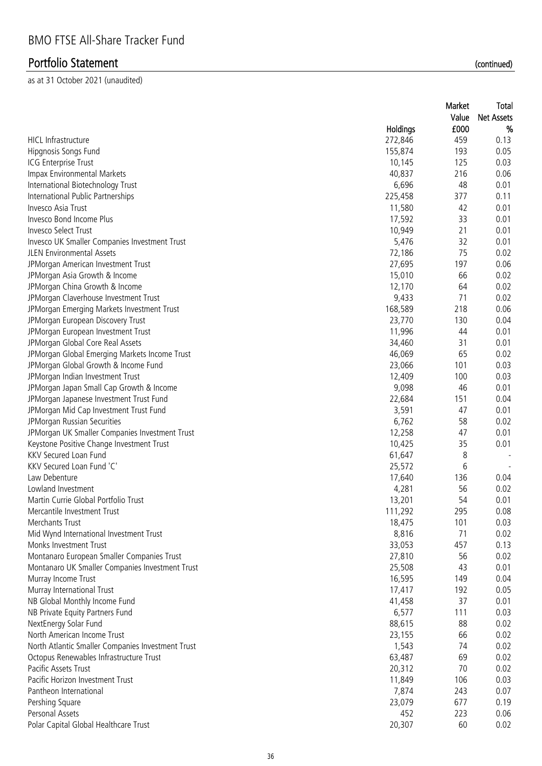# BMO FTSE All-Share Tracker Fund

## Portfolio Statement (continued)

as at 31 October 2021 (unaudited)

| | Holdings | Market Value £000 | Total Net Assets % |
|---|---|---|---|
| HICL Infrastructure | 272,846 | 459 | 0.13 |
| Hipgnosis Songs Fund | 155,874 | 193 | 0.05 |
| ICG Enterprise Trust | 10,145 | 125 | 0.03 |
| Impax Environmental Markets | 40,837 | 216 | 0.06 |
| International Biotechnology Trust | 6,696 | 48 | 0.01 |
| International Public Partnerships | 225,458 | 377 | 0.11 |
| Invesco Asia Trust | 11,580 | 42 | 0.01 |
| Invesco Bond Income Plus | 17,592 | 33 | 0.01 |
| Invesco Select Trust | 10,949 | 21 | 0.01 |
| Invesco UK Smaller Companies Investment Trust | 5,476 | 32 | 0.01 |
| JLEN Environmental Assets | 72,186 | 75 | 0.02 |
| JPMorgan American Investment Trust | 27,695 | 197 | 0.06 |
| JPMorgan Asia Growth & Income | 15,010 | 66 | 0.02 |
| JPMorgan China Growth & Income | 12,170 | 64 | 0.02 |
| JPMorgan Claverhouse Investment Trust | 9,433 | 71 | 0.02 |
| JPMorgan Emerging Markets Investment Trust | 168,589 | 218 | 0.06 |
| JPMorgan European Discovery Trust | 23,770 | 130 | 0.04 |
| JPMorgan European Investment Trust | 11,996 | 44 | 0.01 |
| JPMorgan Global Core Real Assets | 34,460 | 31 | 0.01 |
| JPMorgan Global Emerging Markets Income Trust | 46,069 | 65 | 0.02 |
| JPMorgan Global Growth & Income Fund | 23,066 | 101 | 0.03 |
| JPMorgan Indian Investment Trust | 12,409 | 100 | 0.03 |
| JPMorgan Japan Small Cap Growth & Income | 9,098 | 46 | 0.01 |
| JPMorgan Japanese Investment Trust Fund | 22,684 | 151 | 0.04 |
| JPMorgan Mid Cap Investment Trust Fund | 3,591 | 47 | 0.01 |
| JPMorgan Russian Securities | 6,762 | 58 | 0.02 |
| JPMorgan UK Smaller Companies Investment Trust | 12,258 | 47 | 0.01 |
| Keystone Positive Change Investment Trust | 10,425 | 35 | 0.01 |
| KKV Secured Loan Fund | 61,647 | 8 | - |
| KKV Secured Loan Fund 'C' | 25,572 | 6 | - |
| Law Debenture | 17,640 | 136 | 0.04 |
| Lowland Investment | 4,281 | 56 | 0.02 |
| Martin Currie Global Portfolio Trust | 13,201 | 54 | 0.01 |
| Mercantile Investment Trust | 111,292 | 295 | 0.08 |
| Merchants Trust | 18,475 | 101 | 0.03 |
| Mid Wynd International Investment Trust | 8,816 | 71 | 0.02 |
| Monks Investment Trust | 33,053 | 457 | 0.13 |
| Montanaro European Smaller Companies Trust | 27,810 | 56 | 0.02 |
| Montanaro UK Smaller Companies Investment Trust | 25,508 | 43 | 0.01 |
| Murray Income Trust | 16,595 | 149 | 0.04 |
| Murray International Trust | 17,417 | 192 | 0.05 |
| NB Global Monthly Income Fund | 41,458 | 37 | 0.01 |
| NB Private Equity Partners Fund | 6,577 | 111 | 0.03 |
| NextEnergy Solar Fund | 88,615 | 88 | 0.02 |
| North American Income Trust | 23,155 | 66 | 0.02 |
| North Atlantic Smaller Companies Investment Trust | 1,543 | 74 | 0.02 |
| Octopus Renewables Infrastructure Trust | 63,487 | 69 | 0.02 |
| Pacific Assets Trust | 20,312 | 70 | 0.02 |
| Pacific Horizon Investment Trust | 11,849 | 106 | 0.03 |
| Pantheon International | 7,874 | 243 | 0.07 |
| Pershing Square | 23,079 | 677 | 0.19 |
| Personal Assets | 452 | 223 | 0.06 |
| Polar Capital Global Healthcare Trust | 20,307 | 60 | 0.02 |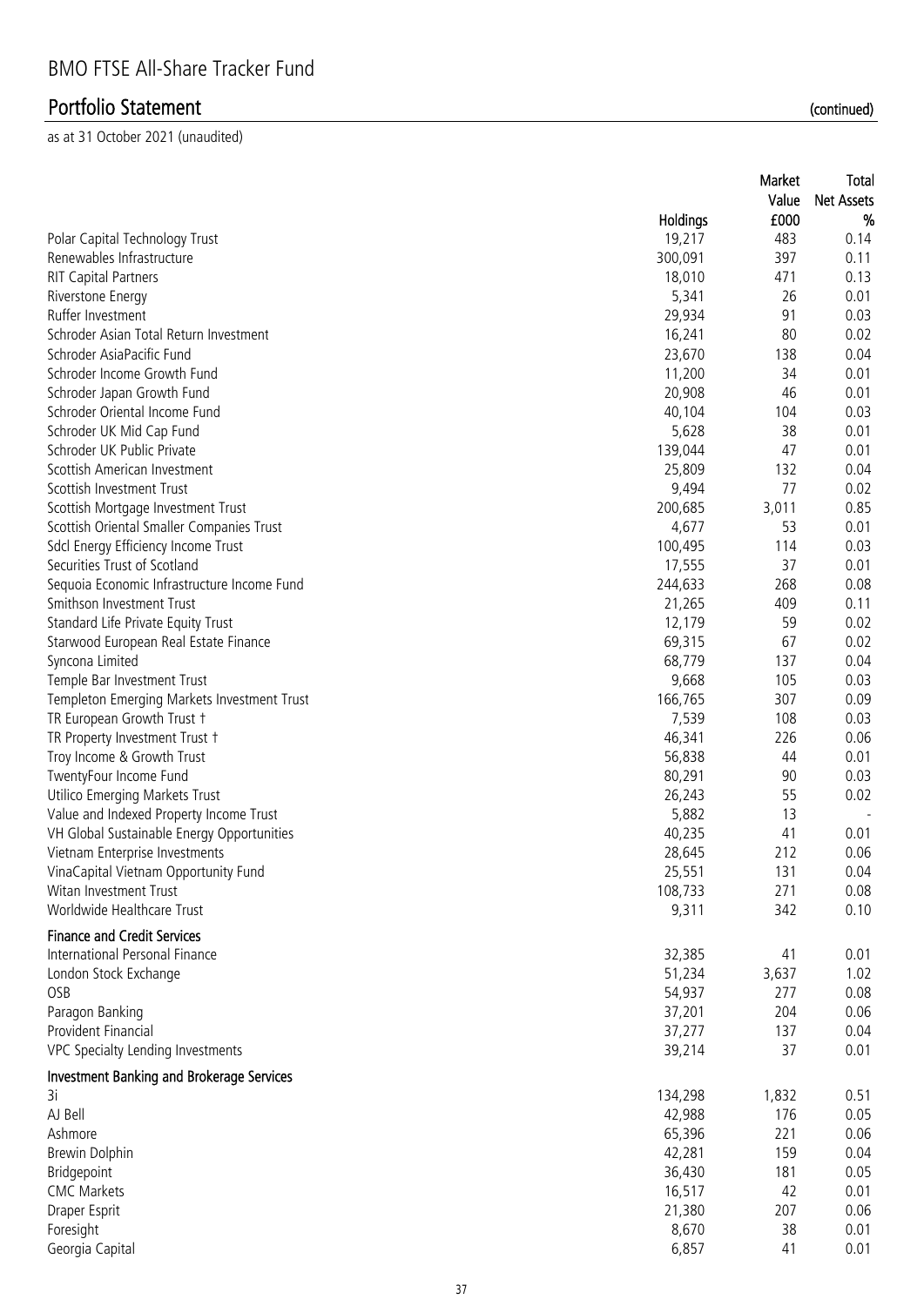# BMO FTSE All-Share Tracker Fund

## Portfolio Statement (continued)

as at 31 October 2021 (unaudited)

| | Holdings | Market Value £000 | Total Net Assets % |
|---|---|---|---|
| Polar Capital Technology Trust | 19,217 | 483 | 0.14 |
| Renewables Infrastructure | 300,091 | 397 | 0.11 |
| RIT Capital Partners | 18,010 | 471 | 0.13 |
| Riverstone Energy | 5,341 | 26 | 0.01 |
| Ruffer Investment | 29,934 | 91 | 0.03 |
| Schroder Asian Total Return Investment | 16,241 | 80 | 0.02 |
| Schroder AsiaPacific Fund | 23,670 | 138 | 0.04 |
| Schroder Income Growth Fund | 11,200 | 34 | 0.01 |
| Schroder Japan Growth Fund | 20,908 | 46 | 0.01 |
| Schroder Oriental Income Fund | 40,104 | 104 | 0.03 |
| Schroder UK Mid Cap Fund | 5,628 | 38 | 0.01 |
| Schroder UK Public Private | 139,044 | 47 | 0.01 |
| Scottish American Investment | 25,809 | 132 | 0.04 |
| Scottish Investment Trust | 9,494 | 77 | 0.02 |
| Scottish Mortgage Investment Trust | 200,685 | 3,011 | 0.85 |
| Scottish Oriental Smaller Companies Trust | 4,677 | 53 | 0.01 |
| Sdcl Energy Efficiency Income Trust | 100,495 | 114 | 0.03 |
| Securities Trust of Scotland | 17,555 | 37 | 0.01 |
| Sequoia Economic Infrastructure Income Fund | 244,633 | 268 | 0.08 |
| Smithson Investment Trust | 21,265 | 409 | 0.11 |
| Standard Life Private Equity Trust | 12,179 | 59 | 0.02 |
| Starwood European Real Estate Finance | 69,315 | 67 | 0.02 |
| Syncona Limited | 68,779 | 137 | 0.04 |
| Temple Bar Investment Trust | 9,668 | 105 | 0.03 |
| Templeton Emerging Markets Investment Trust | 166,765 | 307 | 0.09 |
| TR European Growth Trust † | 7,539 | 108 | 0.03 |
| TR Property Investment Trust † | 46,341 | 226 | 0.06 |
| Troy Income & Growth Trust | 56,838 | 44 | 0.01 |
| TwentyFour Income Fund | 80,291 | 90 | 0.03 |
| Utilico Emerging Markets Trust | 26,243 | 55 | 0.02 |
| Value and Indexed Property Income Trust | 5,882 | 13 | - |
| VH Global Sustainable Energy Opportunities | 40,235 | 41 | 0.01 |
| Vietnam Enterprise Investments | 28,645 | 212 | 0.06 |
| VinaCapital Vietnam Opportunity Fund | 25,551 | 131 | 0.04 |
| Witan Investment Trust | 108,733 | 271 | 0.08 |
| Worldwide Healthcare Trust | 9,311 | 342 | 0.10 |
| **Finance and Credit Services** | | | |
| International Personal Finance | 32,385 | 41 | 0.01 |
| London Stock Exchange | 51,234 | 3,637 | 1.02 |
| OSB | 54,937 | 277 | 0.08 |
| Paragon Banking | 37,201 | 204 | 0.06 |
| Provident Financial | 37,277 | 137 | 0.04 |
| VPC Specialty Lending Investments | 39,214 | 37 | 0.01 |
| **Investment Banking and Brokerage Services** | | | |
| 3i | 134,298 | 1,832 | 0.51 |
| AJ Bell | 42,988 | 176 | 0.05 |
| Ashmore | 65,396 | 221 | 0.06 |
| Brewin Dolphin | 42,281 | 159 | 0.04 |
| Bridgepoint | 36,430 | 181 | 0.05 |
| CMC Markets | 16,517 | 42 | 0.01 |
| Draper Esprit | 21,380 | 207 | 0.06 |
| Foresight | 8,670 | 38 | 0.01 |
| Georgia Capital | 6,857 | 41 | 0.01 |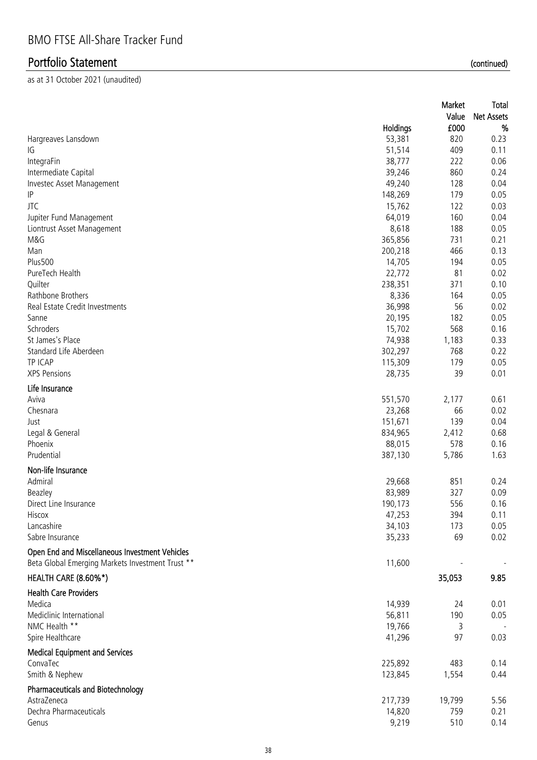# BMO FTSE All-Share Tracker Fund

## Portfolio Statement (continued)

as at 31 October 2021 (unaudited)

| | Holdings | Market Value £000 | Total Net Assets % |
|---|---|---|---|
| Hargreaves Lansdown | 53,381 | 820 | 0.23 |
| IG | 51,514 | 409 | 0.11 |
| IntegraFin | 38,777 | 222 | 0.06 |
| Intermediate Capital | 39,246 | 860 | 0.24 |
| Investec Asset Management | 49,240 | 128 | 0.04 |
| IP | 148,269 | 179 | 0.05 |
| JTC | 15,762 | 122 | 0.03 |
| Jupiter Fund Management | 64,019 | 160 | 0.04 |
| Liontrust Asset Management | 8,618 | 188 | 0.05 |
| M&G | 365,856 | 731 | 0.21 |
| Man | 200,218 | 466 | 0.13 |
| Plus500 | 14,705 | 194 | 0.05 |
| PureTech Health | 22,772 | 81 | 0.02 |
| Quilter | 238,351 | 371 | 0.10 |
| Rathbone Brothers | 8,336 | 164 | 0.05 |
| Real Estate Credit Investments | 36,998 | 56 | 0.02 |
| Sanne | 20,195 | 182 | 0.05 |
| Schroders | 15,702 | 568 | 0.16 |
| St James's Place | 74,938 | 1,183 | 0.33 |
| Standard Life Aberdeen | 302,297 | 768 | 0.22 |
| TP ICAP | 115,309 | 179 | 0.05 |
| XPS Pensions | 28,735 | 39 | 0.01 |
| **Life Insurance** | | | |
| Aviva | 551,570 | 2,177 | 0.61 |
| Chesnara | 23,268 | 66 | 0.02 |
| Just | 151,671 | 139 | 0.04 |
| Legal & General | 834,965 | 2,412 | 0.68 |
| Phoenix | 88,015 | 578 | 0.16 |
| Prudential | 387,130 | 5,786 | 1.63 |
| **Non-life Insurance** | | | |
| Admiral | 29,668 | 851 | 0.24 |
| Beazley | 83,989 | 327 | 0.09 |
| Direct Line Insurance | 190,173 | 556 | 0.16 |
| Hiscox | 47,253 | 394 | 0.11 |
| Lancashire | 34,103 | 173 | 0.05 |
| Sabre Insurance | 35,233 | 69 | 0.02 |
| **Open End and Miscellaneous Investment Vehicles** | | | |
| Beta Global Emerging Markets Investment Trust ** | 11,600 | - | - |
| **HEALTH CARE (8.60%*)** | | **35,053** | **9.85** |
| **Health Care Providers** | | | |
| Medica | 14,939 | 24 | 0.01 |
| Mediclinic International | 56,811 | 190 | 0.05 |
| NMC Health ** | 19,766 | 3 | - |
| Spire Healthcare | 41,296 | 97 | 0.03 |
| **Medical Equipment and Services** | | | |
| ConvaTec | 225,892 | 483 | 0.14 |
| Smith & Nephew | 123,845 | 1,554 | 0.44 |
| **Pharmaceuticals and Biotechnology** | | | |
| AstraZeneca | 217,739 | 19,799 | 5.56 |
| Dechra Pharmaceuticals | 14,820 | 759 | 0.21 |
| Genus | 9,219 | 510 | 0.14 |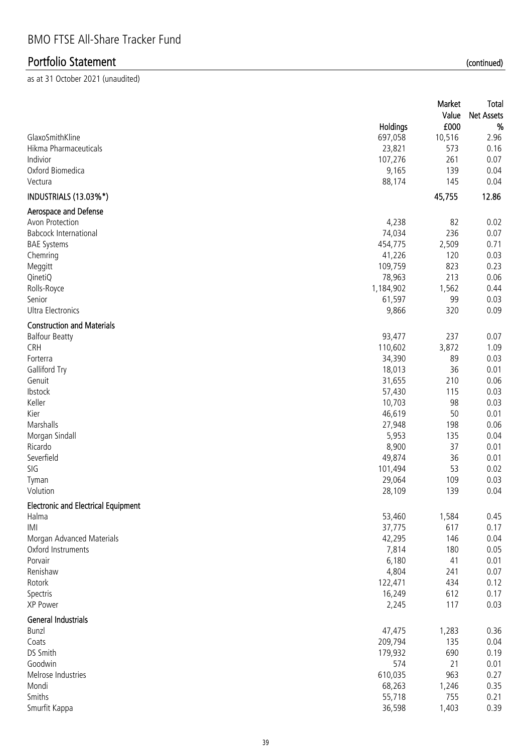# BMO FTSE All-Share Tracker Fund

## Portfolio Statement (continued)

as at 31 October 2021 (unaudited)

| | Holdings | Market Value £000 | Total Net Assets % |
|---|---|---|---|
| GlaxoSmithKline | 697,058 | 10,516 | 2.96 |
| Hikma Pharmaceuticals | 23,821 | 573 | 0.16 |
| Indivior | 107,276 | 261 | 0.07 |
| Oxford Biomedica | 9,165 | 139 | 0.04 |
| Vectura | 88,174 | 145 | 0.04 |
| **INDUSTRIALS (13.03%*)** | | **45,755** | **12.86** |
| **Aerospace and Defense** | | | |
| Avon Protection | 4,238 | 82 | 0.02 |
| Babcock International | 74,034 | 236 | 0.07 |
| BAE Systems | 454,775 | 2,509 | 0.71 |
| Chemring | 41,226 | 120 | 0.03 |
| Meggitt | 109,759 | 823 | 0.23 |
| QinetiQ | 78,963 | 213 | 0.06 |
| Rolls-Royce | 1,184,902 | 1,562 | 0.44 |
| Senior | 61,597 | 99 | 0.03 |
| Ultra Electronics | 9,866 | 320 | 0.09 |
| **Construction and Materials** | | | |
| Balfour Beatty | 93,477 | 237 | 0.07 |
| CRH | 110,602 | 3,872 | 1.09 |
| Forterra | 34,390 | 89 | 0.03 |
| Galliford Try | 18,013 | 36 | 0.01 |
| Genuit | 31,655 | 210 | 0.06 |
| Ibstock | 57,430 | 115 | 0.03 |
| Keller | 10,703 | 98 | 0.03 |
| Kier | 46,619 | 50 | 0.01 |
| Marshalls | 27,948 | 198 | 0.06 |
| Morgan Sindall | 5,953 | 135 | 0.04 |
| Ricardo | 8,900 | 37 | 0.01 |
| Severfield | 49,874 | 36 | 0.01 |
| SIG | 101,494 | 53 | 0.02 |
| Tyman | 29,064 | 109 | 0.03 |
| Volution | 28,109 | 139 | 0.04 |
| **Electronic and Electrical Equipment** | | | |
| Halma | 53,460 | 1,584 | 0.45 |
| IMI | 37,775 | 617 | 0.17 |
| Morgan Advanced Materials | 42,295 | 146 | 0.04 |
| Oxford Instruments | 7,814 | 180 | 0.05 |
| Porvair | 6,180 | 41 | 0.01 |
| Renishaw | 4,804 | 241 | 0.07 |
| Rotork | 122,471 | 434 | 0.12 |
| Spectris | 16,249 | 612 | 0.17 |
| XP Power | 2,245 | 117 | 0.03 |
| **General Industrials** | | | |
| Bunzl | 47,475 | 1,283 | 0.36 |
| Coats | 209,794 | 135 | 0.04 |
| DS Smith | 179,932 | 690 | 0.19 |
| Goodwin | 574 | 21 | 0.01 |
| Melrose Industries | 610,035 | 963 | 0.27 |
| Mondi | 68,263 | 1,246 | 0.35 |
| Smiths | 55,718 | 755 | 0.21 |
| Smurfit Kappa | 36,598 | 1,403 | 0.39 |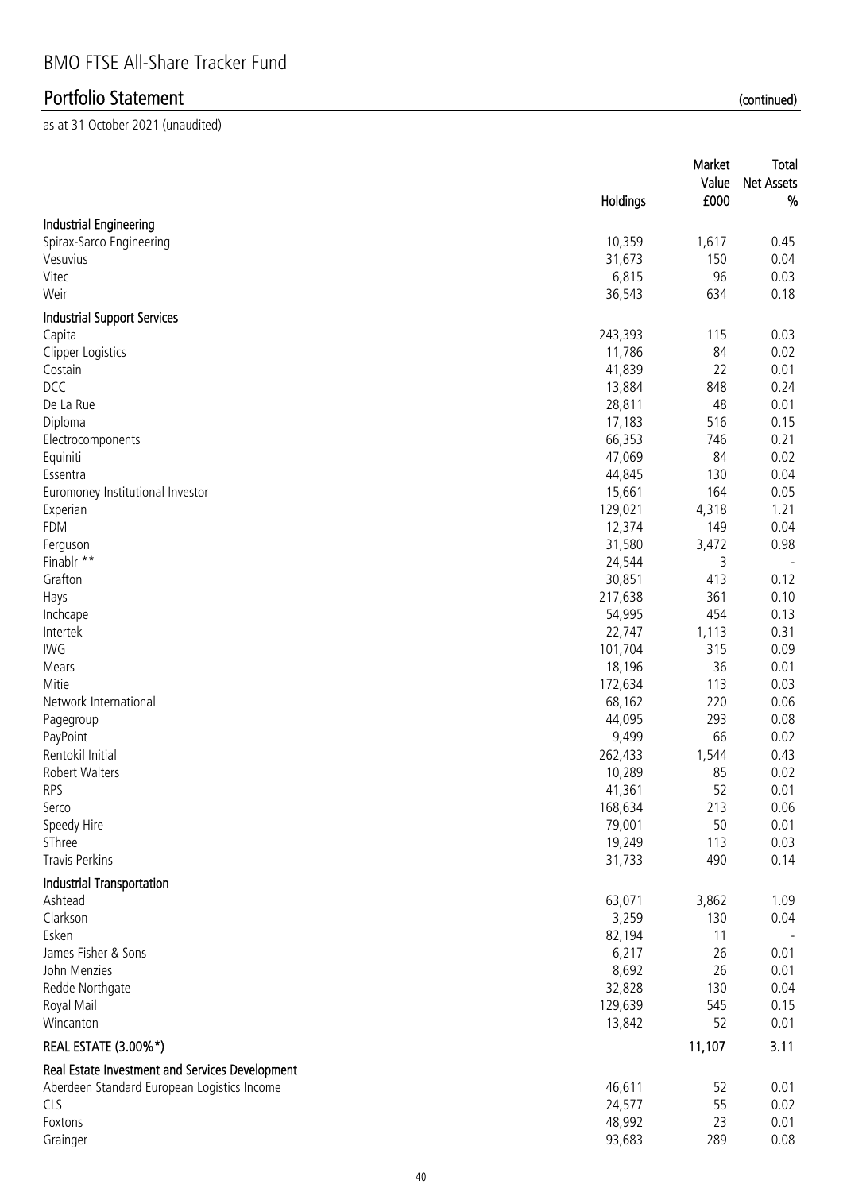# BMO FTSE All-Share Tracker Fund

## Portfolio Statement (continued)

as at 31 October 2021 (unaudited)

| | Holdings | Market Value £000 | Total Net Assets % |
|---|---|---|---|
| **Industrial Engineering** | | | |
| Spirax-Sarco Engineering | 10,359 | 1,617 | 0.45 |
| Vesuvius | 31,673 | 150 | 0.04 |
| Vitec | 6,815 | 96 | 0.03 |
| Weir | 36,543 | 634 | 0.18 |
| **Industrial Support Services** | | | |
| Capita | 243,393 | 115 | 0.03 |
| Clipper Logistics | 11,786 | 84 | 0.02 |
| Costain | 41,839 | 22 | 0.01 |
| DCC | 13,884 | 848 | 0.24 |
| De La Rue | 28,811 | 48 | 0.01 |
| Diploma | 17,183 | 516 | 0.15 |
| Electrocomponents | 66,353 | 746 | 0.21 |
| Equiniti | 47,069 | 84 | 0.02 |
| Essentra | 44,845 | 130 | 0.04 |
| Euromoney Institutional Investor | 15,661 | 164 | 0.05 |
| Experian | 129,021 | 4,318 | 1.21 |
| FDM | 12,374 | 149 | 0.04 |
| Ferguson | 31,580 | 3,472 | 0.98 |
| Finablr ** | 24,544 | 3 | - |
| Grafton | 30,851 | 413 | 0.12 |
| Hays | 217,638 | 361 | 0.10 |
| Inchcape | 54,995 | 454 | 0.13 |
| Intertek | 22,747 | 1,113 | 0.31 |
| IWG | 101,704 | 315 | 0.09 |
| Mears | 18,196 | 36 | 0.01 |
| Mitie | 172,634 | 113 | 0.03 |
| Network International | 68,162 | 220 | 0.06 |
| Pagegroup | 44,095 | 293 | 0.08 |
| PayPoint | 9,499 | 66 | 0.02 |
| Rentokil Initial | 262,433 | 1,544 | 0.43 |
| Robert Walters | 10,289 | 85 | 0.02 |
| RPS | 41,361 | 52 | 0.01 |
| Serco | 168,634 | 213 | 0.06 |
| Speedy Hire | 79,001 | 50 | 0.01 |
| SThree | 19,249 | 113 | 0.03 |
| Travis Perkins | 31,733 | 490 | 0.14 |
| **Industrial Transportation** | | | |
| Ashtead | 63,071 | 3,862 | 1.09 |
| Clarkson | 3,259 | 130 | 0.04 |
| Esken | 82,194 | 11 | - |
| James Fisher & Sons | 6,217 | 26 | 0.01 |
| John Menzies | 8,692 | 26 | 0.01 |
| Redde Northgate | 32,828 | 130 | 0.04 |
| Royal Mail | 129,639 | 545 | 0.15 |
| Wincanton | 13,842 | 52 | 0.01 |
| **REAL ESTATE (3.00%*)** | | **11,107** | **3.11** |
| **Real Estate Investment and Services Development** | | | |
| Aberdeen Standard European Logistics Income | 46,611 | 52 | 0.01 |
| CLS | 24,577 | 55 | 0.02 |
| Foxtons | 48,992 | 23 | 0.01 |
| Grainger | 93,683 | 289 | 0.08 |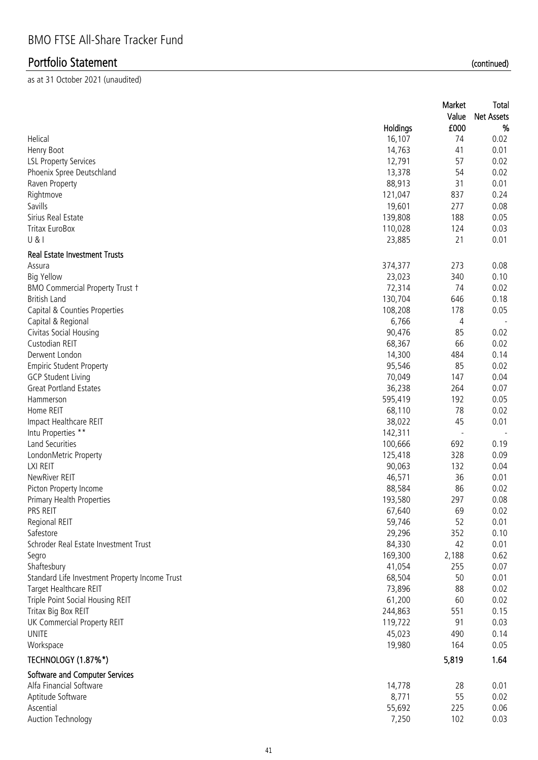# BMO FTSE All-Share Tracker Fund

## Portfolio Statement (continued)

as at 31 October 2021 (unaudited)

| | Holdings | Market Value £000 | Total Net Assets % |
|---|---|---|---|
| Helical | 16,107 | 74 | 0.02 |
| Henry Boot | 14,763 | 41 | 0.01 |
| LSL Property Services | 12,791 | 57 | 0.02 |
| Phoenix Spree Deutschland | 13,378 | 54 | 0.02 |
| Raven Property | 88,913 | 31 | 0.01 |
| Rightmove | 121,047 | 837 | 0.24 |
| Savills | 19,601 | 277 | 0.08 |
| Sirius Real Estate | 139,808 | 188 | 0.05 |
| Tritax EuroBox | 110,028 | 124 | 0.03 |
| U & I | 23,885 | 21 | 0.01 |
| **Real Estate Investment Trusts** | | | |
| Assura | 374,377 | 273 | 0.08 |
| Big Yellow | 23,023 | 340 | 0.10 |
| BMO Commercial Property Trust † | 72,314 | 74 | 0.02 |
| British Land | 130,704 | 646 | 0.18 |
| Capital & Counties Properties | 108,208 | 178 | 0.05 |
| Capital & Regional | 6,766 | 4 | - |
| Civitas Social Housing | 90,476 | 85 | 0.02 |
| Custodian REIT | 68,367 | 66 | 0.02 |
| Derwent London | 14,300 | 484 | 0.14 |
| Empiric Student Property | 95,546 | 85 | 0.02 |
| GCP Student Living | 70,049 | 147 | 0.04 |
| Great Portland Estates | 36,238 | 264 | 0.07 |
| Hammerson | 595,419 | 192 | 0.05 |
| Home REIT | 68,110 | 78 | 0.02 |
| Impact Healthcare REIT | 38,022 | 45 | 0.01 |
| Intu Properties ** | 142,311 | - | - |
| Land Securities | 100,666 | 692 | 0.19 |
| LondonMetric Property | 125,418 | 328 | 0.09 |
| LXI REIT | 90,063 | 132 | 0.04 |
| NewRiver REIT | 46,571 | 36 | 0.01 |
| Picton Property Income | 88,584 | 86 | 0.02 |
| Primary Health Properties | 193,580 | 297 | 0.08 |
| PRS REIT | 67,640 | 69 | 0.02 |
| Regional REIT | 59,746 | 52 | 0.01 |
| Safestore | 29,296 | 352 | 0.10 |
| Schroder Real Estate Investment Trust | 84,330 | 42 | 0.01 |
| Segro | 169,300 | 2,188 | 0.62 |
| Shaftesbury | 41,054 | 255 | 0.07 |
| Standard Life Investment Property Income Trust | 68,504 | 50 | 0.01 |
| Target Healthcare REIT | 73,896 | 88 | 0.02 |
| Triple Point Social Housing REIT | 61,200 | 60 | 0.02 |
| Tritax Big Box REIT | 244,863 | 551 | 0.15 |
| UK Commercial Property REIT | 119,722 | 91 | 0.03 |
| UNITE | 45,023 | 490 | 0.14 |
| Workspace | 19,980 | 164 | 0.05 |
| **TECHNOLOGY (1.87%*)** | | **5,819** | **1.64** |
| **Software and Computer Services** | | | |
| Alfa Financial Software | 14,778 | 28 | 0.01 |
| Aptitude Software | 8,771 | 55 | 0.02 |
| Ascential | 55,692 | 225 | 0.06 |
| Auction Technology | 7,250 | 102 | 0.03 |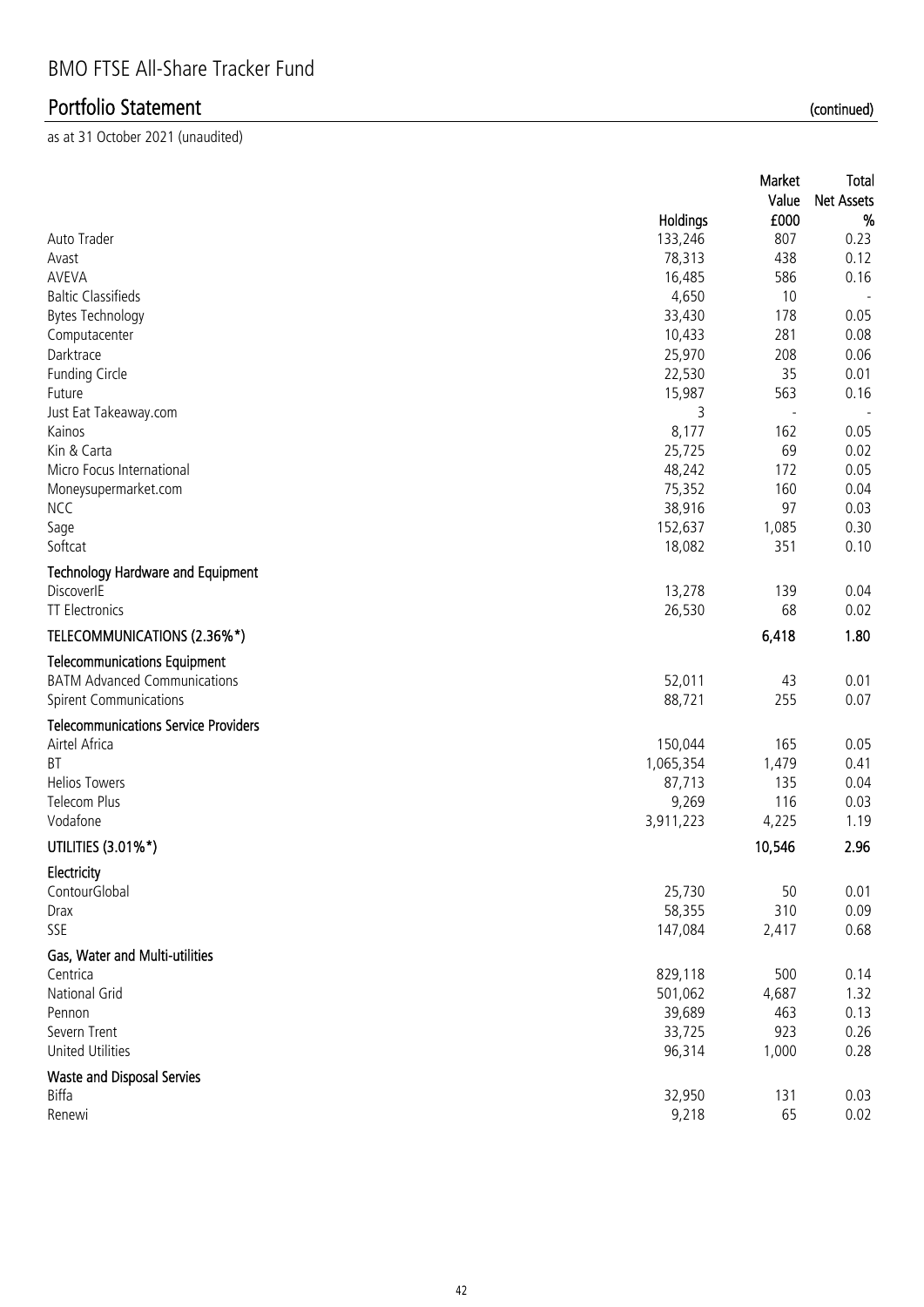# BMO FTSE All-Share Tracker Fund

## Portfolio Statement (continued)

as at 31 October 2021 (unaudited)

| | Holdings | Market Value £000 | Total Net Assets % |
|---|---|---|---|
| Auto Trader | 133,246 | 807 | 0.23 |
| Avast | 78,313 | 438 | 0.12 |
| AVEVA | 16,485 | 586 | 0.16 |
| Baltic Classifieds | 4,650 | 10 | - |
| Bytes Technology | 33,430 | 178 | 0.05 |
| Computacenter | 10,433 | 281 | 0.08 |
| Darktrace | 25,970 | 208 | 0.06 |
| Funding Circle | 22,530 | 35 | 0.01 |
| Future | 15,987 | 563 | 0.16 |
| Just Eat Takeaway.com | 3 | - | - |
| Kainos | 8,177 | 162 | 0.05 |
| Kin & Carta | 25,725 | 69 | 0.02 |
| Micro Focus International | 48,242 | 172 | 0.05 |
| Moneysupermarket.com | 75,352 | 160 | 0.04 |
| NCC | 38,916 | 97 | 0.03 |
| Sage | 152,637 | 1,085 | 0.30 |
| Softcat | 18,082 | 351 | 0.10 |
| **Technology Hardware and Equipment** | | | |
| DiscoverIE | 13,278 | 139 | 0.04 |
| TT Electronics | 26,530 | 68 | 0.02 |
| **TELECOMMUNICATIONS (2.36%*)** | | **6,418** | **1.80** |
| **Telecommunications Equipment** | | | |
| BATM Advanced Communications | 52,011 | 43 | 0.01 |
| Spirent Communications | 88,721 | 255 | 0.07 |
| **Telecommunications Service Providers** | | | |
| Airtel Africa | 150,044 | 165 | 0.05 |
| BT | 1,065,354 | 1,479 | 0.41 |
| Helios Towers | 87,713 | 135 | 0.04 |
| Telecom Plus | 9,269 | 116 | 0.03 |
| Vodafone | 3,911,223 | 4,225 | 1.19 |
| **UTILITIES (3.01%*)** | | **10,546** | **2.96** |
| **Electricity** | | | |
| ContourGlobal | 25,730 | 50 | 0.01 |
| Drax | 58,355 | 310 | 0.09 |
| SSE | 147,084 | 2,417 | 0.68 |
| **Gas, Water and Multi-utilities** | | | |
| Centrica | 829,118 | 500 | 0.14 |
| National Grid | 501,062 | 4,687 | 1.32 |
| Pennon | 39,689 | 463 | 0.13 |
| Severn Trent | 33,725 | 923 | 0.26 |
| United Utilities | 96,314 | 1,000 | 0.28 |
| **Waste and Disposal Servies** | | | |
| Biffa | 32,950 | 131 | 0.03 |
| Renewi | 9,218 | 65 | 0.02 |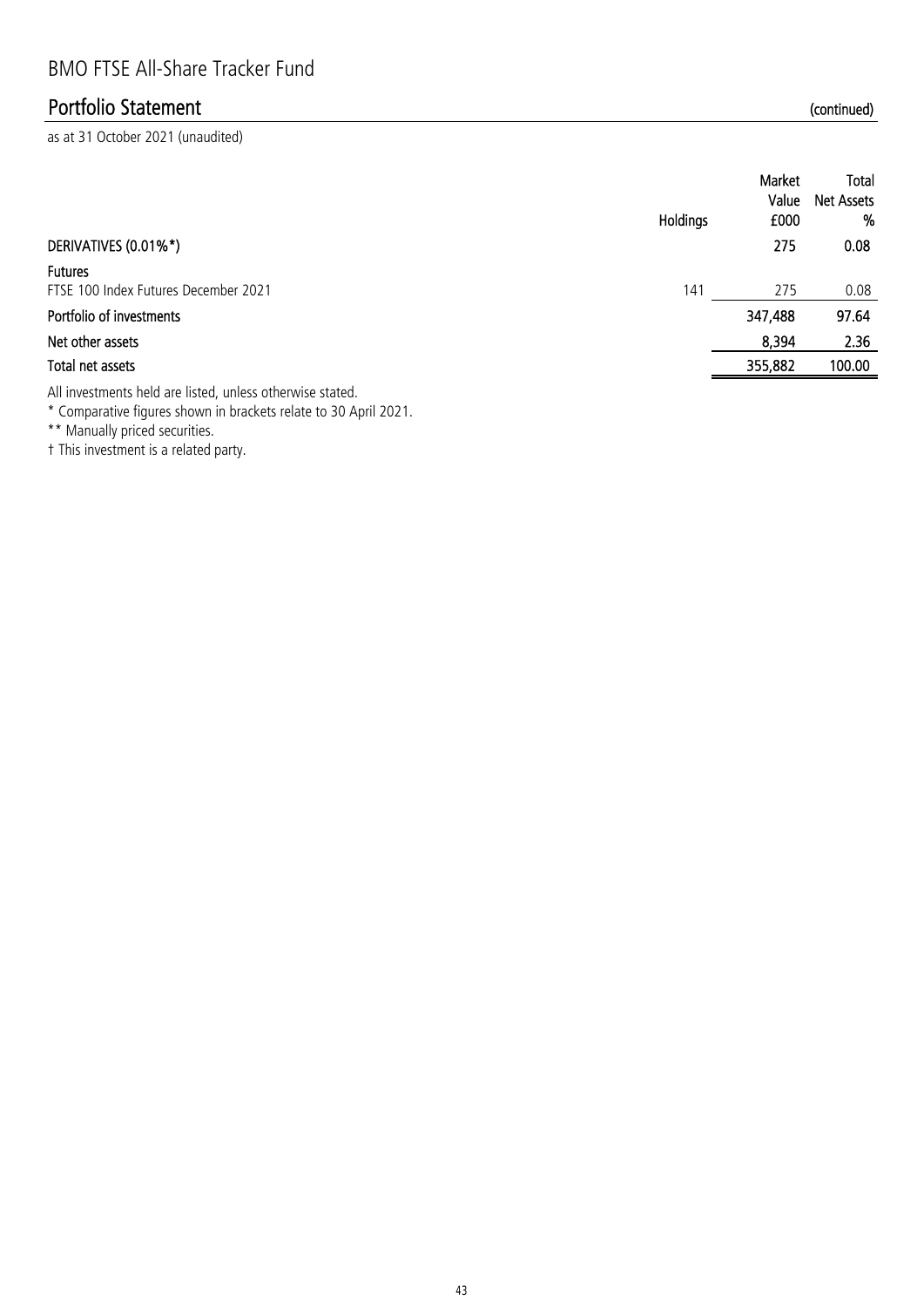## Portfolio Statement (continued)

as at 31 October 2021 (unaudited)

| | Holdings | Market Value £000 | Total Net Assets % |
|---|---|---|---|
| **DERIVATIVES (0.01%*)** | | **275** | **0.08** |
| **Futures** | | | |
| FTSE 100 Index Futures December 2021 | 141 | 275 | 0.08 |
| **Portfolio of investments** | | **347,488** | **97.64** |
| **Net other assets** | | **8,394** | **2.36** |
| **Total net assets** | | **355,882** | **100.00** |

All investments held are listed, unless otherwise stated.

\* Comparative figures shown in brackets relate to 30 April 2021.

\*\* Manually priced securities.

† This investment is a related party.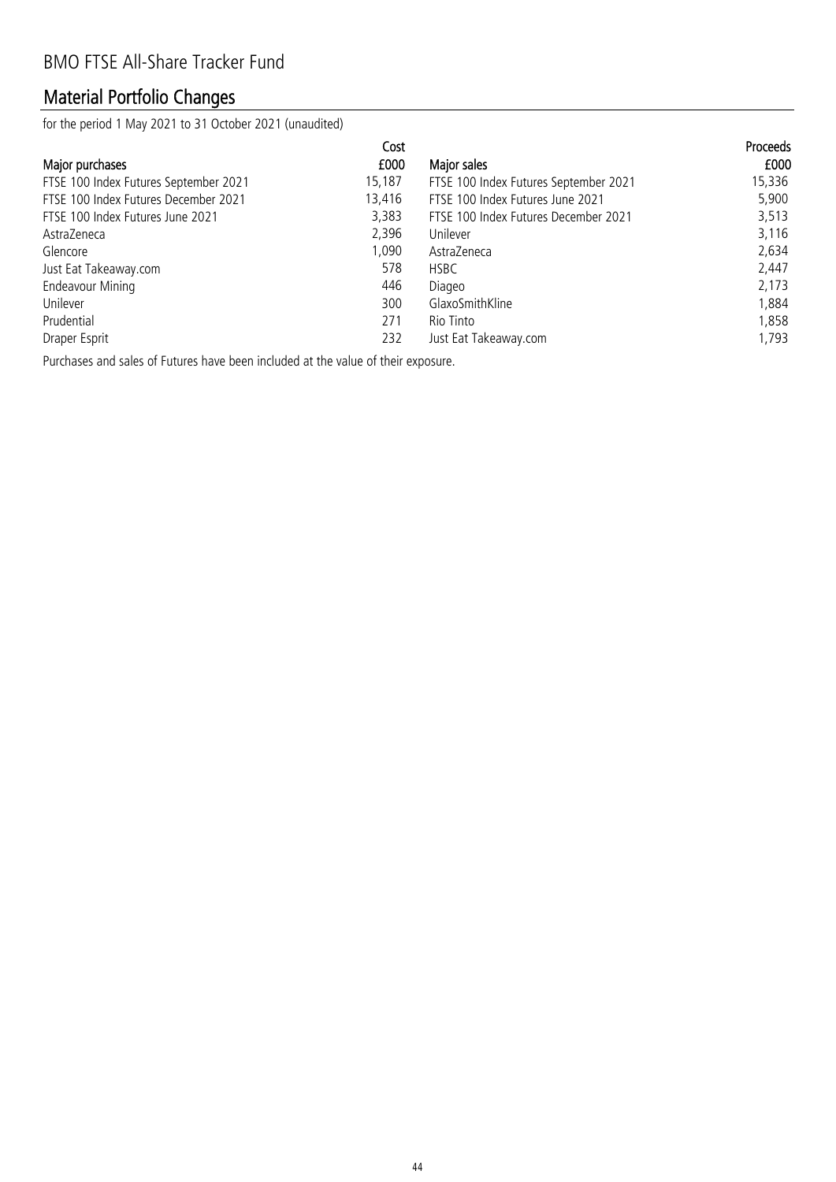## Material Portfolio Changes

for the period 1 May 2021 to 31 October 2021 (unaudited)

| Major purchases | Cost £000 | Major sales | Proceeds £000 |
|---|---|---|---|
| FTSE 100 Index Futures September 2021 | 15,187 | FTSE 100 Index Futures September 2021 | 15,336 |
| FTSE 100 Index Futures December 2021 | 13,416 | FTSE 100 Index Futures June 2021 | 5,900 |
| FTSE 100 Index Futures June 2021 | 3,383 | FTSE 100 Index Futures December 2021 | 3,513 |
| AstraZeneca | 2,396 | Unilever | 3,116 |
| Glencore | 1,090 | AstraZeneca | 2,634 |
| Just Eat Takeaway.com | 578 | HSBC | 2,447 |
| Endeavour Mining | 446 | Diageo | 2,173 |
| Unilever | 300 | GlaxoSmithKline | 1,884 |
| Prudential | 271 | Rio Tinto | 1,858 |
| Draper Esprit | 232 | Just Eat Takeaway.com | 1,793 |

Purchases and sales of Futures have been included at the value of their exposure.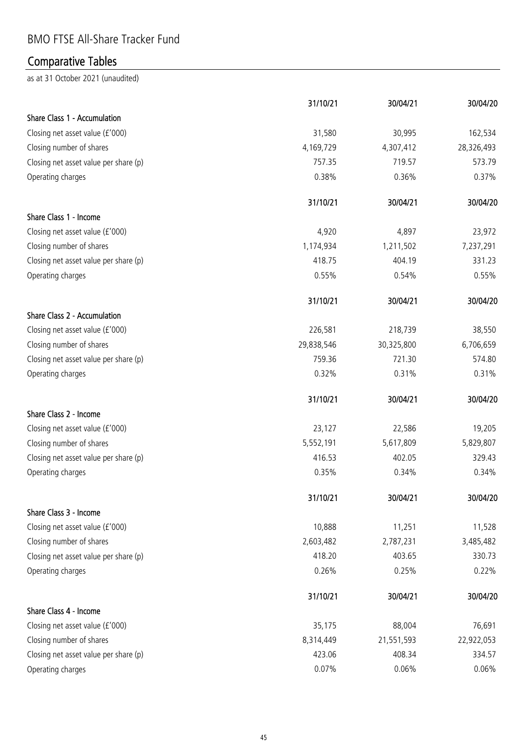# BMO FTSE All-Share Tracker Fund

## Comparative Tables

as at 31 October 2021 (unaudited)

| | 31/10/21 | 30/04/21 | 30/04/20 |
|---|---|---|---|
| **Share Class 1 - Accumulation** | | | |
| Closing net asset value (£'000) | 31,580 | 30,995 | 162,534 |
| Closing number of shares | 4,169,729 | 4,307,412 | 28,326,493 |
| Closing net asset value per share (p) | 757.35 | 719.57 | 573.79 |
| Operating charges | 0.38% | 0.36% | 0.37% |

| | 31/10/21 | 30/04/21 | 30/04/20 |
|---|---|---|---|
| **Share Class 1 - Income** | | | |
| Closing net asset value (£'000) | 4,920 | 4,897 | 23,972 |
| Closing number of shares | 1,174,934 | 1,211,502 | 7,237,291 |
| Closing net asset value per share (p) | 418.75 | 404.19 | 331.23 |
| Operating charges | 0.55% | 0.54% | 0.55% |

| | 31/10/21 | 30/04/21 | 30/04/20 |
|---|---|---|---|
| **Share Class 2 - Accumulation** | | | |
| Closing net asset value (£'000) | 226,581 | 218,739 | 38,550 |
| Closing number of shares | 29,838,546 | 30,325,800 | 6,706,659 |
| Closing net asset value per share (p) | 759.36 | 721.30 | 574.80 |
| Operating charges | 0.32% | 0.31% | 0.31% |

| | 31/10/21 | 30/04/21 | 30/04/20 |
|---|---|---|---|
| **Share Class 2 - Income** | | | |
| Closing net asset value (£'000) | 23,127 | 22,586 | 19,205 |
| Closing number of shares | 5,552,191 | 5,617,809 | 5,829,807 |
| Closing net asset value per share (p) | 416.53 | 402.05 | 329.43 |
| Operating charges | 0.35% | 0.34% | 0.34% |

| | 31/10/21 | 30/04/21 | 30/04/20 |
|---|---|---|---|
| **Share Class 3 - Income** | | | |
| Closing net asset value (£'000) | 10,888 | 11,251 | 11,528 |
| Closing number of shares | 2,603,482 | 2,787,231 | 3,485,482 |
| Closing net asset value per share (p) | 418.20 | 403.65 | 330.73 |
| Operating charges | 0.26% | 0.25% | 0.22% |

| | 31/10/21 | 30/04/21 | 30/04/20 |
|---|---|---|---|
| **Share Class 4 - Income** | | | |
| Closing net asset value (£'000) | 35,175 | 88,004 | 76,691 |
| Closing number of shares | 8,314,449 | 21,551,593 | 22,922,053 |
| Closing net asset value per share (p) | 423.06 | 408.34 | 334.57 |
| Operating charges | 0.07% | 0.06% | 0.06% |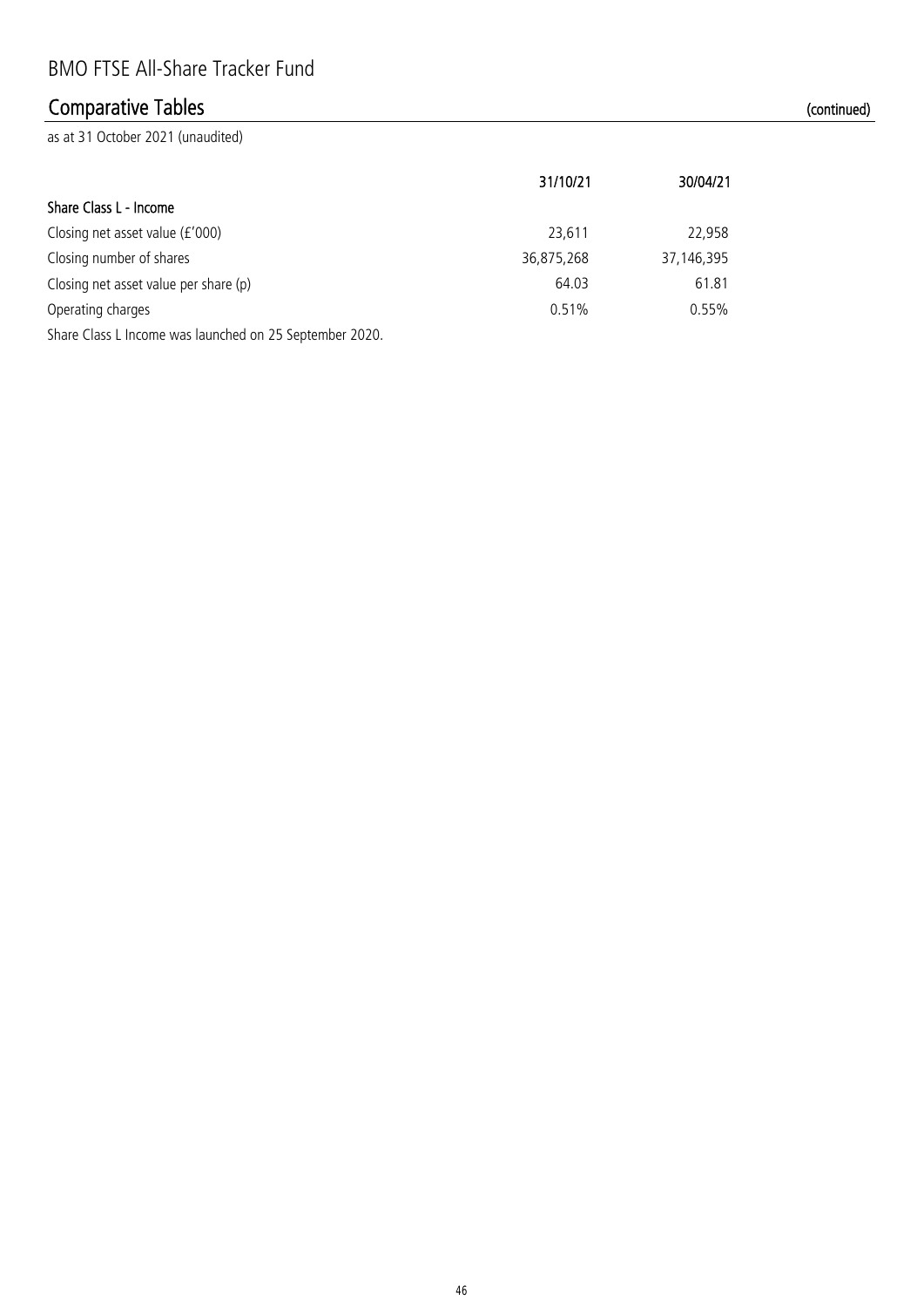# BMO FTSE All-Share Tracker Fund

## Comparative Tables (continued)

as at 31 October 2021 (unaudited)

| | 31/10/21 | 30/04/21 |
|---|---|---|
| **Share Class L - Income** | | |
| Closing net asset value (£'000) | 23,611 | 22,958 |
| Closing number of shares | 36,875,268 | 37,146,395 |
| Closing net asset value per share (p) | 64.03 | 61.81 |
| Operating charges | 0.51% | 0.55% |

Share Class L Income was launched on 25 September 2020.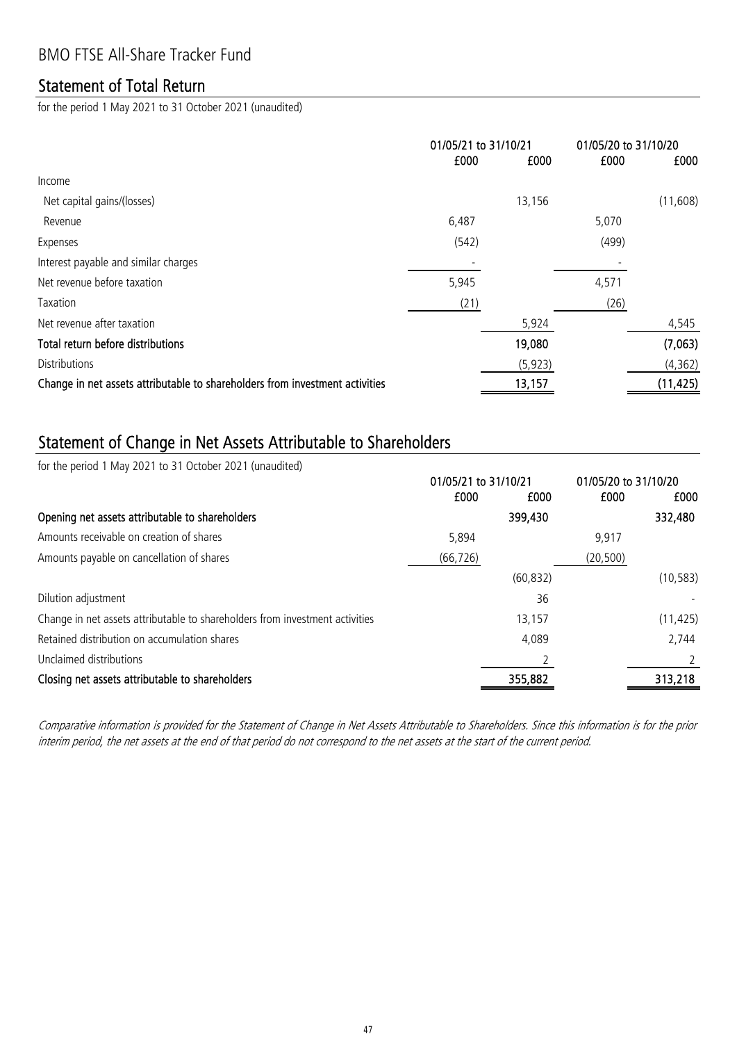# BMO FTSE All-Share Tracker Fund

## Statement of Total Return

for the period 1 May 2021 to 31 October 2021 (unaudited)

| | 01/05/21 to 31/10/21 | | 01/05/20 to 31/10/20 | |
|---|---|---|---|---|
| | £000 | £000 | £000 | £000 |
| Income | | | | |
| Net capital gains/(losses) | | 13,156 | | (11,608) |
| Revenue | 6,487 | | 5,070 | |
| Expenses | (542) | | (499) | |
| Interest payable and similar charges | - | | - | |
| Net revenue before taxation | 5,945 | | 4,571 | |
| Taxation | (21) | | (26) | |
| Net revenue after taxation | | 5,924 | | 4,545 |
| **Total return before distributions** | | **19,080** | | **(7,063)** |
| Distributions | | (5,923) | | (4,362) |
| **Change in net assets attributable to shareholders from investment activities** | | **13,157** | | **(11,425)** |

## Statement of Change in Net Assets Attributable to Shareholders

for the period 1 May 2021 to 31 October 2021 (unaudited)

| | 01/05/21 to 31/10/21 | | 01/05/20 to 31/10/20 | |
|---|---|---|---|---|
| | £000 | £000 | £000 | £000 |
| **Opening net assets attributable to shareholders** | | **399,430** | | **332,480** |
| Amounts receivable on creation of shares | 5,894 | | 9,917 | |
| Amounts payable on cancellation of shares | (66,726) | | (20,500) | |
| | | (60,832) | | (10,583) |
| Dilution adjustment | | 36 | | - |
| Change in net assets attributable to shareholders from investment activities | | 13,157 | | (11,425) |
| Retained distribution on accumulation shares | | 4,089 | | 2,744 |
| Unclaimed distributions | | 2 | | 2 |
| **Closing net assets attributable to shareholders** | | **355,882** | | **313,218** |

*Comparative information is provided for the Statement of Change in Net Assets Attributable to Shareholders. Since this information is for the prior interim period, the net assets at the end of that period do not correspond to the net assets at the start of the current period.*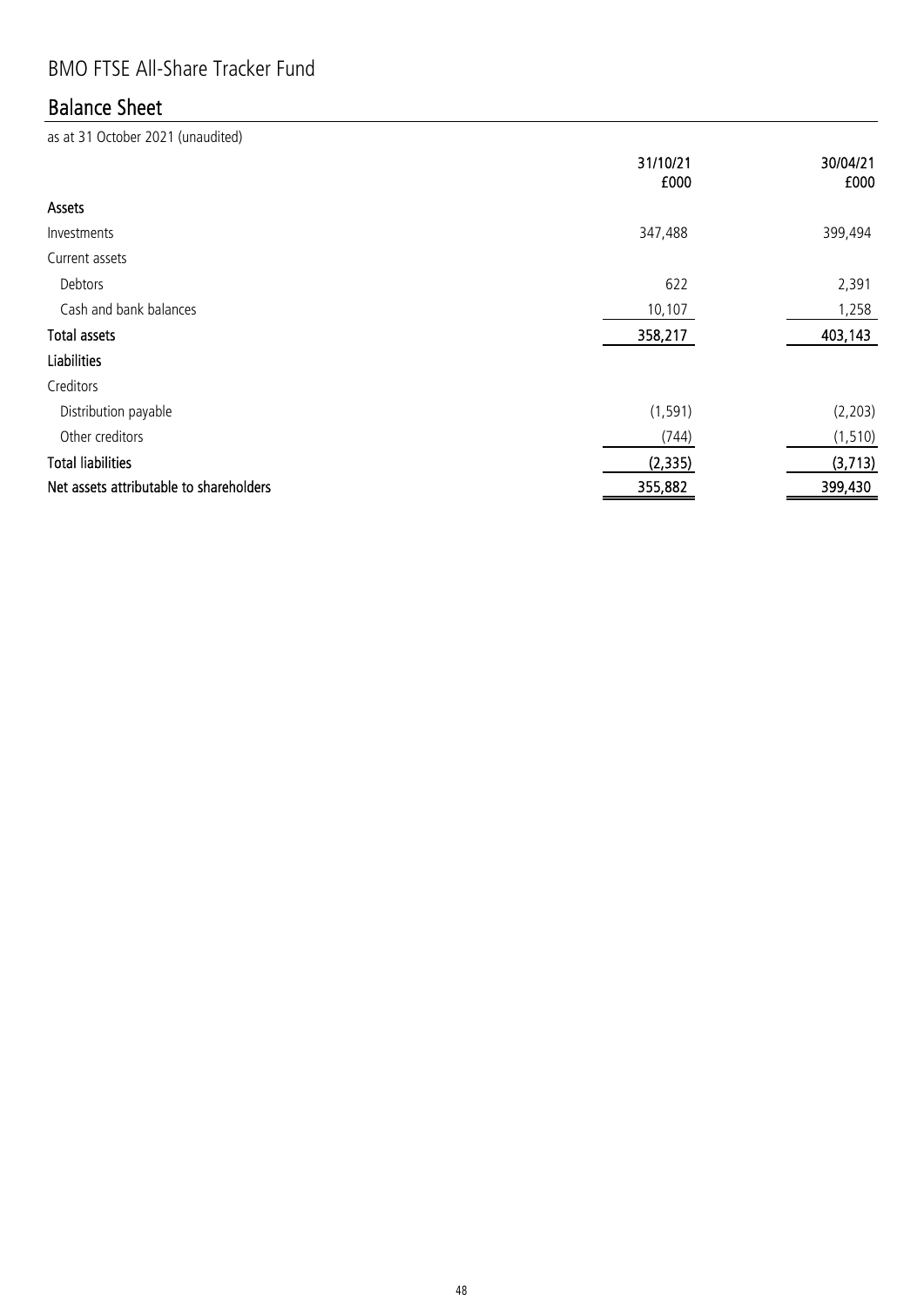# BMO FTSE All-Share Tracker Fund

## Balance Sheet

as at 31 October 2021 (unaudited)

| | 31/10/21 £000 | 30/04/21 £000 |
|---|---|---|
| **Assets** | | |
| Investments | 347,488 | 399,494 |
| Current assets | | |
| Debtors | 622 | 2,391 |
| Cash and bank balances | 10,107 | 1,258 |
| **Total assets** | **358,217** | **403,143** |
| **Liabilities** | | |
| Creditors | | |
| Distribution payable | (1,591) | (2,203) |
| Other creditors | (744) | (1,510) |
| **Total liabilities** | **(2,335)** | **(3,713)** |
| **Net assets attributable to shareholders** | **355,882** | **399,430** |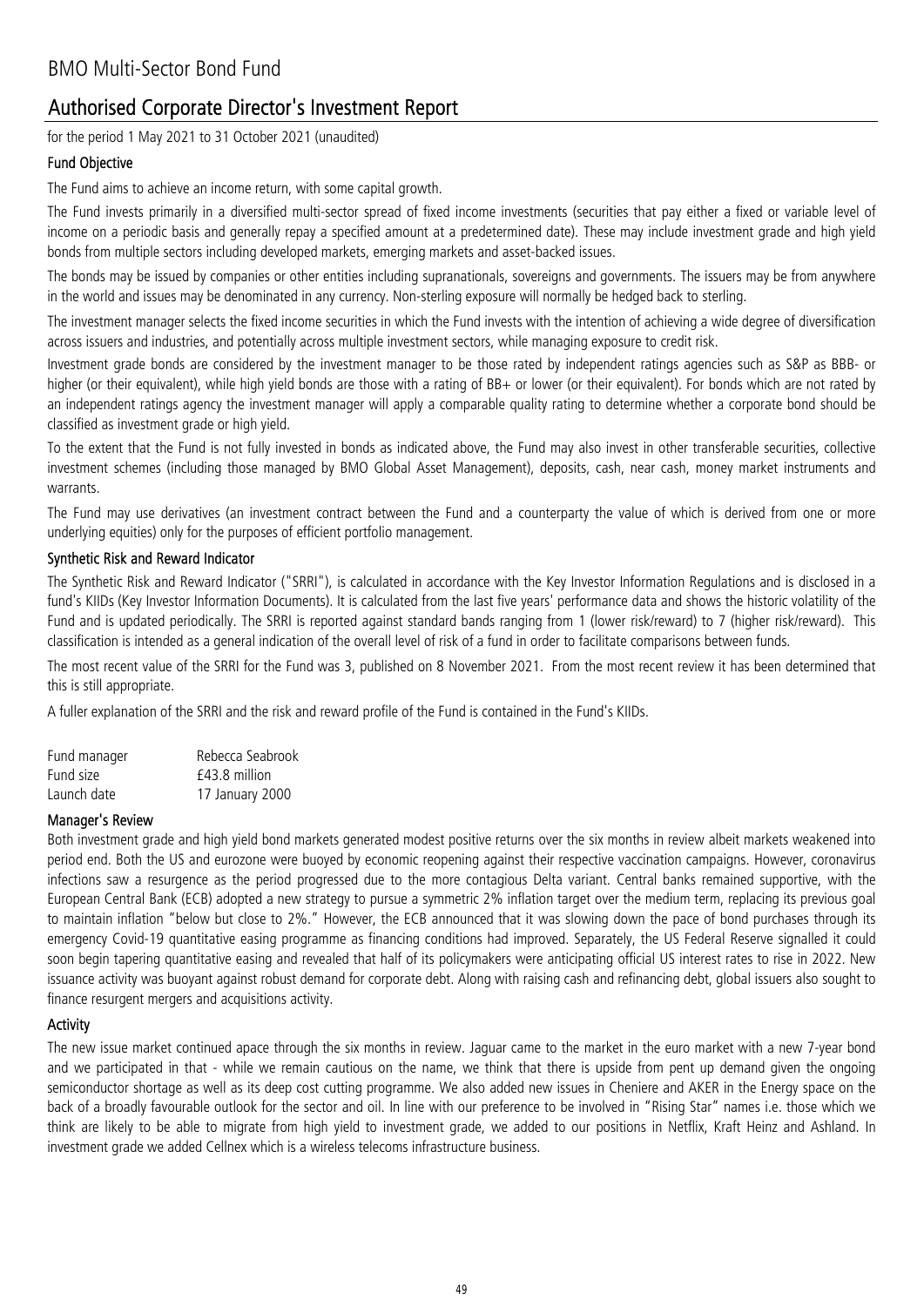# BMO Multi-Sector Bond Fund

## Authorised Corporate Director's Investment Report

for the period 1 May 2021 to 31 October 2021 (unaudited)

### Fund Objective

The Fund aims to achieve an income return, with some capital growth.

The Fund invests primarily in a diversified multi-sector spread of fixed income investments (securities that pay either a fixed or variable level of income on a periodic basis and generally repay a specified amount at a predetermined date). These may include investment grade and high yield bonds from multiple sectors including developed markets, emerging markets and asset-backed issues.

The bonds may be issued by companies or other entities including supranationals, sovereigns and governments. The issuers may be from anywhere in the world and issues may be denominated in any currency. Non-sterling exposure will normally be hedged back to sterling.

The investment manager selects the fixed income securities in which the Fund invests with the intention of achieving a wide degree of diversification across issuers and industries, and potentially across multiple investment sectors, while managing exposure to credit risk.

Investment grade bonds are considered by the investment manager to be those rated by independent ratings agencies such as S&P as BBB- or higher (or their equivalent), while high yield bonds are those with a rating of BB+ or lower (or their equivalent). For bonds which are not rated by an independent ratings agency the investment manager will apply a comparable quality rating to determine whether a corporate bond should be classified as investment grade or high yield.

To the extent that the Fund is not fully invested in bonds as indicated above, the Fund may also invest in other transferable securities, collective investment schemes (including those managed by BMO Global Asset Management), deposits, cash, near cash, money market instruments and warrants.

The Fund may use derivatives (an investment contract between the Fund and a counterparty the value of which is derived from one or more underlying equities) only for the purposes of efficient portfolio management.

### Synthetic Risk and Reward Indicator

The Synthetic Risk and Reward Indicator ("SRRI"), is calculated in accordance with the Key Investor Information Regulations and is disclosed in a fund's KIIDs (Key Investor Information Documents). It is calculated from the last five years' performance data and shows the historic volatility of the Fund and is updated periodically. The SRRI is reported against standard bands ranging from 1 (lower risk/reward) to 7 (higher risk/reward). This classification is intended as a general indication of the overall level of risk of a fund in order to facilitate comparisons between funds.

The most recent value of the SRRI for the Fund was 3, published on 8 November 2021. From the most recent review it has been determined that this is still appropriate.

A fuller explanation of the SRRI and the risk and reward profile of the Fund is contained in the Fund's KIIDs.

| | |
|---|---|
| Fund manager | Rebecca Seabrook |
| Fund size | £43.8 million |
| Launch date | 17 January 2000 |

### Manager's Review

Both investment grade and high yield bond markets generated modest positive returns over the six months in review albeit markets weakened into period end. Both the US and eurozone were buoyed by economic reopening against their respective vaccination campaigns. However, coronavirus infections saw a resurgence as the period progressed due to the more contagious Delta variant. Central banks remained supportive, with the European Central Bank (ECB) adopted a new strategy to pursue a symmetric 2% inflation target over the medium term, replacing its previous goal to maintain inflation "below but close to 2%." However, the ECB announced that it was slowing down the pace of bond purchases through its emergency Covid-19 quantitative easing programme as financing conditions had improved. Separately, the US Federal Reserve signalled it could soon begin tapering quantitative easing and revealed that half of its policymakers were anticipating official US interest rates to rise in 2022. New issuance activity was buoyant against robust demand for corporate debt. Along with raising cash and refinancing debt, global issuers also sought to finance resurgent mergers and acquisitions activity.

### Activity

The new issue market continued apace through the six months in review. Jaguar came to the market in the euro market with a new 7-year bond and we participated in that - while we remain cautious on the name, we think that there is upside from pent up demand given the ongoing semiconductor shortage as well as its deep cost cutting programme. We also added new issues in Cheniere and AKER in the Energy space on the back of a broadly favourable outlook for the sector and oil. In line with our preference to be involved in "Rising Star" names i.e. those which we think are likely to be able to migrate from high yield to investment grade, we added to our positions in Netflix, Kraft Heinz and Ashland. In investment grade we added Cellnex which is a wireless telecoms infrastructure business.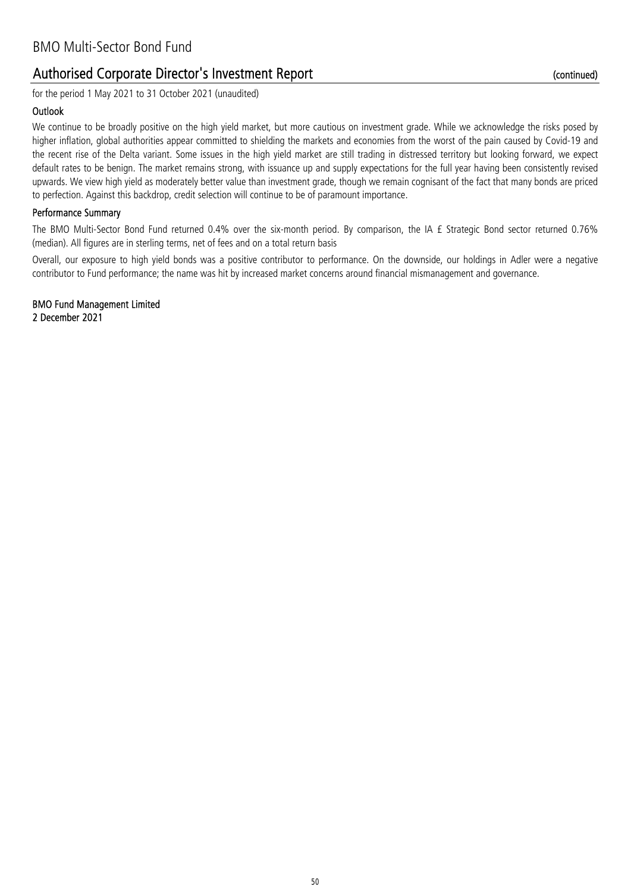## Authorised Corporate Director's Investment Report (continued)

for the period 1 May 2021 to 31 October 2021 (unaudited)

### Outlook

We continue to be broadly positive on the high yield market, but more cautious on investment grade. While we acknowledge the risks posed by higher inflation, global authorities appear committed to shielding the markets and economies from the worst of the pain caused by Covid-19 and the recent rise of the Delta variant. Some issues in the high yield market are still trading in distressed territory but looking forward, we expect default rates to be benign. The market remains strong, with issuance up and supply expectations for the full year having been consistently revised upwards. We view high yield as moderately better value than investment grade, though we remain cognisant of the fact that many bonds are priced to perfection. Against this backdrop, credit selection will continue to be of paramount importance.

### Performance Summary

The BMO Multi-Sector Bond Fund returned 0.4% over the six-month period. By comparison, the IA £ Strategic Bond sector returned 0.76% (median). All figures are in sterling terms, net of fees and on a total return basis

Overall, our exposure to high yield bonds was a positive contributor to performance. On the downside, our holdings in Adler were a negative contributor to Fund performance; the name was hit by increased market concerns around financial mismanagement and governance.

**BMO Fund Management Limited**
**2 December 2021**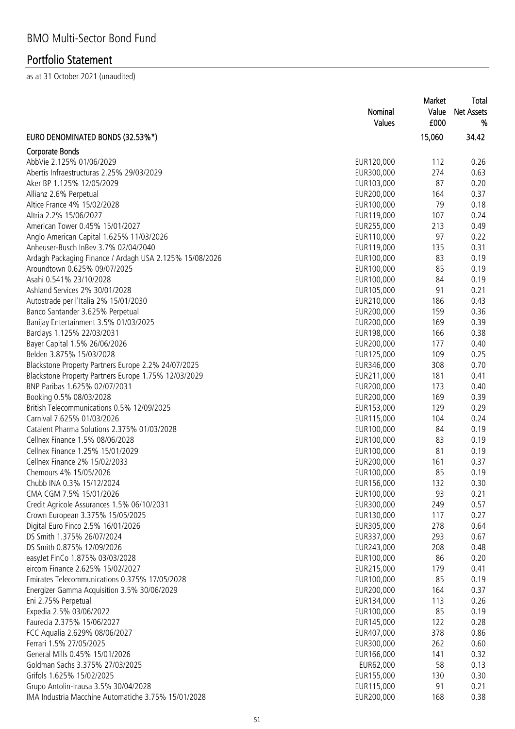# BMO Multi-Sector Bond Fund

## Portfolio Statement

as at 31 October 2021 (unaudited)

| | Nominal Values | Market Value £000 | Total Net Assets % |
|---|---|---|---|
| **EURO DENOMINATED BONDS (32.53%*)** | | **15,060** | **34.42** |
| **Corporate Bonds** | | | |
| AbbVie 2.125% 01/06/2029 | EUR120,000 | 112 | 0.26 |
| Abertis Infraestructuras 2.25% 29/03/2029 | EUR300,000 | 274 | 0.63 |
| Aker BP 1.125% 12/05/2029 | EUR103,000 | 87 | 0.20 |
| Allianz 2.6% Perpetual | EUR200,000 | 164 | 0.37 |
| Altice France 4% 15/02/2028 | EUR100,000 | 79 | 0.18 |
| Altria 2.2% 15/06/2027 | EUR119,000 | 107 | 0.24 |
| American Tower 0.45% 15/01/2027 | EUR255,000 | 213 | 0.49 |
| Anglo American Capital 1.625% 11/03/2026 | EUR110,000 | 97 | 0.22 |
| Anheuser-Busch InBev 3.7% 02/04/2040 | EUR119,000 | 135 | 0.31 |
| Ardagh Packaging Finance / Ardagh USA 2.125% 15/08/2026 | EUR100,000 | 83 | 0.19 |
| Aroundtown 0.625% 09/07/2025 | EUR100,000 | 85 | 0.19 |
| Asahi 0.541% 23/10/2028 | EUR100,000 | 84 | 0.19 |
| Ashland Services 2% 30/01/2028 | EUR105,000 | 91 | 0.21 |
| Autostrade per l'Italia 2% 15/01/2030 | EUR210,000 | 186 | 0.43 |
| Banco Santander 3.625% Perpetual | EUR200,000 | 159 | 0.36 |
| Banijay Entertainment 3.5% 01/03/2025 | EUR200,000 | 169 | 0.39 |
| Barclays 1.125% 22/03/2031 | EUR198,000 | 166 | 0.38 |
| Bayer Capital 1.5% 26/06/2026 | EUR200,000 | 177 | 0.40 |
| Belden 3.875% 15/03/2028 | EUR125,000 | 109 | 0.25 |
| Blackstone Property Partners Europe 2.2% 24/07/2025 | EUR346,000 | 308 | 0.70 |
| Blackstone Property Partners Europe 1.75% 12/03/2029 | EUR211,000 | 181 | 0.41 |
| BNP Paribas 1.625% 02/07/2031 | EUR200,000 | 173 | 0.40 |
| Booking 0.5% 08/03/2028 | EUR200,000 | 169 | 0.39 |
| British Telecommunications 0.5% 12/09/2025 | EUR153,000 | 129 | 0.29 |
| Carnival 7.625% 01/03/2026 | EUR115,000 | 104 | 0.24 |
| Catalent Pharma Solutions 2.375% 01/03/2028 | EUR100,000 | 84 | 0.19 |
| Cellnex Finance 1.5% 08/06/2028 | EUR100,000 | 83 | 0.19 |
| Cellnex Finance 1.25% 15/01/2029 | EUR100,000 | 81 | 0.19 |
| Cellnex Finance 2% 15/02/2033 | EUR200,000 | 161 | 0.37 |
| Chemours 4% 15/05/2026 | EUR100,000 | 85 | 0.19 |
| Chubb INA 0.3% 15/12/2024 | EUR156,000 | 132 | 0.30 |
| CMA CGM 7.5% 15/01/2026 | EUR100,000 | 93 | 0.21 |
| Credit Agricole Assurances 1.5% 06/10/2031 | EUR300,000 | 249 | 0.57 |
| Crown European 3.375% 15/05/2025 | EUR130,000 | 117 | 0.27 |
| Digital Euro Finco 2.5% 16/01/2026 | EUR305,000 | 278 | 0.64 |
| DS Smith 1.375% 26/07/2024 | EUR337,000 | 293 | 0.67 |
| DS Smith 0.875% 12/09/2026 | EUR243,000 | 208 | 0.48 |
| easyJet FinCo 1.875% 03/03/2028 | EUR100,000 | 86 | 0.20 |
| eircom Finance 2.625% 15/02/2027 | EUR215,000 | 179 | 0.41 |
| Emirates Telecommunications 0.375% 17/05/2028 | EUR100,000 | 85 | 0.19 |
| Energizer Gamma Acquisition 3.5% 30/06/2029 | EUR200,000 | 164 | 0.37 |
| Eni 2.75% Perpetual | EUR134,000 | 113 | 0.26 |
| Expedia 2.5% 03/06/2022 | EUR100,000 | 85 | 0.19 |
| Faurecia 2.375% 15/06/2027 | EUR145,000 | 122 | 0.28 |
| FCC Aqualia 2.629% 08/06/2027 | EUR407,000 | 378 | 0.86 |
| Ferrari 1.5% 27/05/2025 | EUR300,000 | 262 | 0.60 |
| General Mills 0.45% 15/01/2026 | EUR166,000 | 141 | 0.32 |
| Goldman Sachs 3.375% 27/03/2025 | EUR62,000 | 58 | 0.13 |
| Grifols 1.625% 15/02/2025 | EUR155,000 | 130 | 0.30 |
| Grupo Antolin-Irausa 3.5% 30/04/2028 | EUR115,000 | 91 | 0.21 |
| IMA Industria Macchine Automatiche 3.75% 15/01/2028 | EUR200,000 | 168 | 0.38 |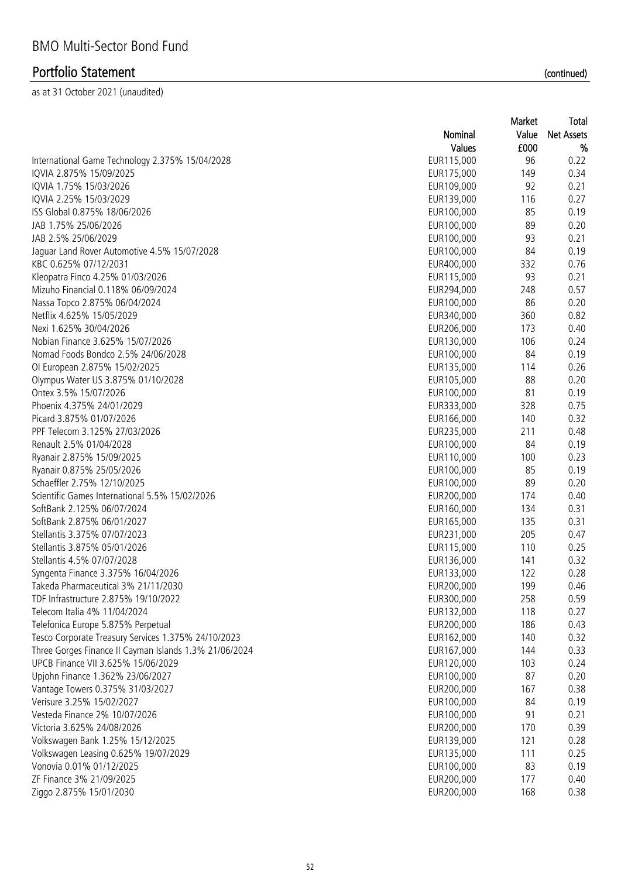# BMO Multi-Sector Bond Fund

## Portfolio Statement (continued)

as at 31 October 2021 (unaudited)

| | Nominal Values | Market Value £000 | Total Net Assets % |
|---|---|---|---|
| International Game Technology 2.375% 15/04/2028 | EUR115,000 | 96 | 0.22 |
| IQVIA 2.875% 15/09/2025 | EUR175,000 | 149 | 0.34 |
| IQVIA 1.75% 15/03/2026 | EUR109,000 | 92 | 0.21 |
| IQVIA 2.25% 15/03/2029 | EUR139,000 | 116 | 0.27 |
| ISS Global 0.875% 18/06/2026 | EUR100,000 | 85 | 0.19 |
| JAB 1.75% 25/06/2026 | EUR100,000 | 89 | 0.20 |
| JAB 2.5% 25/06/2029 | EUR100,000 | 93 | 0.21 |
| Jaguar Land Rover Automotive 4.5% 15/07/2028 | EUR100,000 | 84 | 0.19 |
| KBC 0.625% 07/12/2031 | EUR400,000 | 332 | 0.76 |
| Kleopatra Finco 4.25% 01/03/2026 | EUR115,000 | 93 | 0.21 |
| Mizuho Financial 0.118% 06/09/2024 | EUR294,000 | 248 | 0.57 |
| Nassa Topco 2.875% 06/04/2024 | EUR100,000 | 86 | 0.20 |
| Netflix 4.625% 15/05/2029 | EUR340,000 | 360 | 0.82 |
| Nexi 1.625% 30/04/2026 | EUR206,000 | 173 | 0.40 |
| Nobian Finance 3.625% 15/07/2026 | EUR130,000 | 106 | 0.24 |
| Nomad Foods Bondco 2.5% 24/06/2028 | EUR100,000 | 84 | 0.19 |
| OI European 2.875% 15/02/2025 | EUR135,000 | 114 | 0.26 |
| Olympus Water US 3.875% 01/10/2028 | EUR105,000 | 88 | 0.20 |
| Ontex 3.5% 15/07/2026 | EUR100,000 | 81 | 0.19 |
| Phoenix 4.375% 24/01/2029 | EUR333,000 | 328 | 0.75 |
| Picard 3.875% 01/07/2026 | EUR166,000 | 140 | 0.32 |
| PPF Telecom 3.125% 27/03/2026 | EUR235,000 | 211 | 0.48 |
| Renault 2.5% 01/04/2028 | EUR100,000 | 84 | 0.19 |
| Ryanair 2.875% 15/09/2025 | EUR110,000 | 100 | 0.23 |
| Ryanair 0.875% 25/05/2026 | EUR100,000 | 85 | 0.19 |
| Schaeffler 2.75% 12/10/2025 | EUR100,000 | 89 | 0.20 |
| Scientific Games International 5.5% 15/02/2026 | EUR200,000 | 174 | 0.40 |
| SoftBank 2.125% 06/07/2024 | EUR160,000 | 134 | 0.31 |
| SoftBank 2.875% 06/01/2027 | EUR165,000 | 135 | 0.31 |
| Stellantis 3.375% 07/07/2023 | EUR231,000 | 205 | 0.47 |
| Stellantis 3.875% 05/01/2026 | EUR115,000 | 110 | 0.25 |
| Stellantis 4.5% 07/07/2028 | EUR136,000 | 141 | 0.32 |
| Syngenta Finance 3.375% 16/04/2026 | EUR133,000 | 122 | 0.28 |
| Takeda Pharmaceutical 3% 21/11/2030 | EUR200,000 | 199 | 0.46 |
| TDF Infrastructure 2.875% 19/10/2022 | EUR300,000 | 258 | 0.59 |
| Telecom Italia 4% 11/04/2024 | EUR132,000 | 118 | 0.27 |
| Telefonica Europe 5.875% Perpetual | EUR200,000 | 186 | 0.43 |
| Tesco Corporate Treasury Services 1.375% 24/10/2023 | EUR162,000 | 140 | 0.32 |
| Three Gorges Finance II Cayman Islands 1.3% 21/06/2024 | EUR167,000 | 144 | 0.33 |
| UPCB Finance VII 3.625% 15/06/2029 | EUR120,000 | 103 | 0.24 |
| Upjohn Finance 1.362% 23/06/2027 | EUR100,000 | 87 | 0.20 |
| Vantage Towers 0.375% 31/03/2027 | EUR200,000 | 167 | 0.38 |
| Verisure 3.25% 15/02/2027 | EUR100,000 | 84 | 0.19 |
| Vesteda Finance 2% 10/07/2026 | EUR100,000 | 91 | 0.21 |
| Victoria 3.625% 24/08/2026 | EUR200,000 | 170 | 0.39 |
| Volkswagen Bank 1.25% 15/12/2025 | EUR139,000 | 121 | 0.28 |
| Volkswagen Leasing 0.625% 19/07/2029 | EUR135,000 | 111 | 0.25 |
| Vonovia 0.01% 01/12/2025 | EUR100,000 | 83 | 0.19 |
| ZF Finance 3% 21/09/2025 | EUR200,000 | 177 | 0.40 |
| Ziggo 2.875% 15/01/2030 | EUR200,000 | 168 | 0.38 |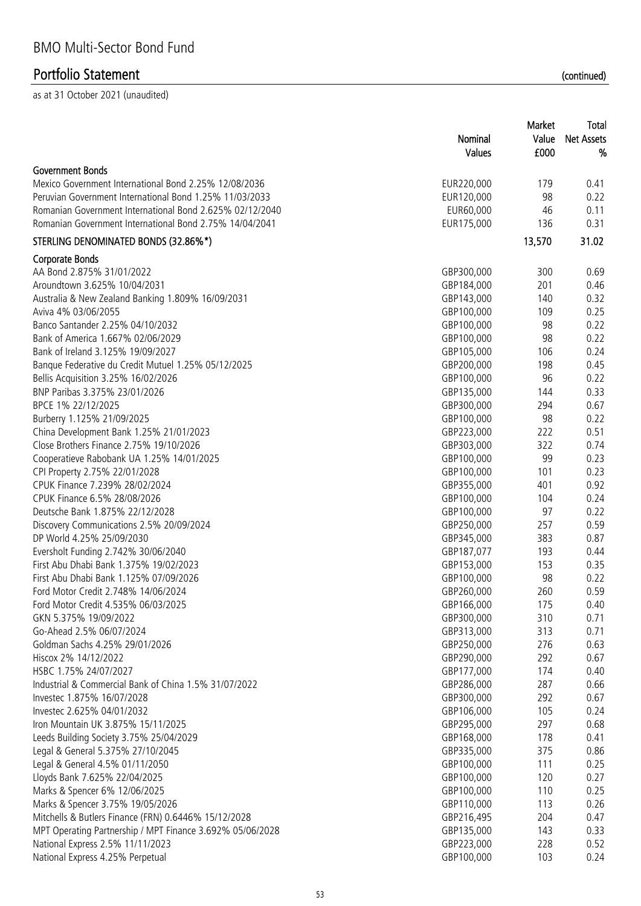# BMO Multi-Sector Bond Fund

## Portfolio Statement (continued)

as at 31 October 2021 (unaudited)

| | Nominal Values | Market Value £000 | Total Net Assets % |
|---|---|---|---|
| **Government Bonds** | | | |
| Mexico Government International Bond 2.25% 12/08/2036 | EUR220,000 | 179 | 0.41 |
| Peruvian Government International Bond 1.25% 11/03/2033 | EUR120,000 | 98 | 0.22 |
| Romanian Government International Bond 2.625% 02/12/2040 | EUR60,000 | 46 | 0.11 |
| Romanian Government International Bond 2.75% 14/04/2041 | EUR175,000 | 136 | 0.31 |
| **STERLING DENOMINATED BONDS (32.86%\*)** | | **13,570** | **31.02** |
| **Corporate Bonds** | | | |
| AA Bond 2.875% 31/01/2022 | GBP300,000 | 300 | 0.69 |
| Aroundtown 3.625% 10/04/2031 | GBP184,000 | 201 | 0.46 |
| Australia & New Zealand Banking 1.809% 16/09/2031 | GBP143,000 | 140 | 0.32 |
| Aviva 4% 03/06/2055 | GBP100,000 | 109 | 0.25 |
| Banco Santander 2.25% 04/10/2032 | GBP100,000 | 98 | 0.22 |
| Bank of America 1.667% 02/06/2029 | GBP100,000 | 98 | 0.22 |
| Bank of Ireland 3.125% 19/09/2027 | GBP105,000 | 106 | 0.24 |
| Banque Federative du Credit Mutuel 1.25% 05/12/2025 | GBP200,000 | 198 | 0.45 |
| Bellis Acquisition 3.25% 16/02/2026 | GBP100,000 | 96 | 0.22 |
| BNP Paribas 3.375% 23/01/2026 | GBP135,000 | 144 | 0.33 |
| BPCE 1% 22/12/2025 | GBP300,000 | 294 | 0.67 |
| Burberry 1.125% 21/09/2025 | GBP100,000 | 98 | 0.22 |
| China Development Bank 1.25% 21/01/2023 | GBP223,000 | 222 | 0.51 |
| Close Brothers Finance 2.75% 19/10/2026 | GBP303,000 | 322 | 0.74 |
| Cooperatieve Rabobank UA 1.25% 14/01/2025 | GBP100,000 | 99 | 0.23 |
| CPI Property 2.75% 22/01/2028 | GBP100,000 | 101 | 0.23 |
| CPUK Finance 7.239% 28/02/2024 | GBP355,000 | 401 | 0.92 |
| CPUK Finance 6.5% 28/08/2026 | GBP100,000 | 104 | 0.24 |
| Deutsche Bank 1.875% 22/12/2028 | GBP100,000 | 97 | 0.22 |
| Discovery Communications 2.5% 20/09/2024 | GBP250,000 | 257 | 0.59 |
| DP World 4.25% 25/09/2030 | GBP345,000 | 383 | 0.87 |
| Eversholt Funding 2.742% 30/06/2040 | GBP187,077 | 193 | 0.44 |
| First Abu Dhabi Bank 1.375% 19/02/2023 | GBP153,000 | 153 | 0.35 |
| First Abu Dhabi Bank 1.125% 07/09/2026 | GBP100,000 | 98 | 0.22 |
| Ford Motor Credit 2.748% 14/06/2024 | GBP260,000 | 260 | 0.59 |
| Ford Motor Credit 4.535% 06/03/2025 | GBP166,000 | 175 | 0.40 |
| GKN 5.375% 19/09/2022 | GBP300,000 | 310 | 0.71 |
| Go-Ahead 2.5% 06/07/2024 | GBP313,000 | 313 | 0.71 |
| Goldman Sachs 4.25% 29/01/2026 | GBP250,000 | 276 | 0.63 |
| Hiscox 2% 14/12/2022 | GBP290,000 | 292 | 0.67 |
| HSBC 1.75% 24/07/2027 | GBP177,000 | 174 | 0.40 |
| Industrial & Commercial Bank of China 1.5% 31/07/2022 | GBP286,000 | 287 | 0.66 |
| Investec 1.875% 16/07/2028 | GBP300,000 | 292 | 0.67 |
| Investec 2.625% 04/01/2032 | GBP106,000 | 105 | 0.24 |
| Iron Mountain UK 3.875% 15/11/2025 | GBP295,000 | 297 | 0.68 |
| Leeds Building Society 3.75% 25/04/2029 | GBP168,000 | 178 | 0.41 |
| Legal & General 5.375% 27/10/2045 | GBP335,000 | 375 | 0.86 |
| Legal & General 4.5% 01/11/2050 | GBP100,000 | 111 | 0.25 |
| Lloyds Bank 7.625% 22/04/2025 | GBP100,000 | 120 | 0.27 |
| Marks & Spencer 6% 12/06/2025 | GBP100,000 | 110 | 0.25 |
| Marks & Spencer 3.75% 19/05/2026 | GBP110,000 | 113 | 0.26 |
| Mitchells & Butlers Finance (FRN) 0.6446% 15/12/2028 | GBP216,495 | 204 | 0.47 |
| MPT Operating Partnership / MPT Finance 3.692% 05/06/2028 | GBP135,000 | 143 | 0.33 |
| National Express 2.5% 11/11/2023 | GBP223,000 | 228 | 0.52 |
| National Express 4.25% Perpetual | GBP100,000 | 103 | 0.24 |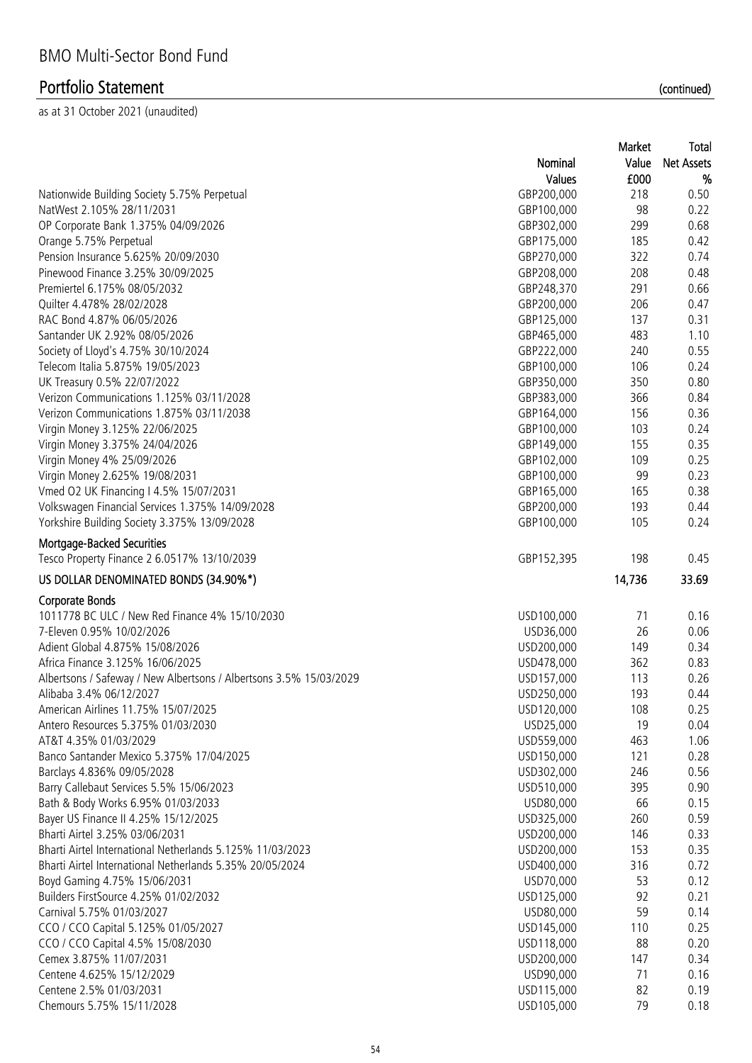# BMO Multi-Sector Bond Fund

## Portfolio Statement (continued)

as at 31 October 2021 (unaudited)

| | Nominal Values | Market Value £000 | Total Net Assets % |
|---|---|---|---|
| Nationwide Building Society 5.75% Perpetual | GBP200,000 | 218 | 0.50 |
| NatWest 2.105% 28/11/2031 | GBP100,000 | 98 | 0.22 |
| OP Corporate Bank 1.375% 04/09/2026 | GBP302,000 | 299 | 0.68 |
| Orange 5.75% Perpetual | GBP175,000 | 185 | 0.42 |
| Pension Insurance 5.625% 20/09/2030 | GBP270,000 | 322 | 0.74 |
| Pinewood Finance 3.25% 30/09/2025 | GBP208,000 | 208 | 0.48 |
| Premiertel 6.175% 08/05/2032 | GBP248,370 | 291 | 0.66 |
| Quilter 4.478% 28/02/2028 | GBP200,000 | 206 | 0.47 |
| RAC Bond 4.87% 06/05/2026 | GBP125,000 | 137 | 0.31 |
| Santander UK 2.92% 08/05/2026 | GBP465,000 | 483 | 1.10 |
| Society of Lloyd's 4.75% 30/10/2024 | GBP222,000 | 240 | 0.55 |
| Telecom Italia 5.875% 19/05/2023 | GBP100,000 | 106 | 0.24 |
| UK Treasury 0.5% 22/07/2022 | GBP350,000 | 350 | 0.80 |
| Verizon Communications 1.125% 03/11/2028 | GBP383,000 | 366 | 0.84 |
| Verizon Communications 1.875% 03/11/2038 | GBP164,000 | 156 | 0.36 |
| Virgin Money 3.125% 22/06/2025 | GBP100,000 | 103 | 0.24 |
| Virgin Money 3.375% 24/04/2026 | GBP149,000 | 155 | 0.35 |
| Virgin Money 4% 25/09/2026 | GBP102,000 | 109 | 0.25 |
| Virgin Money 2.625% 19/08/2031 | GBP100,000 | 99 | 0.23 |
| Vmed O2 UK Financing I 4.5% 15/07/2031 | GBP165,000 | 165 | 0.38 |
| Volkswagen Financial Services 1.375% 14/09/2028 | GBP200,000 | 193 | 0.44 |
| Yorkshire Building Society 3.375% 13/09/2028 | GBP100,000 | 105 | 0.24 |
| **Mortgage-Backed Securities** | | | |
| Tesco Property Finance 2 6.0517% 13/10/2039 | GBP152,395 | 198 | 0.45 |
| **US DOLLAR DENOMINATED BONDS (34.90%*)** | | **14,736** | **33.69** |
| **Corporate Bonds** | | | |
| 1011778 BC ULC / New Red Finance 4% 15/10/2030 | USD100,000 | 71 | 0.16 |
| 7-Eleven 0.95% 10/02/2026 | USD36,000 | 26 | 0.06 |
| Adient Global 4.875% 15/08/2026 | USD200,000 | 149 | 0.34 |
| Africa Finance 3.125% 16/06/2025 | USD478,000 | 362 | 0.83 |
| Albertsons / Safeway / New Albertsons / Albertsons 3.5% 15/03/2029 | USD157,000 | 113 | 0.26 |
| Alibaba 3.4% 06/12/2027 | USD250,000 | 193 | 0.44 |
| American Airlines 11.75% 15/07/2025 | USD120,000 | 108 | 0.25 |
| Antero Resources 5.375% 01/03/2030 | USD25,000 | 19 | 0.04 |
| AT&T 4.35% 01/03/2029 | USD559,000 | 463 | 1.06 |
| Banco Santander Mexico 5.375% 17/04/2025 | USD150,000 | 121 | 0.28 |
| Barclays 4.836% 09/05/2028 | USD302,000 | 246 | 0.56 |
| Barry Callebaut Services 5.5% 15/06/2023 | USD510,000 | 395 | 0.90 |
| Bath & Body Works 6.95% 01/03/2033 | USD80,000 | 66 | 0.15 |
| Bayer US Finance II 4.25% 15/12/2025 | USD325,000 | 260 | 0.59 |
| Bharti Airtel 3.25% 03/06/2031 | USD200,000 | 146 | 0.33 |
| Bharti Airtel International Netherlands 5.125% 11/03/2023 | USD200,000 | 153 | 0.35 |
| Bharti Airtel International Netherlands 5.35% 20/05/2024 | USD400,000 | 316 | 0.72 |
| Boyd Gaming 4.75% 15/06/2031 | USD70,000 | 53 | 0.12 |
| Builders FirstSource 4.25% 01/02/2032 | USD125,000 | 92 | 0.21 |
| Carnival 5.75% 01/03/2027 | USD80,000 | 59 | 0.14 |
| CCO / CCO Capital 5.125% 01/05/2027 | USD145,000 | 110 | 0.25 |
| CCO / CCO Capital 4.5% 15/08/2030 | USD118,000 | 88 | 0.20 |
| Cemex 3.875% 11/07/2031 | USD200,000 | 147 | 0.34 |
| Centene 4.625% 15/12/2029 | USD90,000 | 71 | 0.16 |
| Centene 2.5% 01/03/2031 | USD115,000 | 82 | 0.19 |
| Chemours 5.75% 15/11/2028 | USD105,000 | 79 | 0.18 |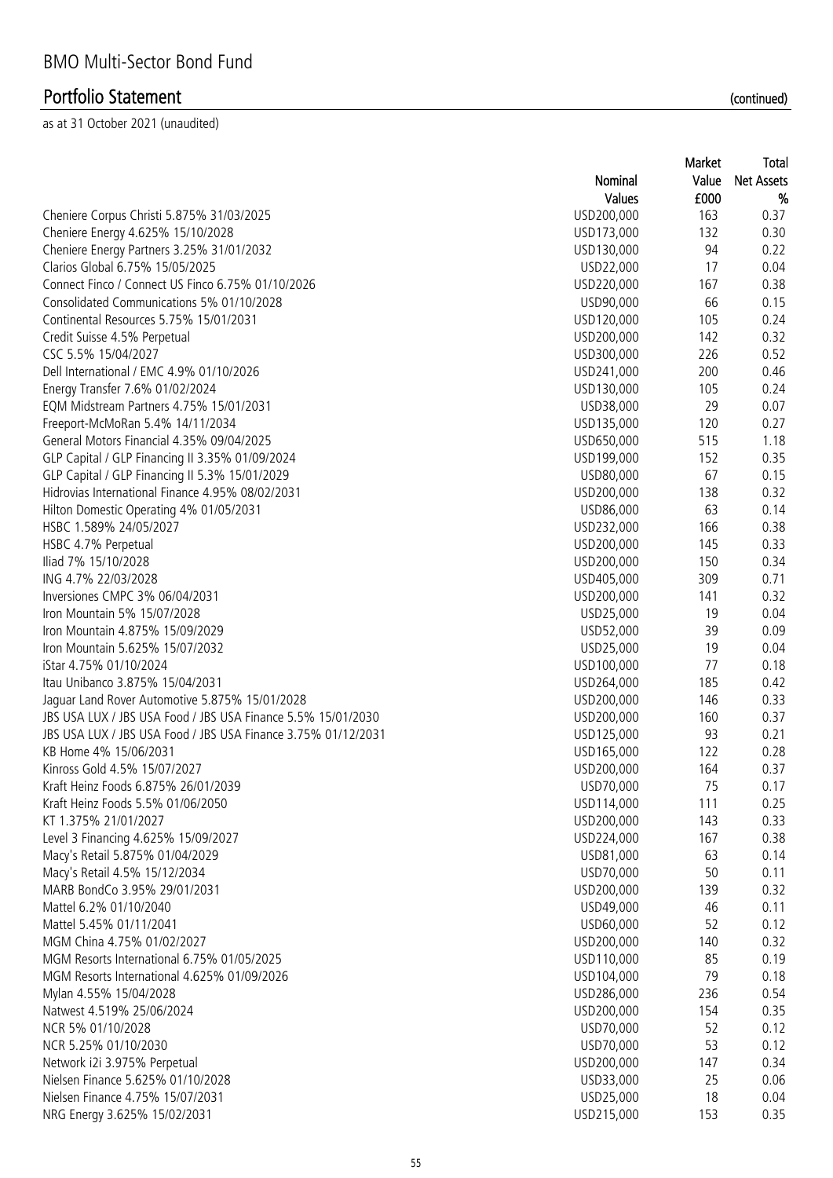# BMO Multi-Sector Bond Fund

## Portfolio Statement (continued)

as at 31 October 2021 (unaudited)

| | Nominal Values | Market Value £000 | Total Net Assets % |
|---|---|---|---|
| Cheniere Corpus Christi 5.875% 31/03/2025 | USD200,000 | 163 | 0.37 |
| Cheniere Energy 4.625% 15/10/2028 | USD173,000 | 132 | 0.30 |
| Cheniere Energy Partners 3.25% 31/01/2032 | USD130,000 | 94 | 0.22 |
| Clarios Global 6.75% 15/05/2025 | USD22,000 | 17 | 0.04 |
| Connect Finco / Connect US Finco 6.75% 01/10/2026 | USD220,000 | 167 | 0.38 |
| Consolidated Communications 5% 01/10/2028 | USD90,000 | 66 | 0.15 |
| Continental Resources 5.75% 15/01/2031 | USD120,000 | 105 | 0.24 |
| Credit Suisse 4.5% Perpetual | USD200,000 | 142 | 0.32 |
| CSC 5.5% 15/04/2027 | USD300,000 | 226 | 0.52 |
| Dell International / EMC 4.9% 01/10/2026 | USD241,000 | 200 | 0.46 |
| Energy Transfer 7.6% 01/02/2024 | USD130,000 | 105 | 0.24 |
| EQM Midstream Partners 4.75% 15/01/2031 | USD38,000 | 29 | 0.07 |
| Freeport-McMoRan 5.4% 14/11/2034 | USD135,000 | 120 | 0.27 |
| General Motors Financial 4.35% 09/04/2025 | USD650,000 | 515 | 1.18 |
| GLP Capital / GLP Financing II 3.35% 01/09/2024 | USD199,000 | 152 | 0.35 |
| GLP Capital / GLP Financing II 5.3% 15/01/2029 | USD80,000 | 67 | 0.15 |
| Hidrovias International Finance 4.95% 08/02/2031 | USD200,000 | 138 | 0.32 |
| Hilton Domestic Operating 4% 01/05/2031 | USD86,000 | 63 | 0.14 |
| HSBC 1.589% 24/05/2027 | USD232,000 | 166 | 0.38 |
| HSBC 4.7% Perpetual | USD200,000 | 145 | 0.33 |
| Iliad 7% 15/10/2028 | USD200,000 | 150 | 0.34 |
| ING 4.7% 22/03/2028 | USD405,000 | 309 | 0.71 |
| Inversiones CMPC 3% 06/04/2031 | USD200,000 | 141 | 0.32 |
| Iron Mountain 5% 15/07/2028 | USD25,000 | 19 | 0.04 |
| Iron Mountain 4.875% 15/09/2029 | USD52,000 | 39 | 0.09 |
| Iron Mountain 5.625% 15/07/2032 | USD25,000 | 19 | 0.04 |
| iStar 4.75% 01/10/2024 | USD100,000 | 77 | 0.18 |
| Itau Unibanco 3.875% 15/04/2031 | USD264,000 | 185 | 0.42 |
| Jaguar Land Rover Automotive 5.875% 15/01/2028 | USD200,000 | 146 | 0.33 |
| JBS USA LUX / JBS USA Food / JBS USA Finance 5.5% 15/01/2030 | USD200,000 | 160 | 0.37 |
| JBS USA LUX / JBS USA Food / JBS USA Finance 3.75% 01/12/2031 | USD125,000 | 93 | 0.21 |
| KB Home 4% 15/06/2031 | USD165,000 | 122 | 0.28 |
| Kinross Gold 4.5% 15/07/2027 | USD200,000 | 164 | 0.37 |
| Kraft Heinz Foods 6.875% 26/01/2039 | USD70,000 | 75 | 0.17 |
| Kraft Heinz Foods 5.5% 01/06/2050 | USD114,000 | 111 | 0.25 |
| KT 1.375% 21/01/2027 | USD200,000 | 143 | 0.33 |
| Level 3 Financing 4.625% 15/09/2027 | USD224,000 | 167 | 0.38 |
| Macy's Retail 5.875% 01/04/2029 | USD81,000 | 63 | 0.14 |
| Macy's Retail 4.5% 15/12/2034 | USD70,000 | 50 | 0.11 |
| MARB BondCo 3.95% 29/01/2031 | USD200,000 | 139 | 0.32 |
| Mattel 6.2% 01/10/2040 | USD49,000 | 46 | 0.11 |
| Mattel 5.45% 01/11/2041 | USD60,000 | 52 | 0.12 |
| MGM China 4.75% 01/02/2027 | USD200,000 | 140 | 0.32 |
| MGM Resorts International 6.75% 01/05/2025 | USD110,000 | 85 | 0.19 |
| MGM Resorts International 4.625% 01/09/2026 | USD104,000 | 79 | 0.18 |
| Mylan 4.55% 15/04/2028 | USD286,000 | 236 | 0.54 |
| Natwest 4.519% 25/06/2024 | USD200,000 | 154 | 0.35 |
| NCR 5% 01/10/2028 | USD70,000 | 52 | 0.12 |
| NCR 5.25% 01/10/2030 | USD70,000 | 53 | 0.12 |
| Network i2i 3.975% Perpetual | USD200,000 | 147 | 0.34 |
| Nielsen Finance 5.625% 01/10/2028 | USD33,000 | 25 | 0.06 |
| Nielsen Finance 4.75% 15/07/2031 | USD25,000 | 18 | 0.04 |
| NRG Energy 3.625% 15/02/2031 | USD215,000 | 153 | 0.35 |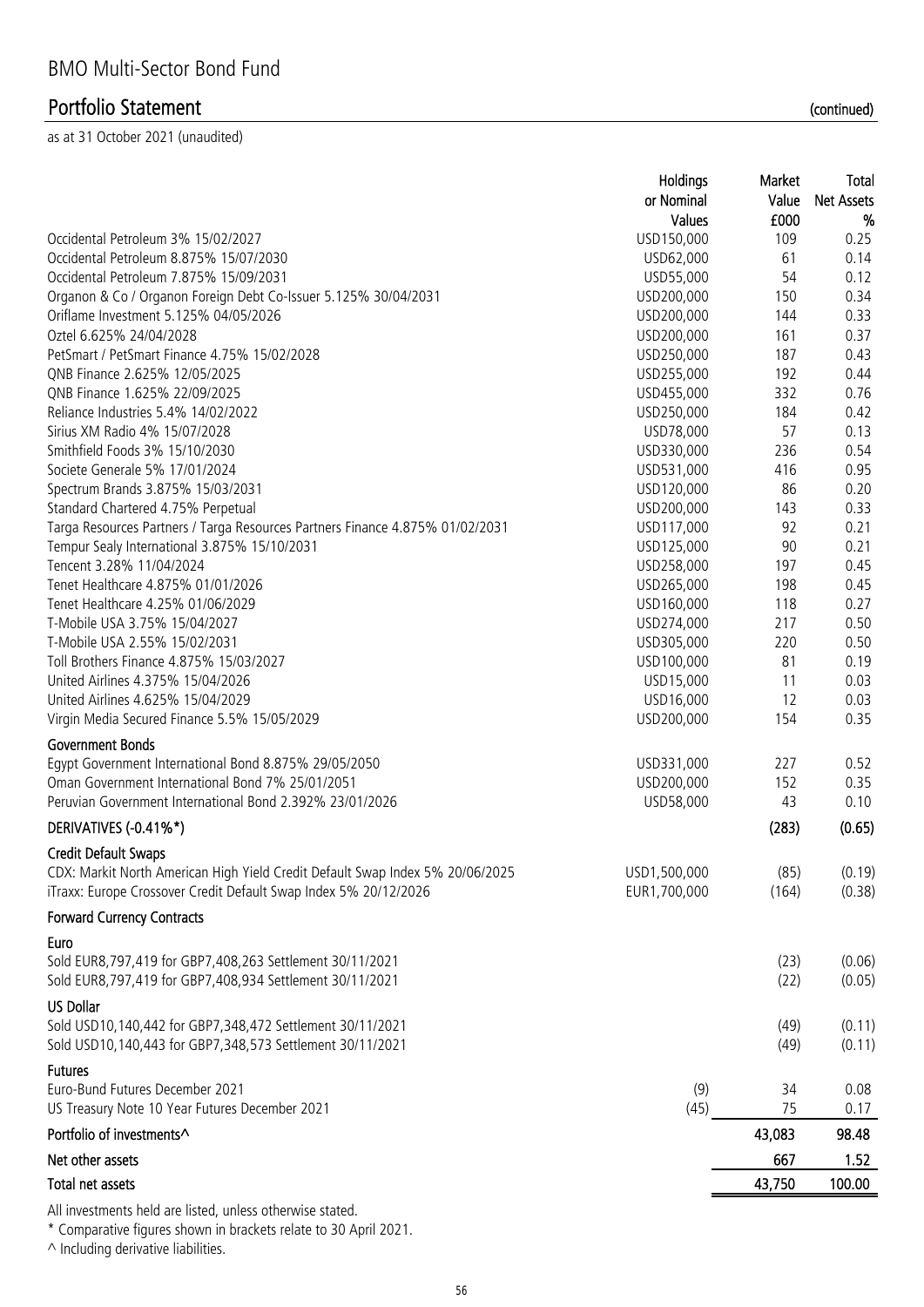# BMO Multi-Sector Bond Fund

## Portfolio Statement (continued)

as at 31 October 2021 (unaudited)

| | Holdings or Nominal Values | Market Value £000 | Total Net Assets % |
|---|---|---|---|
| Occidental Petroleum 3% 15/02/2027 | USD150,000 | 109 | 0.25 |
| Occidental Petroleum 8.875% 15/07/2030 | USD62,000 | 61 | 0.14 |
| Occidental Petroleum 7.875% 15/09/2031 | USD55,000 | 54 | 0.12 |
| Organon & Co / Organon Foreign Debt Co-Issuer 5.125% 30/04/2031 | USD200,000 | 150 | 0.34 |
| Oriflame Investment 5.125% 04/05/2026 | USD200,000 | 144 | 0.33 |
| Oztel 6.625% 24/04/2028 | USD200,000 | 161 | 0.37 |
| PetSmart / PetSmart Finance 4.75% 15/02/2028 | USD250,000 | 187 | 0.43 |
| QNB Finance 2.625% 12/05/2025 | USD255,000 | 192 | 0.44 |
| QNB Finance 1.625% 22/09/2025 | USD455,000 | 332 | 0.76 |
| Reliance Industries 5.4% 14/02/2022 | USD250,000 | 184 | 0.42 |
| Sirius XM Radio 4% 15/07/2028 | USD78,000 | 57 | 0.13 |
| Smithfield Foods 3% 15/10/2030 | USD330,000 | 236 | 0.54 |
| Societe Generale 5% 17/01/2024 | USD531,000 | 416 | 0.95 |
| Spectrum Brands 3.875% 15/03/2031 | USD120,000 | 86 | 0.20 |
| Standard Chartered 4.75% Perpetual | USD200,000 | 143 | 0.33 |
| Targa Resources Partners / Targa Resources Partners Finance 4.875% 01/02/2031 | USD117,000 | 92 | 0.21 |
| Tempur Sealy International 3.875% 15/10/2031 | USD125,000 | 90 | 0.21 |
| Tencent 3.28% 11/04/2024 | USD258,000 | 197 | 0.45 |
| Tenet Healthcare 4.875% 01/01/2026 | USD265,000 | 198 | 0.45 |
| Tenet Healthcare 4.25% 01/06/2029 | USD160,000 | 118 | 0.27 |
| T-Mobile USA 3.75% 15/04/2027 | USD274,000 | 217 | 0.50 |
| T-Mobile USA 2.55% 15/02/2031 | USD305,000 | 220 | 0.50 |
| Toll Brothers Finance 4.875% 15/03/2027 | USD100,000 | 81 | 0.19 |
| United Airlines 4.375% 15/04/2026 | USD15,000 | 11 | 0.03 |
| United Airlines 4.625% 15/04/2029 | USD16,000 | 12 | 0.03 |
| Virgin Media Secured Finance 5.5% 15/05/2029 | USD200,000 | 154 | 0.35 |
| **Government Bonds** | | | |
| Egypt Government International Bond 8.875% 29/05/2050 | USD331,000 | 227 | 0.52 |
| Oman Government International Bond 7% 25/01/2051 | USD200,000 | 152 | 0.35 |
| Peruvian Government International Bond 2.392% 23/01/2026 | USD58,000 | 43 | 0.10 |
| **DERIVATIVES (-0.41%*)** | | **(283)** | **(0.65)** |
| **Credit Default Swaps** | | | |
| CDX: Markit North American High Yield Credit Default Swap Index 5% 20/06/2025 | USD1,500,000 | (85) | (0.19) |
| iTraxx: Europe Crossover Credit Default Swap Index 5% 20/12/2026 | EUR1,700,000 | (164) | (0.38) |
| **Forward Currency Contracts** | | | |
| **Euro** | | | |
| Sold EUR8,797,419 for GBP7,408,263 Settlement 30/11/2021 | | (23) | (0.06) |
| Sold EUR8,797,419 for GBP7,408,934 Settlement 30/11/2021 | | (22) | (0.05) |
| **US Dollar** | | | |
| Sold USD10,140,442 for GBP7,348,472 Settlement 30/11/2021 | | (49) | (0.11) |
| Sold USD10,140,443 for GBP7,348,573 Settlement 30/11/2021 | | (49) | (0.11) |
| **Futures** | | | |
| Euro-Bund Futures December 2021 | (9) | 34 | 0.08 |
| US Treasury Note 10 Year Futures December 2021 | (45) | 75 | 0.17 |
| **Portfolio of investments^** | | **43,083** | **98.48** |
| **Net other assets** | | **667** | **1.52** |
| **Total net assets** | | **43,750** | **100.00** |

All investments held are listed, unless otherwise stated.

\* Comparative figures shown in brackets relate to 30 April 2021.

^ Including derivative liabilities.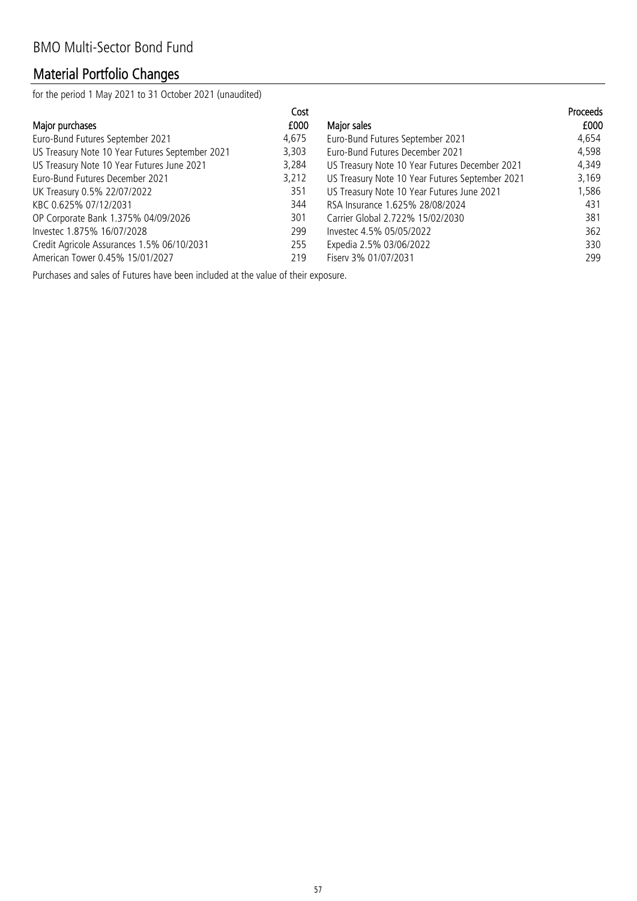## BMO Multi-Sector Bond Fund

## Material Portfolio Changes

for the period 1 May 2021 to 31 October 2021 (unaudited)

| Major purchases | Cost £000 | Major sales | Proceeds £000 |
|---|---|---|---|
| Euro-Bund Futures September 2021 | 4,675 | Euro-Bund Futures September 2021 | 4,654 |
| US Treasury Note 10 Year Futures September 2021 | 3,303 | Euro-Bund Futures December 2021 | 4,598 |
| US Treasury Note 10 Year Futures June 2021 | 3,284 | US Treasury Note 10 Year Futures December 2021 | 4,349 |
| Euro-Bund Futures December 2021 | 3,212 | US Treasury Note 10 Year Futures September 2021 | 3,169 |
| UK Treasury 0.5% 22/07/2022 | 351 | US Treasury Note 10 Year Futures June 2021 | 1,586 |
| KBC 0.625% 07/12/2031 | 344 | RSA Insurance 1.625% 28/08/2024 | 431 |
| OP Corporate Bank 1.375% 04/09/2026 | 301 | Carrier Global 2.722% 15/02/2030 | 381 |
| Investec 1.875% 16/07/2028 | 299 | Investec 4.5% 05/05/2022 | 362 |
| Credit Agricole Assurances 1.5% 06/10/2031 | 255 | Expedia 2.5% 03/06/2022 | 330 |
| American Tower 0.45% 15/01/2027 | 219 | Fiserv 3% 01/07/2031 | 299 |

Purchases and sales of Futures have been included at the value of their exposure.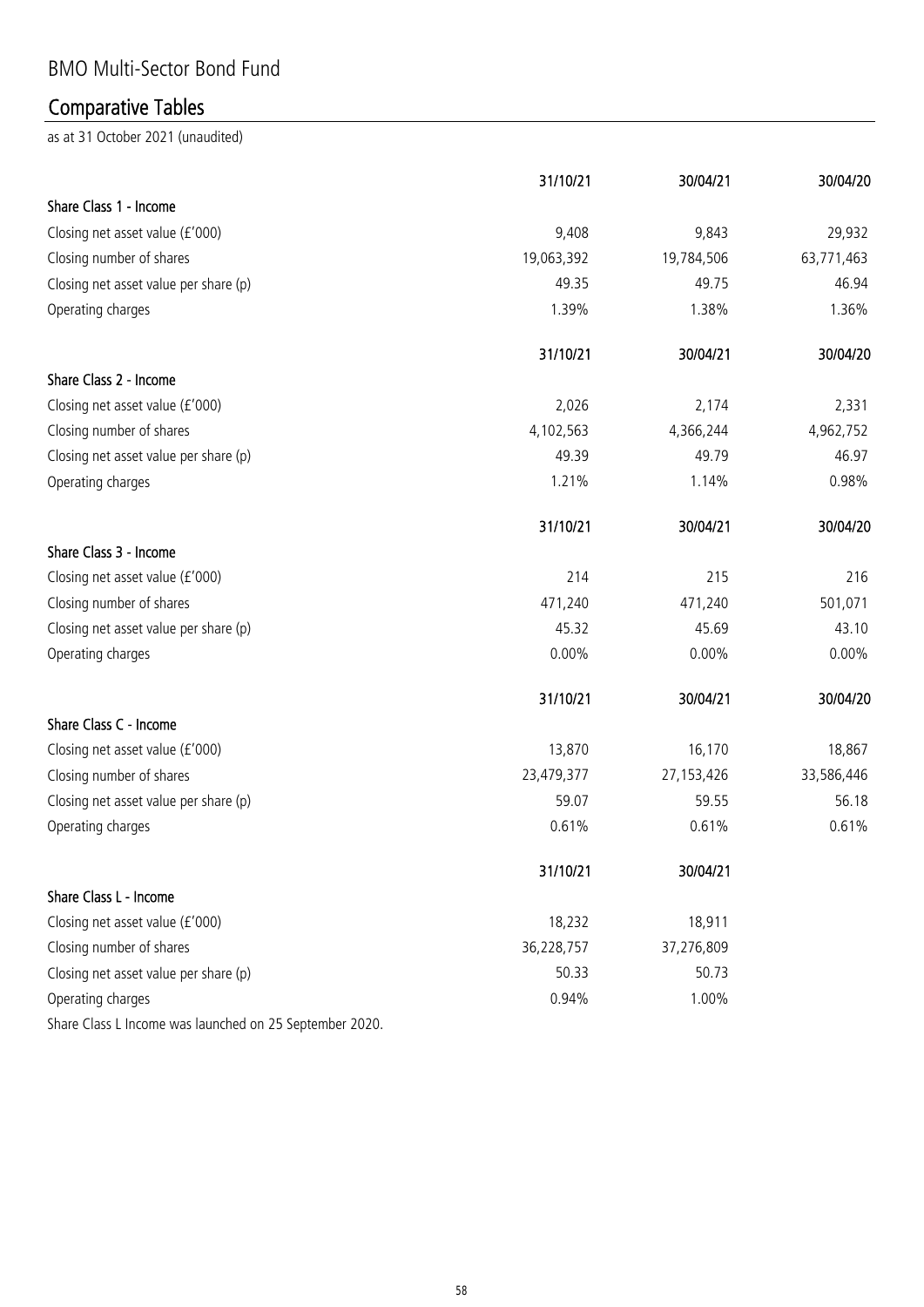# BMO Multi-Sector Bond Fund

## Comparative Tables

as at 31 October 2021 (unaudited)

| | 31/10/21 | 30/04/21 | 30/04/20 |
|---|---|---|---|
| **Share Class 1 - Income** | | | |
| Closing net asset value (£'000) | 9,408 | 9,843 | 29,932 |
| Closing number of shares | 19,063,392 | 19,784,506 | 63,771,463 |
| Closing net asset value per share (p) | 49.35 | 49.75 | 46.94 |
| Operating charges | 1.39% | 1.38% | 1.36% |

| | 31/10/21 | 30/04/21 | 30/04/20 |
|---|---|---|---|
| **Share Class 2 - Income** | | | |
| Closing net asset value (£'000) | 2,026 | 2,174 | 2,331 |
| Closing number of shares | 4,102,563 | 4,366,244 | 4,962,752 |
| Closing net asset value per share (p) | 49.39 | 49.79 | 46.97 |
| Operating charges | 1.21% | 1.14% | 0.98% |

| | 31/10/21 | 30/04/21 | 30/04/20 |
|---|---|---|---|
| **Share Class 3 - Income** | | | |
| Closing net asset value (£'000) | 214 | 215 | 216 |
| Closing number of shares | 471,240 | 471,240 | 501,071 |
| Closing net asset value per share (p) | 45.32 | 45.69 | 43.10 |
| Operating charges | 0.00% | 0.00% | 0.00% |

| | 31/10/21 | 30/04/21 | 30/04/20 |
|---|---|---|---|
| **Share Class C - Income** | | | |
| Closing net asset value (£'000) | 13,870 | 16,170 | 18,867 |
| Closing number of shares | 23,479,377 | 27,153,426 | 33,586,446 |
| Closing net asset value per share (p) | 59.07 | 59.55 | 56.18 |
| Operating charges | 0.61% | 0.61% | 0.61% |

| | 31/10/21 | 30/04/21 |
|---|---|---|
| **Share Class L - Income** | | |
| Closing net asset value (£'000) | 18,232 | 18,911 |
| Closing number of shares | 36,228,757 | 37,276,809 |
| Closing net asset value per share (p) | 50.33 | 50.73 |
| Operating charges | 0.94% | 1.00% |

Share Class L Income was launched on 25 September 2020.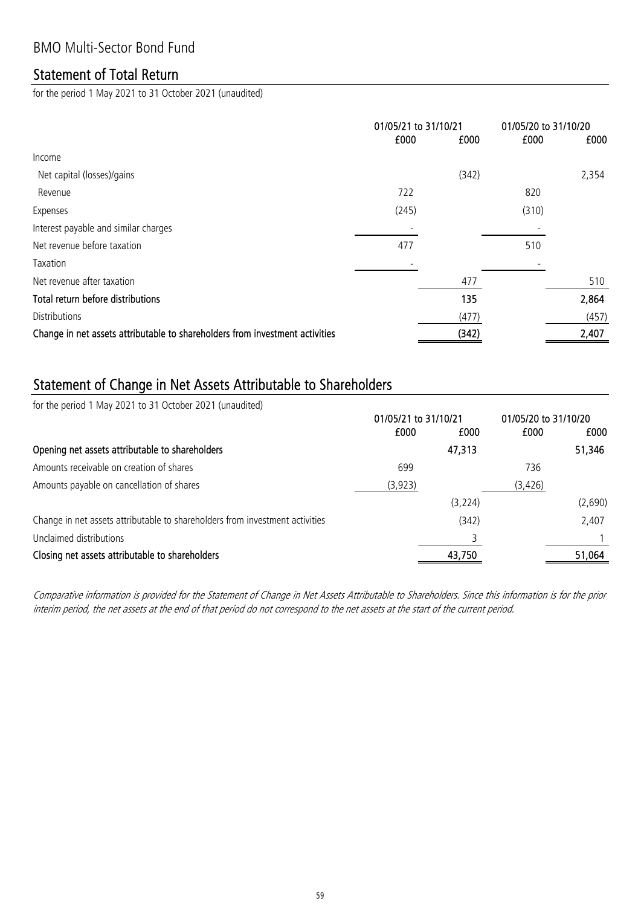# BMO Multi-Sector Bond Fund

## Statement of Total Return

for the period 1 May 2021 to 31 October 2021 (unaudited)

| | 01/05/21 to 31/10/21 | | 01/05/20 to 31/10/20 | |
|---|---|---|---|---|
| | £000 | £000 | £000 | £000 |
| Income | | | | |
| Net capital (losses)/gains | | (342) | | 2,354 |
| Revenue | 722 | | 820 | |
| Expenses | (245) | | (310) | |
| Interest payable and similar charges | - | | - | |
| Net revenue before taxation | 477 | | 510 | |
| Taxation | - | | - | |
| Net revenue after taxation | | 477 | | 510 |
| **Total return before distributions** | | **135** | | **2,864** |
| Distributions | | (477) | | (457) |
| **Change in net assets attributable to shareholders from investment activities** | | **(342)** | | **2,407** |

## Statement of Change in Net Assets Attributable to Shareholders

for the period 1 May 2021 to 31 October 2021 (unaudited)

| | 01/05/21 to 31/10/21 | | 01/05/20 to 31/10/20 | |
|---|---|---|---|---|
| | £000 | £000 | £000 | £000 |
| **Opening net assets attributable to shareholders** | | **47,313** | | **51,346** |
| Amounts receivable on creation of shares | 699 | | 736 | |
| Amounts payable on cancellation of shares | (3,923) | | (3,426) | |
| | | (3,224) | | (2,690) |
| Change in net assets attributable to shareholders from investment activities | | (342) | | 2,407 |
| Unclaimed distributions | | 3 | | 1 |
| **Closing net assets attributable to shareholders** | | **43,750** | | **51,064** |

*Comparative information is provided for the Statement of Change in Net Assets Attributable to Shareholders. Since this information is for the prior interim period, the net assets at the end of that period do not correspond to the net assets at the start of the current period.*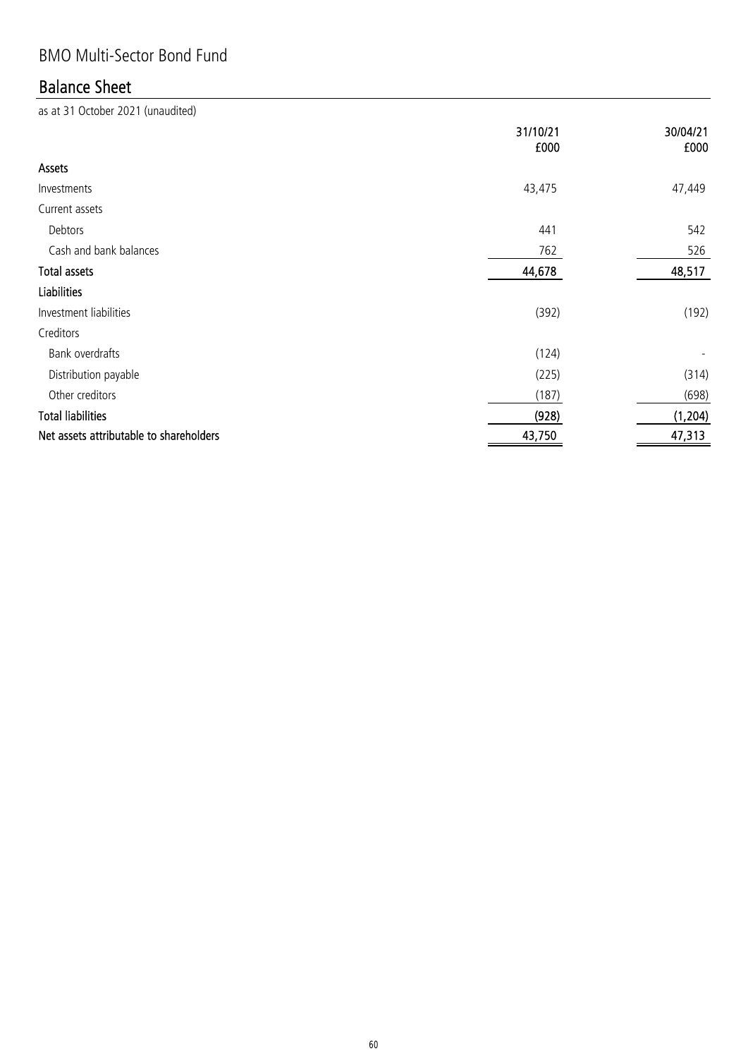# BMO Multi-Sector Bond Fund

## Balance Sheet

as at 31 October 2021 (unaudited)

| | 31/10/21 £000 | 30/04/21 £000 |
|---|---|---|
| **Assets** | | |
| Investments | 43,475 | 47,449 |
| Current assets | | |
| Debtors | 441 | 542 |
| Cash and bank balances | 762 | 526 |
| **Total assets** | **44,678** | **48,517** |
| **Liabilities** | | |
| Investment liabilities | (392) | (192) |
| Creditors | | |
| Bank overdrafts | (124) | - |
| Distribution payable | (225) | (314) |
| Other creditors | (187) | (698) |
| **Total liabilities** | **(928)** | **(1,204)** |
| **Net assets attributable to shareholders** | **43,750** | **47,313** |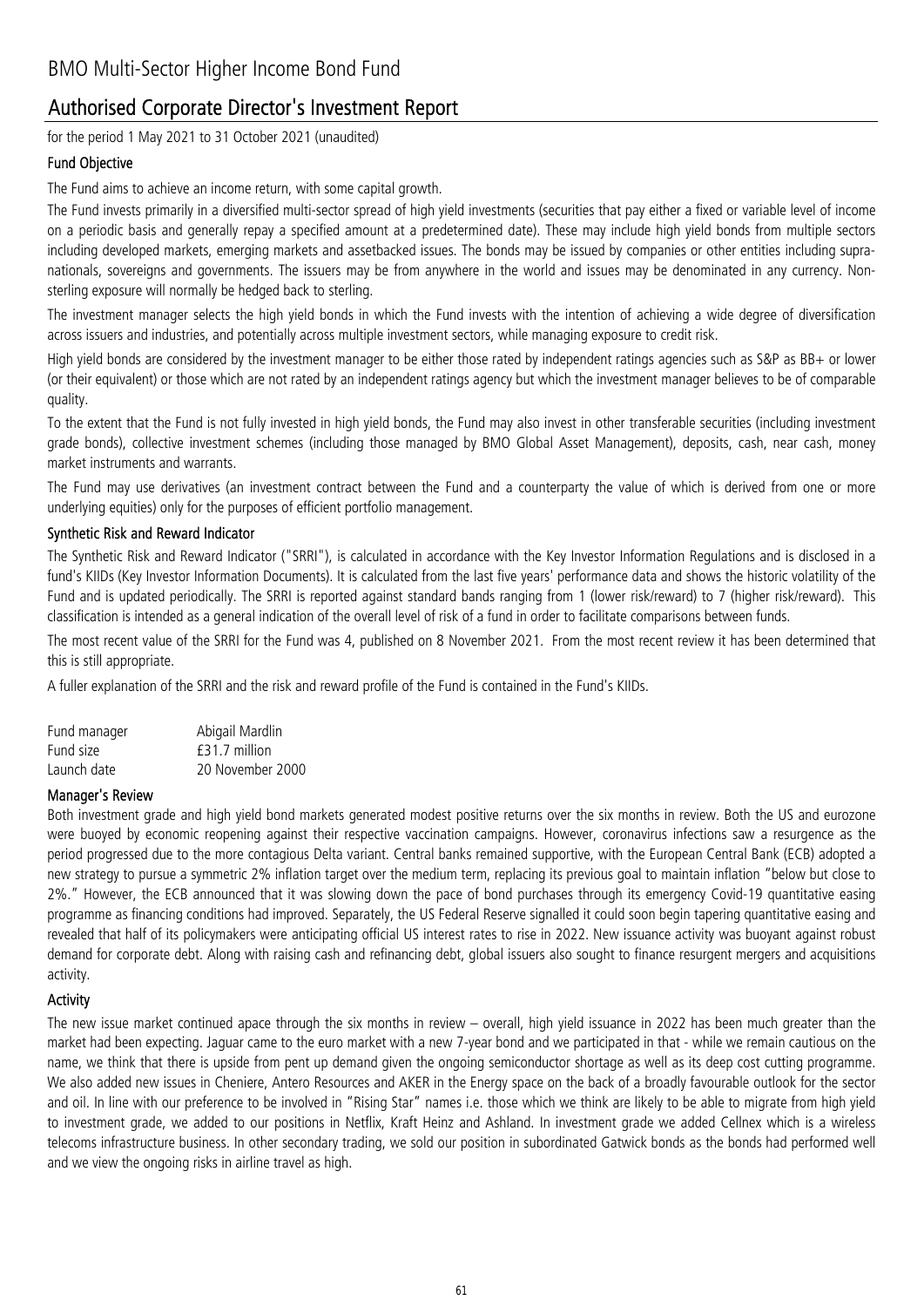# BMO Multi-Sector Higher Income Bond Fund

## Authorised Corporate Director's Investment Report

for the period 1 May 2021 to 31 October 2021 (unaudited)

### Fund Objective

The Fund aims to achieve an income return, with some capital growth.

The Fund invests primarily in a diversified multi-sector spread of high yield investments (securities that pay either a fixed or variable level of income on a periodic basis and generally repay a specified amount at a predetermined date). These may include high yield bonds from multiple sectors including developed markets, emerging markets and assetbacked issues. The bonds may be issued by companies or other entities including supra-nationals, sovereigns and governments. The issuers may be from anywhere in the world and issues may be denominated in any currency. Non-sterling exposure will normally be hedged back to sterling.

The investment manager selects the high yield bonds in which the Fund invests with the intention of achieving a wide degree of diversification across issuers and industries, and potentially across multiple investment sectors, while managing exposure to credit risk.

High yield bonds are considered by the investment manager to be either those rated by independent ratings agencies such as S&P as BB+ or lower (or their equivalent) or those which are not rated by an independent ratings agency but which the investment manager believes to be of comparable quality.

To the extent that the Fund is not fully invested in high yield bonds, the Fund may also invest in other transferable securities (including investment grade bonds), collective investment schemes (including those managed by BMO Global Asset Management), deposits, cash, near cash, money market instruments and warrants.

The Fund may use derivatives (an investment contract between the Fund and a counterparty the value of which is derived from one or more underlying equities) only for the purposes of efficient portfolio management.

### Synthetic Risk and Reward Indicator

The Synthetic Risk and Reward Indicator ("SRRI"), is calculated in accordance with the Key Investor Information Regulations and is disclosed in a fund's KIIDs (Key Investor Information Documents). It is calculated from the last five years' performance data and shows the historic volatility of the Fund and is updated periodically. The SRRI is reported against standard bands ranging from 1 (lower risk/reward) to 7 (higher risk/reward). This classification is intended as a general indication of the overall level of risk of a fund in order to facilitate comparisons between funds.

The most recent value of the SRRI for the Fund was 4, published on 8 November 2021. From the most recent review it has been determined that this is still appropriate.

A fuller explanation of the SRRI and the risk and reward profile of the Fund is contained in the Fund's KIIDs.

| | |
|---|---|
| Fund manager | Abigail Mardlin |
| Fund size | £31.7 million |
| Launch date | 20 November 2000 |

### Manager's Review

Both investment grade and high yield bond markets generated modest positive returns over the six months in review. Both the US and eurozone were buoyed by economic reopening against their respective vaccination campaigns. However, coronavirus infections saw a resurgence as the period progressed due to the more contagious Delta variant. Central banks remained supportive, with the European Central Bank (ECB) adopted a new strategy to pursue a symmetric 2% inflation target over the medium term, replacing its previous goal to maintain inflation "below but close to 2%." However, the ECB announced that it was slowing down the pace of bond purchases through its emergency Covid-19 quantitative easing programme as financing conditions had improved. Separately, the US Federal Reserve signalled it could soon begin tapering quantitative easing and revealed that half of its policymakers were anticipating official US interest rates to rise in 2022. New issuance activity was buoyant against robust demand for corporate debt. Along with raising cash and refinancing debt, global issuers also sought to finance resurgent mergers and acquisitions activity.

### Activity

The new issue market continued apace through the six months in review – overall, high yield issuance in 2022 has been much greater than the market had been expecting. Jaguar came to the euro market with a new 7-year bond and we participated in that - while we remain cautious on the name, we think that there is upside from pent up demand given the ongoing semiconductor shortage as well as its deep cost cutting programme. We also added new issues in Cheniere, Antero Resources and AKER in the Energy space on the back of a broadly favourable outlook for the sector and oil. In line with our preference to be involved in "Rising Star" names i.e. those which we think are likely to be able to migrate from high yield to investment grade, we added to our positions in Netflix, Kraft Heinz and Ashland. In investment grade we added Cellnex which is a wireless telecoms infrastructure business. In other secondary trading, we sold our position in subordinated Gatwick bonds as the bonds had performed well and we view the ongoing risks in airline travel as high.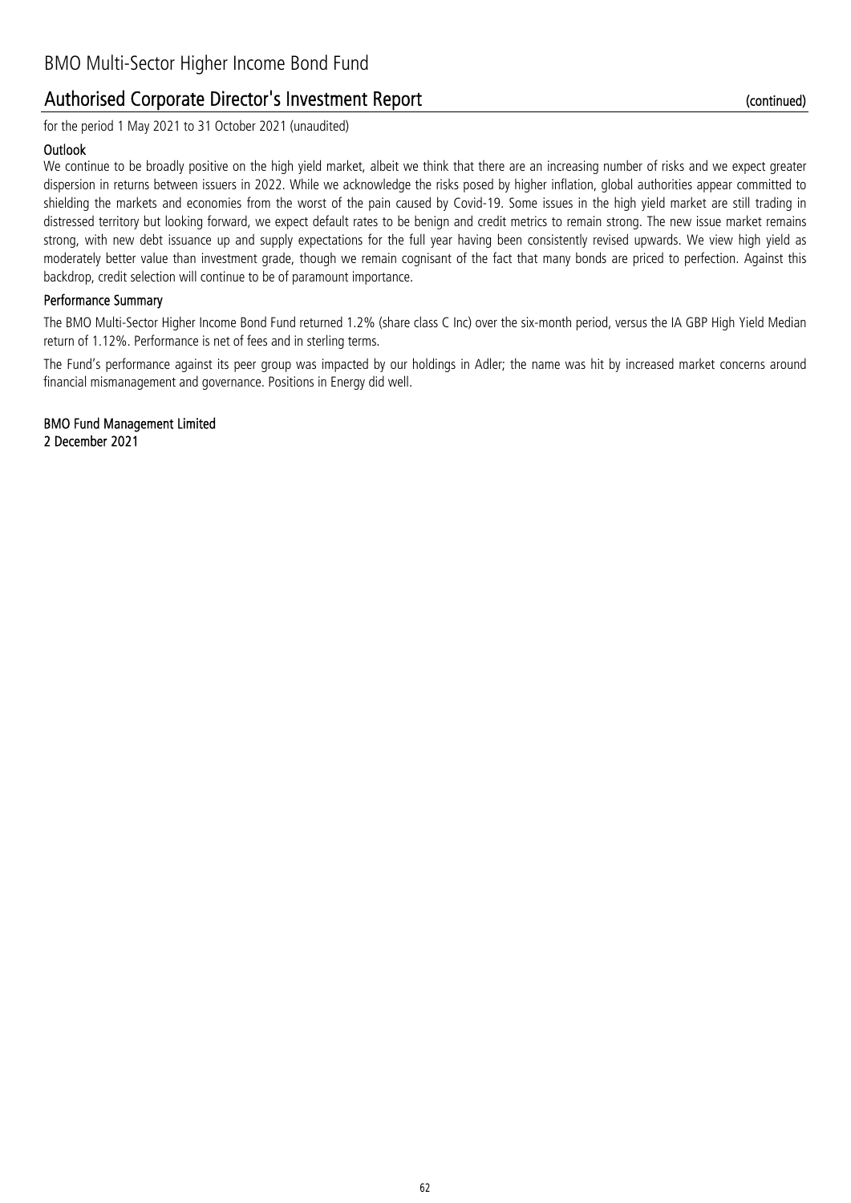# BMO Multi-Sector Higher Income Bond Fund

## Authorised Corporate Director's Investment Report (continued)

for the period 1 May 2021 to 31 October 2021 (unaudited)

### Outlook

We continue to be broadly positive on the high yield market, albeit we think that there are an increasing number of risks and we expect greater dispersion in returns between issuers in 2022. While we acknowledge the risks posed by higher inflation, global authorities appear committed to shielding the markets and economies from the worst of the pain caused by Covid-19. Some issues in the high yield market are still trading in distressed territory but looking forward, we expect default rates to be benign and credit metrics to remain strong. The new issue market remains strong, with new debt issuance up and supply expectations for the full year having been consistently revised upwards. We view high yield as moderately better value than investment grade, though we remain cognisant of the fact that many bonds are priced to perfection. Against this backdrop, credit selection will continue to be of paramount importance.

### Performance Summary

The BMO Multi-Sector Higher Income Bond Fund returned 1.2% (share class C Inc) over the six-month period, versus the IA GBP High Yield Median return of 1.12%. Performance is net of fees and in sterling terms.

The Fund's performance against its peer group was impacted by our holdings in Adler; the name was hit by increased market concerns around financial mismanagement and governance. Positions in Energy did well.

**BMO Fund Management Limited**
**2 December 2021**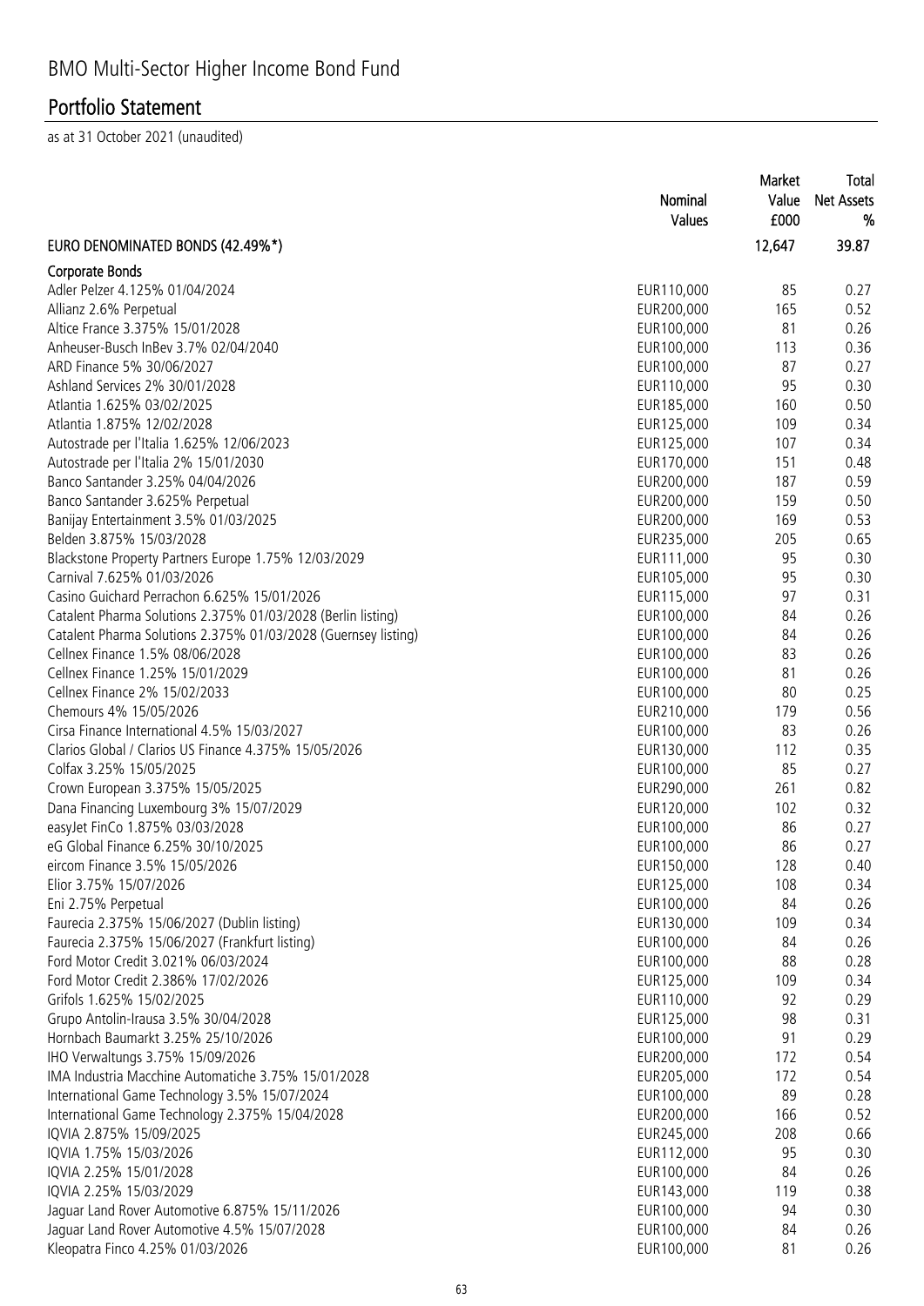# BMO Multi-Sector Higher Income Bond Fund

## Portfolio Statement

as at 31 October 2021 (unaudited)

| | Nominal Values | Market Value £000 | Total Net Assets % |
|---|---|---|---|
| **EURO DENOMINATED BONDS (42.49%*)** | | **12,647** | **39.87** |
| **Corporate Bonds** | | | |
| Adler Pelzer 4.125% 01/04/2024 | EUR110,000 | 85 | 0.27 |
| Allianz 2.6% Perpetual | EUR200,000 | 165 | 0.52 |
| Altice France 3.375% 15/01/2028 | EUR100,000 | 81 | 0.26 |
| Anheuser-Busch InBev 3.7% 02/04/2040 | EUR100,000 | 113 | 0.36 |
| ARD Finance 5% 30/06/2027 | EUR100,000 | 87 | 0.27 |
| Ashland Services 2% 30/01/2028 | EUR110,000 | 95 | 0.30 |
| Atlantia 1.625% 03/02/2025 | EUR185,000 | 160 | 0.50 |
| Atlantia 1.875% 12/02/2028 | EUR125,000 | 109 | 0.34 |
| Autostrade per l'Italia 1.625% 12/06/2023 | EUR125,000 | 107 | 0.34 |
| Autostrade per l'Italia 2% 15/01/2030 | EUR170,000 | 151 | 0.48 |
| Banco Santander 3.25% 04/04/2026 | EUR200,000 | 187 | 0.59 |
| Banco Santander 3.625% Perpetual | EUR200,000 | 159 | 0.50 |
| Banijay Entertainment 3.5% 01/03/2025 | EUR200,000 | 169 | 0.53 |
| Belden 3.875% 15/03/2028 | EUR235,000 | 205 | 0.65 |
| Blackstone Property Partners Europe 1.75% 12/03/2029 | EUR111,000 | 95 | 0.30 |
| Carnival 7.625% 01/03/2026 | EUR105,000 | 95 | 0.30 |
| Casino Guichard Perrachon 6.625% 15/01/2026 | EUR115,000 | 97 | 0.31 |
| Catalent Pharma Solutions 2.375% 01/03/2028 (Berlin listing) | EUR100,000 | 84 | 0.26 |
| Catalent Pharma Solutions 2.375% 01/03/2028 (Guernsey listing) | EUR100,000 | 84 | 0.26 |
| Cellnex Finance 1.5% 08/06/2028 | EUR100,000 | 83 | 0.26 |
| Cellnex Finance 1.25% 15/01/2029 | EUR100,000 | 81 | 0.26 |
| Cellnex Finance 2% 15/02/2033 | EUR100,000 | 80 | 0.25 |
| Chemours 4% 15/05/2026 | EUR210,000 | 179 | 0.56 |
| Cirsa Finance International 4.5% 15/03/2027 | EUR100,000 | 83 | 0.26 |
| Clarios Global / Clarios US Finance 4.375% 15/05/2026 | EUR130,000 | 112 | 0.35 |
| Colfax 3.25% 15/05/2025 | EUR100,000 | 85 | 0.27 |
| Crown European 3.375% 15/05/2025 | EUR290,000 | 261 | 0.82 |
| Dana Financing Luxembourg 3% 15/07/2029 | EUR120,000 | 102 | 0.32 |
| easyJet FinCo 1.875% 03/03/2028 | EUR100,000 | 86 | 0.27 |
| eG Global Finance 6.25% 30/10/2025 | EUR100,000 | 86 | 0.27 |
| eircom Finance 3.5% 15/05/2026 | EUR150,000 | 128 | 0.40 |
| Elior 3.75% 15/07/2026 | EUR125,000 | 108 | 0.34 |
| Eni 2.75% Perpetual | EUR100,000 | 84 | 0.26 |
| Faurecia 2.375% 15/06/2027 (Dublin listing) | EUR130,000 | 109 | 0.34 |
| Faurecia 2.375% 15/06/2027 (Frankfurt listing) | EUR100,000 | 84 | 0.26 |
| Ford Motor Credit 3.021% 06/03/2024 | EUR100,000 | 88 | 0.28 |
| Ford Motor Credit 2.386% 17/02/2026 | EUR125,000 | 109 | 0.34 |
| Grifols 1.625% 15/02/2025 | EUR110,000 | 92 | 0.29 |
| Grupo Antolin-Irausa 3.5% 30/04/2028 | EUR125,000 | 98 | 0.31 |
| Hornbach Baumarkt 3.25% 25/10/2026 | EUR100,000 | 91 | 0.29 |
| IHO Verwaltungs 3.75% 15/09/2026 | EUR200,000 | 172 | 0.54 |
| IMA Industria Macchine Automatiche 3.75% 15/01/2028 | EUR205,000 | 172 | 0.54 |
| International Game Technology 3.5% 15/07/2024 | EUR100,000 | 89 | 0.28 |
| International Game Technology 2.375% 15/04/2028 | EUR200,000 | 166 | 0.52 |
| IQVIA 2.875% 15/09/2025 | EUR245,000 | 208 | 0.66 |
| IQVIA 1.75% 15/03/2026 | EUR112,000 | 95 | 0.30 |
| IQVIA 2.25% 15/01/2028 | EUR100,000 | 84 | 0.26 |
| IQVIA 2.25% 15/03/2029 | EUR143,000 | 119 | 0.38 |
| Jaguar Land Rover Automotive 6.875% 15/11/2026 | EUR100,000 | 94 | 0.30 |
| Jaguar Land Rover Automotive 4.5% 15/07/2028 | EUR100,000 | 84 | 0.26 |
| Kleopatra Finco 4.25% 01/03/2026 | EUR100,000 | 81 | 0.26 |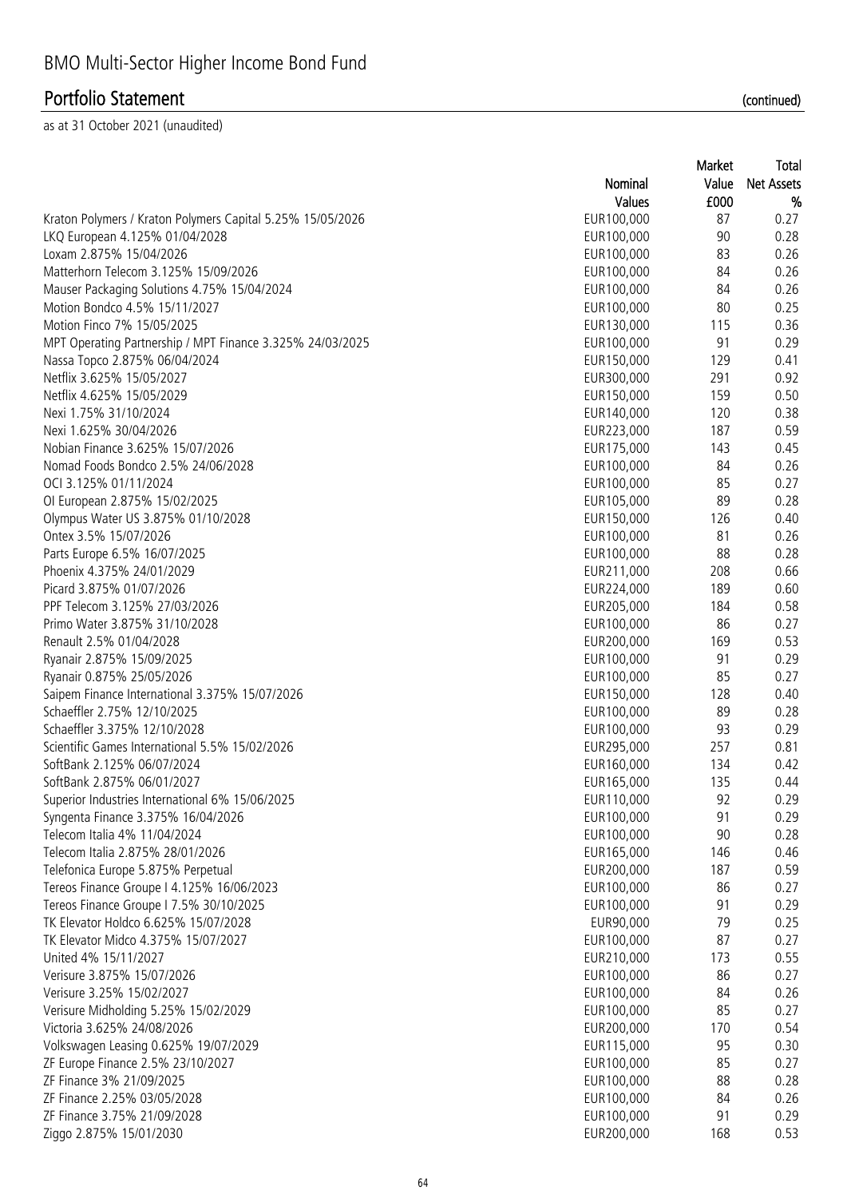# BMO Multi-Sector Higher Income Bond Fund

## Portfolio Statement (continued)

as at 31 October 2021 (unaudited)

| | Nominal Values | Market Value £000 | Total Net Assets % |
|---|---|---|---|
| Kraton Polymers / Kraton Polymers Capital 5.25% 15/05/2026 | EUR100,000 | 87 | 0.27 |
| LKQ European 4.125% 01/04/2028 | EUR100,000 | 90 | 0.28 |
| Loxam 2.875% 15/04/2026 | EUR100,000 | 83 | 0.26 |
| Matterhorn Telecom 3.125% 15/09/2026 | EUR100,000 | 84 | 0.26 |
| Mauser Packaging Solutions 4.75% 15/04/2024 | EUR100,000 | 84 | 0.26 |
| Motion Bondco 4.5% 15/11/2027 | EUR100,000 | 80 | 0.25 |
| Motion Finco 7% 15/05/2025 | EUR130,000 | 115 | 0.36 |
| MPT Operating Partnership / MPT Finance 3.325% 24/03/2025 | EUR100,000 | 91 | 0.29 |
| Nassa Topco 2.875% 06/04/2024 | EUR150,000 | 129 | 0.41 |
| Netflix 3.625% 15/05/2027 | EUR300,000 | 291 | 0.92 |
| Netflix 4.625% 15/05/2029 | EUR150,000 | 159 | 0.50 |
| Nexi 1.75% 31/10/2024 | EUR140,000 | 120 | 0.38 |
| Nexi 1.625% 30/04/2026 | EUR223,000 | 187 | 0.59 |
| Nobian Finance 3.625% 15/07/2026 | EUR175,000 | 143 | 0.45 |
| Nomad Foods Bondco 2.5% 24/06/2028 | EUR100,000 | 84 | 0.26 |
| OCI 3.125% 01/11/2024 | EUR100,000 | 85 | 0.27 |
| OI European 2.875% 15/02/2025 | EUR105,000 | 89 | 0.28 |
| Olympus Water US 3.875% 01/10/2028 | EUR150,000 | 126 | 0.40 |
| Ontex 3.5% 15/07/2026 | EUR100,000 | 81 | 0.26 |
| Parts Europe 6.5% 16/07/2025 | EUR100,000 | 88 | 0.28 |
| Phoenix 4.375% 24/01/2029 | EUR211,000 | 208 | 0.66 |
| Picard 3.875% 01/07/2026 | EUR224,000 | 189 | 0.60 |
| PPF Telecom 3.125% 27/03/2026 | EUR205,000 | 184 | 0.58 |
| Primo Water 3.875% 31/10/2028 | EUR100,000 | 86 | 0.27 |
| Renault 2.5% 01/04/2028 | EUR200,000 | 169 | 0.53 |
| Ryanair 2.875% 15/09/2025 | EUR100,000 | 91 | 0.29 |
| Ryanair 0.875% 25/05/2026 | EUR100,000 | 85 | 0.27 |
| Saipem Finance International 3.375% 15/07/2026 | EUR150,000 | 128 | 0.40 |
| Schaeffler 2.75% 12/10/2025 | EUR100,000 | 89 | 0.28 |
| Schaeffler 3.375% 12/10/2028 | EUR100,000 | 93 | 0.29 |
| Scientific Games International 5.5% 15/02/2026 | EUR295,000 | 257 | 0.81 |
| SoftBank 2.125% 06/07/2024 | EUR160,000 | 134 | 0.42 |
| SoftBank 2.875% 06/01/2027 | EUR165,000 | 135 | 0.44 |
| Superior Industries International 6% 15/06/2025 | EUR110,000 | 92 | 0.29 |
| Syngenta Finance 3.375% 16/04/2026 | EUR100,000 | 91 | 0.29 |
| Telecom Italia 4% 11/04/2024 | EUR100,000 | 90 | 0.28 |
| Telecom Italia 2.875% 28/01/2026 | EUR165,000 | 146 | 0.46 |
| Telefonica Europe 5.875% Perpetual | EUR200,000 | 187 | 0.59 |
| Tereos Finance Groupe I 4.125% 16/06/2023 | EUR100,000 | 86 | 0.27 |
| Tereos Finance Groupe I 7.5% 30/10/2025 | EUR100,000 | 91 | 0.29 |
| TK Elevator Holdco 6.625% 15/07/2028 | EUR90,000 | 79 | 0.25 |
| TK Elevator Midco 4.375% 15/07/2027 | EUR100,000 | 87 | 0.27 |
| United 4% 15/11/2027 | EUR210,000 | 173 | 0.55 |
| Verisure 3.875% 15/07/2026 | EUR100,000 | 86 | 0.27 |
| Verisure 3.25% 15/02/2027 | EUR100,000 | 84 | 0.26 |
| Verisure Midholding 5.25% 15/02/2029 | EUR100,000 | 85 | 0.27 |
| Victoria 3.625% 24/08/2026 | EUR200,000 | 170 | 0.54 |
| Volkswagen Leasing 0.625% 19/07/2029 | EUR115,000 | 95 | 0.30 |
| ZF Europe Finance 2.5% 23/10/2027 | EUR100,000 | 85 | 0.27 |
| ZF Finance 3% 21/09/2025 | EUR100,000 | 88 | 0.28 |
| ZF Finance 2.25% 03/05/2028 | EUR100,000 | 84 | 0.26 |
| ZF Finance 3.75% 21/09/2028 | EUR100,000 | 91 | 0.29 |
| Ziggo 2.875% 15/01/2030 | EUR200,000 | 168 | 0.53 |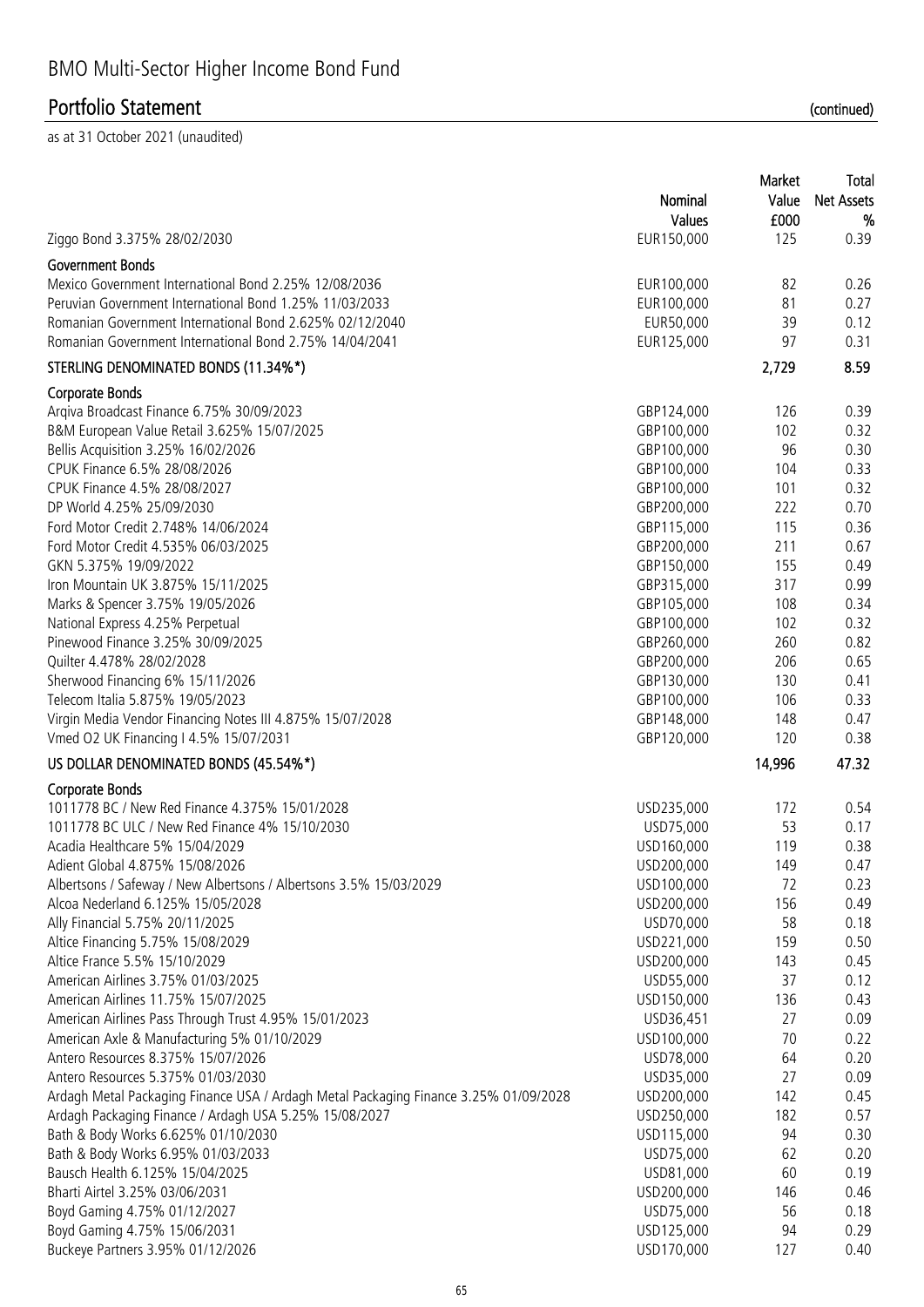# BMO Multi-Sector Higher Income Bond Fund

## Portfolio Statement (continued)

as at 31 October 2021 (unaudited)

| | Nominal Values | Market Value £000 | Total Net Assets % |
|---|---|---|---|
| Ziggo Bond 3.375% 28/02/2030 | EUR150,000 | 125 | 0.39 |
| **Government Bonds** | | | |
| Mexico Government International Bond 2.25% 12/08/2036 | EUR100,000 | 82 | 0.26 |
| Peruvian Government International Bond 1.25% 11/03/2033 | EUR100,000 | 81 | 0.27 |
| Romanian Government International Bond 2.625% 02/12/2040 | EUR50,000 | 39 | 0.12 |
| Romanian Government International Bond 2.75% 14/04/2041 | EUR125,000 | 97 | 0.31 |
| **STERLING DENOMINATED BONDS (11.34%*)** | | **2,729** | **8.59** |
| **Corporate Bonds** | | | |
| Arqiva Broadcast Finance 6.75% 30/09/2023 | GBP124,000 | 126 | 0.39 |
| B&M European Value Retail 3.625% 15/07/2025 | GBP100,000 | 102 | 0.32 |
| Bellis Acquisition 3.25% 16/02/2026 | GBP100,000 | 96 | 0.30 |
| CPUK Finance 6.5% 28/08/2026 | GBP100,000 | 104 | 0.33 |
| CPUK Finance 4.5% 28/08/2027 | GBP100,000 | 101 | 0.32 |
| DP World 4.25% 25/09/2030 | GBP200,000 | 222 | 0.70 |
| Ford Motor Credit 2.748% 14/06/2024 | GBP115,000 | 115 | 0.36 |
| Ford Motor Credit 4.535% 06/03/2025 | GBP200,000 | 211 | 0.67 |
| GKN 5.375% 19/09/2022 | GBP150,000 | 155 | 0.49 |
| Iron Mountain UK 3.875% 15/11/2025 | GBP315,000 | 317 | 0.99 |
| Marks & Spencer 3.75% 19/05/2026 | GBP105,000 | 108 | 0.34 |
| National Express 4.25% Perpetual | GBP100,000 | 102 | 0.32 |
| Pinewood Finance 3.25% 30/09/2025 | GBP260,000 | 260 | 0.82 |
| Quilter 4.478% 28/02/2028 | GBP200,000 | 206 | 0.65 |
| Sherwood Financing 6% 15/11/2026 | GBP130,000 | 130 | 0.41 |
| Telecom Italia 5.875% 19/05/2023 | GBP100,000 | 106 | 0.33 |
| Virgin Media Vendor Financing Notes III 4.875% 15/07/2028 | GBP148,000 | 148 | 0.47 |
| Vmed O2 UK Financing I 4.5% 15/07/2031 | GBP120,000 | 120 | 0.38 |
| **US DOLLAR DENOMINATED BONDS (45.54%*)** | | **14,996** | **47.32** |
| **Corporate Bonds** | | | |
| 1011778 BC / New Red Finance 4.375% 15/01/2028 | USD235,000 | 172 | 0.54 |
| 1011778 BC ULC / New Red Finance 4% 15/10/2030 | USD75,000 | 53 | 0.17 |
| Acadia Healthcare 5% 15/04/2029 | USD160,000 | 119 | 0.38 |
| Adient Global 4.875% 15/08/2026 | USD200,000 | 149 | 0.47 |
| Albertsons / Safeway / New Albertsons / Albertsons 3.5% 15/03/2029 | USD100,000 | 72 | 0.23 |
| Alcoa Nederland 6.125% 15/05/2028 | USD200,000 | 156 | 0.49 |
| Ally Financial 5.75% 20/11/2025 | USD70,000 | 58 | 0.18 |
| Altice Financing 5.75% 15/08/2029 | USD221,000 | 159 | 0.50 |
| Altice France 5.5% 15/10/2029 | USD200,000 | 143 | 0.45 |
| American Airlines 3.75% 01/03/2025 | USD55,000 | 37 | 0.12 |
| American Airlines 11.75% 15/07/2025 | USD150,000 | 136 | 0.43 |
| American Airlines Pass Through Trust 4.95% 15/01/2023 | USD36,451 | 27 | 0.09 |
| American Axle & Manufacturing 5% 01/10/2029 | USD100,000 | 70 | 0.22 |
| Antero Resources 8.375% 15/07/2026 | USD78,000 | 64 | 0.20 |
| Antero Resources 5.375% 01/03/2030 | USD35,000 | 27 | 0.09 |
| Ardagh Metal Packaging Finance USA / Ardagh Metal Packaging Finance 3.25% 01/09/2028 | USD200,000 | 142 | 0.45 |
| Ardagh Packaging Finance / Ardagh USA 5.25% 15/08/2027 | USD250,000 | 182 | 0.57 |
| Bath & Body Works 6.625% 01/10/2030 | USD115,000 | 94 | 0.30 |
| Bath & Body Works 6.95% 01/03/2033 | USD75,000 | 62 | 0.20 |
| Bausch Health 6.125% 15/04/2025 | USD81,000 | 60 | 0.19 |
| Bharti Airtel 3.25% 03/06/2031 | USD200,000 | 146 | 0.46 |
| Boyd Gaming 4.75% 01/12/2027 | USD75,000 | 56 | 0.18 |
| Boyd Gaming 4.75% 15/06/2031 | USD125,000 | 94 | 0.29 |
| Buckeye Partners 3.95% 01/12/2026 | USD170,000 | 127 | 0.40 |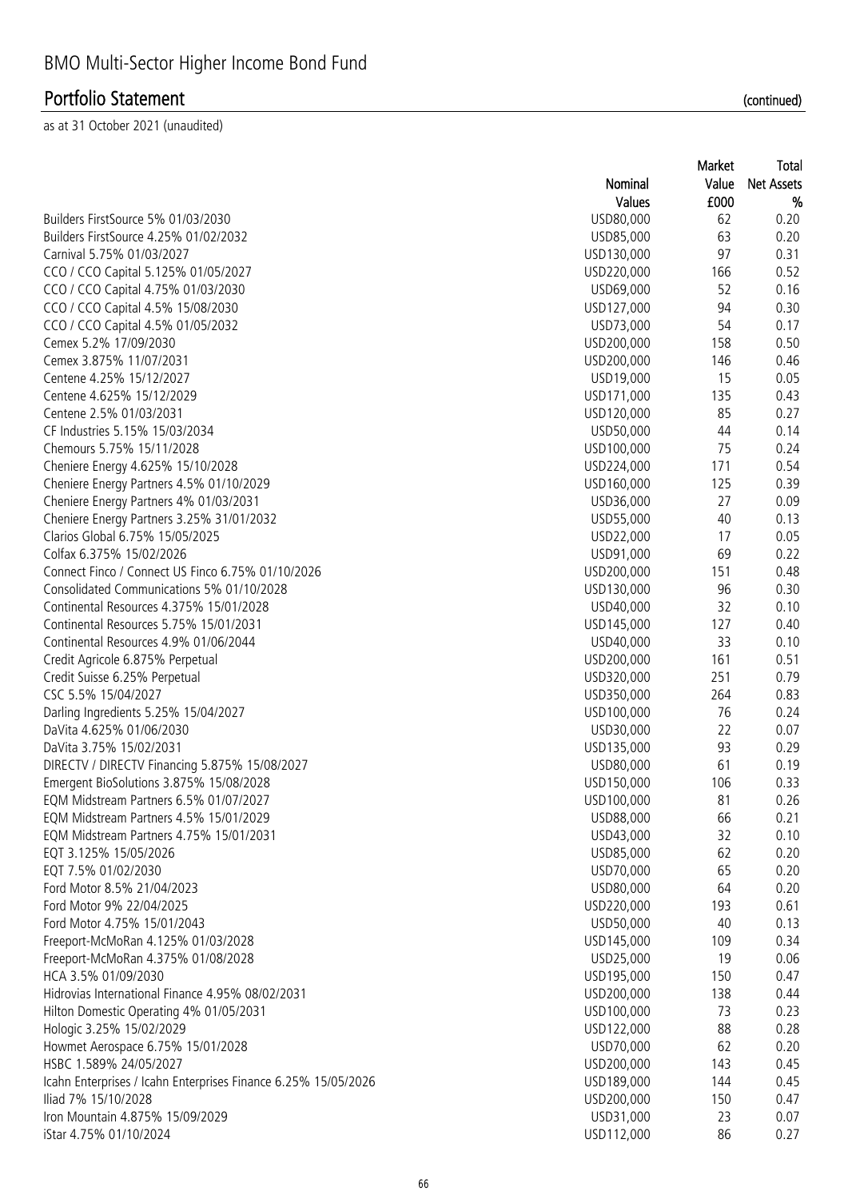# BMO Multi-Sector Higher Income Bond Fund

## Portfolio Statement (continued)

as at 31 October 2021 (unaudited)

| | Nominal Values | Market Value £000 | Total Net Assets % |
|---|---|---|---|
| Builders FirstSource 5% 01/03/2030 | USD80,000 | 62 | 0.20 |
| Builders FirstSource 4.25% 01/02/2032 | USD85,000 | 63 | 0.20 |
| Carnival 5.75% 01/03/2027 | USD130,000 | 97 | 0.31 |
| CCO / CCO Capital 5.125% 01/05/2027 | USD220,000 | 166 | 0.52 |
| CCO / CCO Capital 4.75% 01/03/2030 | USD69,000 | 52 | 0.16 |
| CCO / CCO Capital 4.5% 15/08/2030 | USD127,000 | 94 | 0.30 |
| CCO / CCO Capital 4.5% 01/05/2032 | USD73,000 | 54 | 0.17 |
| Cemex 5.2% 17/09/2030 | USD200,000 | 158 | 0.50 |
| Cemex 3.875% 11/07/2031 | USD200,000 | 146 | 0.46 |
| Centene 4.25% 15/12/2027 | USD19,000 | 15 | 0.05 |
| Centene 4.625% 15/12/2029 | USD171,000 | 135 | 0.43 |
| Centene 2.5% 01/03/2031 | USD120,000 | 85 | 0.27 |
| CF Industries 5.15% 15/03/2034 | USD50,000 | 44 | 0.14 |
| Chemours 5.75% 15/11/2028 | USD100,000 | 75 | 0.24 |
| Cheniere Energy 4.625% 15/10/2028 | USD224,000 | 171 | 0.54 |
| Cheniere Energy Partners 4.5% 01/10/2029 | USD160,000 | 125 | 0.39 |
| Cheniere Energy Partners 4% 01/03/2031 | USD36,000 | 27 | 0.09 |
| Cheniere Energy Partners 3.25% 31/01/2032 | USD55,000 | 40 | 0.13 |
| Clarios Global 6.75% 15/05/2025 | USD22,000 | 17 | 0.05 |
| Colfax 6.375% 15/02/2026 | USD91,000 | 69 | 0.22 |
| Connect Finco / Connect US Finco 6.75% 01/10/2026 | USD200,000 | 151 | 0.48 |
| Consolidated Communications 5% 01/10/2028 | USD130,000 | 96 | 0.30 |
| Continental Resources 4.375% 15/01/2028 | USD40,000 | 32 | 0.10 |
| Continental Resources 5.75% 15/01/2031 | USD145,000 | 127 | 0.40 |
| Continental Resources 4.9% 01/06/2044 | USD40,000 | 33 | 0.10 |
| Credit Agricole 6.875% Perpetual | USD200,000 | 161 | 0.51 |
| Credit Suisse 6.25% Perpetual | USD320,000 | 251 | 0.79 |
| CSC 5.5% 15/04/2027 | USD350,000 | 264 | 0.83 |
| Darling Ingredients 5.25% 15/04/2027 | USD100,000 | 76 | 0.24 |
| DaVita 4.625% 01/06/2030 | USD30,000 | 22 | 0.07 |
| DaVita 3.75% 15/02/2031 | USD135,000 | 93 | 0.29 |
| DIRECTV / DIRECTV Financing 5.875% 15/08/2027 | USD80,000 | 61 | 0.19 |
| Emergent BioSolutions 3.875% 15/08/2028 | USD150,000 | 106 | 0.33 |
| EQM Midstream Partners 6.5% 01/07/2027 | USD100,000 | 81 | 0.26 |
| EQM Midstream Partners 4.5% 15/01/2029 | USD88,000 | 66 | 0.21 |
| EQM Midstream Partners 4.75% 15/01/2031 | USD43,000 | 32 | 0.10 |
| EQT 3.125% 15/05/2026 | USD85,000 | 62 | 0.20 |
| EQT 7.5% 01/02/2030 | USD70,000 | 65 | 0.20 |
| Ford Motor 8.5% 21/04/2023 | USD80,000 | 64 | 0.20 |
| Ford Motor 9% 22/04/2025 | USD220,000 | 193 | 0.61 |
| Ford Motor 4.75% 15/01/2043 | USD50,000 | 40 | 0.13 |
| Freeport-McMoRan 4.125% 01/03/2028 | USD145,000 | 109 | 0.34 |
| Freeport-McMoRan 4.375% 01/08/2028 | USD25,000 | 19 | 0.06 |
| HCA 3.5% 01/09/2030 | USD195,000 | 150 | 0.47 |
| Hidrovias International Finance 4.95% 08/02/2031 | USD200,000 | 138 | 0.44 |
| Hilton Domestic Operating 4% 01/05/2031 | USD100,000 | 73 | 0.23 |
| Hologic 3.25% 15/02/2029 | USD122,000 | 88 | 0.28 |
| Howmet Aerospace 6.75% 15/01/2028 | USD70,000 | 62 | 0.20 |
| HSBC 1.589% 24/05/2027 | USD200,000 | 143 | 0.45 |
| Icahn Enterprises / Icahn Enterprises Finance 6.25% 15/05/2026 | USD189,000 | 144 | 0.45 |
| Iliad 7% 15/10/2028 | USD200,000 | 150 | 0.47 |
| Iron Mountain 4.875% 15/09/2029 | USD31,000 | 23 | 0.07 |
| iStar 4.75% 01/10/2024 | USD112,000 | 86 | 0.27 |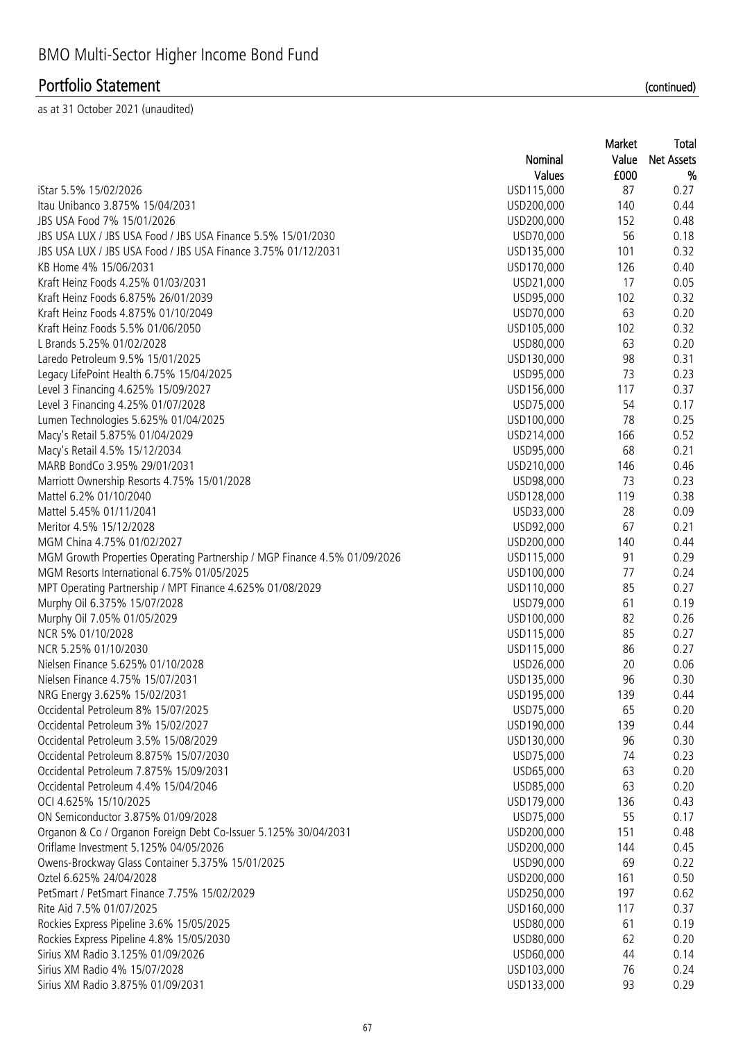# BMO Multi-Sector Higher Income Bond Fund

## Portfolio Statement (continued)

as at 31 October 2021 (unaudited)

| | Nominal Values | Market Value £000 | Total Net Assets % |
|---|---|---|---|
| iStar 5.5% 15/02/2026 | USD115,000 | 87 | 0.27 |
| Itau Unibanco 3.875% 15/04/2031 | USD200,000 | 140 | 0.44 |
| JBS USA Food 7% 15/01/2026 | USD200,000 | 152 | 0.48 |
| JBS USA LUX / JBS USA Food / JBS USA Finance 5.5% 15/01/2030 | USD70,000 | 56 | 0.18 |
| JBS USA LUX / JBS USA Food / JBS USA Finance 3.75% 01/12/2031 | USD135,000 | 101 | 0.32 |
| KB Home 4% 15/06/2031 | USD170,000 | 126 | 0.40 |
| Kraft Heinz Foods 4.25% 01/03/2031 | USD21,000 | 17 | 0.05 |
| Kraft Heinz Foods 6.875% 26/01/2039 | USD95,000 | 102 | 0.32 |
| Kraft Heinz Foods 4.875% 01/10/2049 | USD70,000 | 63 | 0.20 |
| Kraft Heinz Foods 5.5% 01/06/2050 | USD105,000 | 102 | 0.32 |
| L Brands 5.25% 01/02/2028 | USD80,000 | 63 | 0.20 |
| Laredo Petroleum 9.5% 15/01/2025 | USD130,000 | 98 | 0.31 |
| Legacy LifePoint Health 6.75% 15/04/2025 | USD95,000 | 73 | 0.23 |
| Level 3 Financing 4.625% 15/09/2027 | USD156,000 | 117 | 0.37 |
| Level 3 Financing 4.25% 01/07/2028 | USD75,000 | 54 | 0.17 |
| Lumen Technologies 5.625% 01/04/2025 | USD100,000 | 78 | 0.25 |
| Macy's Retail 5.875% 01/04/2029 | USD214,000 | 166 | 0.52 |
| Macy's Retail 4.5% 15/12/2034 | USD95,000 | 68 | 0.21 |
| MARB BondCo 3.95% 29/01/2031 | USD210,000 | 146 | 0.46 |
| Marriott Ownership Resorts 4.75% 15/01/2028 | USD98,000 | 73 | 0.23 |
| Mattel 6.2% 01/10/2040 | USD128,000 | 119 | 0.38 |
| Mattel 5.45% 01/11/2041 | USD33,000 | 28 | 0.09 |
| Meritor 4.5% 15/12/2028 | USD92,000 | 67 | 0.21 |
| MGM China 4.75% 01/02/2027 | USD200,000 | 140 | 0.44 |
| MGM Growth Properties Operating Partnership / MGP Finance 4.5% 01/09/2026 | USD115,000 | 91 | 0.29 |
| MGM Resorts International 6.75% 01/05/2025 | USD100,000 | 77 | 0.24 |
| MPT Operating Partnership / MPT Finance 4.625% 01/08/2029 | USD110,000 | 85 | 0.27 |
| Murphy Oil 6.375% 15/07/2028 | USD79,000 | 61 | 0.19 |
| Murphy Oil 7.05% 01/05/2029 | USD100,000 | 82 | 0.26 |
| NCR 5% 01/10/2028 | USD115,000 | 85 | 0.27 |
| NCR 5.25% 01/10/2030 | USD115,000 | 86 | 0.27 |
| Nielsen Finance 5.625% 01/10/2028 | USD26,000 | 20 | 0.06 |
| Nielsen Finance 4.75% 15/07/2031 | USD135,000 | 96 | 0.30 |
| NRG Energy 3.625% 15/02/2031 | USD195,000 | 139 | 0.44 |
| Occidental Petroleum 8% 15/07/2025 | USD75,000 | 65 | 0.20 |
| Occidental Petroleum 3% 15/02/2027 | USD190,000 | 139 | 0.44 |
| Occidental Petroleum 3.5% 15/08/2029 | USD130,000 | 96 | 0.30 |
| Occidental Petroleum 8.875% 15/07/2030 | USD75,000 | 74 | 0.23 |
| Occidental Petroleum 7.875% 15/09/2031 | USD65,000 | 63 | 0.20 |
| Occidental Petroleum 4.4% 15/04/2046 | USD85,000 | 63 | 0.20 |
| OCI 4.625% 15/10/2025 | USD179,000 | 136 | 0.43 |
| ON Semiconductor 3.875% 01/09/2028 | USD75,000 | 55 | 0.17 |
| Organon & Co / Organon Foreign Debt Co-Issuer 5.125% 30/04/2031 | USD200,000 | 151 | 0.48 |
| Oriflame Investment 5.125% 04/05/2026 | USD200,000 | 144 | 0.45 |
| Owens-Brockway Glass Container 5.375% 15/01/2025 | USD90,000 | 69 | 0.22 |
| Oztel 6.625% 24/04/2028 | USD200,000 | 161 | 0.50 |
| PetSmart / PetSmart Finance 7.75% 15/02/2029 | USD250,000 | 197 | 0.62 |
| Rite Aid 7.5% 01/07/2025 | USD160,000 | 117 | 0.37 |
| Rockies Express Pipeline 3.6% 15/05/2025 | USD80,000 | 61 | 0.19 |
| Rockies Express Pipeline 4.8% 15/05/2030 | USD80,000 | 62 | 0.20 |
| Sirius XM Radio 3.125% 01/09/2026 | USD60,000 | 44 | 0.14 |
| Sirius XM Radio 4% 15/07/2028 | USD103,000 | 76 | 0.24 |
| Sirius XM Radio 3.875% 01/09/2031 | USD133,000 | 93 | 0.29 |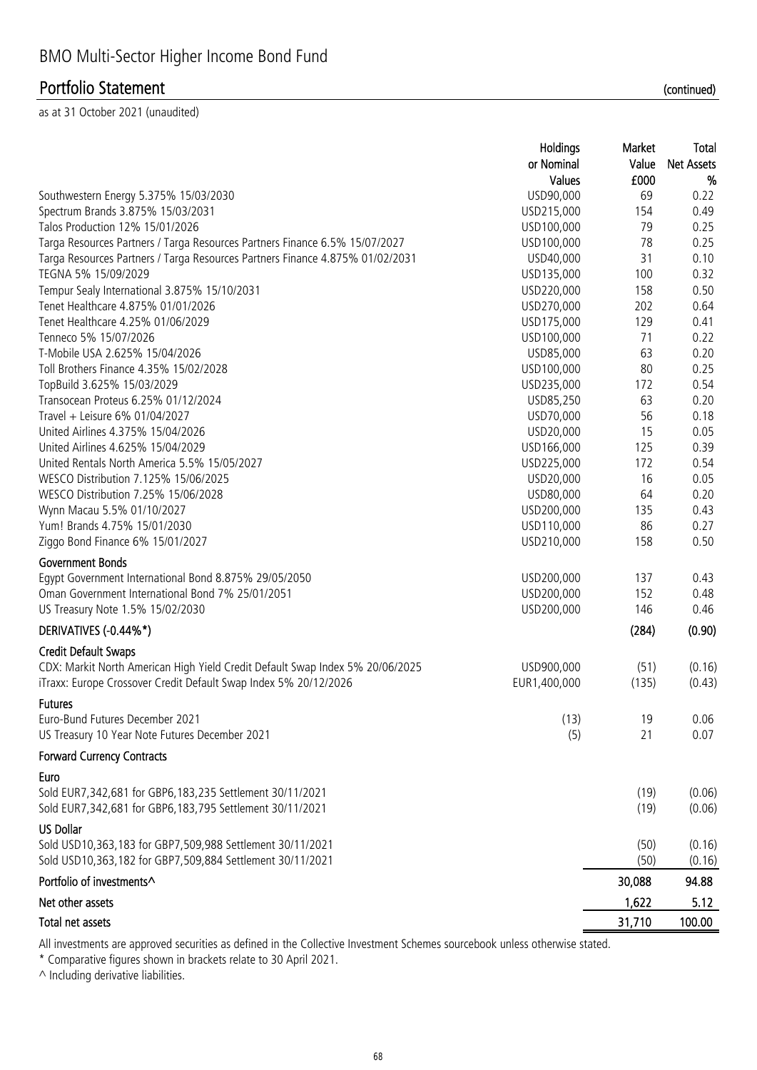# BMO Multi-Sector Higher Income Bond Fund

## Portfolio Statement (continued)

as at 31 October 2021 (unaudited)

| | Holdings or Nominal Values | Market Value £000 | Total Net Assets % |
|---|---|---|---|
| Southwestern Energy 5.375% 15/03/2030 | USD90,000 | 69 | 0.22 |
| Spectrum Brands 3.875% 15/03/2031 | USD215,000 | 154 | 0.49 |
| Talos Production 12% 15/01/2026 | USD100,000 | 79 | 0.25 |
| Targa Resources Partners / Targa Resources Partners Finance 6.5% 15/07/2027 | USD100,000 | 78 | 0.25 |
| Targa Resources Partners / Targa Resources Partners Finance 4.875% 01/02/2031 | USD40,000 | 31 | 0.10 |
| TEGNA 5% 15/09/2029 | USD135,000 | 100 | 0.32 |
| Tempur Sealy International 3.875% 15/10/2031 | USD220,000 | 158 | 0.50 |
| Tenet Healthcare 4.875% 01/01/2026 | USD270,000 | 202 | 0.64 |
| Tenet Healthcare 4.25% 01/06/2029 | USD175,000 | 129 | 0.41 |
| Tenneco 5% 15/07/2026 | USD100,000 | 71 | 0.22 |
| T-Mobile USA 2.625% 15/04/2026 | USD85,000 | 63 | 0.20 |
| Toll Brothers Finance 4.35% 15/02/2028 | USD100,000 | 80 | 0.25 |
| TopBuild 3.625% 15/03/2029 | USD235,000 | 172 | 0.54 |
| Transocean Proteus 6.25% 01/12/2024 | USD85,250 | 63 | 0.20 |
| Travel + Leisure 6% 01/04/2027 | USD70,000 | 56 | 0.18 |
| United Airlines 4.375% 15/04/2026 | USD20,000 | 15 | 0.05 |
| United Airlines 4.625% 15/04/2029 | USD166,000 | 125 | 0.39 |
| United Rentals North America 5.5% 15/05/2027 | USD225,000 | 172 | 0.54 |
| WESCO Distribution 7.125% 15/06/2025 | USD20,000 | 16 | 0.05 |
| WESCO Distribution 7.25% 15/06/2028 | USD80,000 | 64 | 0.20 |
| Wynn Macau 5.5% 01/10/2027 | USD200,000 | 135 | 0.43 |
| Yum! Brands 4.75% 15/01/2030 | USD110,000 | 86 | 0.27 |
| Ziggo Bond Finance 6% 15/01/2027 | USD210,000 | 158 | 0.50 |
| **Government Bonds** | | | |
| Egypt Government International Bond 8.875% 29/05/2050 | USD200,000 | 137 | 0.43 |
| Oman Government International Bond 7% 25/01/2051 | USD200,000 | 152 | 0.48 |
| US Treasury Note 1.5% 15/02/2030 | USD200,000 | 146 | 0.46 |
| **DERIVATIVES (-0.44%*)** | | **(284)** | **(0.90)** |
| **Credit Default Swaps** | | | |
| CDX: Markit North American High Yield Credit Default Swap Index 5% 20/06/2025 | USD900,000 | (51) | (0.16) |
| iTraxx: Europe Crossover Credit Default Swap Index 5% 20/12/2026 | EUR1,400,000 | (135) | (0.43) |
| **Futures** | | | |
| Euro-Bund Futures December 2021 | (13) | 19 | 0.06 |
| US Treasury 10 Year Note Futures December 2021 | (5) | 21 | 0.07 |
| **Forward Currency Contracts** | | | |
| **Euro** | | | |
| Sold EUR7,342,681 for GBP6,183,235 Settlement 30/11/2021 | | (19) | (0.06) |
| Sold EUR7,342,681 for GBP6,183,795 Settlement 30/11/2021 | | (19) | (0.06) |
| **US Dollar** | | | |
| Sold USD10,363,183 for GBP7,509,988 Settlement 30/11/2021 | | (50) | (0.16) |
| Sold USD10,363,182 for GBP7,509,884 Settlement 30/11/2021 | | (50) | (0.16) |
| **Portfolio of investments^** | | **30,088** | **94.88** |
| **Net other assets** | | **1,622** | **5.12** |
| **Total net assets** | | **31,710** | **100.00** |

All investments are approved securities as defined in the Collective Investment Schemes sourcebook unless otherwise stated.

\* Comparative figures shown in brackets relate to 30 April 2021.

^ Including derivative liabilities.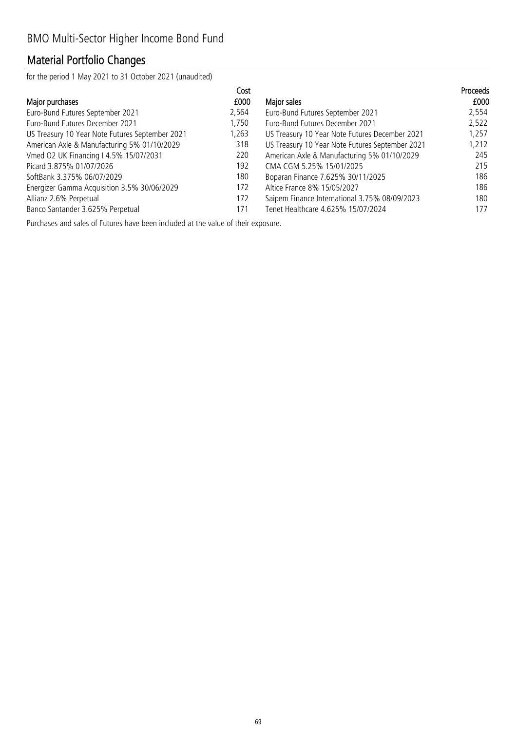# BMO Multi-Sector Higher Income Bond Fund

## Material Portfolio Changes

for the period 1 May 2021 to 31 October 2021 (unaudited)

| Major purchases | Cost £000 |
|---|---|
| Euro-Bund Futures September 2021 | 2,564 |
| Euro-Bund Futures December 2021 | 1,750 |
| US Treasury 10 Year Note Futures September 2021 | 1,263 |
| American Axle & Manufacturing 5% 01/10/2029 | 318 |
| Vmed O2 UK Financing I 4.5% 15/07/2031 | 220 |
| Picard 3.875% 01/07/2026 | 192 |
| SoftBank 3.375% 06/07/2029 | 180 |
| Energizer Gamma Acquisition 3.5% 30/06/2029 | 172 |
| Allianz 2.6% Perpetual | 172 |
| Banco Santander 3.625% Perpetual | 171 |

| Major sales | Proceeds £000 |
|---|---|
| Euro-Bund Futures September 2021 | 2,554 |
| Euro-Bund Futures December 2021 | 2,522 |
| US Treasury 10 Year Note Futures December 2021 | 1,257 |
| US Treasury 10 Year Note Futures September 2021 | 1,212 |
| American Axle & Manufacturing 5% 01/10/2029 | 245 |
| CMA CGM 5.25% 15/01/2025 | 215 |
| Boparan Finance 7.625% 30/11/2025 | 186 |
| Altice France 8% 15/05/2027 | 186 |
| Saipem Finance International 3.75% 08/09/2023 | 180 |
| Tenet Healthcare 4.625% 15/07/2024 | 177 |

Purchases and sales of Futures have been included at the value of their exposure.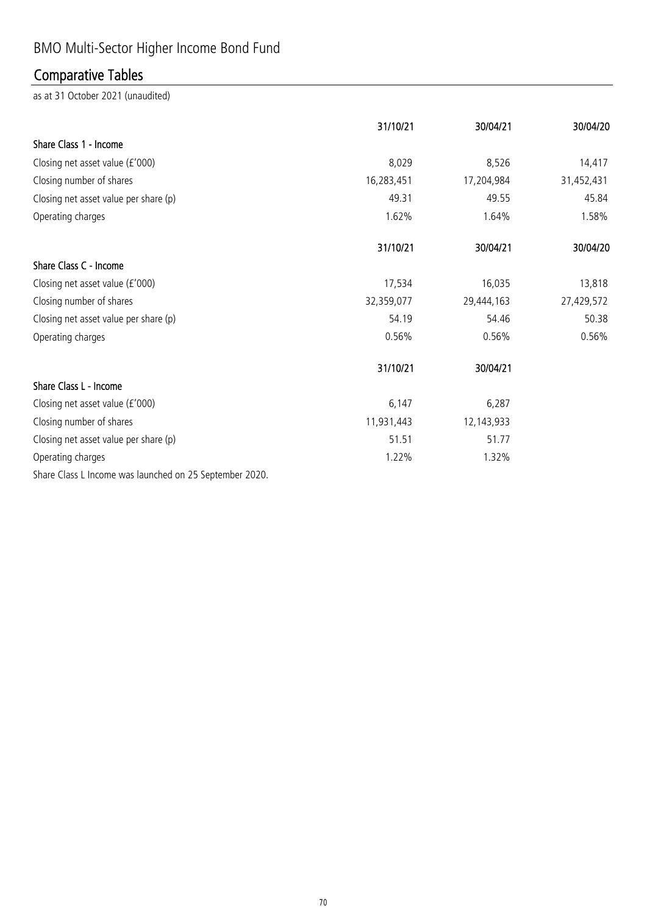# BMO Multi-Sector Higher Income Bond Fund

## Comparative Tables

as at 31 October 2021 (unaudited)

| | 31/10/21 | 30/04/21 | 30/04/20 |
|---|---|---|---|
| **Share Class 1 - Income** | | | |
| Closing net asset value (£'000) | 8,029 | 8,526 | 14,417 |
| Closing number of shares | 16,283,451 | 17,204,984 | 31,452,431 |
| Closing net asset value per share (p) | 49.31 | 49.55 | 45.84 |
| Operating charges | 1.62% | 1.64% | 1.58% |

| | 31/10/21 | 30/04/21 | 30/04/20 |
|---|---|---|---|
| **Share Class C - Income** | | | |
| Closing net asset value (£'000) | 17,534 | 16,035 | 13,818 |
| Closing number of shares | 32,359,077 | 29,444,163 | 27,429,572 |
| Closing net asset value per share (p) | 54.19 | 54.46 | 50.38 |
| Operating charges | 0.56% | 0.56% | 0.56% |

| | 31/10/21 | 30/04/21 |
|---|---|---|
| **Share Class L - Income** | | |
| Closing net asset value (£'000) | 6,147 | 6,287 |
| Closing number of shares | 11,931,443 | 12,143,933 |
| Closing net asset value per share (p) | 51.51 | 51.77 |
| Operating charges | 1.22% | 1.32% |

Share Class L Income was launched on 25 September 2020.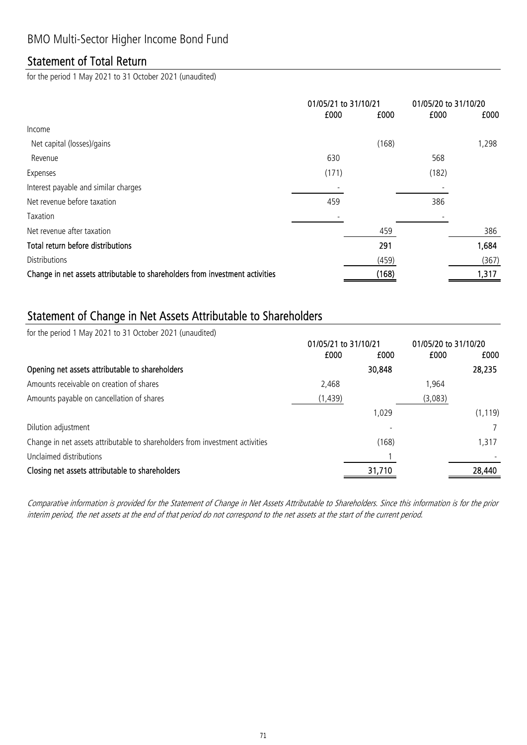# BMO Multi-Sector Higher Income Bond Fund

## Statement of Total Return

for the period 1 May 2021 to 31 October 2021 (unaudited)

| | 01/05/21 to 31/10/21 | | 01/05/20 to 31/10/20 | |
|---|---|---|---|---|
| | £000 | £000 | £000 | £000 |
| Income | | | | |
| Net capital (losses)/gains | | (168) | | 1,298 |
| Revenue | 630 | | 568 | |
| Expenses | (171) | | (182) | |
| Interest payable and similar charges | - | | - | |
| Net revenue before taxation | 459 | | 386 | |
| Taxation | - | | - | |
| Net revenue after taxation | | 459 | | 386 |
| **Total return before distributions** | | **291** | | **1,684** |
| Distributions | | (459) | | (367) |
| **Change in net assets attributable to shareholders from investment activities** | | **(168)** | | **1,317** |

## Statement of Change in Net Assets Attributable to Shareholders

for the period 1 May 2021 to 31 October 2021 (unaudited)

| | 01/05/21 to 31/10/21 | | 01/05/20 to 31/10/20 | |
|---|---|---|---|---|
| | £000 | £000 | £000 | £000 |
| **Opening net assets attributable to shareholders** | | **30,848** | | **28,235** |
| Amounts receivable on creation of shares | 2,468 | | 1,964 | |
| Amounts payable on cancellation of shares | (1,439) | | (3,083) | |
| | | 1,029 | | (1,119) |
| Dilution adjustment | | - | | 7 |
| Change in net assets attributable to shareholders from investment activities | | (168) | | 1,317 |
| Unclaimed distributions | | 1 | | - |
| **Closing net assets attributable to shareholders** | | **31,710** | | **28,440** |

*Comparative information is provided for the Statement of Change in Net Assets Attributable to Shareholders. Since this information is for the prior interim period, the net assets at the end of that period do not correspond to the net assets at the start of the current period.*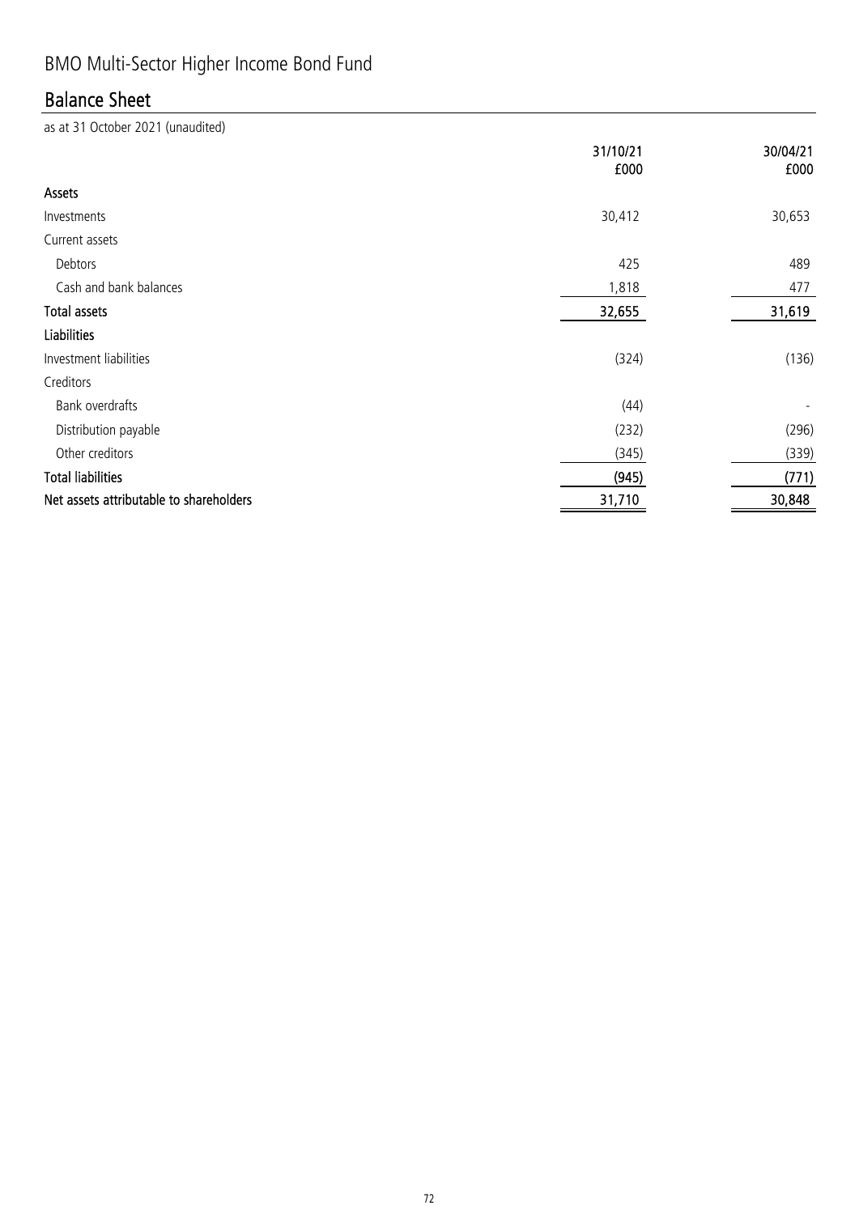# BMO Multi-Sector Higher Income Bond Fund

## Balance Sheet

as at 31 October 2021 (unaudited)

| | 31/10/21<br>£000 | 30/04/21<br>£000 |
|---|---|---|
| **Assets** | | |
| Investments | 30,412 | 30,653 |
| Current assets | | |
| Debtors | 425 | 489 |
| Cash and bank balances | 1,818 | 477 |
| **Total assets** | **32,655** | **31,619** |
| **Liabilities** | | |
| Investment liabilities | (324) | (136) |
| Creditors | | |
| Bank overdrafts | (44) | - |
| Distribution payable | (232) | (296) |
| Other creditors | (345) | (339) |
| **Total liabilities** | **(945)** | **(771)** |
| **Net assets attributable to shareholders** | **31,710** | **30,848** |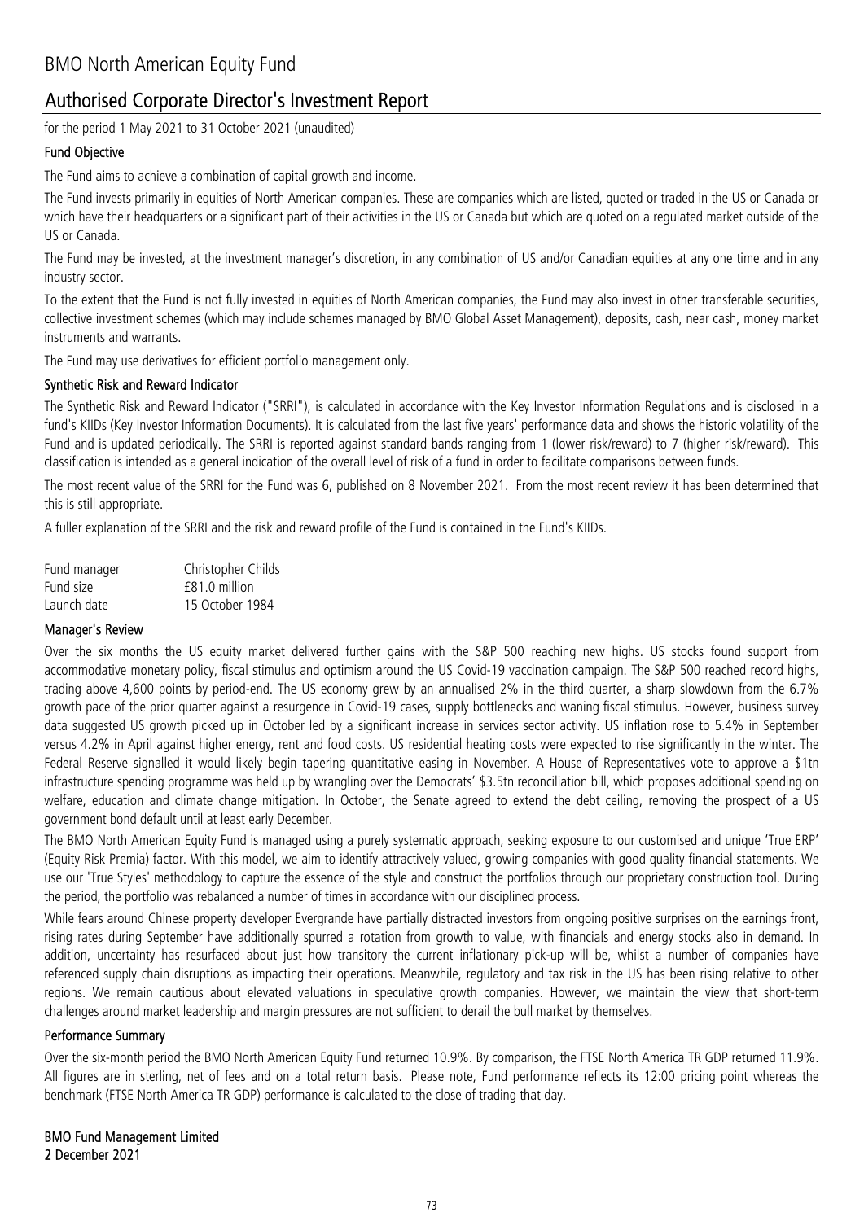# BMO North American Equity Fund

## Authorised Corporate Director's Investment Report

for the period 1 May 2021 to 31 October 2021 (unaudited)

### Fund Objective

The Fund aims to achieve a combination of capital growth and income.

The Fund invests primarily in equities of North American companies. These are companies which are listed, quoted or traded in the US or Canada or which have their headquarters or a significant part of their activities in the US or Canada but which are quoted on a regulated market outside of the US or Canada.

The Fund may be invested, at the investment manager's discretion, in any combination of US and/or Canadian equities at any one time and in any industry sector.

To the extent that the Fund is not fully invested in equities of North American companies, the Fund may also invest in other transferable securities, collective investment schemes (which may include schemes managed by BMO Global Asset Management), deposits, cash, near cash, money market instruments and warrants.

The Fund may use derivatives for efficient portfolio management only.

### Synthetic Risk and Reward Indicator

The Synthetic Risk and Reward Indicator ("SRRI"), is calculated in accordance with the Key Investor Information Regulations and is disclosed in a fund's KIIDs (Key Investor Information Documents). It is calculated from the last five years' performance data and shows the historic volatility of the Fund and is updated periodically. The SRRI is reported against standard bands ranging from 1 (lower risk/reward) to 7 (higher risk/reward). This classification is intended as a general indication of the overall level of risk of a fund in order to facilitate comparisons between funds.

The most recent value of the SRRI for the Fund was 6, published on 8 November 2021. From the most recent review it has been determined that this is still appropriate.

A fuller explanation of the SRRI and the risk and reward profile of the Fund is contained in the Fund's KIIDs.

| | |
|---|---|
| Fund manager | Christopher Childs |
| Fund size | £81.0 million |
| Launch date | 15 October 1984 |

### Manager's Review

Over the six months the US equity market delivered further gains with the S&P 500 reaching new highs. US stocks found support from accommodative monetary policy, fiscal stimulus and optimism around the US Covid-19 vaccination campaign. The S&P 500 reached record highs, trading above 4,600 points by period-end. The US economy grew by an annualised 2% in the third quarter, a sharp slowdown from the 6.7% growth pace of the prior quarter against a resurgence in Covid-19 cases, supply bottlenecks and waning fiscal stimulus. However, business survey data suggested US growth picked up in October led by a significant increase in services sector activity. US inflation rose to 5.4% in September versus 4.2% in April against higher energy, rent and food costs. US residential heating costs were expected to rise significantly in the winter. The Federal Reserve signalled it would likely begin tapering quantitative easing in November. A House of Representatives vote to approve a $1tn infrastructure spending programme was held up by wrangling over the Democrats' $3.5tn reconciliation bill, which proposes additional spending on welfare, education and climate change mitigation. In October, the Senate agreed to extend the debt ceiling, removing the prospect of a US government bond default until at least early December.

The BMO North American Equity Fund is managed using a purely systematic approach, seeking exposure to our customised and unique 'True ERP' (Equity Risk Premia) factor. With this model, we aim to identify attractively valued, growing companies with good quality financial statements. We use our 'True Styles' methodology to capture the essence of the style and construct the portfolios through our proprietary construction tool. During the period, the portfolio was rebalanced a number of times in accordance with our disciplined process.

While fears around Chinese property developer Evergrande have partially distracted investors from ongoing positive surprises on the earnings front, rising rates during September have additionally spurred a rotation from growth to value, with financials and energy stocks also in demand. In addition, uncertainty has resurfaced about just how transitory the current inflationary pick-up will be, whilst a number of companies have referenced supply chain disruptions as impacting their operations. Meanwhile, regulatory and tax risk in the US has been rising relative to other regions. We remain cautious about elevated valuations in speculative growth companies. However, we maintain the view that short-term challenges around market leadership and margin pressures are not sufficient to derail the bull market by themselves.

### Performance Summary

Over the six-month period the BMO North American Equity Fund returned 10.9%. By comparison, the FTSE North America TR GDP returned 11.9%. All figures are in sterling, net of fees and on a total return basis. Please note, Fund performance reflects its 12:00 pricing point whereas the benchmark (FTSE North America TR GDP) performance is calculated to the close of trading that day.

**BMO Fund Management Limited**
**2 December 2021**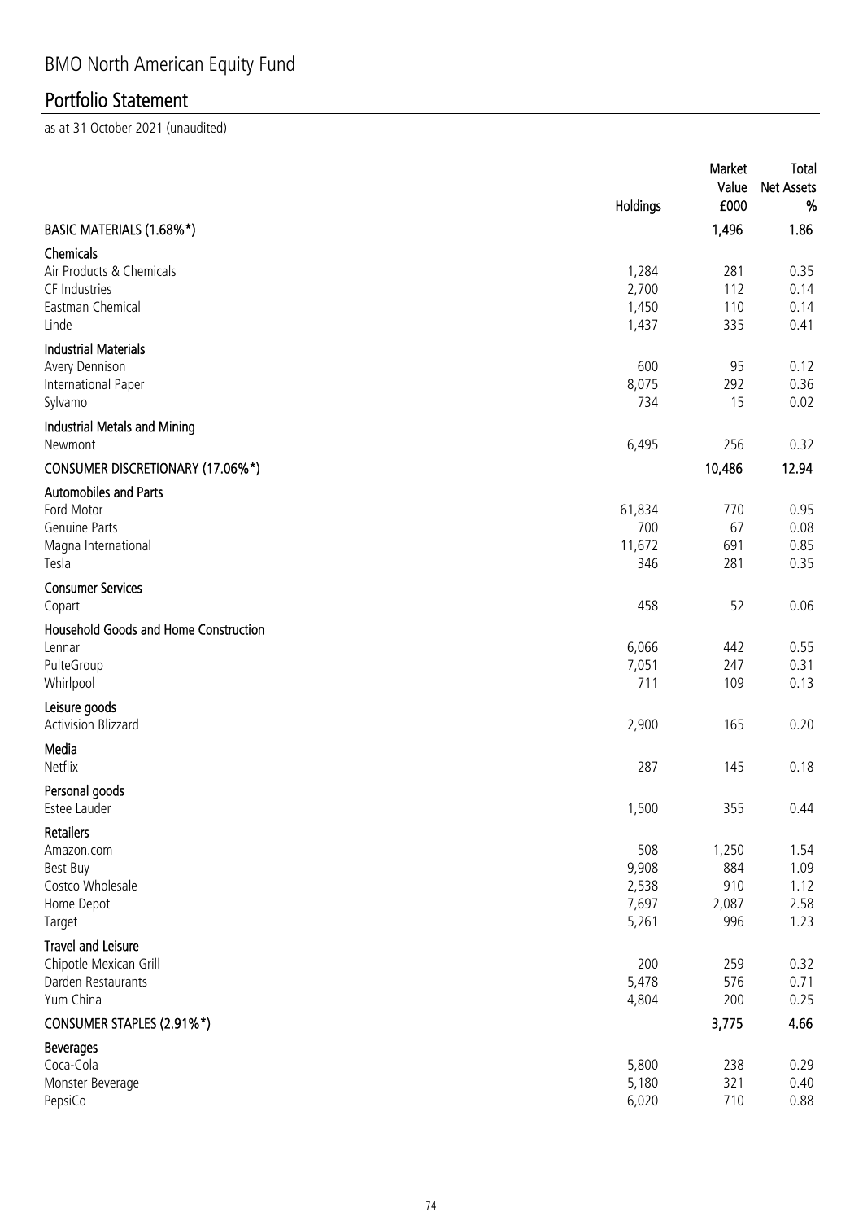# BMO North American Equity Fund

## Portfolio Statement

as at 31 October 2021 (unaudited)

| | Holdings | Market Value £000 | Total Net Assets % |
|---|---|---|---|
| **BASIC MATERIALS (1.68%*)** | | **1,496** | **1.86** |
| **Chemicals** | | | |
| Air Products & Chemicals | 1,284 | 281 | 0.35 |
| CF Industries | 2,700 | 112 | 0.14 |
| Eastman Chemical | 1,450 | 110 | 0.14 |
| Linde | 1,437 | 335 | 0.41 |
| **Industrial Materials** | | | |
| Avery Dennison | 600 | 95 | 0.12 |
| International Paper | 8,075 | 292 | 0.36 |
| Sylvamo | 734 | 15 | 0.02 |
| **Industrial Metals and Mining** | | | |
| Newmont | 6,495 | 256 | 0.32 |
| **CONSUMER DISCRETIONARY (17.06%*)** | | **10,486** | **12.94** |
| **Automobiles and Parts** | | | |
| Ford Motor | 61,834 | 770 | 0.95 |
| Genuine Parts | 700 | 67 | 0.08 |
| Magna International | 11,672 | 691 | 0.85 |
| Tesla | 346 | 281 | 0.35 |
| **Consumer Services** | | | |
| Copart | 458 | 52 | 0.06 |
| **Household Goods and Home Construction** | | | |
| Lennar | 6,066 | 442 | 0.55 |
| PulteGroup | 7,051 | 247 | 0.31 |
| Whirlpool | 711 | 109 | 0.13 |
| **Leisure goods** | | | |
| Activision Blizzard | 2,900 | 165 | 0.20 |
| **Media** | | | |
| Netflix | 287 | 145 | 0.18 |
| **Personal goods** | | | |
| Estee Lauder | 1,500 | 355 | 0.44 |
| **Retailers** | | | |
| Amazon.com | 508 | 1,250 | 1.54 |
| Best Buy | 9,908 | 884 | 1.09 |
| Costco Wholesale | 2,538 | 910 | 1.12 |
| Home Depot | 7,697 | 2,087 | 2.58 |
| Target | 5,261 | 996 | 1.23 |
| **Travel and Leisure** | | | |
| Chipotle Mexican Grill | 200 | 259 | 0.32 |
| Darden Restaurants | 5,478 | 576 | 0.71 |
| Yum China | 4,804 | 200 | 0.25 |
| **CONSUMER STAPLES (2.91%*)** | | **3,775** | **4.66** |
| **Beverages** | | | |
| Coca-Cola | 5,800 | 238 | 0.29 |
| Monster Beverage | 5,180 | 321 | 0.40 |
| PepsiCo | 6,020 | 710 | 0.88 |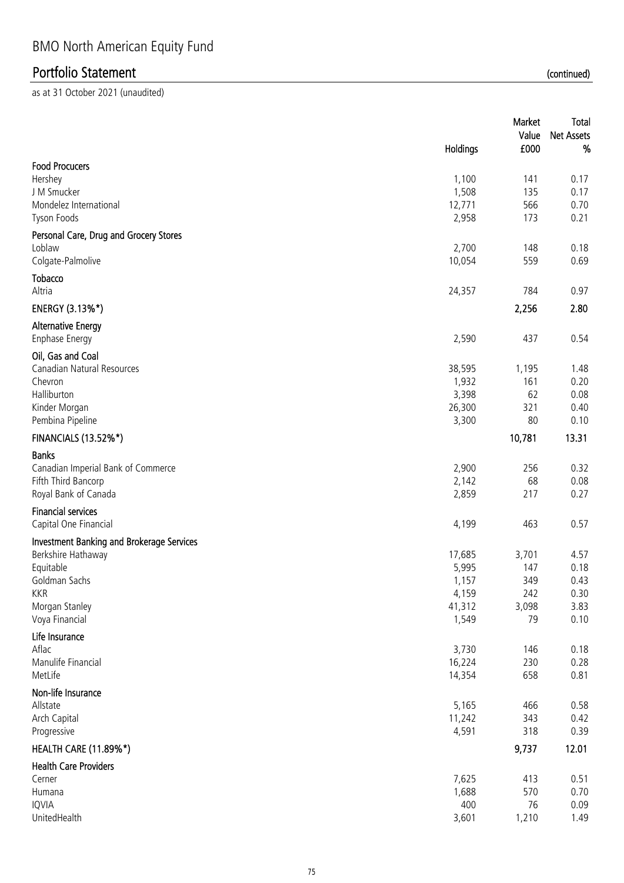# BMO North American Equity Fund

## Portfolio Statement (continued)

as at 31 October 2021 (unaudited)

| | Holdings | Market Value £000 | Total Net Assets % |
|---|---|---|---|
| **Food Procucers** | | | |
| Hershey | 1,100 | 141 | 0.17 |
| J M Smucker | 1,508 | 135 | 0.17 |
| Mondelez International | 12,771 | 566 | 0.70 |
| Tyson Foods | 2,958 | 173 | 0.21 |
| **Personal Care, Drug and Grocery Stores** | | | |
| Loblaw | 2,700 | 148 | 0.18 |
| Colgate-Palmolive | 10,054 | 559 | 0.69 |
| **Tobacco** | | | |
| Altria | 24,357 | 784 | 0.97 |
| **ENERGY (3.13%*)** | | **2,256** | **2.80** |
| **Alternative Energy** | | | |
| Enphase Energy | 2,590 | 437 | 0.54 |
| **Oil, Gas and Coal** | | | |
| Canadian Natural Resources | 38,595 | 1,195 | 1.48 |
| Chevron | 1,932 | 161 | 0.20 |
| Halliburton | 3,398 | 62 | 0.08 |
| Kinder Morgan | 26,300 | 321 | 0.40 |
| Pembina Pipeline | 3,300 | 80 | 0.10 |
| **FINANCIALS (13.52%*)** | | **10,781** | **13.31** |
| **Banks** | | | |
| Canadian Imperial Bank of Commerce | 2,900 | 256 | 0.32 |
| Fifth Third Bancorp | 2,142 | 68 | 0.08 |
| Royal Bank of Canada | 2,859 | 217 | 0.27 |
| **Financial services** | | | |
| Capital One Financial | 4,199 | 463 | 0.57 |
| **Investment Banking and Brokerage Services** | | | |
| Berkshire Hathaway | 17,685 | 3,701 | 4.57 |
| Equitable | 5,995 | 147 | 0.18 |
| Goldman Sachs | 1,157 | 349 | 0.43 |
| KKR | 4,159 | 242 | 0.30 |
| Morgan Stanley | 41,312 | 3,098 | 3.83 |
| Voya Financial | 1,549 | 79 | 0.10 |
| **Life Insurance** | | | |
| Aflac | 3,730 | 146 | 0.18 |
| Manulife Financial | 16,224 | 230 | 0.28 |
| MetLife | 14,354 | 658 | 0.81 |
| **Non-life Insurance** | | | |
| Allstate | 5,165 | 466 | 0.58 |
| Arch Capital | 11,242 | 343 | 0.42 |
| Progressive | 4,591 | 318 | 0.39 |
| **HEALTH CARE (11.89%*)** | | **9,737** | **12.01** |
| **Health Care Providers** | | | |
| Cerner | 7,625 | 413 | 0.51 |
| Humana | 1,688 | 570 | 0.70 |
| IQVIA | 400 | 76 | 0.09 |
| UnitedHealth | 3,601 | 1,210 | 1.49 |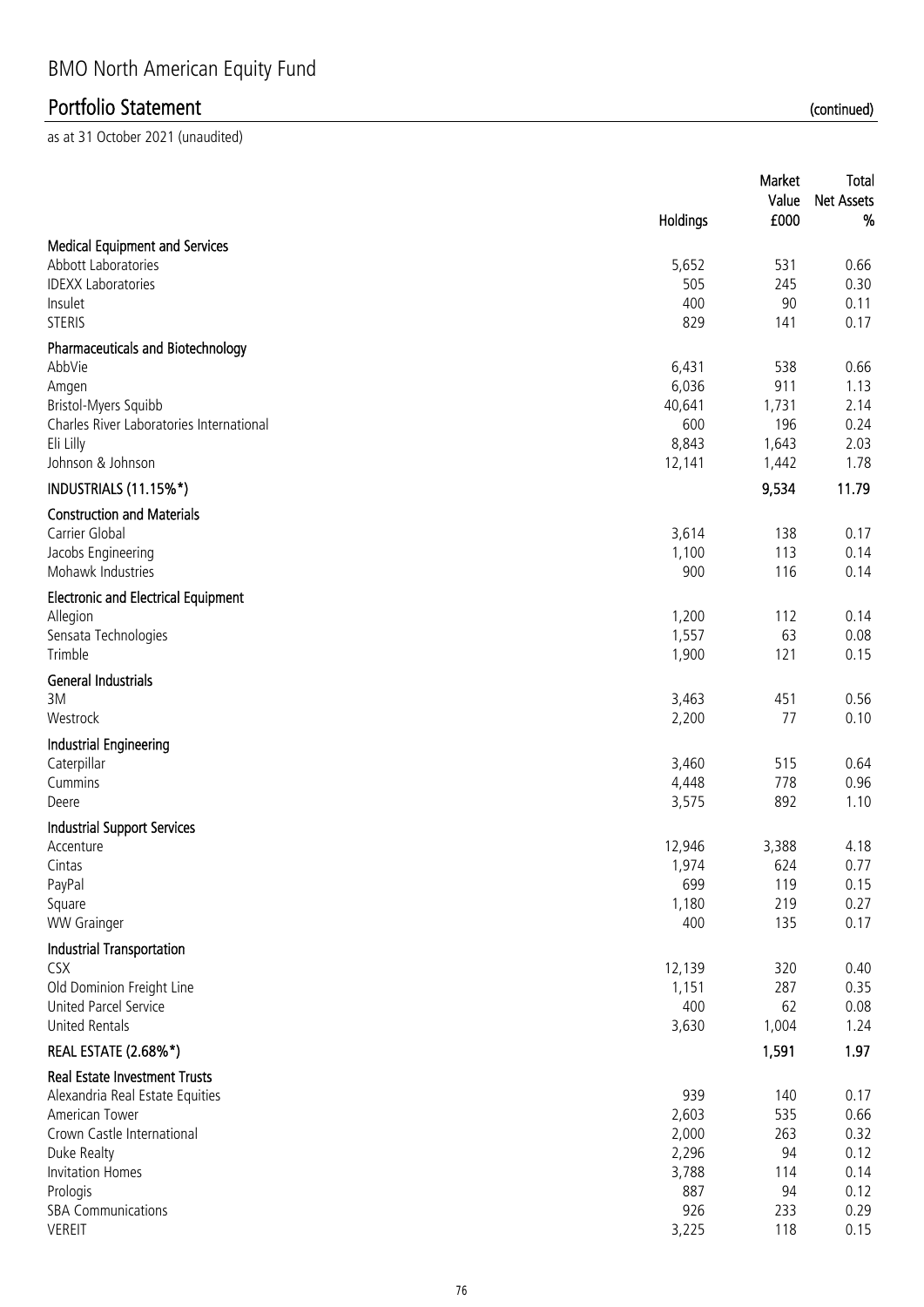# BMO North American Equity Fund

## Portfolio Statement (continued)

as at 31 October 2021 (unaudited)

| | Holdings | Market Value £000 | Total Net Assets % |
|---|---|---|---|
| **Medical Equipment and Services** | | | |
| Abbott Laboratories | 5,652 | 531 | 0.66 |
| IDEXX Laboratories | 505 | 245 | 0.30 |
| Insulet | 400 | 90 | 0.11 |
| STERIS | 829 | 141 | 0.17 |
| **Pharmaceuticals and Biotechnology** | | | |
| AbbVie | 6,431 | 538 | 0.66 |
| Amgen | 6,036 | 911 | 1.13 |
| Bristol-Myers Squibb | 40,641 | 1,731 | 2.14 |
| Charles River Laboratories International | 600 | 196 | 0.24 |
| Eli Lilly | 8,843 | 1,643 | 2.03 |
| Johnson & Johnson | 12,141 | 1,442 | 1.78 |
| **INDUSTRIALS (11.15%*)** | | **9,534** | **11.79** |
| **Construction and Materials** | | | |
| Carrier Global | 3,614 | 138 | 0.17 |
| Jacobs Engineering | 1,100 | 113 | 0.14 |
| Mohawk Industries | 900 | 116 | 0.14 |
| **Electronic and Electrical Equipment** | | | |
| Allegion | 1,200 | 112 | 0.14 |
| Sensata Technologies | 1,557 | 63 | 0.08 |
| Trimble | 1,900 | 121 | 0.15 |
| **General Industrials** | | | |
| 3M | 3,463 | 451 | 0.56 |
| Westrock | 2,200 | 77 | 0.10 |
| **Industrial Engineering** | | | |
| Caterpillar | 3,460 | 515 | 0.64 |
| Cummins | 4,448 | 778 | 0.96 |
| Deere | 3,575 | 892 | 1.10 |
| **Industrial Support Services** | | | |
| Accenture | 12,946 | 3,388 | 4.18 |
| Cintas | 1,974 | 624 | 0.77 |
| PayPal | 699 | 119 | 0.15 |
| Square | 1,180 | 219 | 0.27 |
| WW Grainger | 400 | 135 | 0.17 |
| **Industrial Transportation** | | | |
| CSX | 12,139 | 320 | 0.40 |
| Old Dominion Freight Line | 1,151 | 287 | 0.35 |
| United Parcel Service | 400 | 62 | 0.08 |
| United Rentals | 3,630 | 1,004 | 1.24 |
| **REAL ESTATE (2.68%*)** | | **1,591** | **1.97** |
| **Real Estate Investment Trusts** | | | |
| Alexandria Real Estate Equities | 939 | 140 | 0.17 |
| American Tower | 2,603 | 535 | 0.66 |
| Crown Castle International | 2,000 | 263 | 0.32 |
| Duke Realty | 2,296 | 94 | 0.12 |
| Invitation Homes | 3,788 | 114 | 0.14 |
| Prologis | 887 | 94 | 0.12 |
| SBA Communications | 926 | 233 | 0.29 |
| VEREIT | 3,225 | 118 | 0.15 |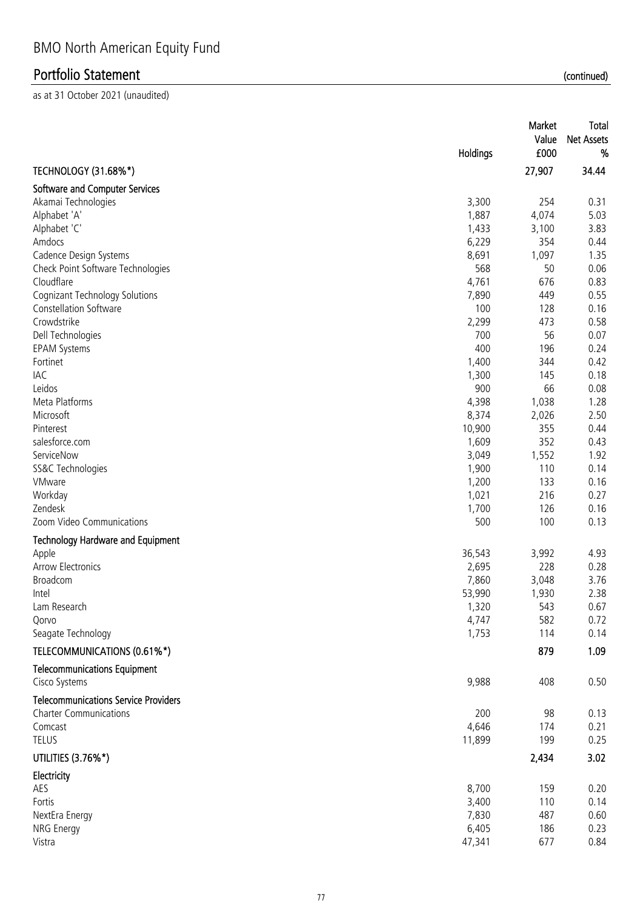# BMO North American Equity Fund

## Portfolio Statement (continued)

as at 31 October 2021 (unaudited)

| | Holdings | Market Value £000 | Total Net Assets % |
|---|---|---|---|
| **TECHNOLOGY (31.68%*)** | | **27,907** | **34.44** |
| **Software and Computer Services** | | | |
| Akamai Technologies | 3,300 | 254 | 0.31 |
| Alphabet 'A' | 1,887 | 4,074 | 5.03 |
| Alphabet 'C' | 1,433 | 3,100 | 3.83 |
| Amdocs | 6,229 | 354 | 0.44 |
| Cadence Design Systems | 8,691 | 1,097 | 1.35 |
| Check Point Software Technologies | 568 | 50 | 0.06 |
| Cloudflare | 4,761 | 676 | 0.83 |
| Cognizant Technology Solutions | 7,890 | 449 | 0.55 |
| Constellation Software | 100 | 128 | 0.16 |
| Crowdstrike | 2,299 | 473 | 0.58 |
| Dell Technologies | 700 | 56 | 0.07 |
| EPAM Systems | 400 | 196 | 0.24 |
| Fortinet | 1,400 | 344 | 0.42 |
| IAC | 1,300 | 145 | 0.18 |
| Leidos | 900 | 66 | 0.08 |
| Meta Platforms | 4,398 | 1,038 | 1.28 |
| Microsoft | 8,374 | 2,026 | 2.50 |
| Pinterest | 10,900 | 355 | 0.44 |
| salesforce.com | 1,609 | 352 | 0.43 |
| ServiceNow | 3,049 | 1,552 | 1.92 |
| SS&C Technologies | 1,900 | 110 | 0.14 |
| VMware | 1,200 | 133 | 0.16 |
| Workday | 1,021 | 216 | 0.27 |
| Zendesk | 1,700 | 126 | 0.16 |
| Zoom Video Communications | 500 | 100 | 0.13 |
| **Technology Hardware and Equipment** | | | |
| Apple | 36,543 | 3,992 | 4.93 |
| Arrow Electronics | 2,695 | 228 | 0.28 |
| Broadcom | 7,860 | 3,048 | 3.76 |
| Intel | 53,990 | 1,930 | 2.38 |
| Lam Research | 1,320 | 543 | 0.67 |
| Qorvo | 4,747 | 582 | 0.72 |
| Seagate Technology | 1,753 | 114 | 0.14 |
| **TELECOMMUNICATIONS (0.61%*)** | | **879** | **1.09** |
| **Telecommunications Equipment** | | | |
| Cisco Systems | 9,988 | 408 | 0.50 |
| **Telecommunications Service Providers** | | | |
| Charter Communications | 200 | 98 | 0.13 |
| Comcast | 4,646 | 174 | 0.21 |
| TELUS | 11,899 | 199 | 0.25 |
| **UTILITIES (3.76%*)** | | **2,434** | **3.02** |
| **Electricity** | | | |
| AES | 8,700 | 159 | 0.20 |
| Fortis | 3,400 | 110 | 0.14 |
| NextEra Energy | 7,830 | 487 | 0.60 |
| NRG Energy | 6,405 | 186 | 0.23 |
| Vistra | 47,341 | 677 | 0.84 |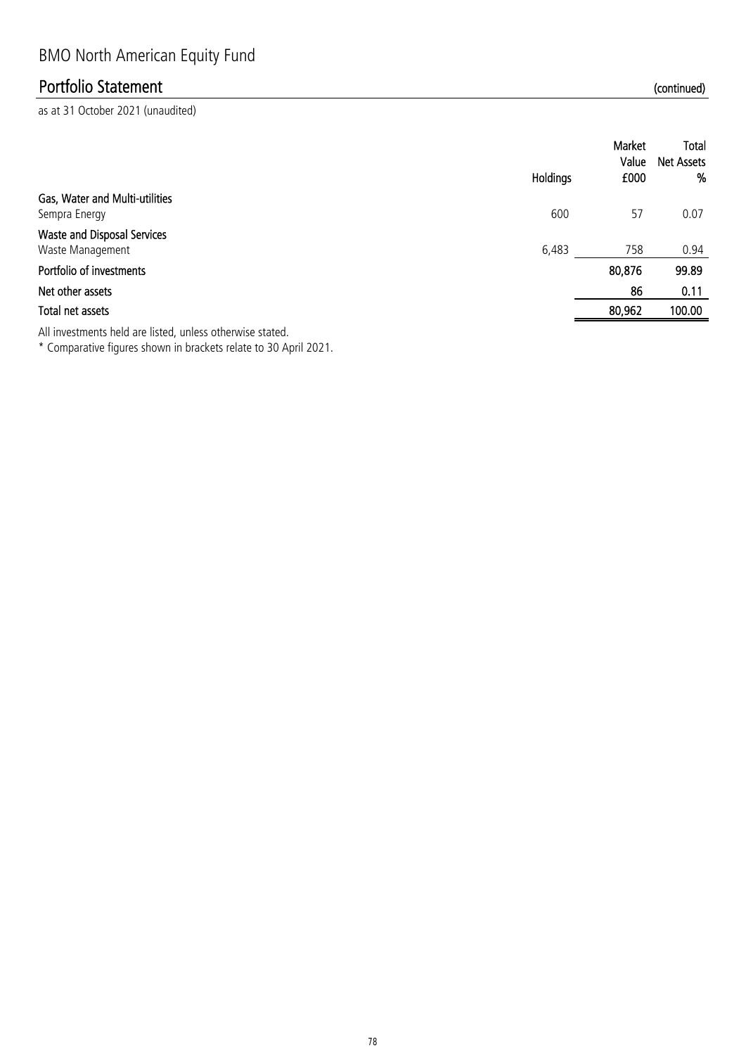# BMO North American Equity Fund

## Portfolio Statement (continued)

as at 31 October 2021 (unaudited)

| | Holdings | Market Value £000 | Total Net Assets % |
|---|---|---|---|
| **Gas, Water and Multi-utilities** | | | |
| Sempra Energy | 600 | 57 | 0.07 |
| **Waste and Disposal Services** | | | |
| Waste Management | 6,483 | 758 | 0.94 |
| **Portfolio of investments** | | **80,876** | **99.89** |
| **Net other assets** | | **86** | **0.11** |
| **Total net assets** | | **80,962** | **100.00** |

All investments held are listed, unless otherwise stated.

* Comparative figures shown in brackets relate to 30 April 2021.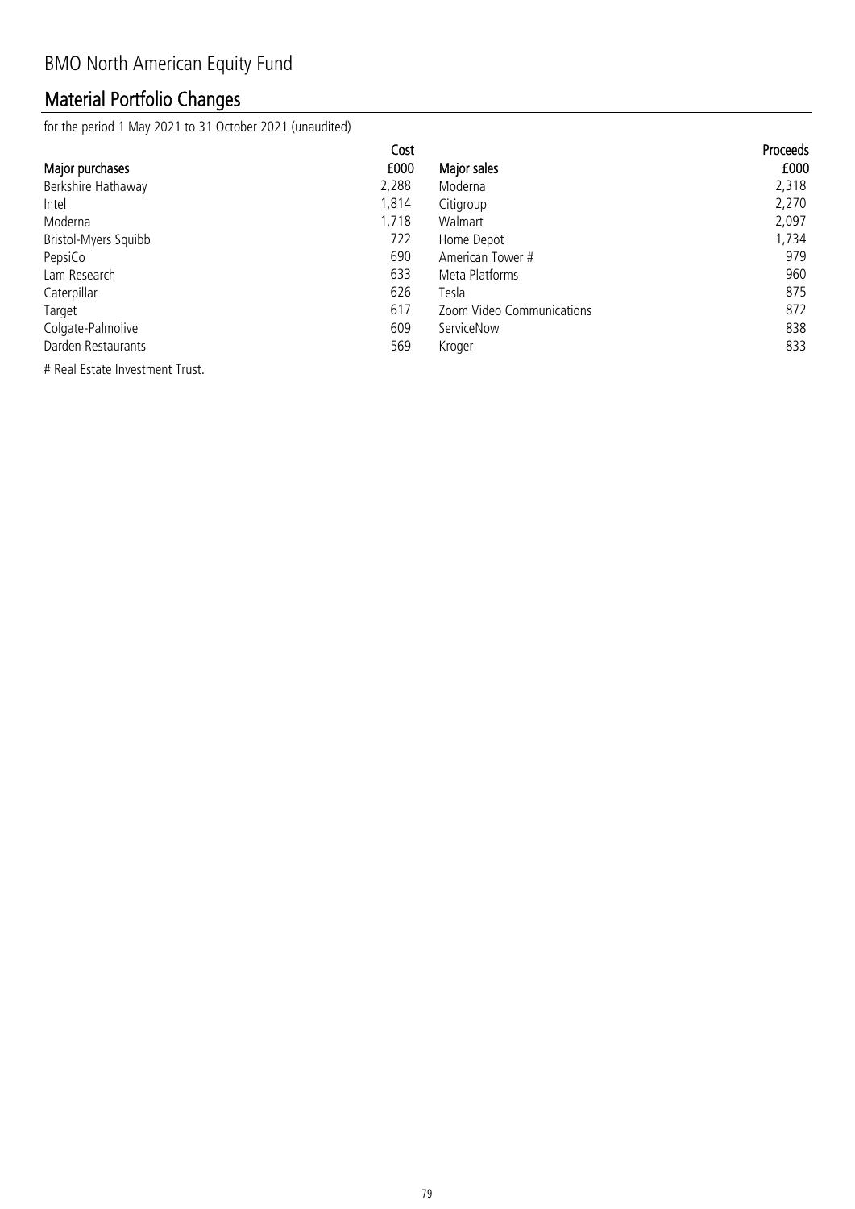# BMO North American Equity Fund

## Material Portfolio Changes

for the period 1 May 2021 to 31 October 2021 (unaudited)

| Major purchases | Cost £000 | Major sales | Proceeds £000 |
|---|---|---|---|
| Berkshire Hathaway | 2,288 | Moderna | 2,318 |
| Intel | 1,814 | Citigroup | 2,270 |
| Moderna | 1,718 | Walmart | 2,097 |
| Bristol-Myers Squibb | 722 | Home Depot | 1,734 |
| PepsiCo | 690 | American Tower # | 979 |
| Lam Research | 633 | Meta Platforms | 960 |
| Caterpillar | 626 | Tesla | 875 |
| Target | 617 | Zoom Video Communications | 872 |
| Colgate-Palmolive | 609 | ServiceNow | 838 |
| Darden Restaurants | 569 | Kroger | 833 |

# Real Estate Investment Trust.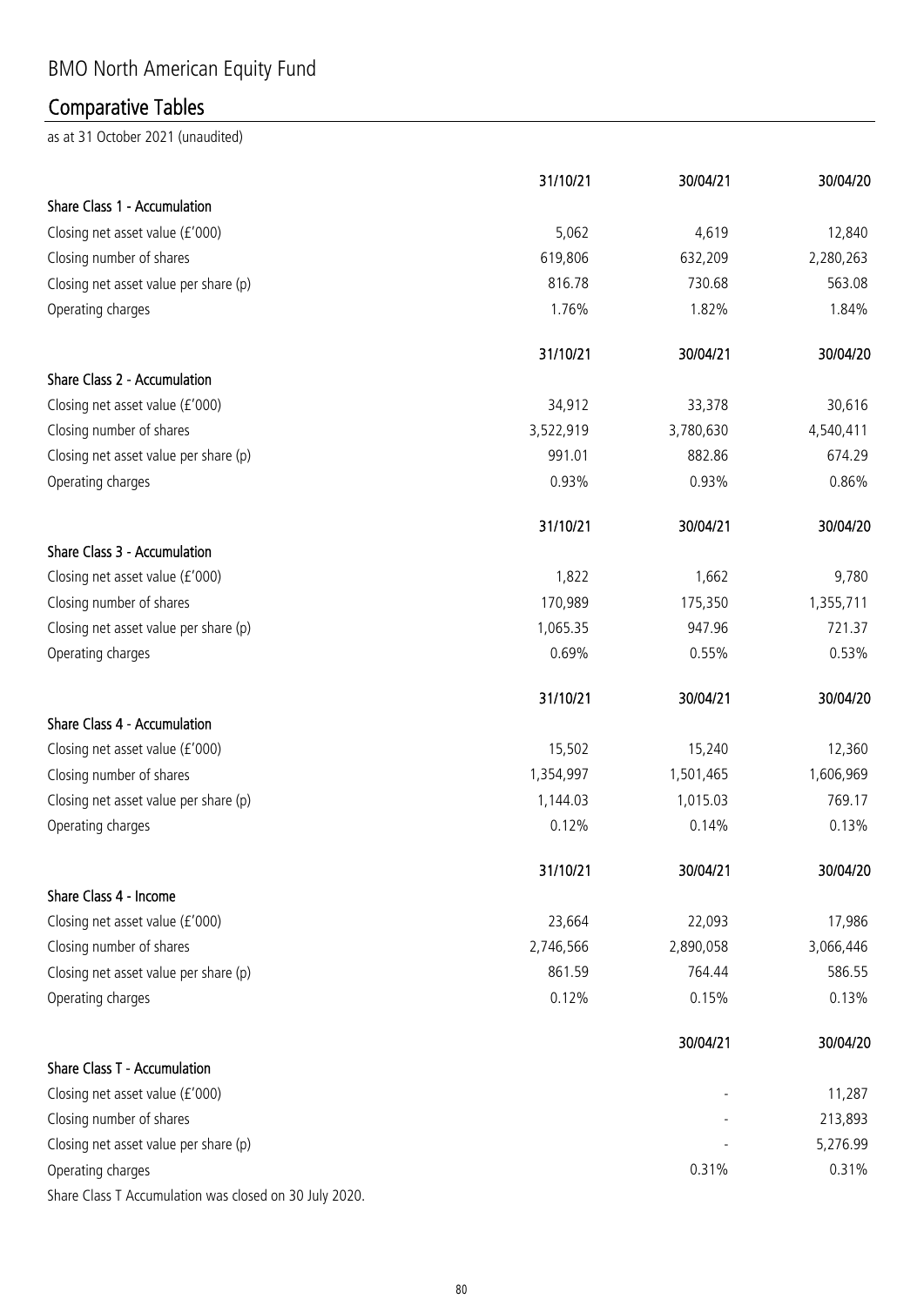# BMO North American Equity Fund

## Comparative Tables

as at 31 October 2021 (unaudited)

| | 31/10/21 | 30/04/21 | 30/04/20 |
|---|---|---|---|
| **Share Class 1 - Accumulation** | | | |
| Closing net asset value (£'000) | 5,062 | 4,619 | 12,840 |
| Closing number of shares | 619,806 | 632,209 | 2,280,263 |
| Closing net asset value per share (p) | 816.78 | 730.68 | 563.08 |
| Operating charges | 1.76% | 1.82% | 1.84% |

| | 31/10/21 | 30/04/21 | 30/04/20 |
|---|---|---|---|
| **Share Class 2 - Accumulation** | | | |
| Closing net asset value (£'000) | 34,912 | 33,378 | 30,616 |
| Closing number of shares | 3,522,919 | 3,780,630 | 4,540,411 |
| Closing net asset value per share (p) | 991.01 | 882.86 | 674.29 |
| Operating charges | 0.93% | 0.93% | 0.86% |

| | 31/10/21 | 30/04/21 | 30/04/20 |
|---|---|---|---|
| **Share Class 3 - Accumulation** | | | |
| Closing net asset value (£'000) | 1,822 | 1,662 | 9,780 |
| Closing number of shares | 170,989 | 175,350 | 1,355,711 |
| Closing net asset value per share (p) | 1,065.35 | 947.96 | 721.37 |
| Operating charges | 0.69% | 0.55% | 0.53% |

| | 31/10/21 | 30/04/21 | 30/04/20 |
|---|---|---|---|
| **Share Class 4 - Accumulation** | | | |
| Closing net asset value (£'000) | 15,502 | 15,240 | 12,360 |
| Closing number of shares | 1,354,997 | 1,501,465 | 1,606,969 |
| Closing net asset value per share (p) | 1,144.03 | 1,015.03 | 769.17 |
| Operating charges | 0.12% | 0.14% | 0.13% |

| | 31/10/21 | 30/04/21 | 30/04/20 |
|---|---|---|---|
| **Share Class 4 - Income** | | | |
| Closing net asset value (£'000) | 23,664 | 22,093 | 17,986 |
| Closing number of shares | 2,746,566 | 2,890,058 | 3,066,446 |
| Closing net asset value per share (p) | 861.59 | 764.44 | 586.55 |
| Operating charges | 0.12% | 0.15% | 0.13% |

| | 30/04/21 | 30/04/20 |
|---|---|---|
| **Share Class T - Accumulation** | | |
| Closing net asset value (£'000) | - | 11,287 |
| Closing number of shares | - | 213,893 |
| Closing net asset value per share (p) | - | 5,276.99 |
| Operating charges | 0.31% | 0.31% |

Share Class T Accumulation was closed on 30 July 2020.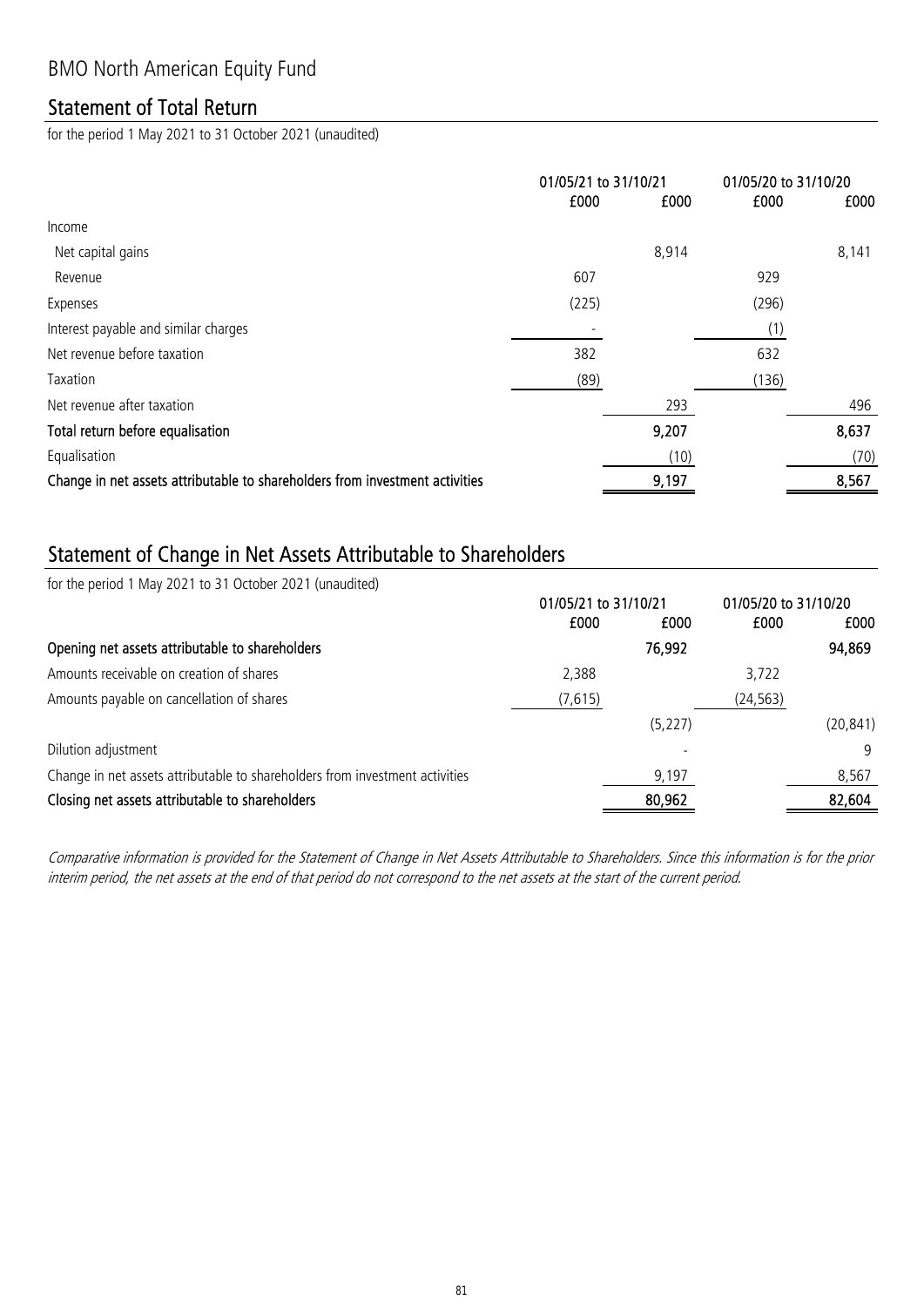# BMO North American Equity Fund

## Statement of Total Return

for the period 1 May 2021 to 31 October 2021 (unaudited)

| | 01/05/21 to 31/10/21 | | 01/05/20 to 31/10/20 | |
|---|---|---|---|---|
| | £000 | £000 | £000 | £000 |
| Income | | | | |
| Net capital gains | | 8,914 | | 8,141 |
| Revenue | 607 | | 929 | |
| Expenses | (225) | | (296) | |
| Interest payable and similar charges | - | | (1) | |
| Net revenue before taxation | 382 | | 632 | |
| Taxation | (89) | | (136) | |
| Net revenue after taxation | | 293 | | 496 |
| **Total return before equalisation** | | **9,207** | | **8,637** |
| Equalisation | | (10) | | (70) |
| **Change in net assets attributable to shareholders from investment activities** | | **9,197** | | **8,567** |

## Statement of Change in Net Assets Attributable to Shareholders

for the period 1 May 2021 to 31 October 2021 (unaudited)

| | 01/05/21 to 31/10/21 | | 01/05/20 to 31/10/20 | |
|---|---|---|---|---|
| | £000 | £000 | £000 | £000 |
| **Opening net assets attributable to shareholders** | | **76,992** | | **94,869** |
| Amounts receivable on creation of shares | 2,388 | | 3,722 | |
| Amounts payable on cancellation of shares | (7,615) | | (24,563) | |
| | | (5,227) | | (20,841) |
| Dilution adjustment | | - | | 9 |
| Change in net assets attributable to shareholders from investment activities | | 9,197 | | 8,567 |
| **Closing net assets attributable to shareholders** | | **80,962** | | **82,604** |

*Comparative information is provided for the Statement of Change in Net Assets Attributable to Shareholders. Since this information is for the prior interim period, the net assets at the end of that period do not correspond to the net assets at the start of the current period.*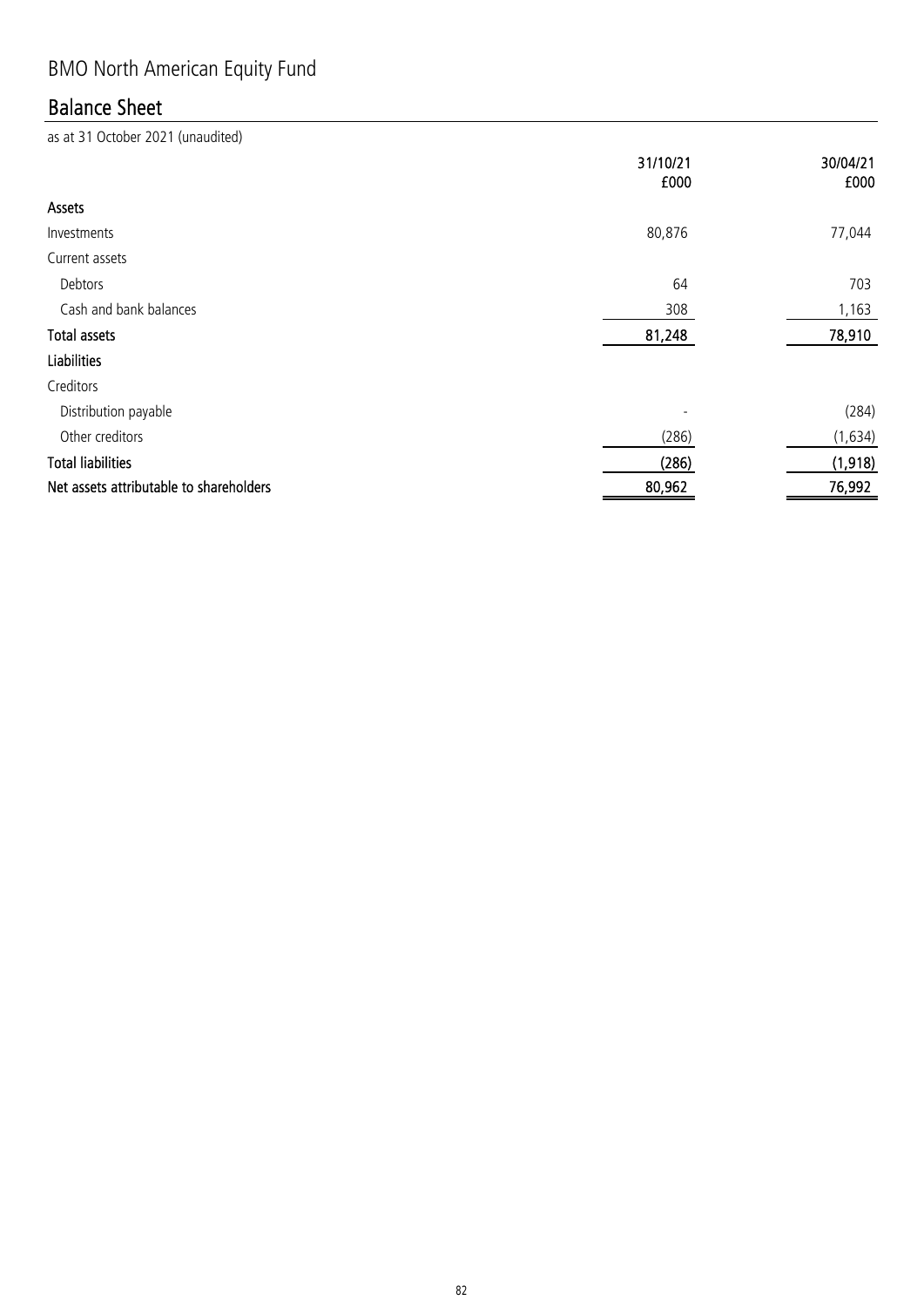# BMO North American Equity Fund

## Balance Sheet

as at 31 October 2021 (unaudited)

| | 31/10/21 £000 | 30/04/21 £000 |
|---|---|---|
| **Assets** | | |
| Investments | 80,876 | 77,044 |
| Current assets | | |
| Debtors | 64 | 703 |
| Cash and bank balances | 308 | 1,163 |
| **Total assets** | **81,248** | **78,910** |
| **Liabilities** | | |
| Creditors | | |
| Distribution payable | - | (284) |
| Other creditors | (286) | (1,634) |
| **Total liabilities** | **(286)** | **(1,918)** |
| **Net assets attributable to shareholders** | **80,962** | **76,992** |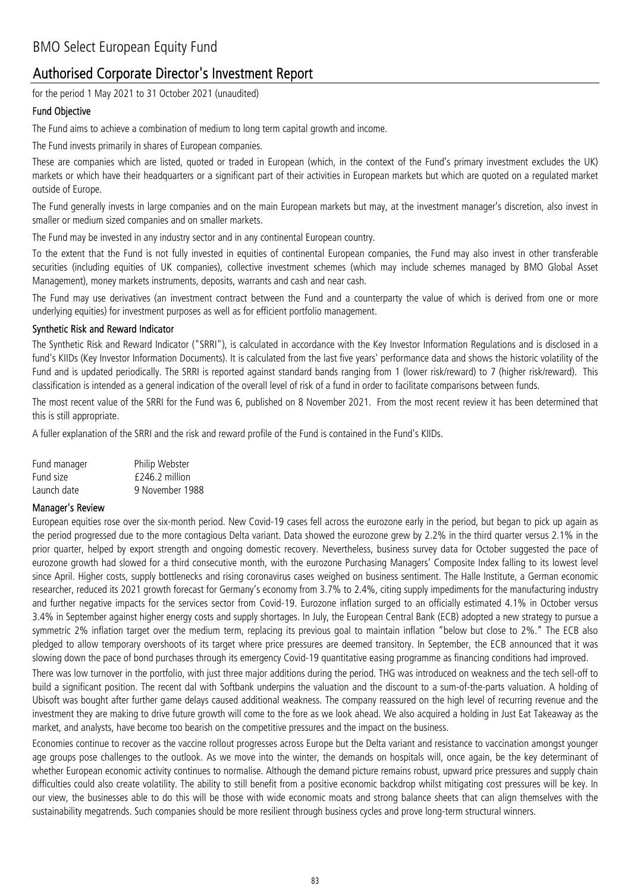# BMO Select European Equity Fund

## Authorised Corporate Director's Investment Report

for the period 1 May 2021 to 31 October 2021 (unaudited)

### Fund Objective

The Fund aims to achieve a combination of medium to long term capital growth and income.

The Fund invests primarily in shares of European companies.

These are companies which are listed, quoted or traded in European (which, in the context of the Fund's primary investment excludes the UK) markets or which have their headquarters or a significant part of their activities in European markets but which are quoted on a regulated market outside of Europe.

The Fund generally invests in large companies and on the main European markets but may, at the investment manager's discretion, also invest in smaller or medium sized companies and on smaller markets.

The Fund may be invested in any industry sector and in any continental European country.

To the extent that the Fund is not fully invested in equities of continental European companies, the Fund may also invest in other transferable securities (including equities of UK companies), collective investment schemes (which may include schemes managed by BMO Global Asset Management), money markets instruments, deposits, warrants and cash and near cash.

The Fund may use derivatives (an investment contract between the Fund and a counterparty the value of which is derived from one or more underlying equities) for investment purposes as well as for efficient portfolio management.

### Synthetic Risk and Reward Indicator

The Synthetic Risk and Reward Indicator ("SRRI"), is calculated in accordance with the Key Investor Information Regulations and is disclosed in a fund's KIIDs (Key Investor Information Documents). It is calculated from the last five years' performance data and shows the historic volatility of the Fund and is updated periodically. The SRRI is reported against standard bands ranging from 1 (lower risk/reward) to 7 (higher risk/reward). This classification is intended as a general indication of the overall level of risk of a fund in order to facilitate comparisons between funds.

The most recent value of the SRRI for the Fund was 6, published on 8 November 2021. From the most recent review it has been determined that this is still appropriate.

A fuller explanation of the SRRI and the risk and reward profile of the Fund is contained in the Fund's KIIDs.

| | |
|---|---|
| Fund manager | Philip Webster |
| Fund size | £246.2 million |
| Launch date | 9 November 1988 |

### Manager's Review

European equities rose over the six-month period. New Covid-19 cases fell across the eurozone early in the period, but began to pick up again as the period progressed due to the more contagious Delta variant. Data showed the eurozone grew by 2.2% in the third quarter versus 2.1% in the prior quarter, helped by export strength and ongoing domestic recovery. Nevertheless, business survey data for October suggested the pace of eurozone growth had slowed for a third consecutive month, with the eurozone Purchasing Managers' Composite Index falling to its lowest level since April. Higher costs, supply bottlenecks and rising coronavirus cases weighed on business sentiment. The Halle Institute, a German economic researcher, reduced its 2021 growth forecast for Germany's economy from 3.7% to 2.4%, citing supply impediments for the manufacturing industry and further negative impacts for the services sector from Covid-19. Eurozone inflation surged to an officially estimated 4.1% in October versus 3.4% in September against higher energy costs and supply shortages. In July, the European Central Bank (ECB) adopted a new strategy to pursue a symmetric 2% inflation target over the medium term, replacing its previous goal to maintain inflation "below but close to 2%." The ECB also pledged to allow temporary overshoots of its target where price pressures are deemed transitory. In September, the ECB announced that it was slowing down the pace of bond purchases through its emergency Covid-19 quantitative easing programme as financing conditions had improved.

There was low turnover in the portfolio, with just three major additions during the period. THG was introduced on weakness and the tech sell-off to build a significant position. The recent dal with Softbank underpins the valuation and the discount to a sum-of-the-parts valuation. A holding of Ubisoft was bought after further game delays caused additional weakness. The company reassured on the high level of recurring revenue and the investment they are making to drive future growth will come to the fore as we look ahead. We also acquired a holding in Just Eat Takeaway as the market, and analysts, have become too bearish on the competitive pressures and the impact on the business.

Economies continue to recover as the vaccine rollout progresses across Europe but the Delta variant and resistance to vaccination amongst younger age groups pose challenges to the outlook. As we move into the winter, the demands on hospitals will, once again, be the key determinant of whether European economic activity continues to normalise. Although the demand picture remains robust, upward price pressures and supply chain difficulties could also create volatility. The ability to still benefit from a positive economic backdrop whilst mitigating cost pressures will be key. In our view, the businesses able to do this will be those with wide economic moats and strong balance sheets that can align themselves with the sustainability megatrends. Such companies should be more resilient through business cycles and prove long-term structural winners.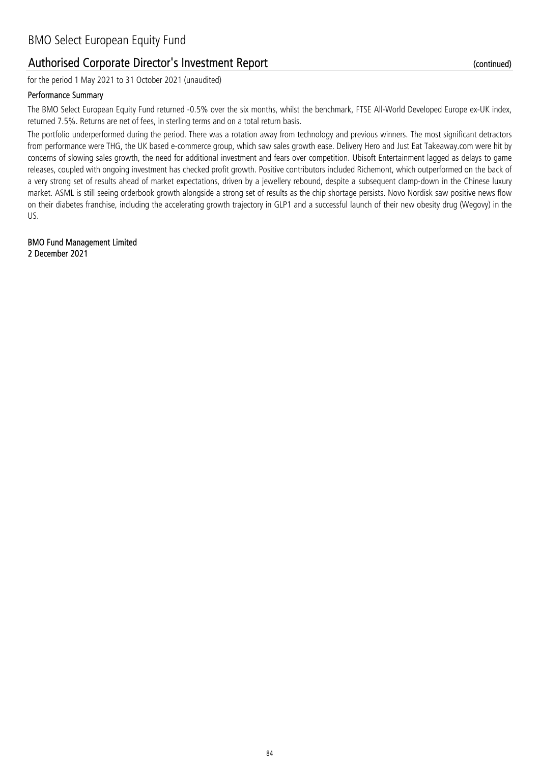## Authorised Corporate Director's Investment Report (continued)

for the period 1 May 2021 to 31 October 2021 (unaudited)

### Performance Summary

The BMO Select European Equity Fund returned -0.5% over the six months, whilst the benchmark, FTSE All-World Developed Europe ex-UK index, returned 7.5%. Returns are net of fees, in sterling terms and on a total return basis.

The portfolio underperformed during the period. There was a rotation away from technology and previous winners. The most significant detractors from performance were THG, the UK based e-commerce group, which saw sales growth ease. Delivery Hero and Just Eat Takeaway.com were hit by concerns of slowing sales growth, the need for additional investment and fears over competition. Ubisoft Entertainment lagged as delays to game releases, coupled with ongoing investment has checked profit growth. Positive contributors included Richemont, which outperformed on the back of a very strong set of results ahead of market expectations, driven by a jewellery rebound, despite a subsequent clamp-down in the Chinese luxury market. ASML is still seeing orderbook growth alongside a strong set of results as the chip shortage persists. Novo Nordisk saw positive news flow on their diabetes franchise, including the accelerating growth trajectory in GLP1 and a successful launch of their new obesity drug (Wegovy) in the US.

**BMO Fund Management Limited**
**2 December 2021**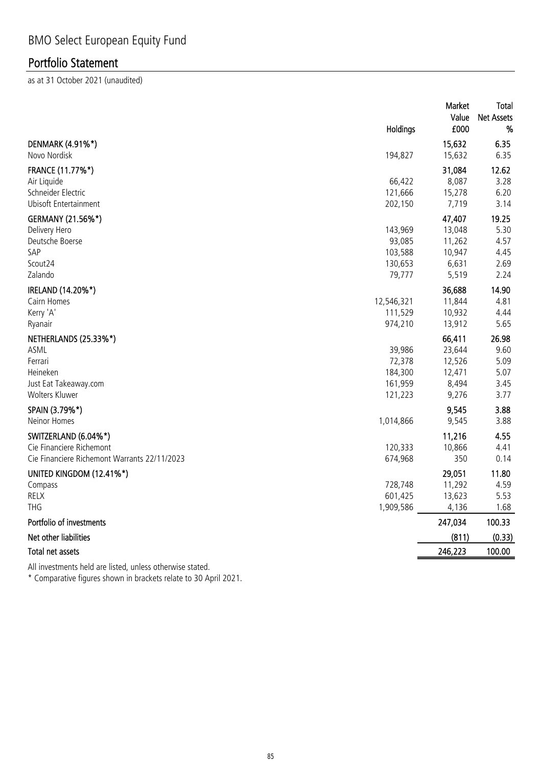# BMO Select European Equity Fund

## Portfolio Statement

as at 31 October 2021 (unaudited)

| | Holdings | Market Value £000 | Total Net Assets % |
|---|---|---|---|
| **DENMARK (4.91%*)** | | **15,632** | **6.35** |
| Novo Nordisk | 194,827 | 15,632 | 6.35 |
| **FRANCE (11.77%*)** | | **31,084** | **12.62** |
| Air Liquide | 66,422 | 8,087 | 3.28 |
| Schneider Electric | 121,666 | 15,278 | 6.20 |
| Ubisoft Entertainment | 202,150 | 7,719 | 3.14 |
| **GERMANY (21.56%*)** | | **47,407** | **19.25** |
| Delivery Hero | 143,969 | 13,048 | 5.30 |
| Deutsche Boerse | 93,085 | 11,262 | 4.57 |
| SAP | 103,588 | 10,947 | 4.45 |
| Scout24 | 130,653 | 6,631 | 2.69 |
| Zalando | 79,777 | 5,519 | 2.24 |
| **IRELAND (14.20%*)** | | **36,688** | **14.90** |
| Cairn Homes | 12,546,321 | 11,844 | 4.81 |
| Kerry 'A' | 111,529 | 10,932 | 4.44 |
| Ryanair | 974,210 | 13,912 | 5.65 |
| **NETHERLANDS (25.33%*)** | | **66,411** | **26.98** |
| ASML | 39,986 | 23,644 | 9.60 |
| Ferrari | 72,378 | 12,526 | 5.09 |
| Heineken | 184,300 | 12,471 | 5.07 |
| Just Eat Takeaway.com | 161,959 | 8,494 | 3.45 |
| Wolters Kluwer | 121,223 | 9,276 | 3.77 |
| **SPAIN (3.79%*)** | | **9,545** | **3.88** |
| Neinor Homes | 1,014,866 | 9,545 | 3.88 |
| **SWITZERLAND (6.04%*)** | | **11,216** | **4.55** |
| Cie Financiere Richemont | 120,333 | 10,866 | 4.41 |
| Cie Financiere Richemont Warrants 22/11/2023 | 674,968 | 350 | 0.14 |
| **UNITED KINGDOM (12.41%*)** | | **29,051** | **11.80** |
| Compass | 728,748 | 11,292 | 4.59 |
| RELX | 601,425 | 13,623 | 5.53 |
| THG | 1,909,586 | 4,136 | 1.68 |
| **Portfolio of investments** | | **247,034** | **100.33** |
| **Net other liabilities** | | **(811)** | **(0.33)** |
| **Total net assets** | | **246,223** | **100.00** |

All investments held are listed, unless otherwise stated.

\* Comparative figures shown in brackets relate to 30 April 2021.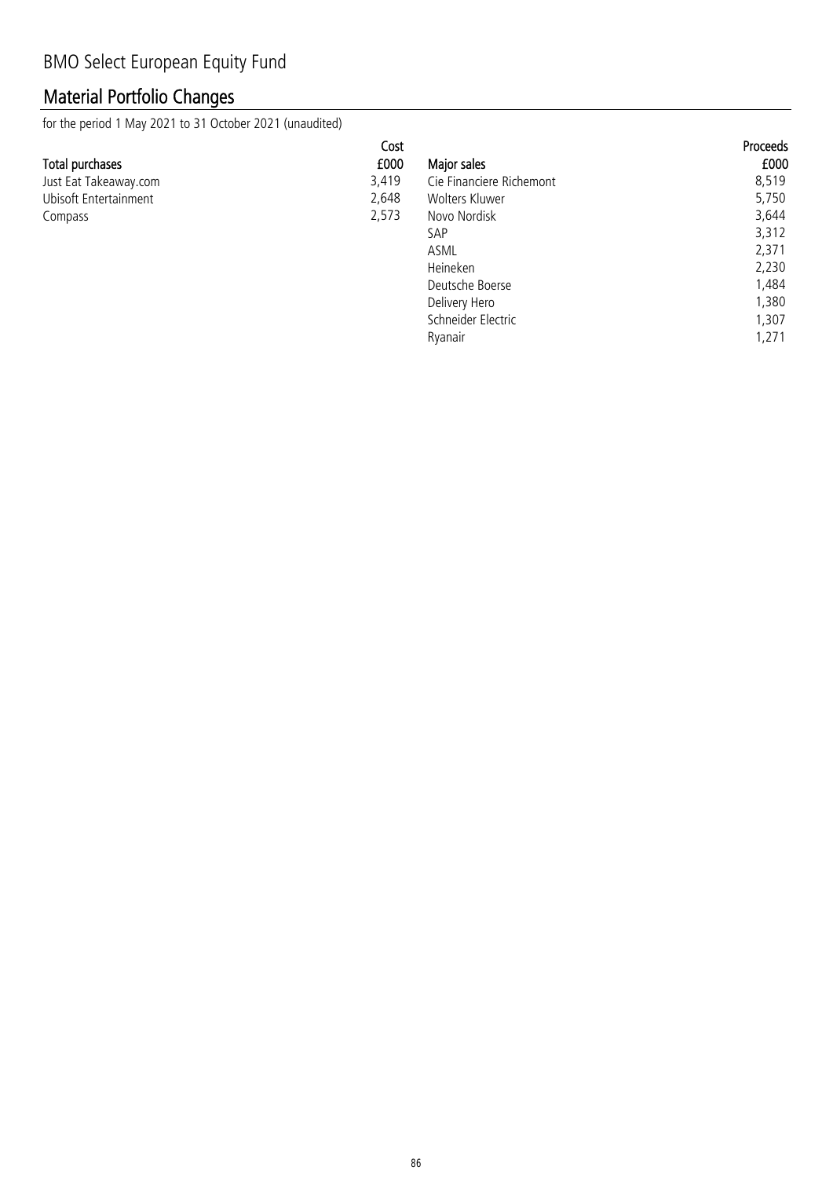BMO Select European Equity Fund

## Material Portfolio Changes

for the period 1 May 2021 to 31 October 2021 (unaudited)

| Total purchases | Cost £000 |
|---|---|
| Just Eat Takeaway.com | 3,419 |
| Ubisoft Entertainment | 2,648 |
| Compass | 2,573 |

| Major sales | Proceeds £000 |
|---|---|
| Cie Financiere Richemont | 8,519 |
| Wolters Kluwer | 5,750 |
| Novo Nordisk | 3,644 |
| SAP | 3,312 |
| ASML | 2,371 |
| Heineken | 2,230 |
| Deutsche Boerse | 1,484 |
| Delivery Hero | 1,380 |
| Schneider Electric | 1,307 |
| Ryanair | 1,271 |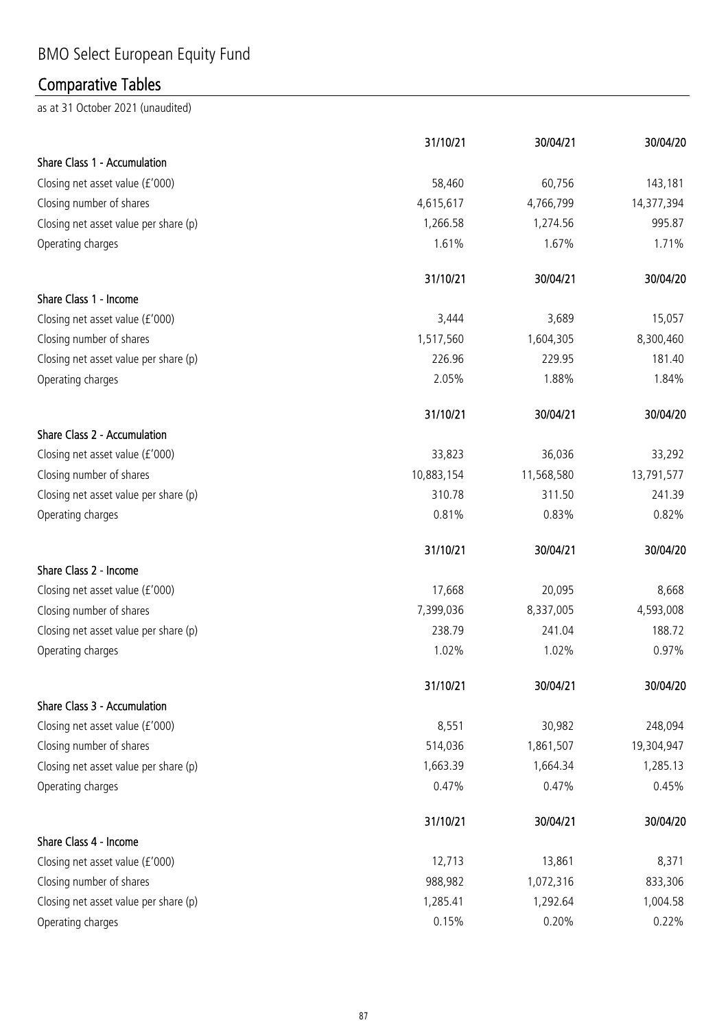# BMO Select European Equity Fund

## Comparative Tables

as at 31 October 2021 (unaudited)

| | 31/10/21 | 30/04/21 | 30/04/20 |
|---|---|---|---|
| **Share Class 1 - Accumulation** | | | |
| Closing net asset value (£'000) | 58,460 | 60,756 | 143,181 |
| Closing number of shares | 4,615,617 | 4,766,799 | 14,377,394 |
| Closing net asset value per share (p) | 1,266.58 | 1,274.56 | 995.87 |
| Operating charges | 1.61% | 1.67% | 1.71% |

| | 31/10/21 | 30/04/21 | 30/04/20 |
|---|---|---|---|
| **Share Class 1 - Income** | | | |
| Closing net asset value (£'000) | 3,444 | 3,689 | 15,057 |
| Closing number of shares | 1,517,560 | 1,604,305 | 8,300,460 |
| Closing net asset value per share (p) | 226.96 | 229.95 | 181.40 |
| Operating charges | 2.05% | 1.88% | 1.84% |

| | 31/10/21 | 30/04/21 | 30/04/20 |
|---|---|---|---|
| **Share Class 2 - Accumulation** | | | |
| Closing net asset value (£'000) | 33,823 | 36,036 | 33,292 |
| Closing number of shares | 10,883,154 | 11,568,580 | 13,791,577 |
| Closing net asset value per share (p) | 310.78 | 311.50 | 241.39 |
| Operating charges | 0.81% | 0.83% | 0.82% |

| | 31/10/21 | 30/04/21 | 30/04/20 |
|---|---|---|---|
| **Share Class 2 - Income** | | | |
| Closing net asset value (£'000) | 17,668 | 20,095 | 8,668 |
| Closing number of shares | 7,399,036 | 8,337,005 | 4,593,008 |
| Closing net asset value per share (p) | 238.79 | 241.04 | 188.72 |
| Operating charges | 1.02% | 1.02% | 0.97% |

| | 31/10/21 | 30/04/21 | 30/04/20 |
|---|---|---|---|
| **Share Class 3 - Accumulation** | | | |
| Closing net asset value (£'000) | 8,551 | 30,982 | 248,094 |
| Closing number of shares | 514,036 | 1,861,507 | 19,304,947 |
| Closing net asset value per share (p) | 1,663.39 | 1,664.34 | 1,285.13 |
| Operating charges | 0.47% | 0.47% | 0.45% |

| | 31/10/21 | 30/04/21 | 30/04/20 |
|---|---|---|---|
| **Share Class 4 - Income** | | | |
| Closing net asset value (£'000) | 12,713 | 13,861 | 8,371 |
| Closing number of shares | 988,982 | 1,072,316 | 833,306 |
| Closing net asset value per share (p) | 1,285.41 | 1,292.64 | 1,004.58 |
| Operating charges | 0.15% | 0.20% | 0.22% |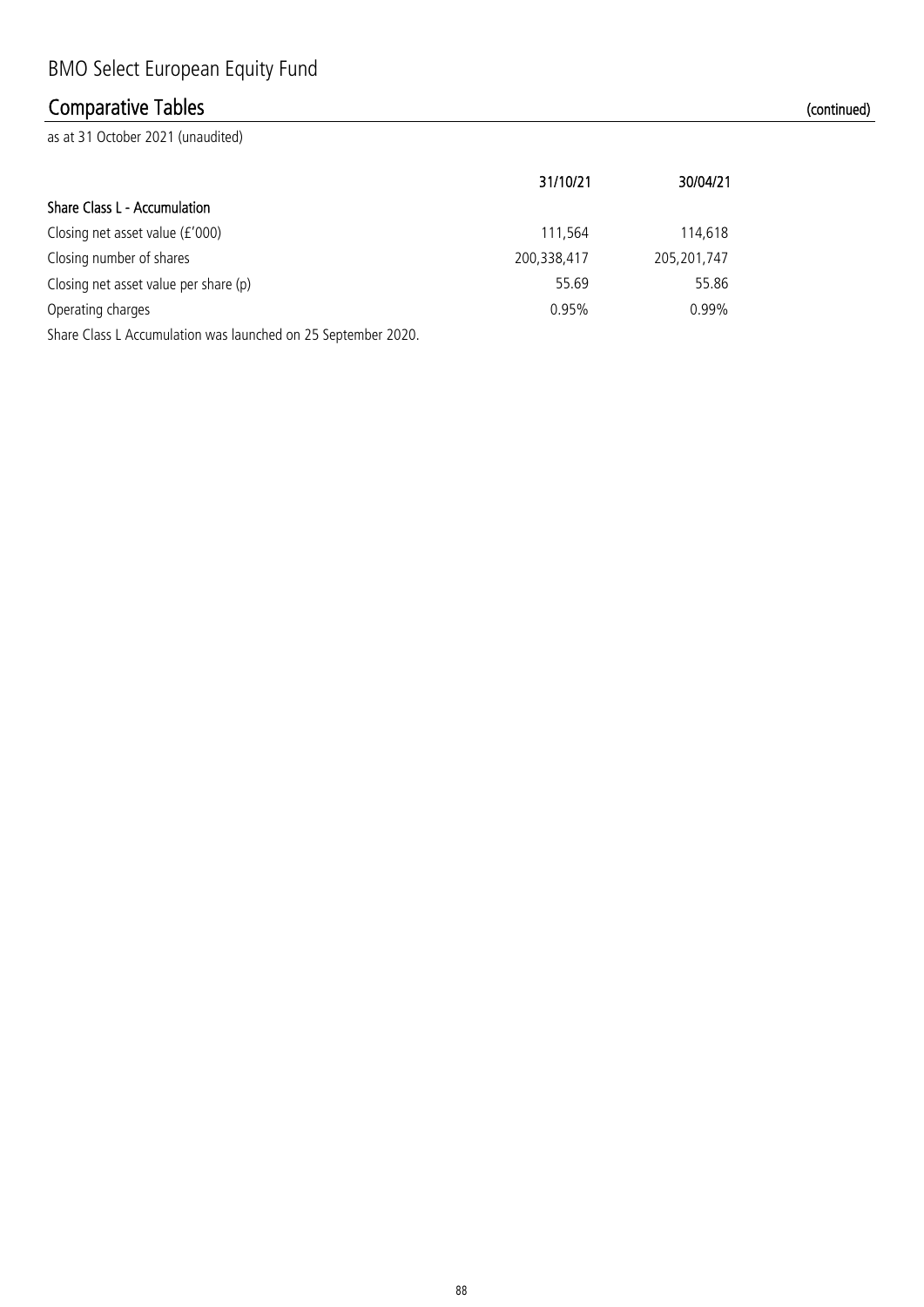# BMO Select European Equity Fund

## Comparative Tables (continued)

as at 31 October 2021 (unaudited)

| | 31/10/21 | 30/04/21 |
|---|---|---|
| **Share Class L - Accumulation** | | |
| Closing net asset value (£'000) | 111,564 | 114,618 |
| Closing number of shares | 200,338,417 | 205,201,747 |
| Closing net asset value per share (p) | 55.69 | 55.86 |
| Operating charges | 0.95% | 0.99% |

Share Class L Accumulation was launched on 25 September 2020.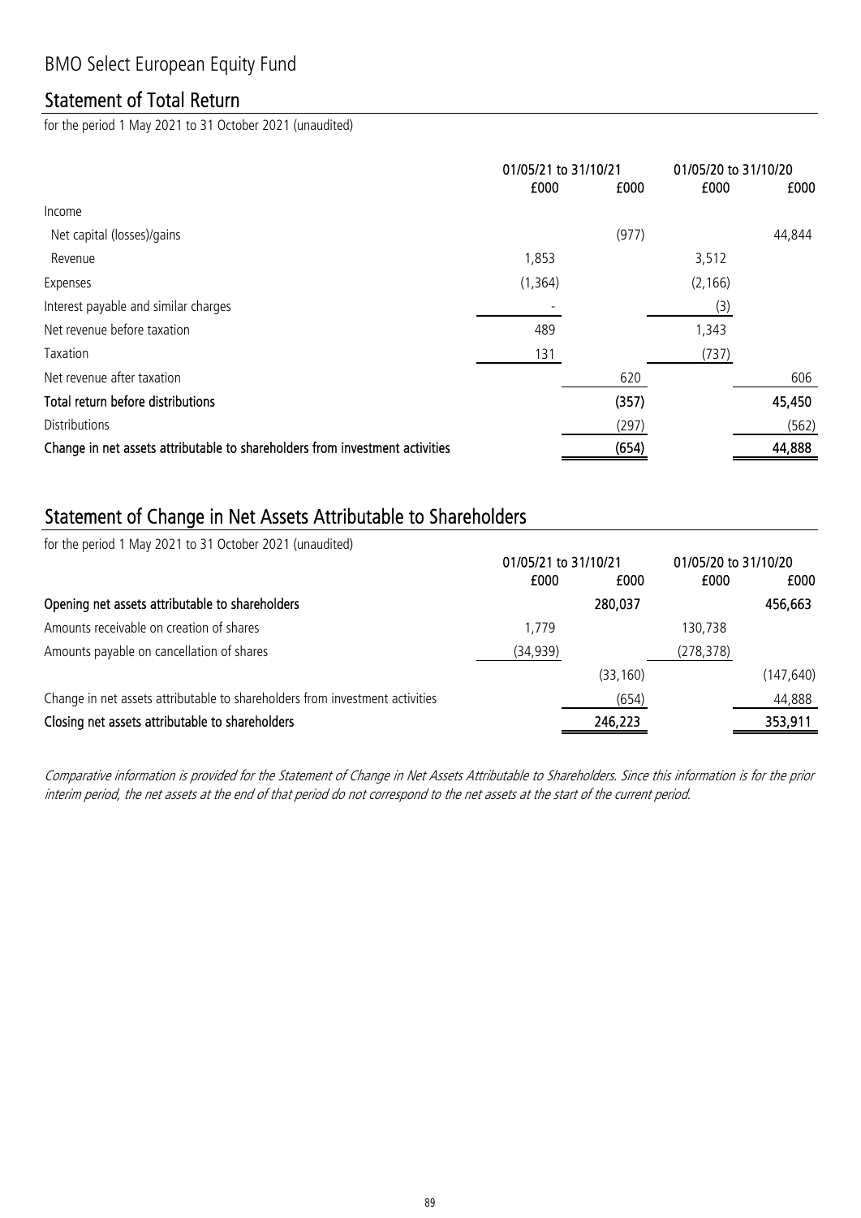# BMO Select European Equity Fund

## Statement of Total Return

for the period 1 May 2021 to 31 October 2021 (unaudited)

| | 01/05/21 to 31/10/21 | | 01/05/20 to 31/10/20 | |
|---|---|---|---|---|
| | £000 | £000 | £000 | £000 |
| Income | | | | |
| Net capital (losses)/gains | | (977) | | 44,844 |
| Revenue | 1,853 | | 3,512 | |
| Expenses | (1,364) | | (2,166) | |
| Interest payable and similar charges | - | | (3) | |
| Net revenue before taxation | 489 | | 1,343 | |
| Taxation | 131 | | (737) | |
| Net revenue after taxation | | 620 | | 606 |
| **Total return before distributions** | | **(357)** | | **45,450** |
| Distributions | | (297) | | (562) |
| **Change in net assets attributable to shareholders from investment activities** | | **(654)** | | **44,888** |

## Statement of Change in Net Assets Attributable to Shareholders

for the period 1 May 2021 to 31 October 2021 (unaudited)

| | 01/05/21 to 31/10/21 | | 01/05/20 to 31/10/20 | |
|---|---|---|---|---|
| | £000 | £000 | £000 | £000 |
| **Opening net assets attributable to shareholders** | | **280,037** | | **456,663** |
| Amounts receivable on creation of shares | 1,779 | | 130,738 | |
| Amounts payable on cancellation of shares | (34,939) | | (278,378) | |
| | | (33,160) | | (147,640) |
| Change in net assets attributable to shareholders from investment activities | | (654) | | 44,888 |
| **Closing net assets attributable to shareholders** | | **246,223** | | **353,911** |

*Comparative information is provided for the Statement of Change in Net Assets Attributable to Shareholders. Since this information is for the prior interim period, the net assets at the end of that period do not correspond to the net assets at the start of the current period.*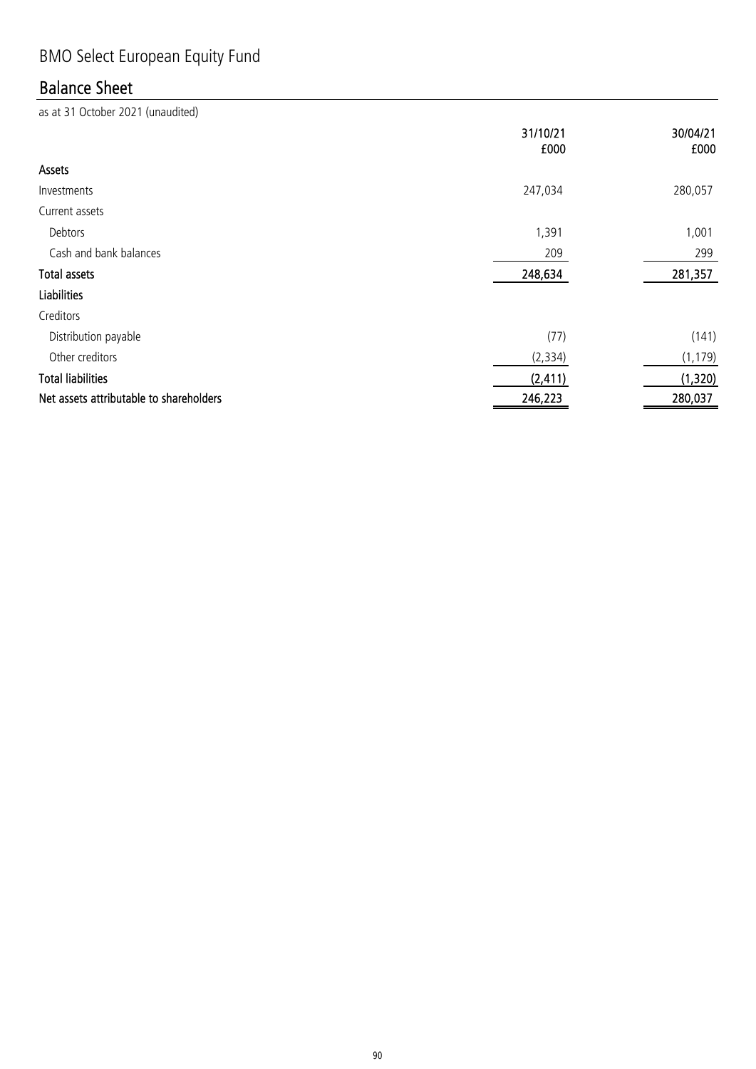# BMO Select European Equity Fund

## Balance Sheet

as at 31 October 2021 (unaudited)

| | 31/10/21<br>£000 | 30/04/21<br>£000 |
|---|---|---|
| **Assets** | | |
| Investments | 247,034 | 280,057 |
| Current assets | | |
| Debtors | 1,391 | 1,001 |
| Cash and bank balances | 209 | 299 |
| **Total assets** | **248,634** | **281,357** |
| **Liabilities** | | |
| Creditors | | |
| Distribution payable | (77) | (141) |
| Other creditors | (2,334) | (1,179) |
| **Total liabilities** | **(2,411)** | **(1,320)** |
| **Net assets attributable to shareholders** | **246,223** | **280,037** |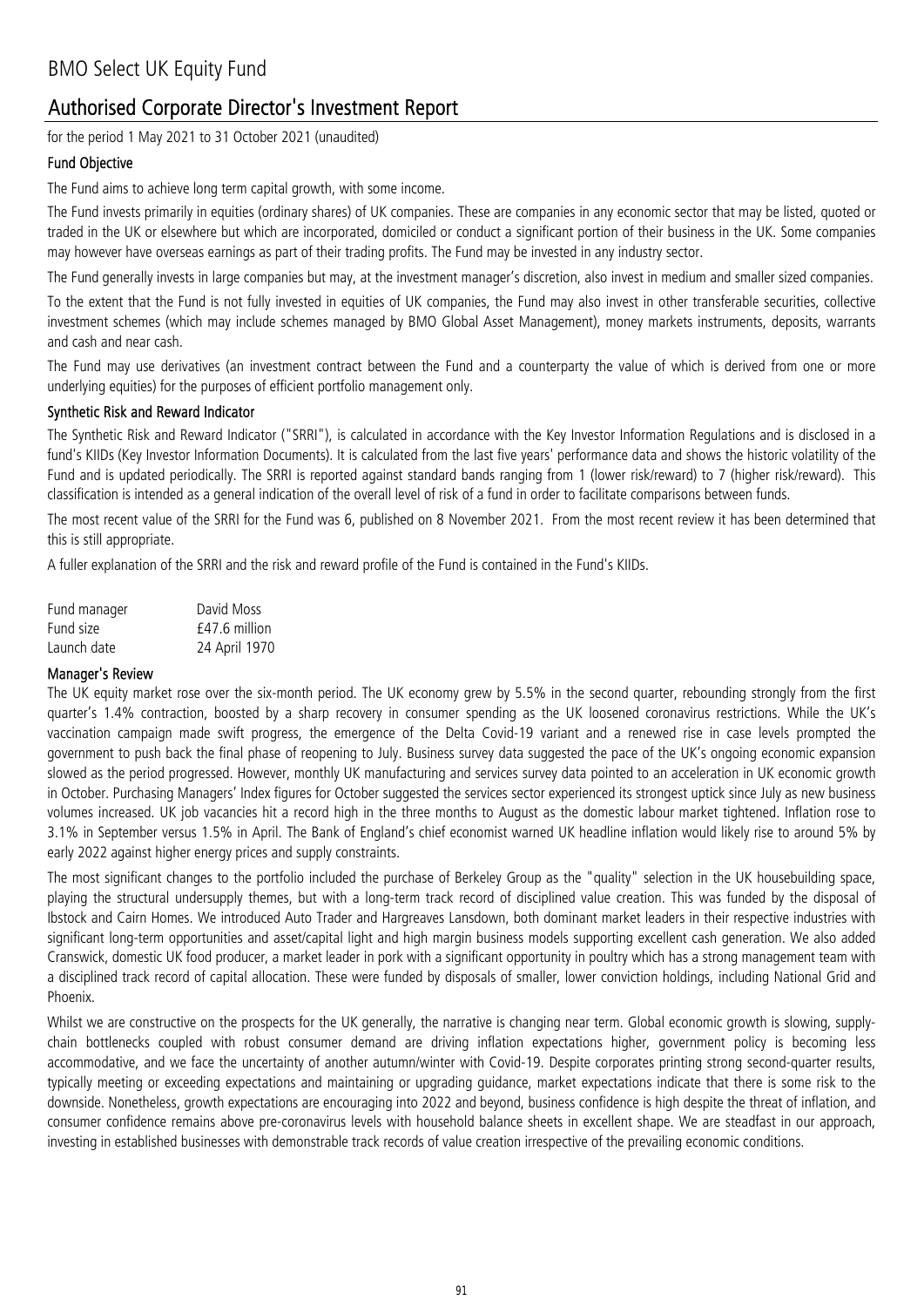# BMO Select UK Equity Fund

## Authorised Corporate Director's Investment Report

for the period 1 May 2021 to 31 October 2021 (unaudited)

### Fund Objective

The Fund aims to achieve long term capital growth, with some income.

The Fund invests primarily in equities (ordinary shares) of UK companies. These are companies in any economic sector that may be listed, quoted or traded in the UK or elsewhere but which are incorporated, domiciled or conduct a significant portion of their business in the UK. Some companies may however have overseas earnings as part of their trading profits. The Fund may be invested in any industry sector.

The Fund generally invests in large companies but may, at the investment manager's discretion, also invest in medium and smaller sized companies.

To the extent that the Fund is not fully invested in equities of UK companies, the Fund may also invest in other transferable securities, collective investment schemes (which may include schemes managed by BMO Global Asset Management), money markets instruments, deposits, warrants and cash and near cash.

The Fund may use derivatives (an investment contract between the Fund and a counterparty the value of which is derived from one or more underlying equities) for the purposes of efficient portfolio management only.

### Synthetic Risk and Reward Indicator

The Synthetic Risk and Reward Indicator ("SRRI"), is calculated in accordance with the Key Investor Information Regulations and is disclosed in a fund's KIIDs (Key Investor Information Documents). It is calculated from the last five years' performance data and shows the historic volatility of the Fund and is updated periodically. The SRRI is reported against standard bands ranging from 1 (lower risk/reward) to 7 (higher risk/reward). This classification is intended as a general indication of the overall level of risk of a fund in order to facilitate comparisons between funds.

The most recent value of the SRRI for the Fund was 6, published on 8 November 2021. From the most recent review it has been determined that this is still appropriate.

A fuller explanation of the SRRI and the risk and reward profile of the Fund is contained in the Fund's KIIDs.

| | |
|---|---|
| Fund manager | David Moss |
| Fund size | £47.6 million |
| Launch date | 24 April 1970 |

### Manager's Review

The UK equity market rose over the six-month period. The UK economy grew by 5.5% in the second quarter, rebounding strongly from the first quarter's 1.4% contraction, boosted by a sharp recovery in consumer spending as the UK loosened coronavirus restrictions. While the UK's vaccination campaign made swift progress, the emergence of the Delta Covid-19 variant and a renewed rise in case levels prompted the government to push back the final phase of reopening to July. Business survey data suggested the pace of the UK's ongoing economic expansion slowed as the period progressed. However, monthly UK manufacturing and services survey data pointed to an acceleration in UK economic growth in October. Purchasing Managers' Index figures for October suggested the services sector experienced its strongest uptick since July as new business volumes increased. UK job vacancies hit a record high in the three months to August as the domestic labour market tightened. Inflation rose to 3.1% in September versus 1.5% in April. The Bank of England's chief economist warned UK headline inflation would likely rise to around 5% by early 2022 against higher energy prices and supply constraints.

The most significant changes to the portfolio included the purchase of Berkeley Group as the "quality" selection in the UK housebuilding space, playing the structural undersupply themes, but with a long-term track record of disciplined value creation. This was funded by the disposal of Ibstock and Cairn Homes. We introduced Auto Trader and Hargreaves Lansdown, both dominant market leaders in their respective industries with significant long-term opportunities and asset/capital light and high margin business models supporting excellent cash generation. We also added Cranswick, domestic UK food producer, a market leader in pork with a significant opportunity in poultry which has a strong management team with a disciplined track record of capital allocation. These were funded by disposals of smaller, lower conviction holdings, including National Grid and Phoenix.

Whilst we are constructive on the prospects for the UK generally, the narrative is changing near term. Global economic growth is slowing, supply-chain bottlenecks coupled with robust consumer demand are driving inflation expectations higher, government policy is becoming less accommodative, and we face the uncertainty of another autumn/winter with Covid-19. Despite corporates printing strong second-quarter results, typically meeting or exceeding expectations and maintaining or upgrading guidance, market expectations indicate that there is some risk to the downside. Nonetheless, growth expectations are encouraging into 2022 and beyond, business confidence is high despite the threat of inflation, and consumer confidence remains above pre-coronavirus levels with household balance sheets in excellent shape. We are steadfast in our approach, investing in established businesses with demonstrable track records of value creation irrespective of the prevailing economic conditions.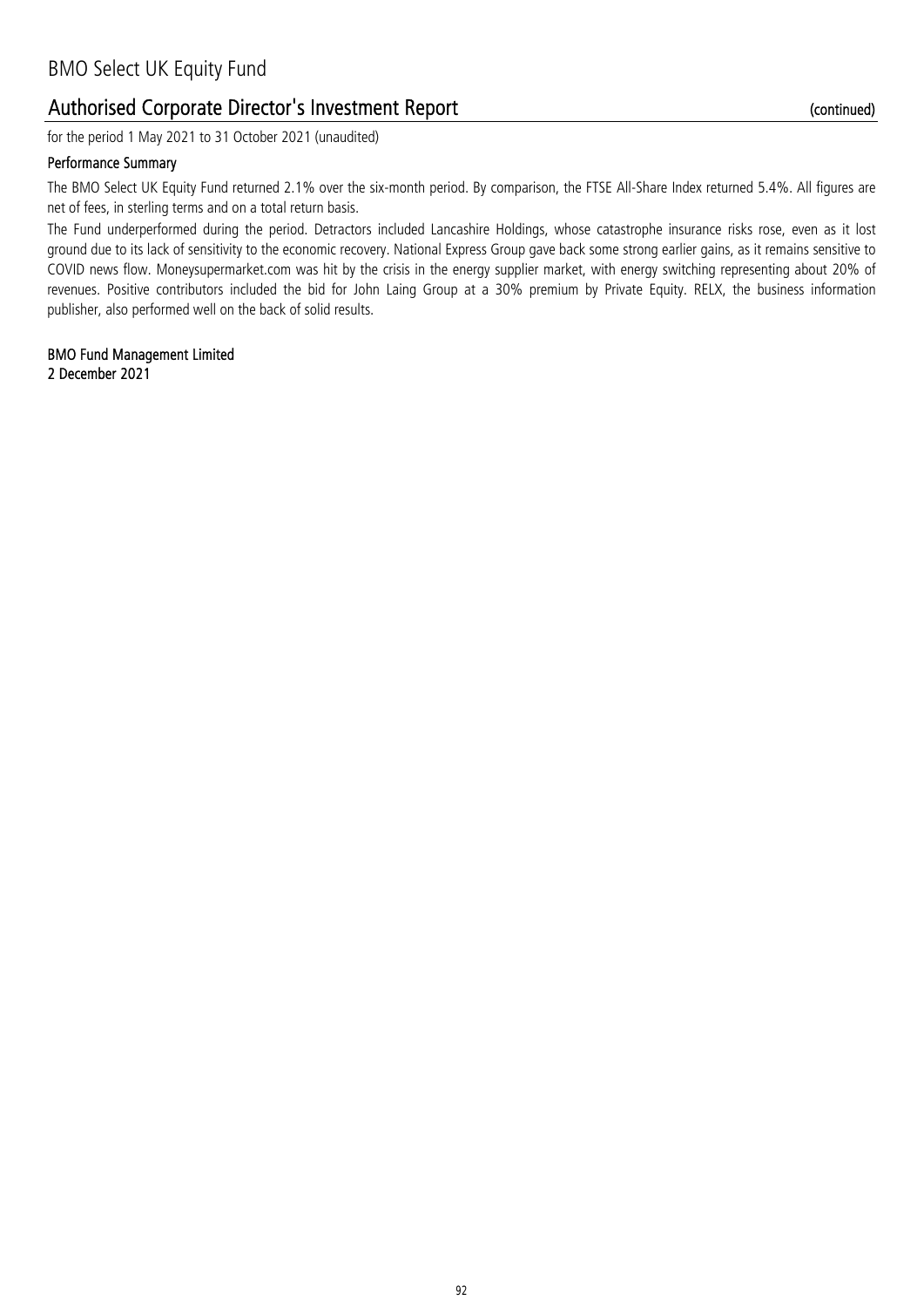## Authorised Corporate Director's Investment Report (continued)

for the period 1 May 2021 to 31 October 2021 (unaudited)

### Performance Summary

The BMO Select UK Equity Fund returned 2.1% over the six-month period. By comparison, the FTSE All-Share Index returned 5.4%. All figures are net of fees, in sterling terms and on a total return basis.

The Fund underperformed during the period. Detractors included Lancashire Holdings, whose catastrophe insurance risks rose, even as it lost ground due to its lack of sensitivity to the economic recovery. National Express Group gave back some strong earlier gains, as it remains sensitive to COVID news flow. Moneysupermarket.com was hit by the crisis in the energy supplier market, with energy switching representing about 20% of revenues. Positive contributors included the bid for John Laing Group at a 30% premium by Private Equity. RELX, the business information publisher, also performed well on the back of solid results.

**BMO Fund Management Limited**
**2 December 2021**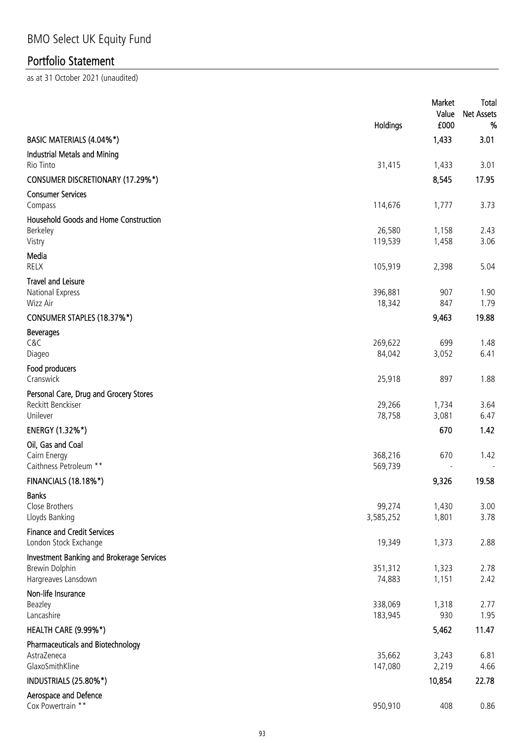# BMO Select UK Equity Fund

## Portfolio Statement

as at 31 October 2021 (unaudited)

| | Holdings | Market Value £000 | Total Net Assets % |
|---|---|---|---|
| **BASIC MATERIALS (4.04%*)** | | **1,433** | **3.01** |
| **Industrial Metals and Mining** | | | |
| Rio Tinto | 31,415 | 1,433 | 3.01 |
| **CONSUMER DISCRETIONARY (17.29%*)** | | **8,545** | **17.95** |
| **Consumer Services** | | | |
| Compass | 114,676 | 1,777 | 3.73 |
| **Household Goods and Home Construction** | | | |
| Berkeley | 26,580 | 1,158 | 2.43 |
| Vistry | 119,539 | 1,458 | 3.06 |
| **Media** | | | |
| RELX | 105,919 | 2,398 | 5.04 |
| **Travel and Leisure** | | | |
| National Express | 396,881 | 907 | 1.90 |
| Wizz Air | 18,342 | 847 | 1.79 |
| **CONSUMER STAPLES (18.37%*)** | | **9,463** | **19.88** |
| **Beverages** | | | |
| C&C | 269,622 | 699 | 1.48 |
| Diageo | 84,042 | 3,052 | 6.41 |
| **Food producers** | | | |
| Cranswick | 25,918 | 897 | 1.88 |
| **Personal Care, Drug and Grocery Stores** | | | |
| Reckitt Benckiser | 29,266 | 1,734 | 3.64 |
| Unilever | 78,758 | 3,081 | 6.47 |
| **ENERGY (1.32%*)** | | **670** | **1.42** |
| **Oil, Gas and Coal** | | | |
| Cairn Energy | 368,216 | 670 | 1.42 |
| Caithness Petroleum ** | 569,739 | - | - |
| **FINANCIALS (18.18%*)** | | **9,326** | **19.58** |
| **Banks** | | | |
| Close Brothers | 99,274 | 1,430 | 3.00 |
| Lloyds Banking | 3,585,252 | 1,801 | 3.78 |
| **Finance and Credit Services** | | | |
| London Stock Exchange | 19,349 | 1,373 | 2.88 |
| **Investment Banking and Brokerage Services** | | | |
| Brewin Dolphin | 351,312 | 1,323 | 2.78 |
| Hargreaves Lansdown | 74,883 | 1,151 | 2.42 |
| **Non-life Insurance** | | | |
| Beazley | 338,069 | 1,318 | 2.77 |
| Lancashire | 183,945 | 930 | 1.95 |
| **HEALTH CARE (9.99%*)** | | **5,462** | **11.47** |
| **Pharmaceuticals and Biotechnology** | | | |
| AstraZeneca | 35,662 | 3,243 | 6.81 |
| GlaxoSmithKline | 147,080 | 2,219 | 4.66 |
| **INDUSTRIALS (25.80%*)** | | **10,854** | **22.78** |
| **Aerospace and Defence** | | | |
| Cox Powertrain ** | 950,910 | 408 | 0.86 |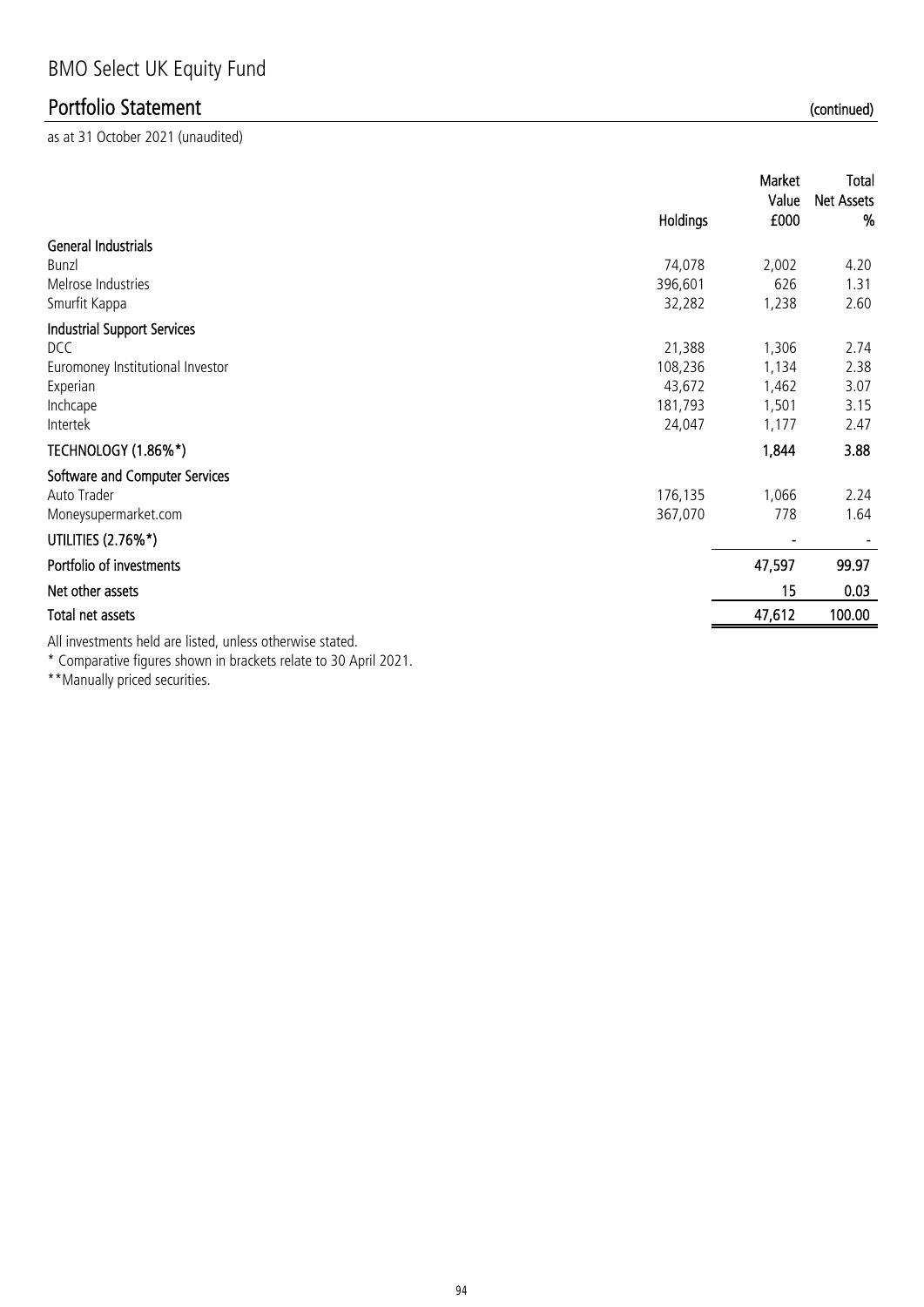# BMO Select UK Equity Fund

## Portfolio Statement (continued)

as at 31 October 2021 (unaudited)

| | Holdings | Market Value £000 | Total Net Assets % |
|---|---|---|---|
| **General Industrials** | | | |
| Bunzl | 74,078 | 2,002 | 4.20 |
| Melrose Industries | 396,601 | 626 | 1.31 |
| Smurfit Kappa | 32,282 | 1,238 | 2.60 |
| **Industrial Support Services** | | | |
| DCC | 21,388 | 1,306 | 2.74 |
| Euromoney Institutional Investor | 108,236 | 1,134 | 2.38 |
| Experian | 43,672 | 1,462 | 3.07 |
| Inchcape | 181,793 | 1,501 | 3.15 |
| Intertek | 24,047 | 1,177 | 2.47 |
| **TECHNOLOGY (1.86%*)** | | **1,844** | **3.88** |
| **Software and Computer Services** | | | |
| Auto Trader | 176,135 | 1,066 | 2.24 |
| Moneysupermarket.com | 367,070 | 778 | 1.64 |
| **UTILITIES (2.76%*)** | | - | - |
| **Portfolio of investments** | | **47,597** | **99.97** |
| **Net other assets** | | **15** | **0.03** |
| **Total net assets** | | **47,612** | **100.00** |

All investments held are listed, unless otherwise stated.

* Comparative figures shown in brackets relate to 30 April 2021.

**Manually priced securities.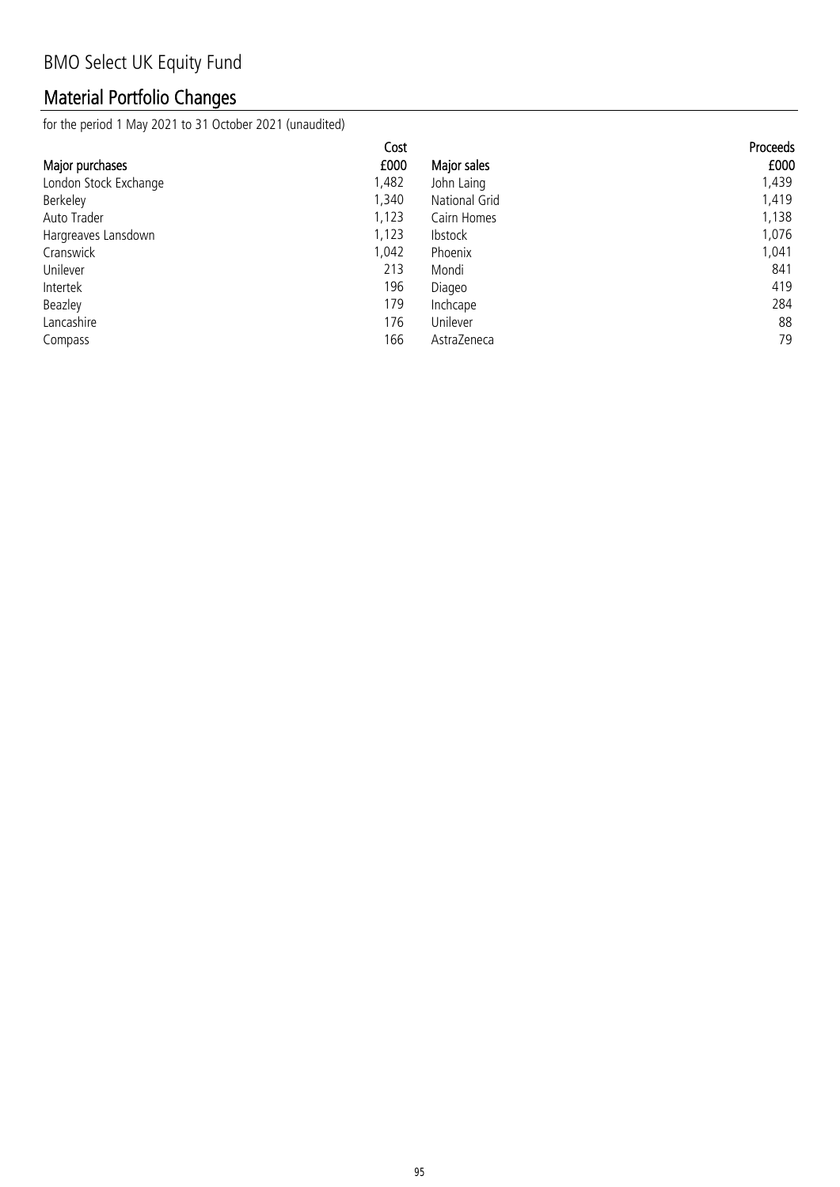# BMO Select UK Equity Fund

## Material Portfolio Changes

for the period 1 May 2021 to 31 October 2021 (unaudited)

| Major purchases | Cost £000 | Major sales | Proceeds £000 |
|---|---|---|---|
| London Stock Exchange | 1,482 | John Laing | 1,439 |
| Berkeley | 1,340 | National Grid | 1,419 |
| Auto Trader | 1,123 | Cairn Homes | 1,138 |
| Hargreaves Lansdown | 1,123 | Ibstock | 1,076 |
| Cranswick | 1,042 | Phoenix | 1,041 |
| Unilever | 213 | Mondi | 841 |
| Intertek | 196 | Diageo | 419 |
| Beazley | 179 | Inchcape | 284 |
| Lancashire | 176 | Unilever | 88 |
| Compass | 166 | AstraZeneca | 79 |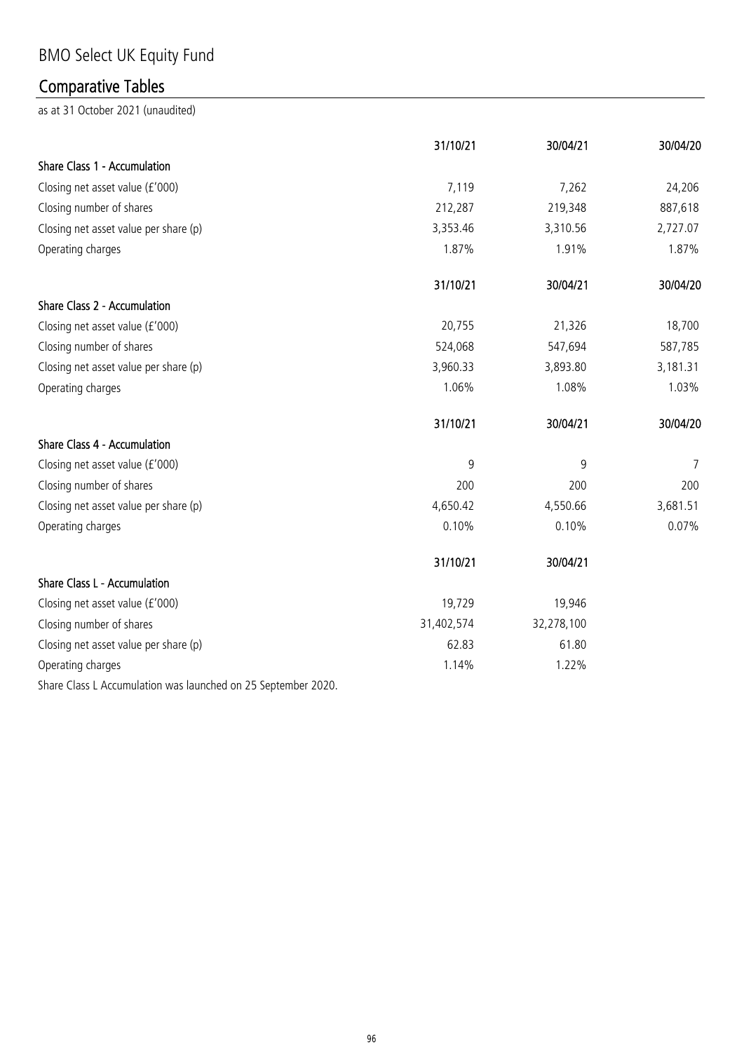# BMO Select UK Equity Fund

## Comparative Tables

as at 31 October 2021 (unaudited)

| | 31/10/21 | 30/04/21 | 30/04/20 |
|---|---|---|---|
| **Share Class 1 - Accumulation** | | | |
| Closing net asset value (£'000) | 7,119 | 7,262 | 24,206 |
| Closing number of shares | 212,287 | 219,348 | 887,618 |
| Closing net asset value per share (p) | 3,353.46 | 3,310.56 | 2,727.07 |
| Operating charges | 1.87% | 1.91% | 1.87% |

| | 31/10/21 | 30/04/21 | 30/04/20 |
|---|---|---|---|
| **Share Class 2 - Accumulation** | | | |
| Closing net asset value (£'000) | 20,755 | 21,326 | 18,700 |
| Closing number of shares | 524,068 | 547,694 | 587,785 |
| Closing net asset value per share (p) | 3,960.33 | 3,893.80 | 3,181.31 |
| Operating charges | 1.06% | 1.08% | 1.03% |

| | 31/10/21 | 30/04/21 | 30/04/20 |
|---|---|---|---|
| **Share Class 4 - Accumulation** | | | |
| Closing net asset value (£'000) | 9 | 9 | 7 |
| Closing number of shares | 200 | 200 | 200 |
| Closing net asset value per share (p) | 4,650.42 | 4,550.66 | 3,681.51 |
| Operating charges | 0.10% | 0.10% | 0.07% |

| | 31/10/21 | 30/04/21 |
|---|---|---|
| **Share Class L - Accumulation** | | |
| Closing net asset value (£'000) | 19,729 | 19,946 |
| Closing number of shares | 31,402,574 | 32,278,100 |
| Closing net asset value per share (p) | 62.83 | 61.80 |
| Operating charges | 1.14% | 1.22% |

Share Class L Accumulation was launched on 25 September 2020.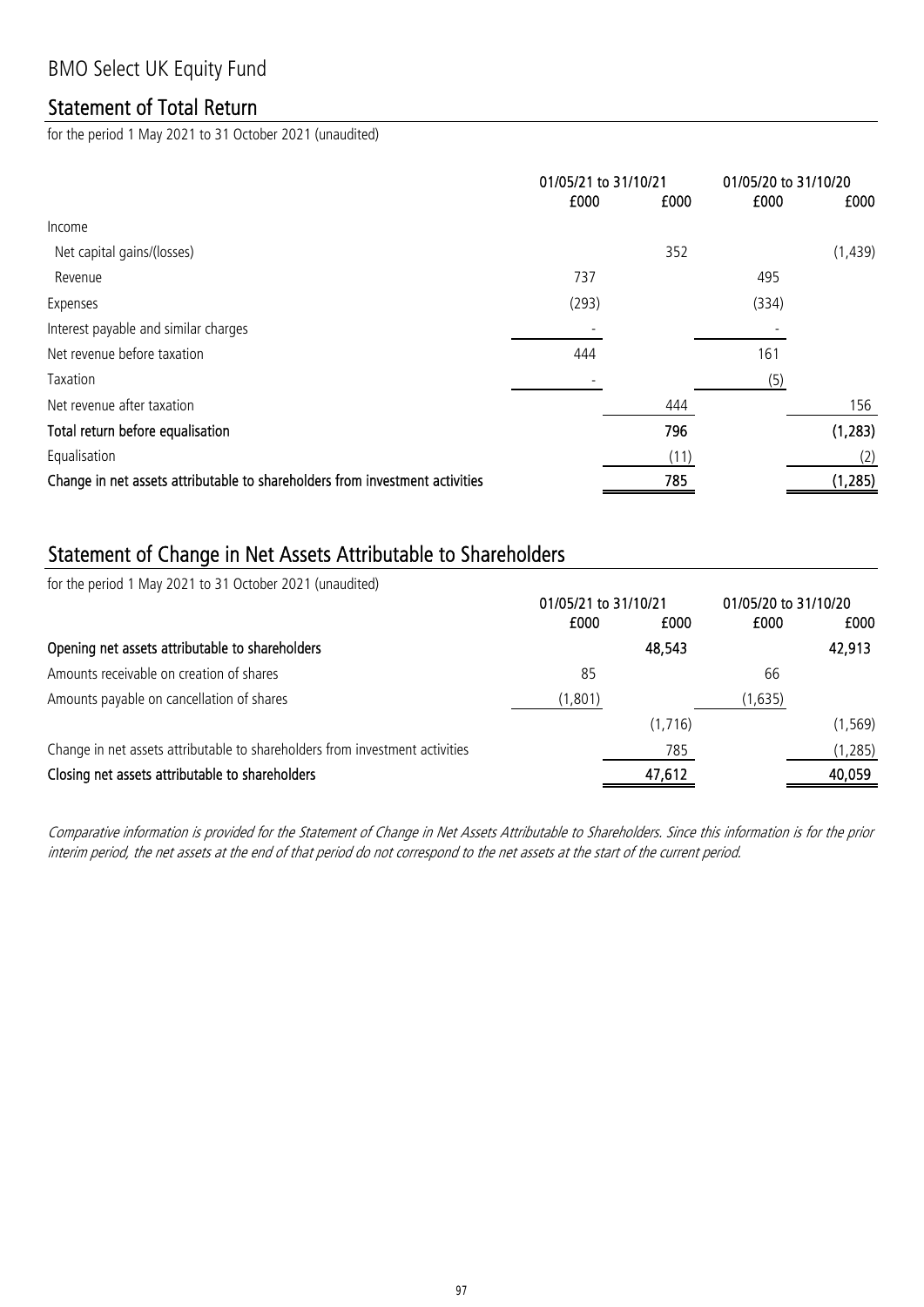# BMO Select UK Equity Fund

## Statement of Total Return

for the period 1 May 2021 to 31 October 2021 (unaudited)

| | 01/05/21 to 31/10/21 | | 01/05/20 to 31/10/20 | |
|---|---|---|---|---|
| | £000 | £000 | £000 | £000 |
| Income | | | | |
| Net capital gains/(losses) | | 352 | | (1,439) |
| Revenue | 737 | | 495 | |
| Expenses | (293) | | (334) | |
| Interest payable and similar charges | - | | - | |
| Net revenue before taxation | 444 | | 161 | |
| Taxation | - | | (5) | |
| Net revenue after taxation | | 444 | | 156 |
| **Total return before equalisation** | | **796** | | **(1,283)** |
| Equalisation | | (11) | | (2) |
| **Change in net assets attributable to shareholders from investment activities** | | **785** | | **(1,285)** |

## Statement of Change in Net Assets Attributable to Shareholders

for the period 1 May 2021 to 31 October 2021 (unaudited)

| | 01/05/21 to 31/10/21 | | 01/05/20 to 31/10/20 | |
|---|---|---|---|---|
| | £000 | £000 | £000 | £000 |
| **Opening net assets attributable to shareholders** | | **48,543** | | **42,913** |
| Amounts receivable on creation of shares | 85 | | 66 | |
| Amounts payable on cancellation of shares | (1,801) | | (1,635) | |
| | | (1,716) | | (1,569) |
| Change in net assets attributable to shareholders from investment activities | | 785 | | (1,285) |
| **Closing net assets attributable to shareholders** | | **47,612** | | **40,059** |

*Comparative information is provided for the Statement of Change in Net Assets Attributable to Shareholders. Since this information is for the prior interim period, the net assets at the end of that period do not correspond to the net assets at the start of the current period.*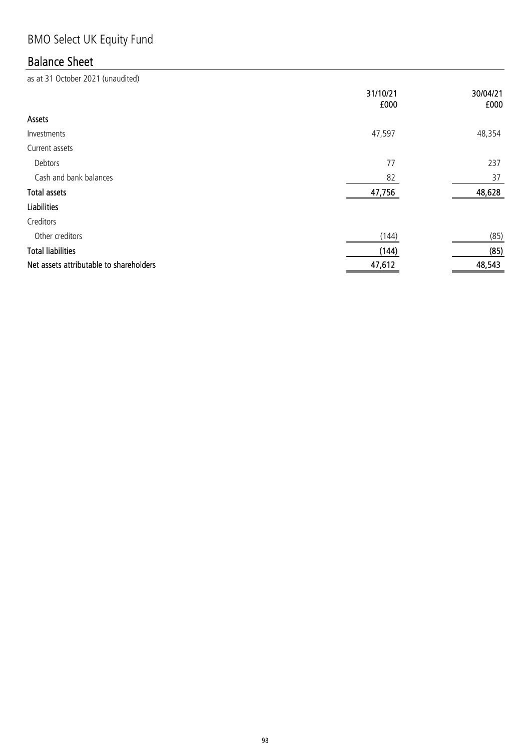# BMO Select UK Equity Fund

## Balance Sheet

as at 31 October 2021 (unaudited)

| | 31/10/21 £000 | 30/04/21 £000 |
|---|---|---|
| **Assets** | | |
| Investments | 47,597 | 48,354 |
| Current assets | | |
| Debtors | 77 | 237 |
| Cash and bank balances | 82 | 37 |
| **Total assets** | **47,756** | **48,628** |
| **Liabilities** | | |
| Creditors | | |
| Other creditors | (144) | (85) |
| **Total liabilities** | **(144)** | **(85)** |
| **Net assets attributable to shareholders** | **47,612** | **48,543** |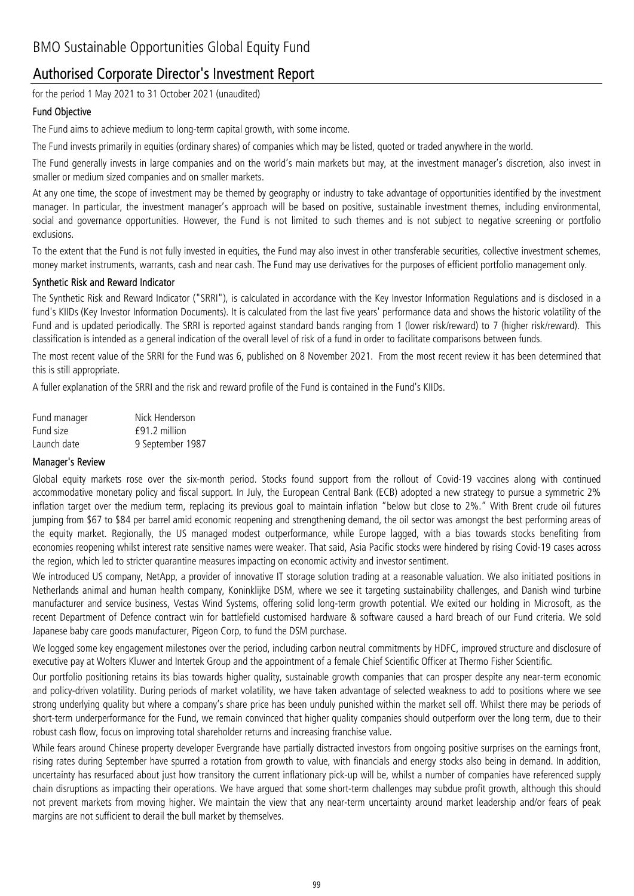# BMO Sustainable Opportunities Global Equity Fund

## Authorised Corporate Director's Investment Report

for the period 1 May 2021 to 31 October 2021 (unaudited)

### Fund Objective

The Fund aims to achieve medium to long-term capital growth, with some income.

The Fund invests primarily in equities (ordinary shares) of companies which may be listed, quoted or traded anywhere in the world.

The Fund generally invests in large companies and on the world's main markets but may, at the investment manager's discretion, also invest in smaller or medium sized companies and on smaller markets.

At any one time, the scope of investment may be themed by geography or industry to take advantage of opportunities identified by the investment manager. In particular, the investment manager's approach will be based on positive, sustainable investment themes, including environmental, social and governance opportunities. However, the Fund is not limited to such themes and is not subject to negative screening or portfolio exclusions.

To the extent that the Fund is not fully invested in equities, the Fund may also invest in other transferable securities, collective investment schemes, money market instruments, warrants, cash and near cash. The Fund may use derivatives for the purposes of efficient portfolio management only.

### Synthetic Risk and Reward Indicator

The Synthetic Risk and Reward Indicator ("SRRI"), is calculated in accordance with the Key Investor Information Regulations and is disclosed in a fund's KIIDs (Key Investor Information Documents). It is calculated from the last five years' performance data and shows the historic volatility of the Fund and is updated periodically. The SRRI is reported against standard bands ranging from 1 (lower risk/reward) to 7 (higher risk/reward). This classification is intended as a general indication of the overall level of risk of a fund in order to facilitate comparisons between funds.

The most recent value of the SRRI for the Fund was 6, published on 8 November 2021. From the most recent review it has been determined that this is still appropriate.

A fuller explanation of the SRRI and the risk and reward profile of the Fund is contained in the Fund's KIIDs.

| | |
|---|---|
| Fund manager | Nick Henderson |
| Fund size | £91.2 million |
| Launch date | 9 September 1987 |

### Manager's Review

Global equity markets rose over the six-month period. Stocks found support from the rollout of Covid-19 vaccines along with continued accommodative monetary policy and fiscal support. In July, the European Central Bank (ECB) adopted a new strategy to pursue a symmetric 2% inflation target over the medium term, replacing its previous goal to maintain inflation "below but close to 2%." With Brent crude oil futures jumping from $67 to $84 per barrel amid economic reopening and strengthening demand, the oil sector was amongst the best performing areas of the equity market. Regionally, the US managed modest outperformance, while Europe lagged, with a bias towards stocks benefiting from economies reopening whilst interest rate sensitive names were weaker. That said, Asia Pacific stocks were hindered by rising Covid-19 cases across the region, which led to stricter quarantine measures impacting on economic activity and investor sentiment.

We introduced US company, NetApp, a provider of innovative IT storage solution trading at a reasonable valuation. We also initiated positions in Netherlands animal and human health company, Koninklijke DSM, where we see it targeting sustainability challenges, and Danish wind turbine manufacturer and service business, Vestas Wind Systems, offering solid long-term growth potential. We exited our holding in Microsoft, as the recent Department of Defence contract win for battlefield customised hardware & software caused a hard breach of our Fund criteria. We sold Japanese baby care goods manufacturer, Pigeon Corp, to fund the DSM purchase.

We logged some key engagement milestones over the period, including carbon neutral commitments by HDFC, improved structure and disclosure of executive pay at Wolters Kluwer and Intertek Group and the appointment of a female Chief Scientific Officer at Thermo Fisher Scientific.

Our portfolio positioning retains its bias towards higher quality, sustainable growth companies that can prosper despite any near-term economic and policy-driven volatility. During periods of market volatility, we have taken advantage of selected weakness to add to positions where we see strong underlying quality but where a company's share price has been unduly punished within the market sell off. Whilst there may be periods of short-term underperformance for the Fund, we remain convinced that higher quality companies should outperform over the long term, due to their robust cash flow, focus on improving total shareholder returns and increasing franchise value.

While fears around Chinese property developer Evergrande have partially distracted investors from ongoing positive surprises on the earnings front, rising rates during September have spurred a rotation from growth to value, with financials and energy stocks also being in demand. In addition, uncertainty has resurfaced about just how transitory the current inflationary pick-up will be, whilst a number of companies have referenced supply chain disruptions as impacting their operations. We have argued that some short-term challenges may subdue profit growth, although this should not prevent markets from moving higher. We maintain the view that any near-term uncertainty around market leadership and/or fears of peak margins are not sufficient to derail the bull market by themselves.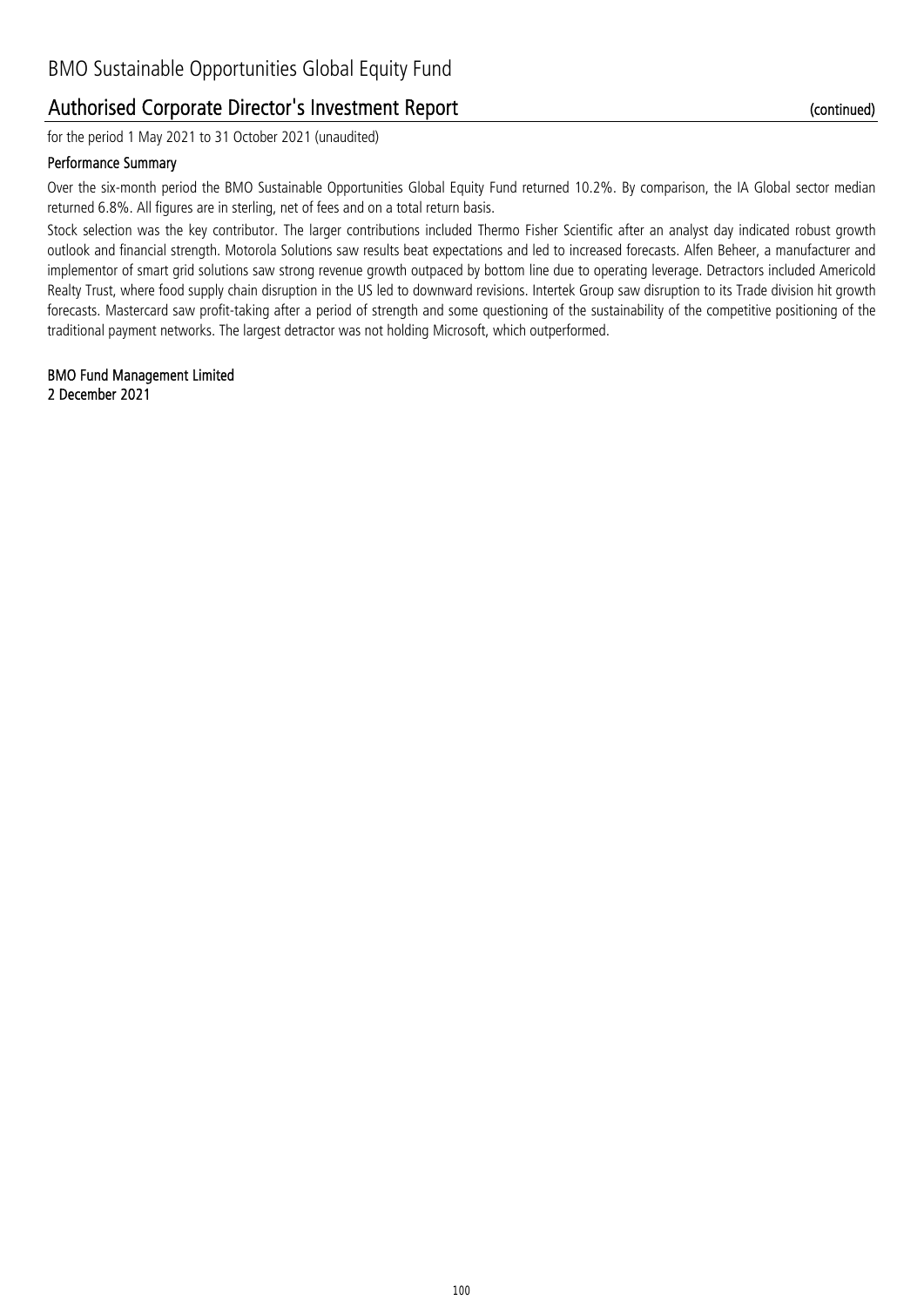# BMO Sustainable Opportunities Global Equity Fund

## Authorised Corporate Director's Investment Report (continued)

for the period 1 May 2021 to 31 October 2021 (unaudited)

### Performance Summary

Over the six-month period the BMO Sustainable Opportunities Global Equity Fund returned 10.2%. By comparison, the IA Global sector median returned 6.8%. All figures are in sterling, net of fees and on a total return basis.

Stock selection was the key contributor. The larger contributions included Thermo Fisher Scientific after an analyst day indicated robust growth outlook and financial strength. Motorola Solutions saw results beat expectations and led to increased forecasts. Alfen Beheer, a manufacturer and implementor of smart grid solutions saw strong revenue growth outpaced by bottom line due to operating leverage. Detractors included Americold Realty Trust, where food supply chain disruption in the US led to downward revisions. Intertek Group saw disruption to its Trade division hit growth forecasts. Mastercard saw profit-taking after a period of strength and some questioning of the sustainability of the competitive positioning of the traditional payment networks. The largest detractor was not holding Microsoft, which outperformed.

**BMO Fund Management Limited**
**2 December 2021**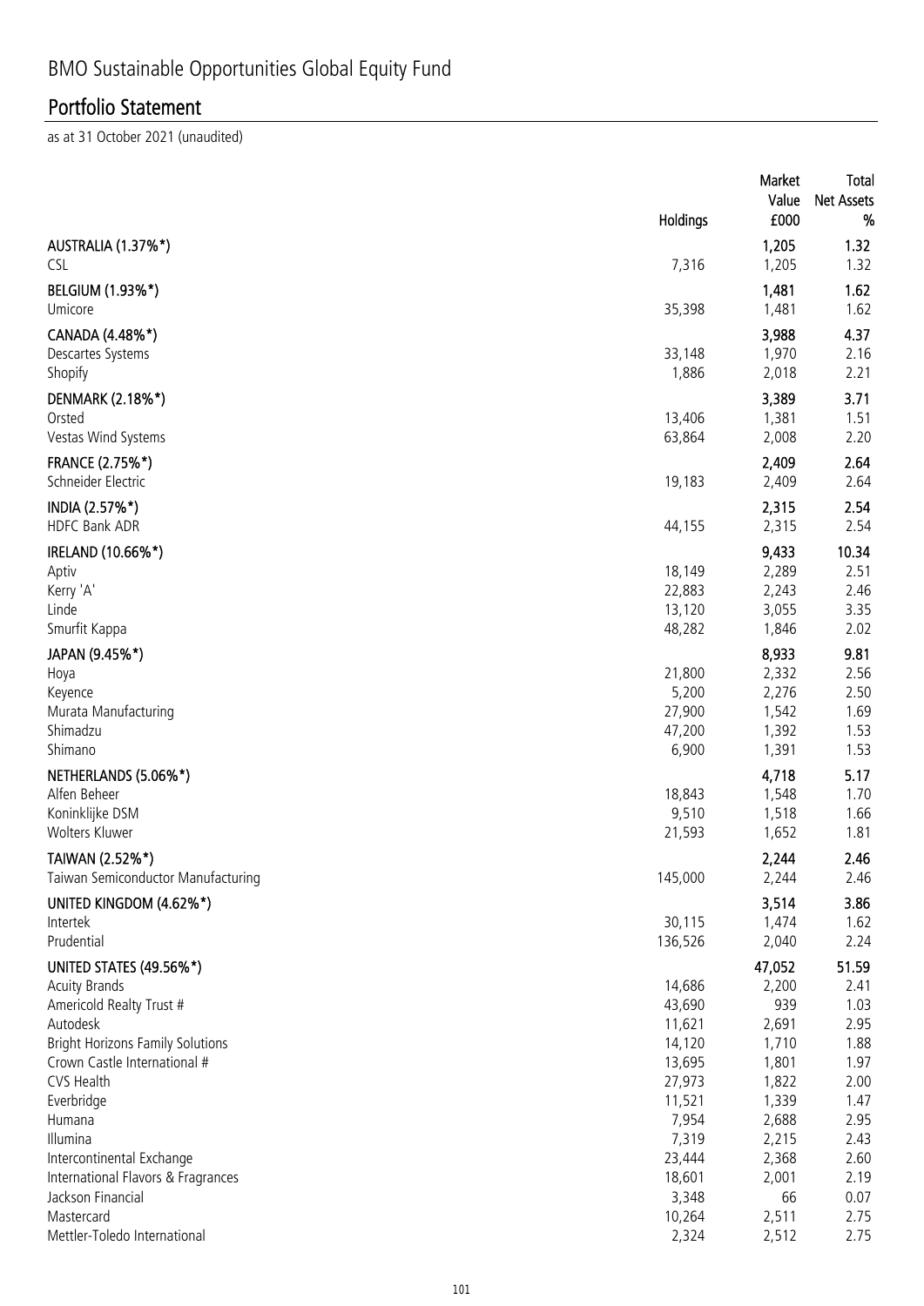# BMO Sustainable Opportunities Global Equity Fund

## Portfolio Statement

as at 31 October 2021 (unaudited)

| | Holdings | Market Value £000 | Total Net Assets % |
|---|---|---|---|
| **AUSTRALIA (1.37%*)** | | **1,205** | **1.32** |
| CSL | 7,316 | 1,205 | 1.32 |
| **BELGIUM (1.93%*)** | | **1,481** | **1.62** |
| Umicore | 35,398 | 1,481 | 1.62 |
| **CANADA (4.48%*)** | | **3,988** | **4.37** |
| Descartes Systems | 33,148 | 1,970 | 2.16 |
| Shopify | 1,886 | 2,018 | 2.21 |
| **DENMARK (2.18%*)** | | **3,389** | **3.71** |
| Orsted | 13,406 | 1,381 | 1.51 |
| Vestas Wind Systems | 63,864 | 2,008 | 2.20 |
| **FRANCE (2.75%*)** | | **2,409** | **2.64** |
| Schneider Electric | 19,183 | 2,409 | 2.64 |
| **INDIA (2.57%*)** | | **2,315** | **2.54** |
| HDFC Bank ADR | 44,155 | 2,315 | 2.54 |
| **IRELAND (10.66%*)** | | **9,433** | **10.34** |
| Aptiv | 18,149 | 2,289 | 2.51 |
| Kerry 'A' | 22,883 | 2,243 | 2.46 |
| Linde | 13,120 | 3,055 | 3.35 |
| Smurfit Kappa | 48,282 | 1,846 | 2.02 |
| **JAPAN (9.45%*)** | | **8,933** | **9.81** |
| Hoya | 21,800 | 2,332 | 2.56 |
| Keyence | 5,200 | 2,276 | 2.50 |
| Murata Manufacturing | 27,900 | 1,542 | 1.69 |
| Shimadzu | 47,200 | 1,392 | 1.53 |
| Shimano | 6,900 | 1,391 | 1.53 |
| **NETHERLANDS (5.06%*)** | | **4,718** | **5.17** |
| Alfen Beheer | 18,843 | 1,548 | 1.70 |
| Koninklijke DSM | 9,510 | 1,518 | 1.66 |
| Wolters Kluwer | 21,593 | 1,652 | 1.81 |
| **TAIWAN (2.52%*)** | | **2,244** | **2.46** |
| Taiwan Semiconductor Manufacturing | 145,000 | 2,244 | 2.46 |
| **UNITED KINGDOM (4.62%*)** | | **3,514** | **3.86** |
| Intertek | 30,115 | 1,474 | 1.62 |
| Prudential | 136,526 | 2,040 | 2.24 |
| **UNITED STATES (49.56%*)** | | **47,052** | **51.59** |
| Acuity Brands | 14,686 | 2,200 | 2.41 |
| Americold Realty Trust # | 43,690 | 939 | 1.03 |
| Autodesk | 11,621 | 2,691 | 2.95 |
| Bright Horizons Family Solutions | 14,120 | 1,710 | 1.88 |
| Crown Castle International # | 13,695 | 1,801 | 1.97 |
| CVS Health | 27,973 | 1,822 | 2.00 |
| Everbridge | 11,521 | 1,339 | 1.47 |
| Humana | 7,954 | 2,688 | 2.95 |
| Illumina | 7,319 | 2,215 | 2.43 |
| Intercontinental Exchange | 23,444 | 2,368 | 2.60 |
| International Flavors & Fragrances | 18,601 | 2,001 | 2.19 |
| Jackson Financial | 3,348 | 66 | 0.07 |
| Mastercard | 10,264 | 2,511 | 2.75 |
| Mettler-Toledo International | 2,324 | 2,512 | 2.75 |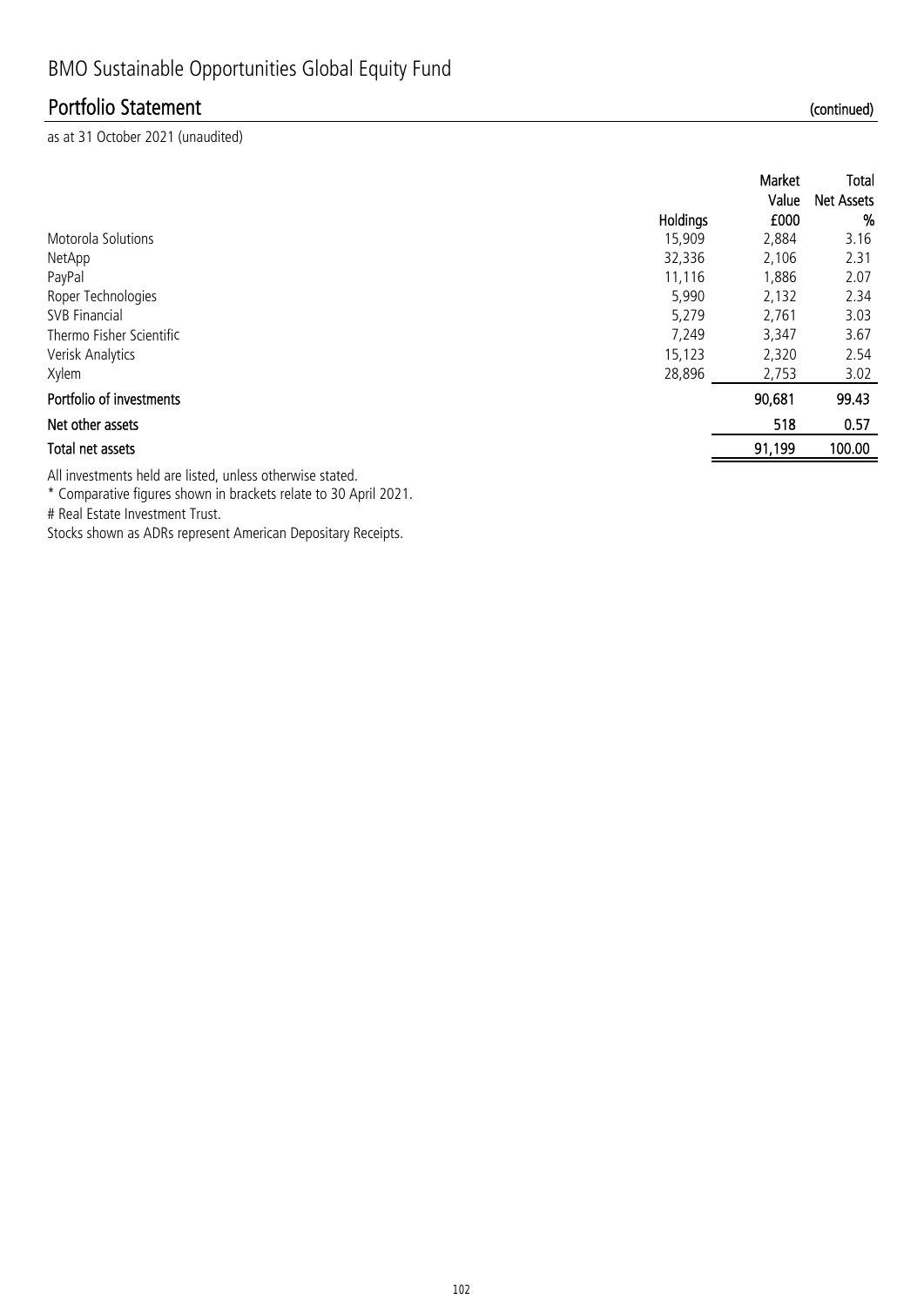# BMO Sustainable Opportunities Global Equity Fund

## Portfolio Statement (continued)

as at 31 October 2021 (unaudited)

| | Holdings | Market Value £000 | Total Net Assets % |
|---|---|---|---|
| Motorola Solutions | 15,909 | 2,884 | 3.16 |
| NetApp | 32,336 | 2,106 | 2.31 |
| PayPal | 11,116 | 1,886 | 2.07 |
| Roper Technologies | 5,990 | 2,132 | 2.34 |
| SVB Financial | 5,279 | 2,761 | 3.03 |
| Thermo Fisher Scientific | 7,249 | 3,347 | 3.67 |
| Verisk Analytics | 15,123 | 2,320 | 2.54 |
| Xylem | 28,896 | 2,753 | 3.02 |
| **Portfolio of investments** | | **90,681** | **99.43** |
| **Net other assets** | | **518** | **0.57** |
| **Total net assets** | | **91,199** | **100.00** |

All investments held are listed, unless otherwise stated.

* Comparative figures shown in brackets relate to 30 April 2021.

# Real Estate Investment Trust.

Stocks shown as ADRs represent American Depositary Receipts.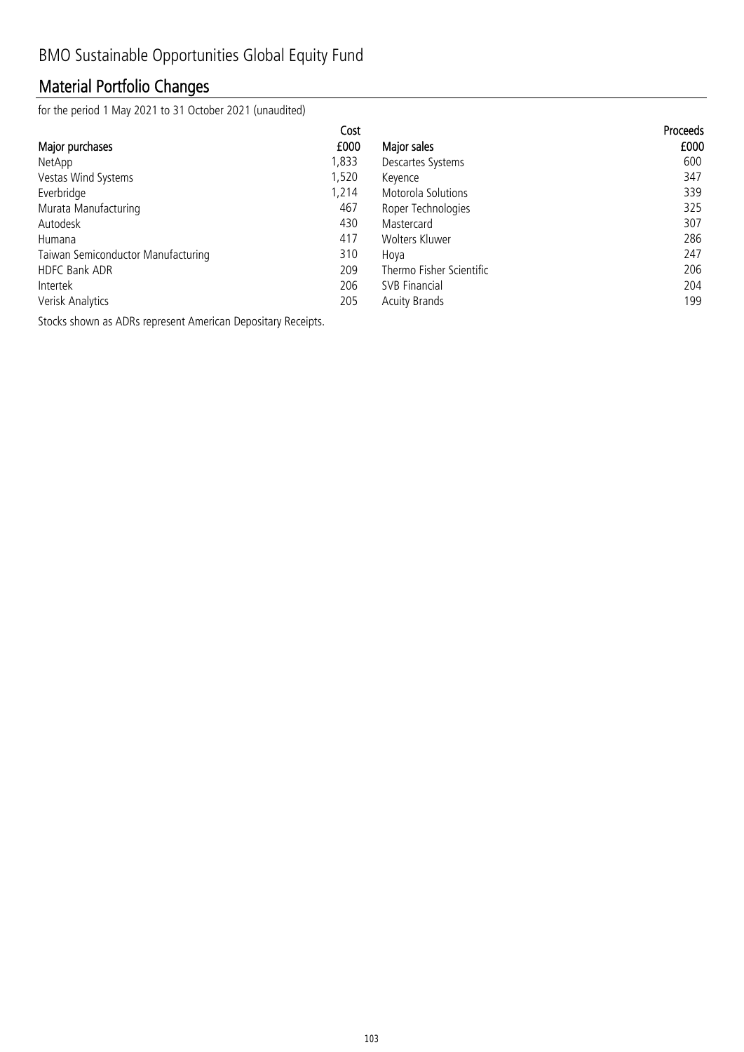# BMO Sustainable Opportunities Global Equity Fund

## Material Portfolio Changes

for the period 1 May 2021 to 31 October 2021 (unaudited)

| Major purchases | Cost £000 | Major sales | Proceeds £000 |
|---|---|---|---|
| NetApp | 1,833 | Descartes Systems | 600 |
| Vestas Wind Systems | 1,520 | Keyence | 347 |
| Everbridge | 1,214 | Motorola Solutions | 339 |
| Murata Manufacturing | 467 | Roper Technologies | 325 |
| Autodesk | 430 | Mastercard | 307 |
| Humana | 417 | Wolters Kluwer | 286 |
| Taiwan Semiconductor Manufacturing | 310 | Hoya | 247 |
| HDFC Bank ADR | 209 | Thermo Fisher Scientific | 206 |
| Intertek | 206 | SVB Financial | 204 |
| Verisk Analytics | 205 | Acuity Brands | 199 |

Stocks shown as ADRs represent American Depositary Receipts.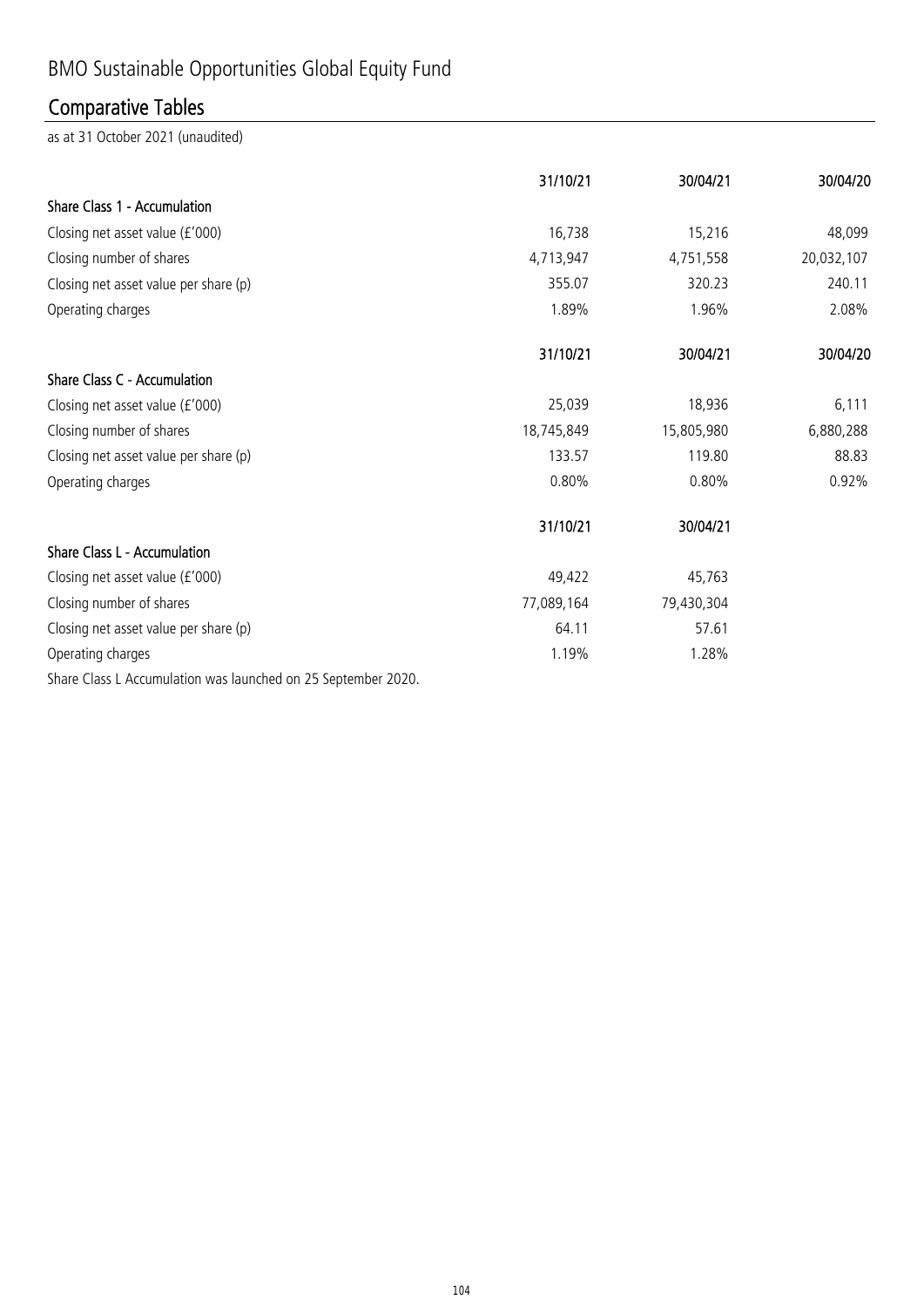# BMO Sustainable Opportunities Global Equity Fund

## Comparative Tables

as at 31 October 2021 (unaudited)

| | 31/10/21 | 30/04/21 | 30/04/20 |
|---|---|---|---|
| **Share Class 1 - Accumulation** | | | |
| Closing net asset value (£'000) | 16,738 | 15,216 | 48,099 |
| Closing number of shares | 4,713,947 | 4,751,558 | 20,032,107 |
| Closing net asset value per share (p) | 355.07 | 320.23 | 240.11 |
| Operating charges | 1.89% | 1.96% | 2.08% |

| | 31/10/21 | 30/04/21 | 30/04/20 |
|---|---|---|---|
| **Share Class C - Accumulation** | | | |
| Closing net asset value (£'000) | 25,039 | 18,936 | 6,111 |
| Closing number of shares | 18,745,849 | 15,805,980 | 6,880,288 |
| Closing net asset value per share (p) | 133.57 | 119.80 | 88.83 |
| Operating charges | 0.80% | 0.80% | 0.92% |

| | 31/10/21 | 30/04/21 |
|---|---|---|
| **Share Class L - Accumulation** | | |
| Closing net asset value (£'000) | 49,422 | 45,763 |
| Closing number of shares | 77,089,164 | 79,430,304 |
| Closing net asset value per share (p) | 64.11 | 57.61 |
| Operating charges | 1.19% | 1.28% |

Share Class L Accumulation was launched on 25 September 2020.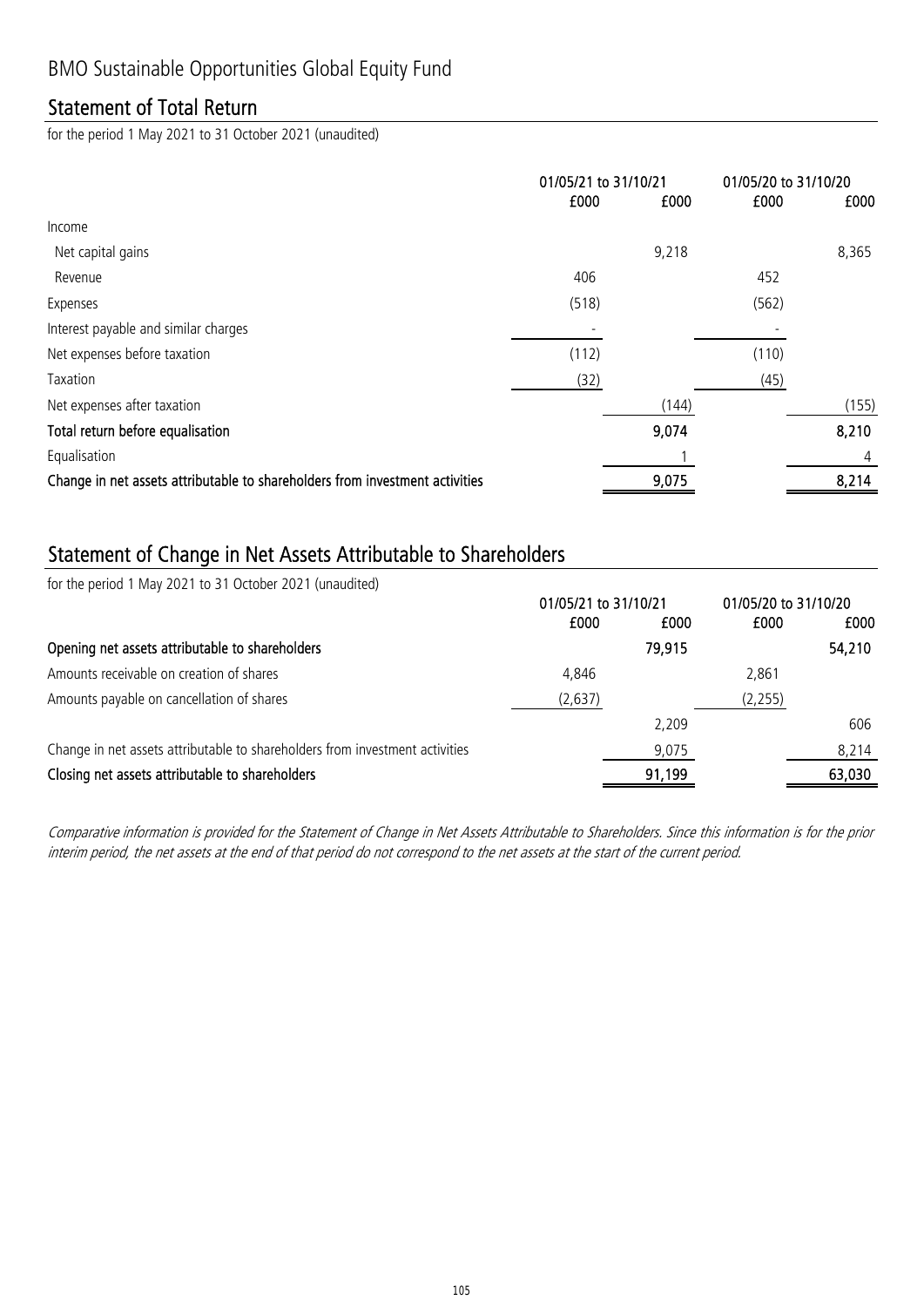# BMO Sustainable Opportunities Global Equity Fund

## Statement of Total Return

for the period 1 May 2021 to 31 October 2021 (unaudited)

| | 01/05/21 to 31/10/21 | | 01/05/20 to 31/10/20 | |
|---|---|---|---|---|
| | £000 | £000 | £000 | £000 |
| Income | | | | |
| Net capital gains | | 9,218 | | 8,365 |
| Revenue | 406 | | 452 | |
| Expenses | (518) | | (562) | |
| Interest payable and similar charges | - | | - | |
| Net expenses before taxation | (112) | | (110) | |
| Taxation | (32) | | (45) | |
| Net expenses after taxation | | (144) | | (155) |
| **Total return before equalisation** | | **9,074** | | **8,210** |
| Equalisation | | 1 | | 4 |
| **Change in net assets attributable to shareholders from investment activities** | | **9,075** | | **8,214** |

## Statement of Change in Net Assets Attributable to Shareholders

for the period 1 May 2021 to 31 October 2021 (unaudited)

| | 01/05/21 to 31/10/21 | | 01/05/20 to 31/10/20 | |
|---|---|---|---|---|
| | £000 | £000 | £000 | £000 |
| **Opening net assets attributable to shareholders** | | **79,915** | | **54,210** |
| Amounts receivable on creation of shares | 4,846 | | 2,861 | |
| Amounts payable on cancellation of shares | (2,637) | | (2,255) | |
| | | 2,209 | | 606 |
| Change in net assets attributable to shareholders from investment activities | | 9,075 | | 8,214 |
| **Closing net assets attributable to shareholders** | | **91,199** | | **63,030** |

*Comparative information is provided for the Statement of Change in Net Assets Attributable to Shareholders. Since this information is for the prior interim period, the net assets at the end of that period do not correspond to the net assets at the start of the current period.*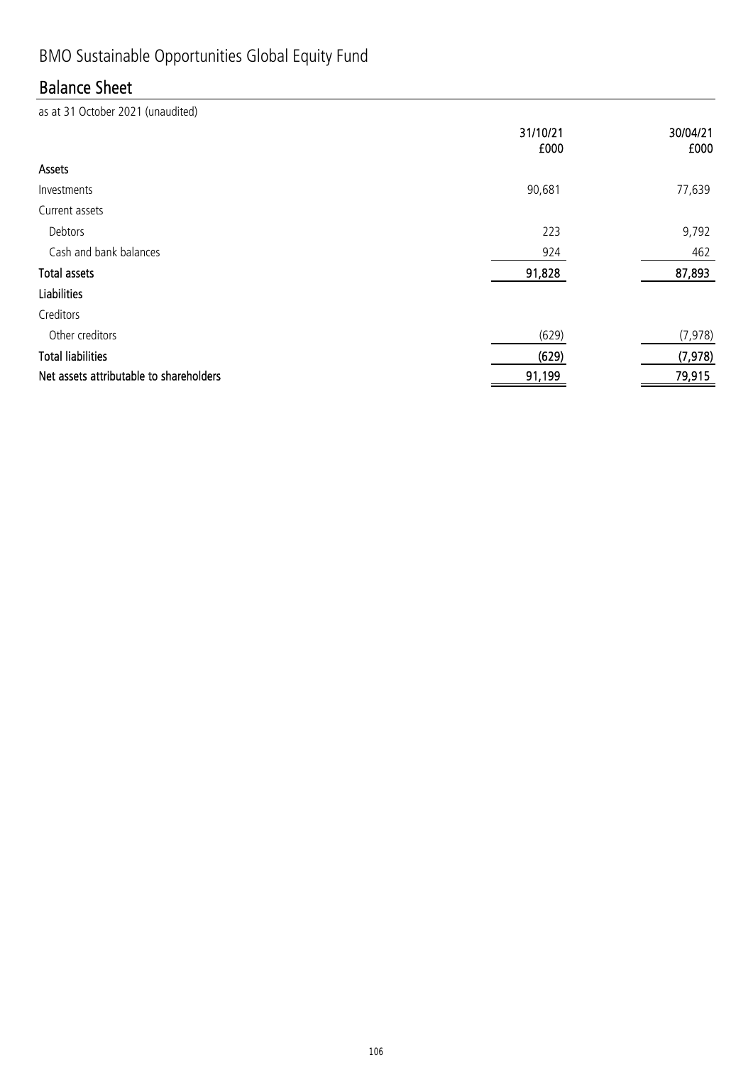# BMO Sustainable Opportunities Global Equity Fund

## Balance Sheet

as at 31 October 2021 (unaudited)

| | 31/10/21 £000 | 30/04/21 £000 |
|---|---|---|
| **Assets** | | |
| Investments | 90,681 | 77,639 |
| Current assets | | |
| Debtors | 223 | 9,792 |
| Cash and bank balances | 924 | 462 |
| **Total assets** | **91,828** | **87,893** |
| **Liabilities** | | |
| Creditors | | |
| Other creditors | (629) | (7,978) |
| **Total liabilities** | **(629)** | **(7,978)** |
| **Net assets attributable to shareholders** | **91,199** | **79,915** |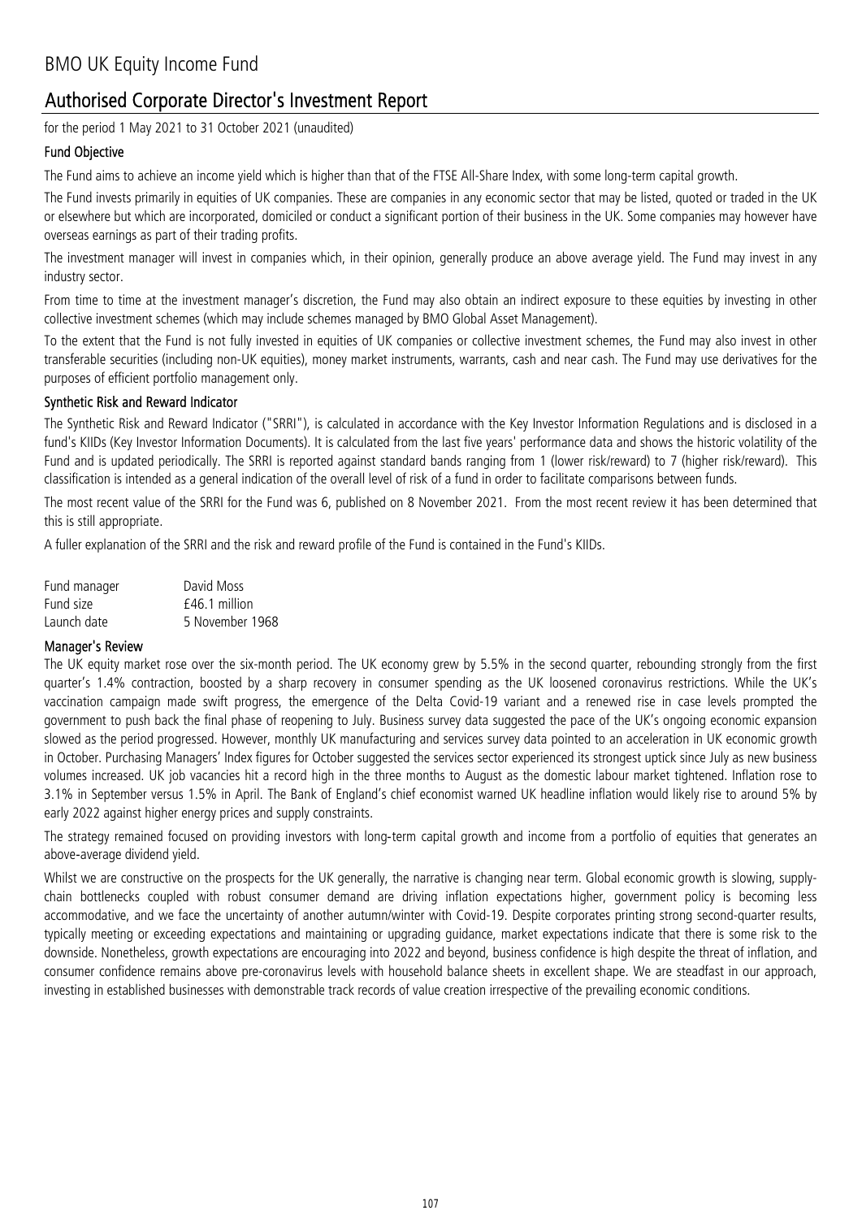# BMO UK Equity Income Fund

## Authorised Corporate Director's Investment Report

for the period 1 May 2021 to 31 October 2021 (unaudited)

### Fund Objective

The Fund aims to achieve an income yield which is higher than that of the FTSE All-Share Index, with some long-term capital growth.

The Fund invests primarily in equities of UK companies. These are companies in any economic sector that may be listed, quoted or traded in the UK or elsewhere but which are incorporated, domiciled or conduct a significant portion of their business in the UK. Some companies may however have overseas earnings as part of their trading profits.

The investment manager will invest in companies which, in their opinion, generally produce an above average yield. The Fund may invest in any industry sector.

From time to time at the investment manager's discretion, the Fund may also obtain an indirect exposure to these equities by investing in other collective investment schemes (which may include schemes managed by BMO Global Asset Management).

To the extent that the Fund is not fully invested in equities of UK companies or collective investment schemes, the Fund may also invest in other transferable securities (including non-UK equities), money market instruments, warrants, cash and near cash. The Fund may use derivatives for the purposes of efficient portfolio management only.

### Synthetic Risk and Reward Indicator

The Synthetic Risk and Reward Indicator ("SRRI"), is calculated in accordance with the Key Investor Information Regulations and is disclosed in a fund's KIIDs (Key Investor Information Documents). It is calculated from the last five years' performance data and shows the historic volatility of the Fund and is updated periodically. The SRRI is reported against standard bands ranging from 1 (lower risk/reward) to 7 (higher risk/reward). This classification is intended as a general indication of the overall level of risk of a fund in order to facilitate comparisons between funds.

The most recent value of the SRRI for the Fund was 6, published on 8 November 2021. From the most recent review it has been determined that this is still appropriate.

A fuller explanation of the SRRI and the risk and reward profile of the Fund is contained in the Fund's KIIDs.

| | |
|---|---|
| Fund manager | David Moss |
| Fund size | £46.1 million |
| Launch date | 5 November 1968 |

### Manager's Review

The UK equity market rose over the six-month period. The UK economy grew by 5.5% in the second quarter, rebounding strongly from the first quarter's 1.4% contraction, boosted by a sharp recovery in consumer spending as the UK loosened coronavirus restrictions. While the UK's vaccination campaign made swift progress, the emergence of the Delta Covid-19 variant and a renewed rise in case levels prompted the government to push back the final phase of reopening to July. Business survey data suggested the pace of the UK's ongoing economic expansion slowed as the period progressed. However, monthly UK manufacturing and services survey data pointed to an acceleration in UK economic growth in October. Purchasing Managers' Index figures for October suggested the services sector experienced its strongest uptick since July as new business volumes increased. UK job vacancies hit a record high in the three months to August as the domestic labour market tightened. Inflation rose to 3.1% in September versus 1.5% in April. The Bank of England's chief economist warned UK headline inflation would likely rise to around 5% by early 2022 against higher energy prices and supply constraints.

The strategy remained focused on providing investors with long-term capital growth and income from a portfolio of equities that generates an above-average dividend yield.

Whilst we are constructive on the prospects for the UK generally, the narrative is changing near term. Global economic growth is slowing, supply-chain bottlenecks coupled with robust consumer demand are driving inflation expectations higher, government policy is becoming less accommodative, and we face the uncertainty of another autumn/winter with Covid-19. Despite corporates printing strong second-quarter results, typically meeting or exceeding expectations and maintaining or upgrading guidance, market expectations indicate that there is some risk to the downside. Nonetheless, growth expectations are encouraging into 2022 and beyond, business confidence is high despite the threat of inflation, and consumer confidence remains above pre-coronavirus levels with household balance sheets in excellent shape. We are steadfast in our approach, investing in established businesses with demonstrable track records of value creation irrespective of the prevailing economic conditions.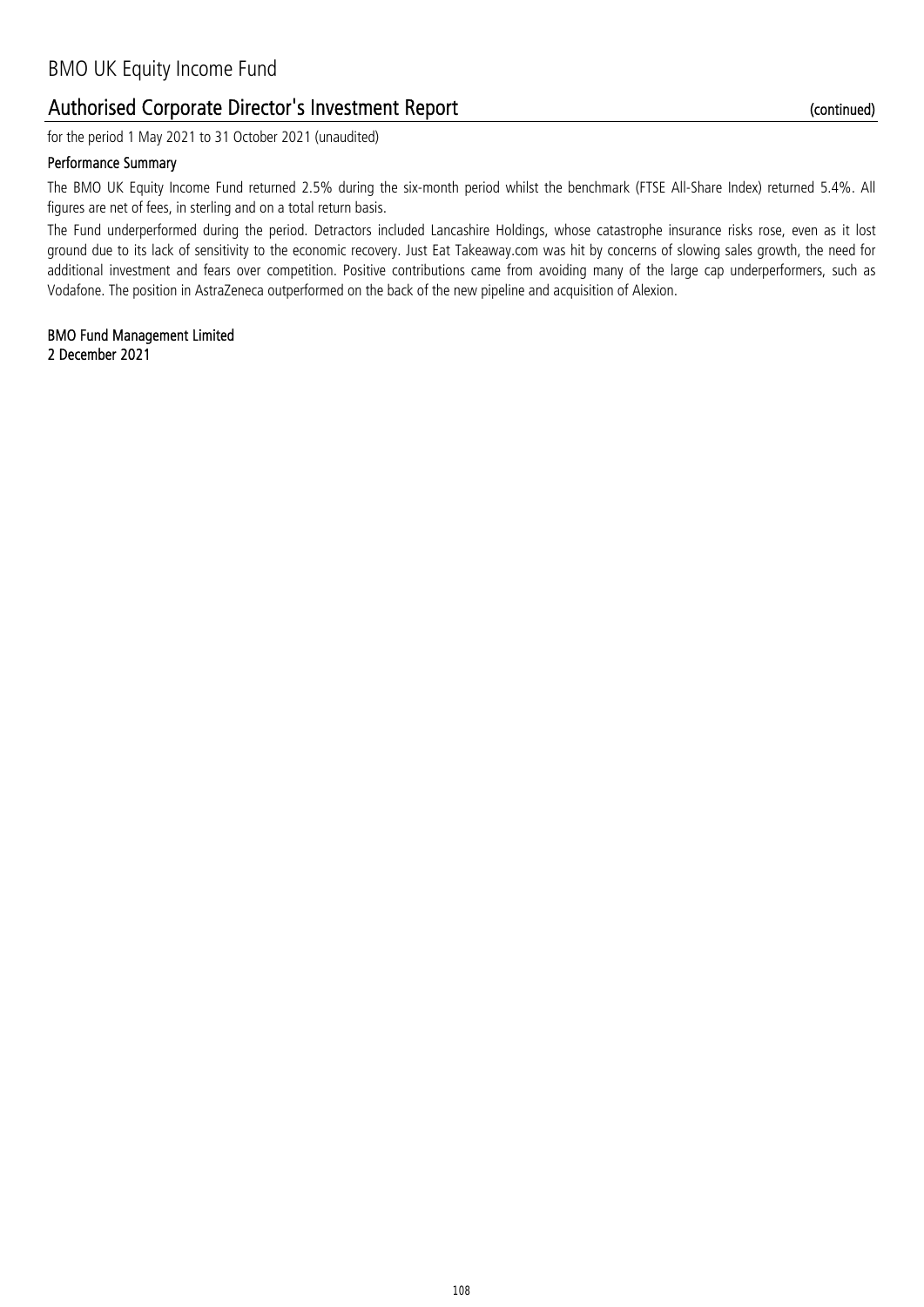# BMO UK Equity Income Fund

## Authorised Corporate Director's Investment Report (continued)

for the period 1 May 2021 to 31 October 2021 (unaudited)

### Performance Summary

The BMO UK Equity Income Fund returned 2.5% during the six-month period whilst the benchmark (FTSE All-Share Index) returned 5.4%. All figures are net of fees, in sterling and on a total return basis.

The Fund underperformed during the period. Detractors included Lancashire Holdings, whose catastrophe insurance risks rose, even as it lost ground due to its lack of sensitivity to the economic recovery. Just Eat Takeaway.com was hit by concerns of slowing sales growth, the need for additional investment and fears over competition. Positive contributions came from avoiding many of the large cap underperformers, such as Vodafone. The position in AstraZeneca outperformed on the back of the new pipeline and acquisition of Alexion.

**BMO Fund Management Limited**
**2 December 2021**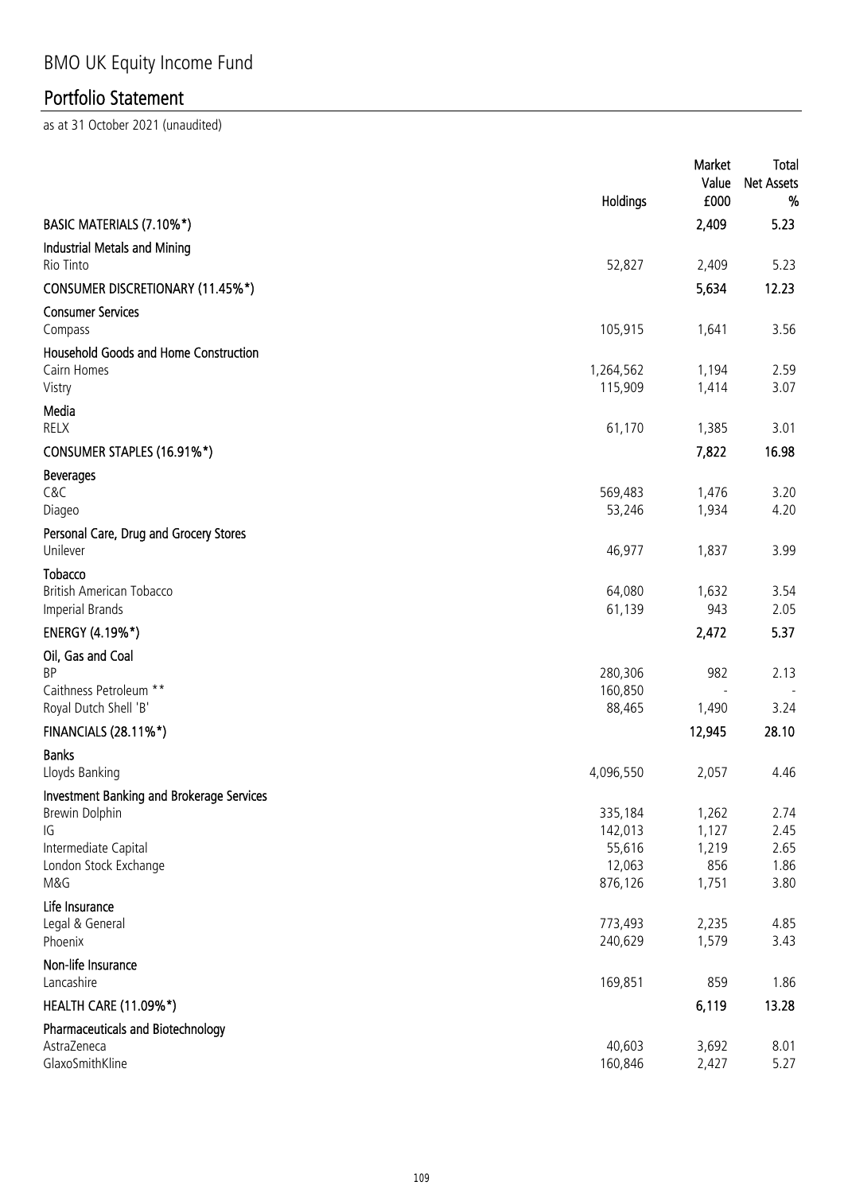# BMO UK Equity Income Fund

## Portfolio Statement

as at 31 October 2021 (unaudited)

| | Holdings | Market Value £000 | Total Net Assets % |
|---|---|---|---|
| **BASIC MATERIALS (7.10%*)** | | **2,409** | **5.23** |
| **Industrial Metals and Mining** | | | |
| Rio Tinto | 52,827 | 2,409 | 5.23 |
| **CONSUMER DISCRETIONARY (11.45%*)** | | **5,634** | **12.23** |
| **Consumer Services** | | | |
| Compass | 105,915 | 1,641 | 3.56 |
| **Household Goods and Home Construction** | | | |
| Cairn Homes | 1,264,562 | 1,194 | 2.59 |
| Vistry | 115,909 | 1,414 | 3.07 |
| **Media** | | | |
| RELX | 61,170 | 1,385 | 3.01 |
| **CONSUMER STAPLES (16.91%*)** | | **7,822** | **16.98** |
| **Beverages** | | | |
| C&C | 569,483 | 1,476 | 3.20 |
| Diageo | 53,246 | 1,934 | 4.20 |
| **Personal Care, Drug and Grocery Stores** | | | |
| Unilever | 46,977 | 1,837 | 3.99 |
| **Tobacco** | | | |
| British American Tobacco | 64,080 | 1,632 | 3.54 |
| Imperial Brands | 61,139 | 943 | 2.05 |
| **ENERGY (4.19%*)** | | **2,472** | **5.37** |
| **Oil, Gas and Coal** | | | |
| BP | 280,306 | 982 | 2.13 |
| Caithness Petroleum ** | 160,850 | - | - |
| Royal Dutch Shell 'B' | 88,465 | 1,490 | 3.24 |
| **FINANCIALS (28.11%*)** | | **12,945** | **28.10** |
| **Banks** | | | |
| Lloyds Banking | 4,096,550 | 2,057 | 4.46 |
| **Investment Banking and Brokerage Services** | | | |
| Brewin Dolphin | 335,184 | 1,262 | 2.74 |
| IG | 142,013 | 1,127 | 2.45 |
| Intermediate Capital | 55,616 | 1,219 | 2.65 |
| London Stock Exchange | 12,063 | 856 | 1.86 |
| M&G | 876,126 | 1,751 | 3.80 |
| **Life Insurance** | | | |
| Legal & General | 773,493 | 2,235 | 4.85 |
| Phoenix | 240,629 | 1,579 | 3.43 |
| **Non-life Insurance** | | | |
| Lancashire | 169,851 | 859 | 1.86 |
| **HEALTH CARE (11.09%*)** | | **6,119** | **13.28** |
| **Pharmaceuticals and Biotechnology** | | | |
| AstraZeneca | 40,603 | 3,692 | 8.01 |
| GlaxoSmithKline | 160,846 | 2,427 | 5.27 |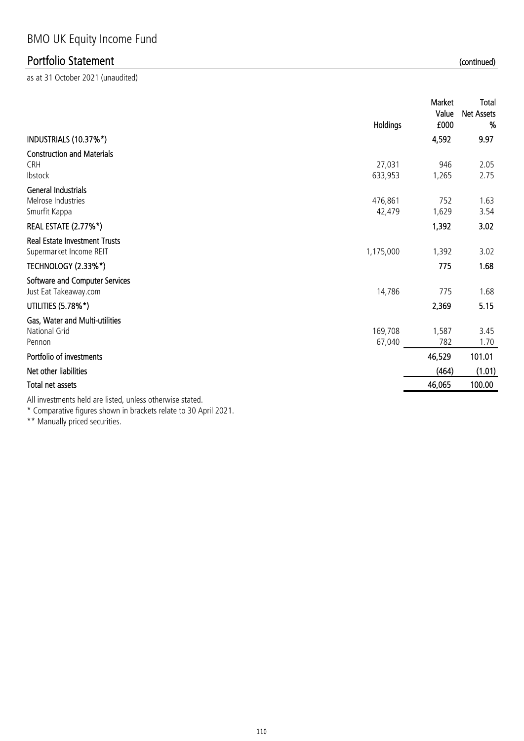# BMO UK Equity Income Fund

## Portfolio Statement (continued)

as at 31 October 2021 (unaudited)

| | Holdings | Market Value £000 | Total Net Assets % |
|---|---|---|---|
| **INDUSTRIALS (10.37%*)** | | **4,592** | **9.97** |
| **Construction and Materials** | | | |
| CRH | 27,031 | 946 | 2.05 |
| Ibstock | 633,953 | 1,265 | 2.75 |
| **General Industrials** | | | |
| Melrose Industries | 476,861 | 752 | 1.63 |
| Smurfit Kappa | 42,479 | 1,629 | 3.54 |
| **REAL ESTATE (2.77%*)** | | **1,392** | **3.02** |
| **Real Estate Investment Trusts** | | | |
| Supermarket Income REIT | 1,175,000 | 1,392 | 3.02 |
| **TECHNOLOGY (2.33%*)** | | **775** | **1.68** |
| **Software and Computer Services** | | | |
| Just Eat Takeaway.com | 14,786 | 775 | 1.68 |
| **UTILITIES (5.78%*)** | | **2,369** | **5.15** |
| **Gas, Water and Multi-utilities** | | | |
| National Grid | 169,708 | 1,587 | 3.45 |
| Pennon | 67,040 | 782 | 1.70 |
| **Portfolio of investments** | | **46,529** | **101.01** |
| **Net other liabilities** | | **(464)** | **(1.01)** |
| **Total net assets** | | **46,065** | **100.00** |

All investments held are listed, unless otherwise stated.

\* Comparative figures shown in brackets relate to 30 April 2021.

\*\* Manually priced securities.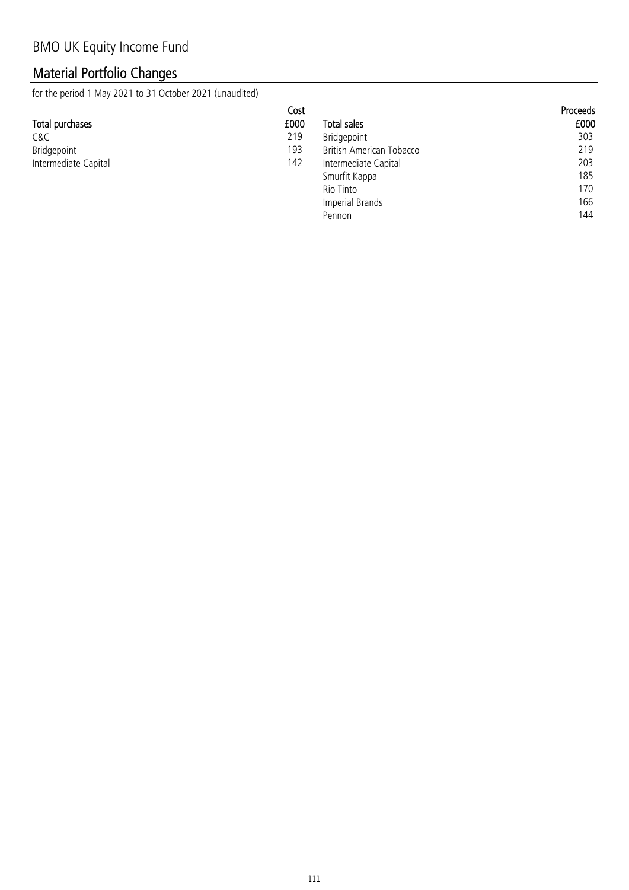# BMO UK Equity Income Fund

## Material Portfolio Changes

for the period 1 May 2021 to 31 October 2021 (unaudited)

| Total purchases | Cost £000 |
|---|---|
| C&C | 219 |
| Bridgepoint | 193 |
| Intermediate Capital | 142 |

| Total sales | Proceeds £000 |
|---|---|
| Bridgepoint | 303 |
| British American Tobacco | 219 |
| Intermediate Capital | 203 |
| Smurfit Kappa | 185 |
| Rio Tinto | 170 |
| Imperial Brands | 166 |
| Pennon | 144 |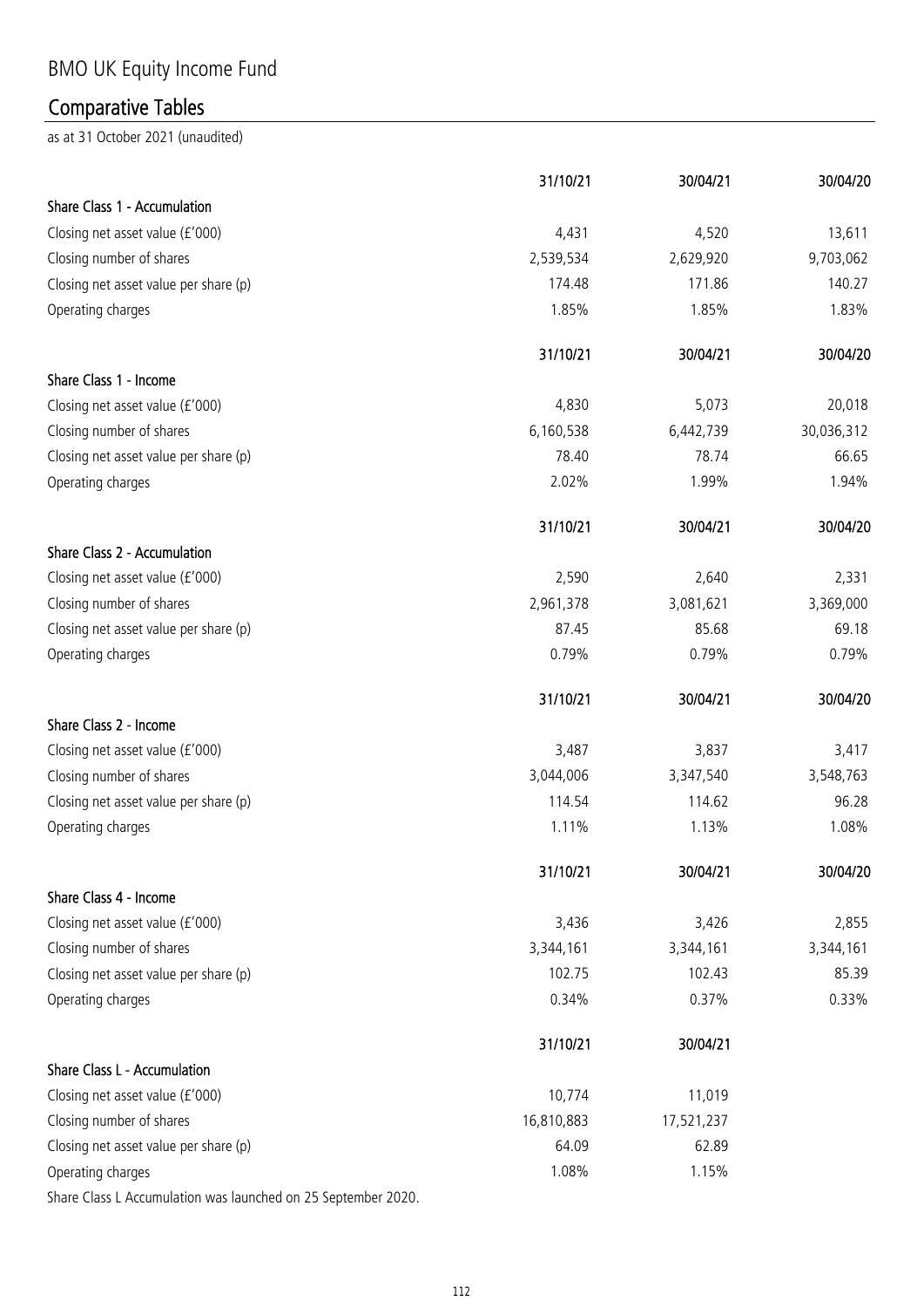# BMO UK Equity Income Fund

## Comparative Tables

as at 31 October 2021 (unaudited)

| | 31/10/21 | 30/04/21 | 30/04/20 |
|---|---|---|---|
| **Share Class 1 - Accumulation** | | | |
| Closing net asset value (£'000) | 4,431 | 4,520 | 13,611 |
| Closing number of shares | 2,539,534 | 2,629,920 | 9,703,062 |
| Closing net asset value per share (p) | 174.48 | 171.86 | 140.27 |
| Operating charges | 1.85% | 1.85% | 1.83% |

| | 31/10/21 | 30/04/21 | 30/04/20 |
|---|---|---|---|
| **Share Class 1 - Income** | | | |
| Closing net asset value (£'000) | 4,830 | 5,073 | 20,018 |
| Closing number of shares | 6,160,538 | 6,442,739 | 30,036,312 |
| Closing net asset value per share (p) | 78.40 | 78.74 | 66.65 |
| Operating charges | 2.02% | 1.99% | 1.94% |

| | 31/10/21 | 30/04/21 | 30/04/20 |
|---|---|---|---|
| **Share Class 2 - Accumulation** | | | |
| Closing net asset value (£'000) | 2,590 | 2,640 | 2,331 |
| Closing number of shares | 2,961,378 | 3,081,621 | 3,369,000 |
| Closing net asset value per share (p) | 87.45 | 85.68 | 69.18 |
| Operating charges | 0.79% | 0.79% | 0.79% |

| | 31/10/21 | 30/04/21 | 30/04/20 |
|---|---|---|---|
| **Share Class 2 - Income** | | | |
| Closing net asset value (£'000) | 3,487 | 3,837 | 3,417 |
| Closing number of shares | 3,044,006 | 3,347,540 | 3,548,763 |
| Closing net asset value per share (p) | 114.54 | 114.62 | 96.28 |
| Operating charges | 1.11% | 1.13% | 1.08% |

| | 31/10/21 | 30/04/21 | 30/04/20 |
|---|---|---|---|
| **Share Class 4 - Income** | | | |
| Closing net asset value (£'000) | 3,436 | 3,426 | 2,855 |
| Closing number of shares | 3,344,161 | 3,344,161 | 3,344,161 |
| Closing net asset value per share (p) | 102.75 | 102.43 | 85.39 |
| Operating charges | 0.34% | 0.37% | 0.33% |

| | 31/10/21 | 30/04/21 |
|---|---|---|
| **Share Class L - Accumulation** | | |
| Closing net asset value (£'000) | 10,774 | 11,019 |
| Closing number of shares | 16,810,883 | 17,521,237 |
| Closing net asset value per share (p) | 64.09 | 62.89 |
| Operating charges | 1.08% | 1.15% |

Share Class L Accumulation was launched on 25 September 2020.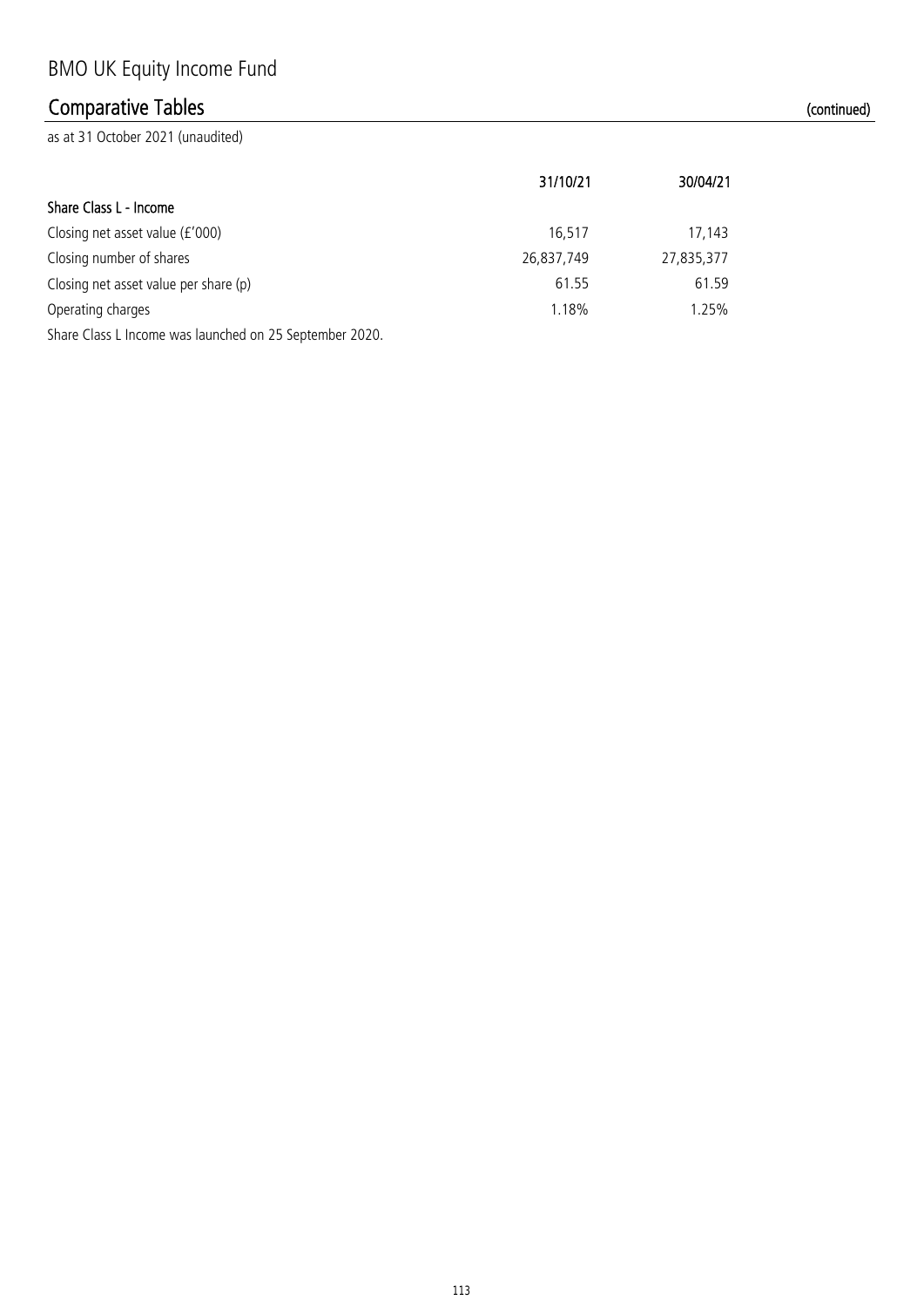# BMO UK Equity Income Fund

## Comparative Tables (continued)

as at 31 October 2021 (unaudited)

| | 31/10/21 | 30/04/21 |
|---|---|---|
| **Share Class L - Income** | | |
| Closing net asset value (£'000) | 16,517 | 17,143 |
| Closing number of shares | 26,837,749 | 27,835,377 |
| Closing net asset value per share (p) | 61.55 | 61.59 |
| Operating charges | 1.18% | 1.25% |

Share Class L Income was launched on 25 September 2020.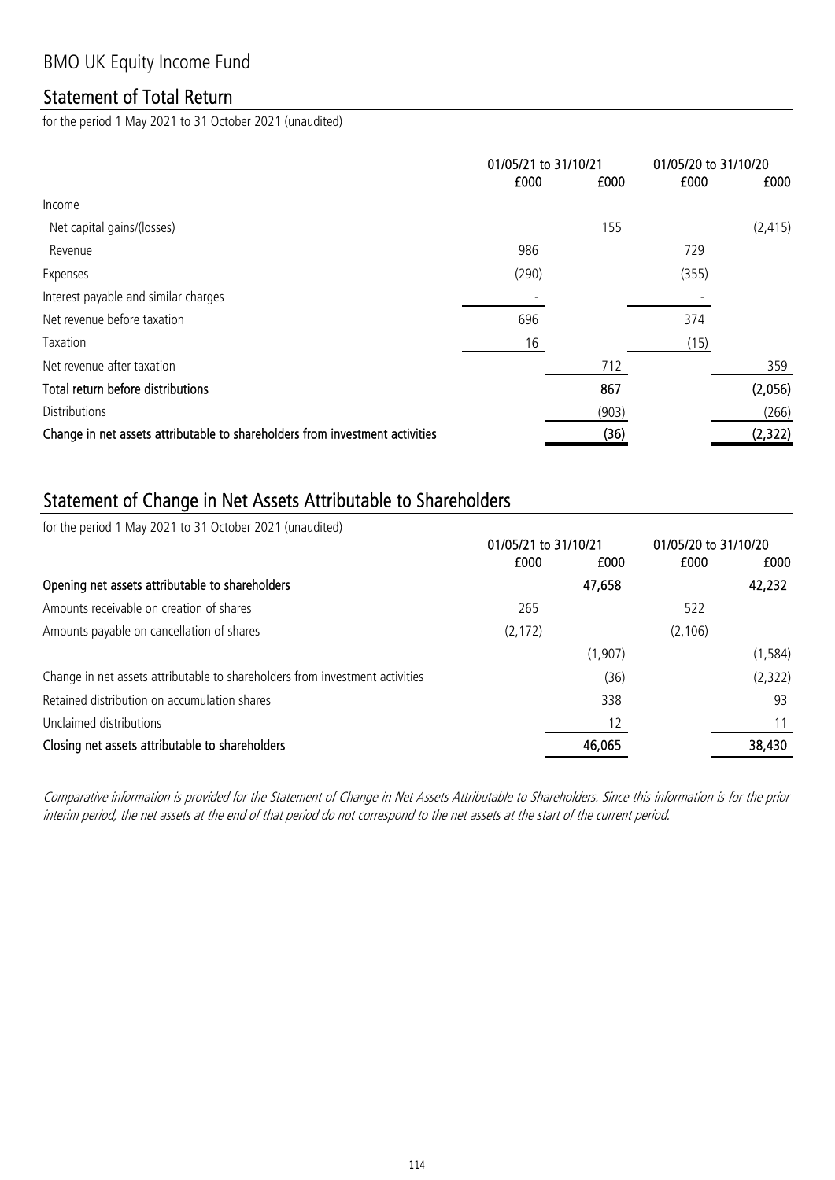# BMO UK Equity Income Fund

## Statement of Total Return

for the period 1 May 2021 to 31 October 2021 (unaudited)

| | 01/05/21 to 31/10/21 | | 01/05/20 to 31/10/20 | |
|---|---|---|---|---|
| | £000 | £000 | £000 | £000 |
| Income | | | | |
| Net capital gains/(losses) | | 155 | | (2,415) |
| Revenue | 986 | | 729 | |
| Expenses | (290) | | (355) | |
| Interest payable and similar charges | - | | - | |
| Net revenue before taxation | 696 | | 374 | |
| Taxation | 16 | | (15) | |
| Net revenue after taxation | | 712 | | 359 |
| **Total return before distributions** | | **867** | | **(2,056)** |
| Distributions | | (903) | | (266) |
| **Change in net assets attributable to shareholders from investment activities** | | **(36)** | | **(2,322)** |

## Statement of Change in Net Assets Attributable to Shareholders

for the period 1 May 2021 to 31 October 2021 (unaudited)

| | 01/05/21 to 31/10/21 | | 01/05/20 to 31/10/20 | |
|---|---|---|---|---|
| | £000 | £000 | £000 | £000 |
| **Opening net assets attributable to shareholders** | | **47,658** | | **42,232** |
| Amounts receivable on creation of shares | 265 | | 522 | |
| Amounts payable on cancellation of shares | (2,172) | | (2,106) | |
| | | (1,907) | | (1,584) |
| Change in net assets attributable to shareholders from investment activities | | (36) | | (2,322) |
| Retained distribution on accumulation shares | | 338 | | 93 |
| Unclaimed distributions | | 12 | | 11 |
| **Closing net assets attributable to shareholders** | | **46,065** | | **38,430** |

*Comparative information is provided for the Statement of Change in Net Assets Attributable to Shareholders. Since this information is for the prior interim period, the net assets at the end of that period do not correspond to the net assets at the start of the current period.*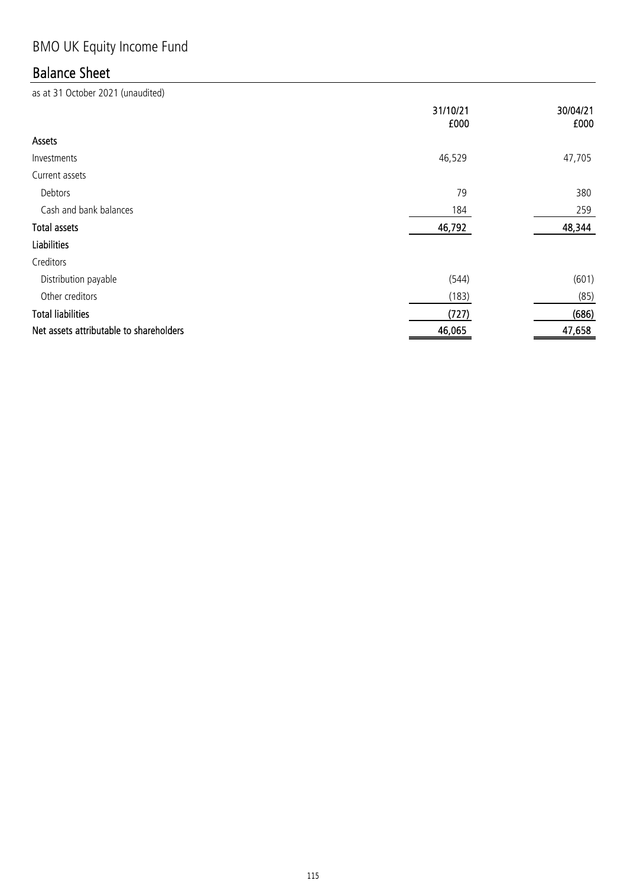# BMO UK Equity Income Fund

## Balance Sheet

as at 31 October 2021 (unaudited)

| | 31/10/21<br>£000 | 30/04/21<br>£000 |
|---|---|---|
| **Assets** | | |
| Investments | 46,529 | 47,705 |
| Current assets | | |
| Debtors | 79 | 380 |
| Cash and bank balances | 184 | 259 |
| **Total assets** | **46,792** | **48,344** |
| **Liabilities** | | |
| Creditors | | |
| Distribution payable | (544) | (601) |
| Other creditors | (183) | (85) |
| **Total liabilities** | **(727)** | **(686)** |
| **Net assets attributable to shareholders** | **46,065** | **47,658** |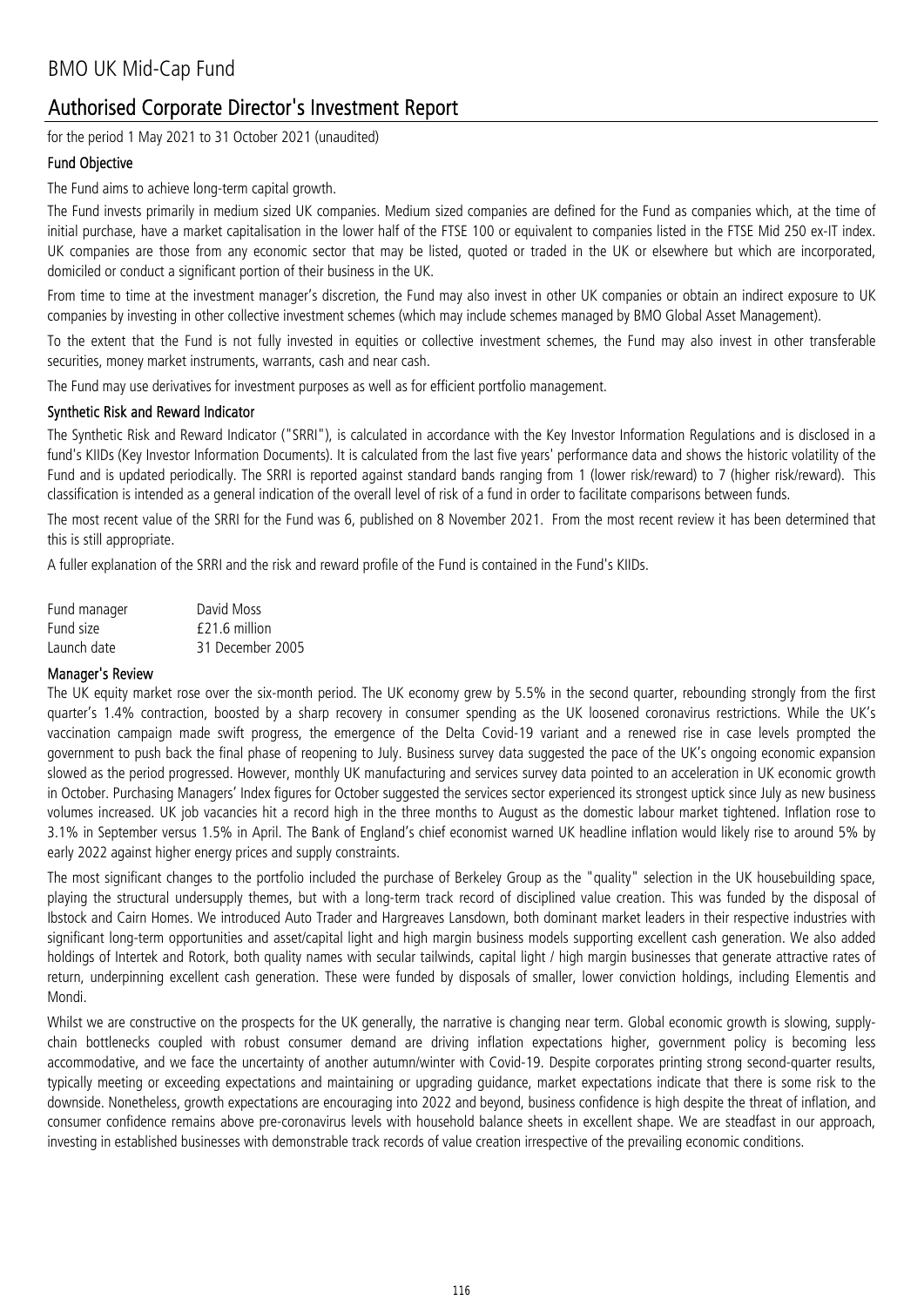# BMO UK Mid-Cap Fund

## Authorised Corporate Director's Investment Report

for the period 1 May 2021 to 31 October 2021 (unaudited)

### Fund Objective

The Fund aims to achieve long-term capital growth.

The Fund invests primarily in medium sized UK companies. Medium sized companies are defined for the Fund as companies which, at the time of initial purchase, have a market capitalisation in the lower half of the FTSE 100 or equivalent to companies listed in the FTSE Mid 250 ex-IT index. UK companies are those from any economic sector that may be listed, quoted or traded in the UK or elsewhere but which are incorporated, domiciled or conduct a significant portion of their business in the UK.

From time to time at the investment manager's discretion, the Fund may also invest in other UK companies or obtain an indirect exposure to UK companies by investing in other collective investment schemes (which may include schemes managed by BMO Global Asset Management).

To the extent that the Fund is not fully invested in equities or collective investment schemes, the Fund may also invest in other transferable securities, money market instruments, warrants, cash and near cash.

The Fund may use derivatives for investment purposes as well as for efficient portfolio management.

### Synthetic Risk and Reward Indicator

The Synthetic Risk and Reward Indicator ("SRRI"), is calculated in accordance with the Key Investor Information Regulations and is disclosed in a fund's KIIDs (Key Investor Information Documents). It is calculated from the last five years' performance data and shows the historic volatility of the Fund and is updated periodically. The SRRI is reported against standard bands ranging from 1 (lower risk/reward) to 7 (higher risk/reward). This classification is intended as a general indication of the overall level of risk of a fund in order to facilitate comparisons between funds.

The most recent value of the SRRI for the Fund was 6, published on 8 November 2021. From the most recent review it has been determined that this is still appropriate.

A fuller explanation of the SRRI and the risk and reward profile of the Fund is contained in the Fund's KIIDs.

| | |
|---|---|
| Fund manager | David Moss |
| Fund size | £21.6 million |
| Launch date | 31 December 2005 |

### Manager's Review

The UK equity market rose over the six-month period. The UK economy grew by 5.5% in the second quarter, rebounding strongly from the first quarter's 1.4% contraction, boosted by a sharp recovery in consumer spending as the UK loosened coronavirus restrictions. While the UK's vaccination campaign made swift progress, the emergence of the Delta Covid-19 variant and a renewed rise in case levels prompted the government to push back the final phase of reopening to July. Business survey data suggested the pace of the UK's ongoing economic expansion slowed as the period progressed. However, monthly UK manufacturing and services survey data pointed to an acceleration in UK economic growth in October. Purchasing Managers' Index figures for October suggested the services sector experienced its strongest uptick since July as new business volumes increased. UK job vacancies hit a record high in the three months to August as the domestic labour market tightened. Inflation rose to 3.1% in September versus 1.5% in April. The Bank of England's chief economist warned UK headline inflation would likely rise to around 5% by early 2022 against higher energy prices and supply constraints.

The most significant changes to the portfolio included the purchase of Berkeley Group as the "quality" selection in the UK housebuilding space, playing the structural undersupply themes, but with a long-term track record of disciplined value creation. This was funded by the disposal of Ibstock and Cairn Homes. We introduced Auto Trader and Hargreaves Lansdown, both dominant market leaders in their respective industries with significant long-term opportunities and asset/capital light and high margin business models supporting excellent cash generation. We also added holdings of Intertek and Rotork, both quality names with secular tailwinds, capital light / high margin businesses that generate attractive rates of return, underpinning excellent cash generation. These were funded by disposals of smaller, lower conviction holdings, including Elementis and Mondi.

Whilst we are constructive on the prospects for the UK generally, the narrative is changing near term. Global economic growth is slowing, supply-chain bottlenecks coupled with robust consumer demand are driving inflation expectations higher, government policy is becoming less accommodative, and we face the uncertainty of another autumn/winter with Covid-19. Despite corporates printing strong second-quarter results, typically meeting or exceeding expectations and maintaining or upgrading guidance, market expectations indicate that there is some risk to the downside. Nonetheless, growth expectations are encouraging into 2022 and beyond, business confidence is high despite the threat of inflation, and consumer confidence remains above pre-coronavirus levels with household balance sheets in excellent shape. We are steadfast in our approach, investing in established businesses with demonstrable track records of value creation irrespective of the prevailing economic conditions.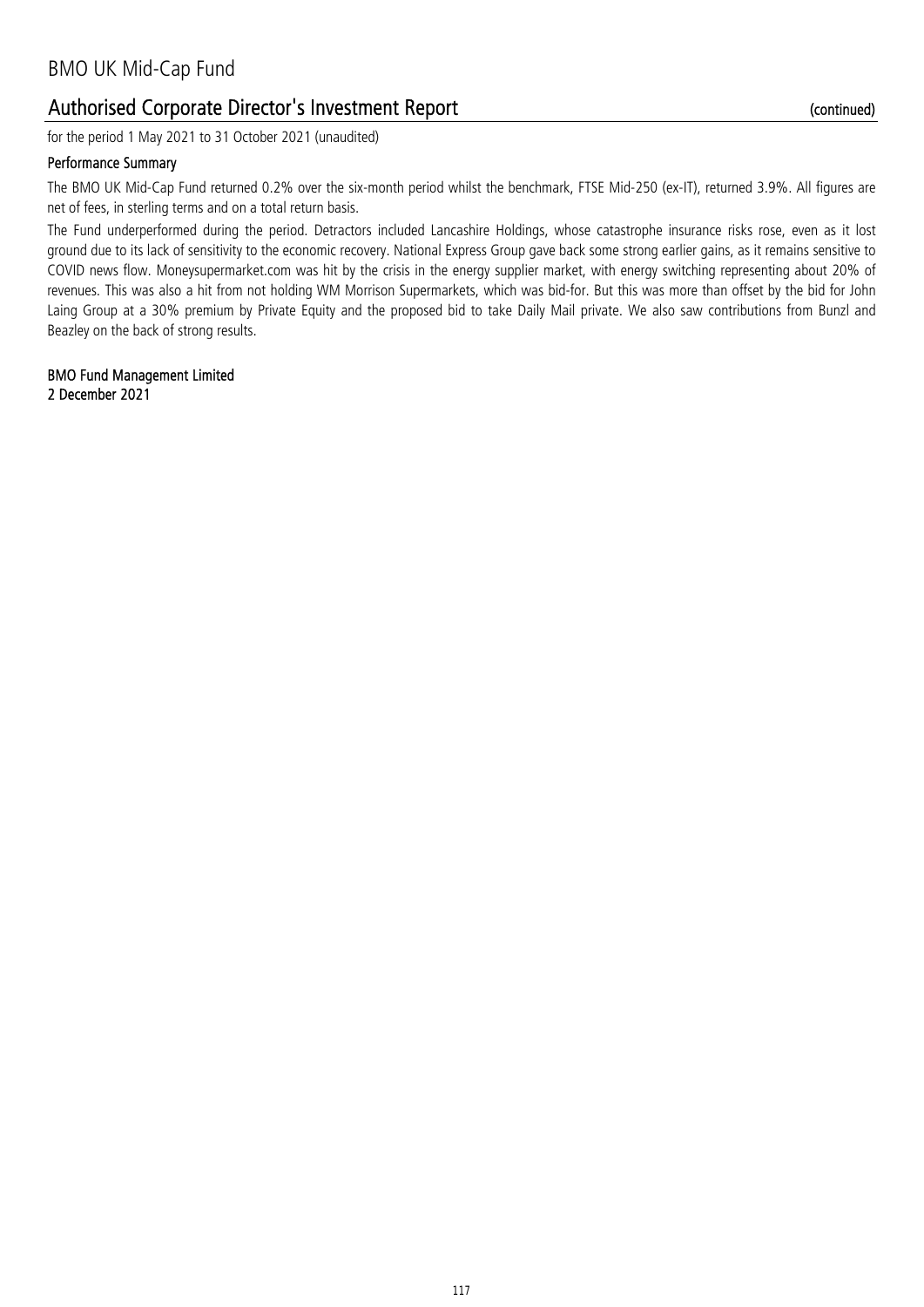# BMO UK Mid-Cap Fund

## Authorised Corporate Director's Investment Report (continued)

for the period 1 May 2021 to 31 October 2021 (unaudited)

### Performance Summary

The BMO UK Mid-Cap Fund returned 0.2% over the six-month period whilst the benchmark, FTSE Mid-250 (ex-IT), returned 3.9%. All figures are net of fees, in sterling terms and on a total return basis.

The Fund underperformed during the period. Detractors included Lancashire Holdings, whose catastrophe insurance risks rose, even as it lost ground due to its lack of sensitivity to the economic recovery. National Express Group gave back some strong earlier gains, as it remains sensitive to COVID news flow. Moneysupermarket.com was hit by the crisis in the energy supplier market, with energy switching representing about 20% of revenues. This was also a hit from not holding WM Morrison Supermarkets, which was bid-for. But this was more than offset by the bid for John Laing Group at a 30% premium by Private Equity and the proposed bid to take Daily Mail private. We also saw contributions from Bunzl and Beazley on the back of strong results.

**BMO Fund Management Limited**
**2 December 2021**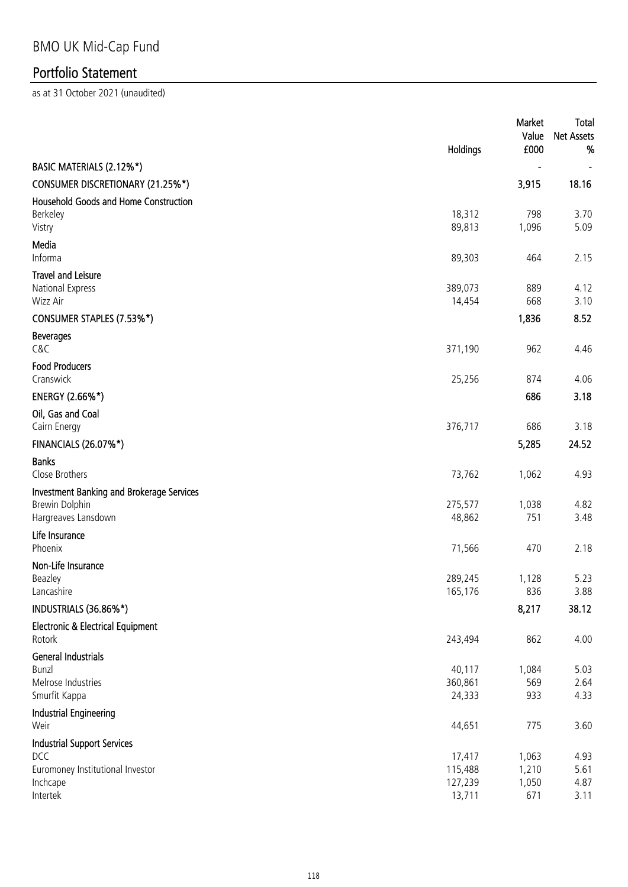# BMO UK Mid-Cap Fund

## Portfolio Statement

as at 31 October 2021 (unaudited)

| | Holdings | Market Value £000 | Total Net Assets % |
|---|---|---|---|
| **BASIC MATERIALS (2.12%*)** | | - | - |
| **CONSUMER DISCRETIONARY (21.25%*)** | | **3,915** | **18.16** |
| **Household Goods and Home Construction** | | | |
| Berkeley | 18,312 | 798 | 3.70 |
| Vistry | 89,813 | 1,096 | 5.09 |
| **Media** | | | |
| Informa | 89,303 | 464 | 2.15 |
| **Travel and Leisure** | | | |
| National Express | 389,073 | 889 | 4.12 |
| Wizz Air | 14,454 | 668 | 3.10 |
| **CONSUMER STAPLES (7.53%*)** | | **1,836** | **8.52** |
| **Beverages** | | | |
| C&C | 371,190 | 962 | 4.46 |
| **Food Producers** | | | |
| Cranswick | 25,256 | 874 | 4.06 |
| **ENERGY (2.66%*)** | | **686** | **3.18** |
| **Oil, Gas and Coal** | | | |
| Cairn Energy | 376,717 | 686 | 3.18 |
| **FINANCIALS (26.07%*)** | | **5,285** | **24.52** |
| **Banks** | | | |
| Close Brothers | 73,762 | 1,062 | 4.93 |
| **Investment Banking and Brokerage Services** | | | |
| Brewin Dolphin | 275,577 | 1,038 | 4.82 |
| Hargreaves Lansdown | 48,862 | 751 | 3.48 |
| **Life Insurance** | | | |
| Phoenix | 71,566 | 470 | 2.18 |
| **Non-Life Insurance** | | | |
| Beazley | 289,245 | 1,128 | 5.23 |
| Lancashire | 165,176 | 836 | 3.88 |
| **INDUSTRIALS (36.86%*)** | | **8,217** | **38.12** |
| **Electronic & Electrical Equipment** | | | |
| Rotork | 243,494 | 862 | 4.00 |
| **General Industrials** | | | |
| Bunzl | 40,117 | 1,084 | 5.03 |
| Melrose Industries | 360,861 | 569 | 2.64 |
| Smurfit Kappa | 24,333 | 933 | 4.33 |
| **Industrial Engineering** | | | |
| Weir | 44,651 | 775 | 3.60 |
| **Industrial Support Services** | | | |
| DCC | 17,417 | 1,063 | 4.93 |
| Euromoney Institutional Investor | 115,488 | 1,210 | 5.61 |
| Inchcape | 127,239 | 1,050 | 4.87 |
| Intertek | 13,711 | 671 | 3.11 |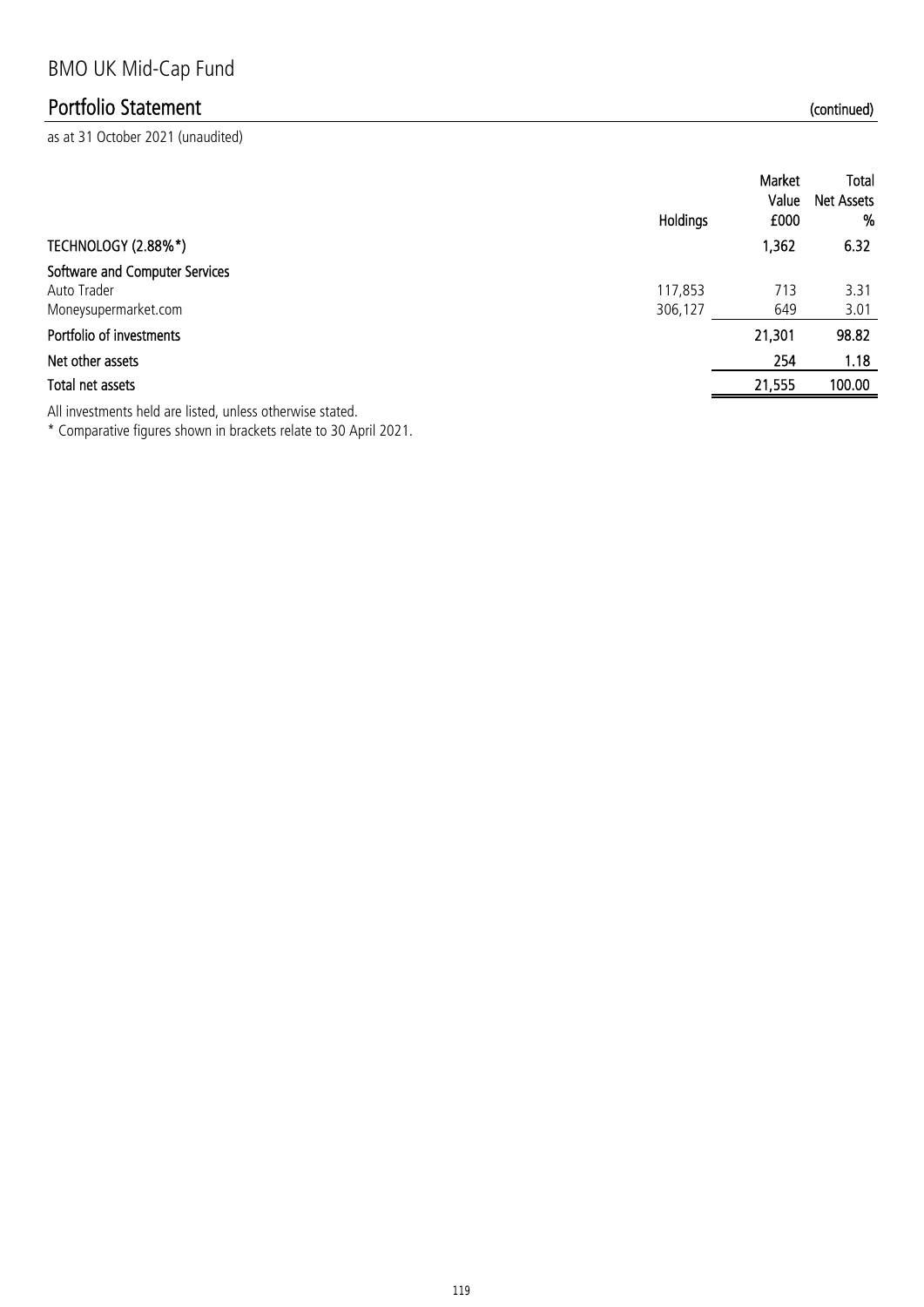# BMO UK Mid-Cap Fund

## Portfolio Statement (continued)

as at 31 October 2021 (unaudited)

| | Holdings | Market Value £000 | Total Net Assets % |
|---|---|---|---|
| **TECHNOLOGY (2.88%*)** | | **1,362** | **6.32** |
| **Software and Computer Services** | | | |
| Auto Trader | 117,853 | 713 | 3.31 |
| Moneysupermarket.com | 306,127 | 649 | 3.01 |
| **Portfolio of investments** | | **21,301** | **98.82** |
| **Net other assets** | | **254** | **1.18** |
| **Total net assets** | | **21,555** | **100.00** |

All investments held are listed, unless otherwise stated.

* Comparative figures shown in brackets relate to 30 April 2021.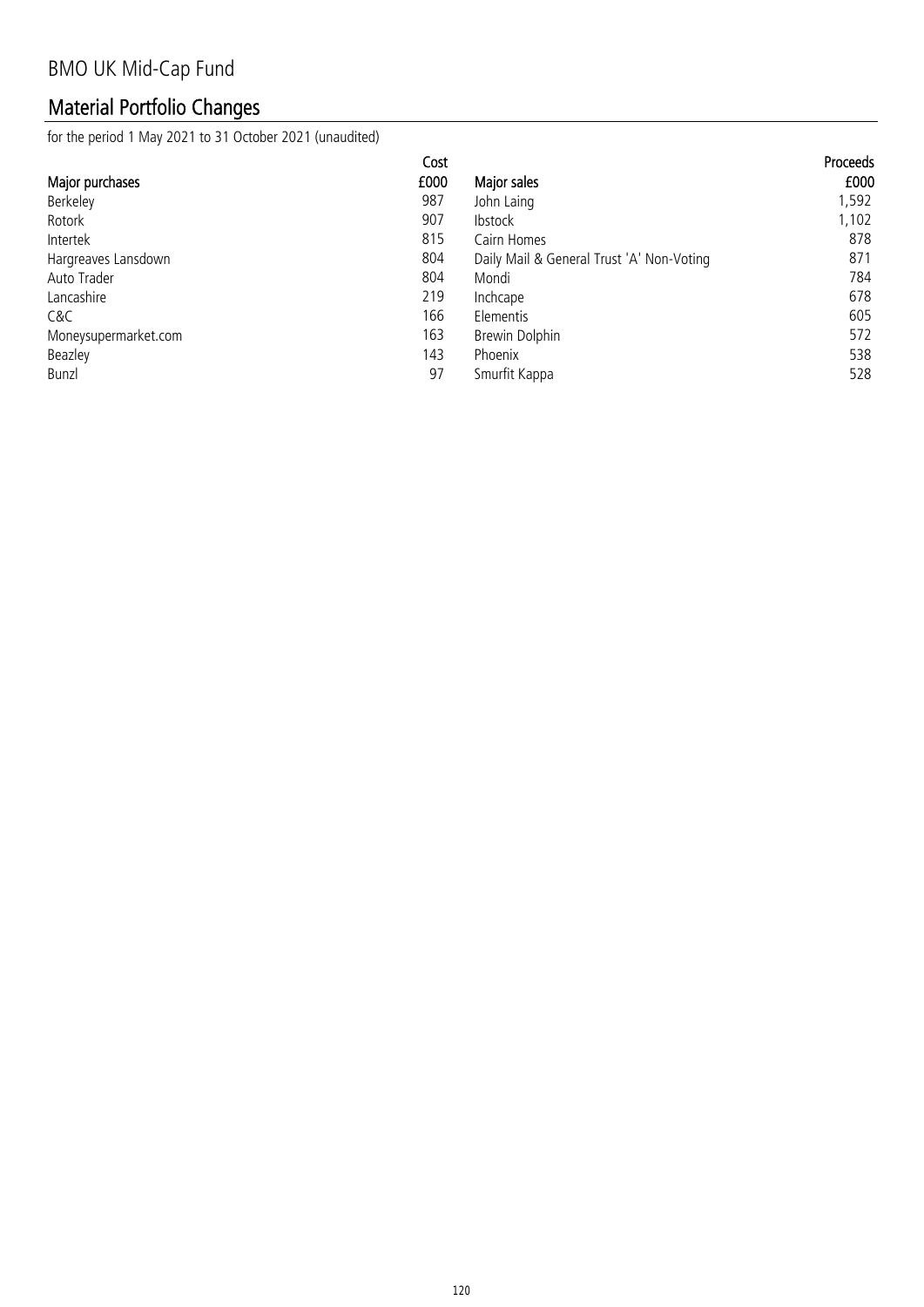# BMO UK Mid-Cap Fund

## Material Portfolio Changes

for the period 1 May 2021 to 31 October 2021 (unaudited)

| Major purchases | Cost £000 | Major sales | Proceeds £000 |
|---|---|---|---|
| Berkeley | 987 | John Laing | 1,592 |
| Rotork | 907 | Ibstock | 1,102 |
| Intertek | 815 | Cairn Homes | 878 |
| Hargreaves Lansdown | 804 | Daily Mail & General Trust 'A' Non-Voting | 871 |
| Auto Trader | 804 | Mondi | 784 |
| Lancashire | 219 | Inchcape | 678 |
| C&C | 166 | Elementis | 605 |
| Moneysupermarket.com | 163 | Brewin Dolphin | 572 |
| Beazley | 143 | Phoenix | 538 |
| Bunzl | 97 | Smurfit Kappa | 528 |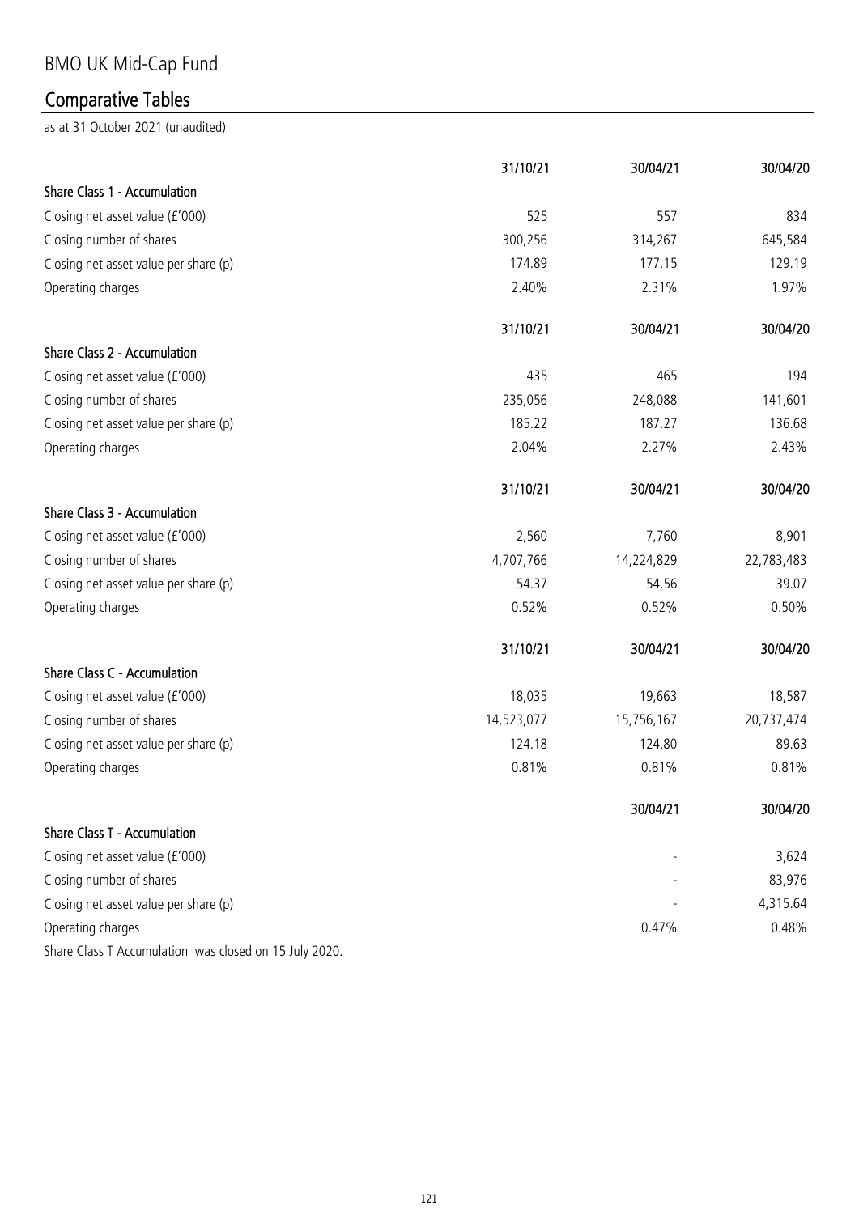# BMO UK Mid-Cap Fund

## Comparative Tables

as at 31 October 2021 (unaudited)

| | 31/10/21 | 30/04/21 | 30/04/20 |
|---|---|---|---|
| **Share Class 1 - Accumulation** | | | |
| Closing net asset value (£'000) | 525 | 557 | 834 |
| Closing number of shares | 300,256 | 314,267 | 645,584 |
| Closing net asset value per share (p) | 174.89 | 177.15 | 129.19 |
| Operating charges | 2.40% | 2.31% | 1.97% |

| | 31/10/21 | 30/04/21 | 30/04/20 |
|---|---|---|---|
| **Share Class 2 - Accumulation** | | | |
| Closing net asset value (£'000) | 435 | 465 | 194 |
| Closing number of shares | 235,056 | 248,088 | 141,601 |
| Closing net asset value per share (p) | 185.22 | 187.27 | 136.68 |
| Operating charges | 2.04% | 2.27% | 2.43% |

| | 31/10/21 | 30/04/21 | 30/04/20 |
|---|---|---|---|
| **Share Class 3 - Accumulation** | | | |
| Closing net asset value (£'000) | 2,560 | 7,760 | 8,901 |
| Closing number of shares | 4,707,766 | 14,224,829 | 22,783,483 |
| Closing net asset value per share (p) | 54.37 | 54.56 | 39.07 |
| Operating charges | 0.52% | 0.52% | 0.50% |

| | 31/10/21 | 30/04/21 | 30/04/20 |
|---|---|---|---|
| **Share Class C - Accumulation** | | | |
| Closing net asset value (£'000) | 18,035 | 19,663 | 18,587 |
| Closing number of shares | 14,523,077 | 15,756,167 | 20,737,474 |
| Closing net asset value per share (p) | 124.18 | 124.80 | 89.63 |
| Operating charges | 0.81% | 0.81% | 0.81% |

| | 30/04/21 | 30/04/20 |
|---|---|---|
| **Share Class T - Accumulation** | | |
| Closing net asset value (£'000) | - | 3,624 |
| Closing number of shares | - | 83,976 |
| Closing net asset value per share (p) | - | 4,315.64 |
| Operating charges | 0.47% | 0.48% |

Share Class T Accumulation was closed on 15 July 2020.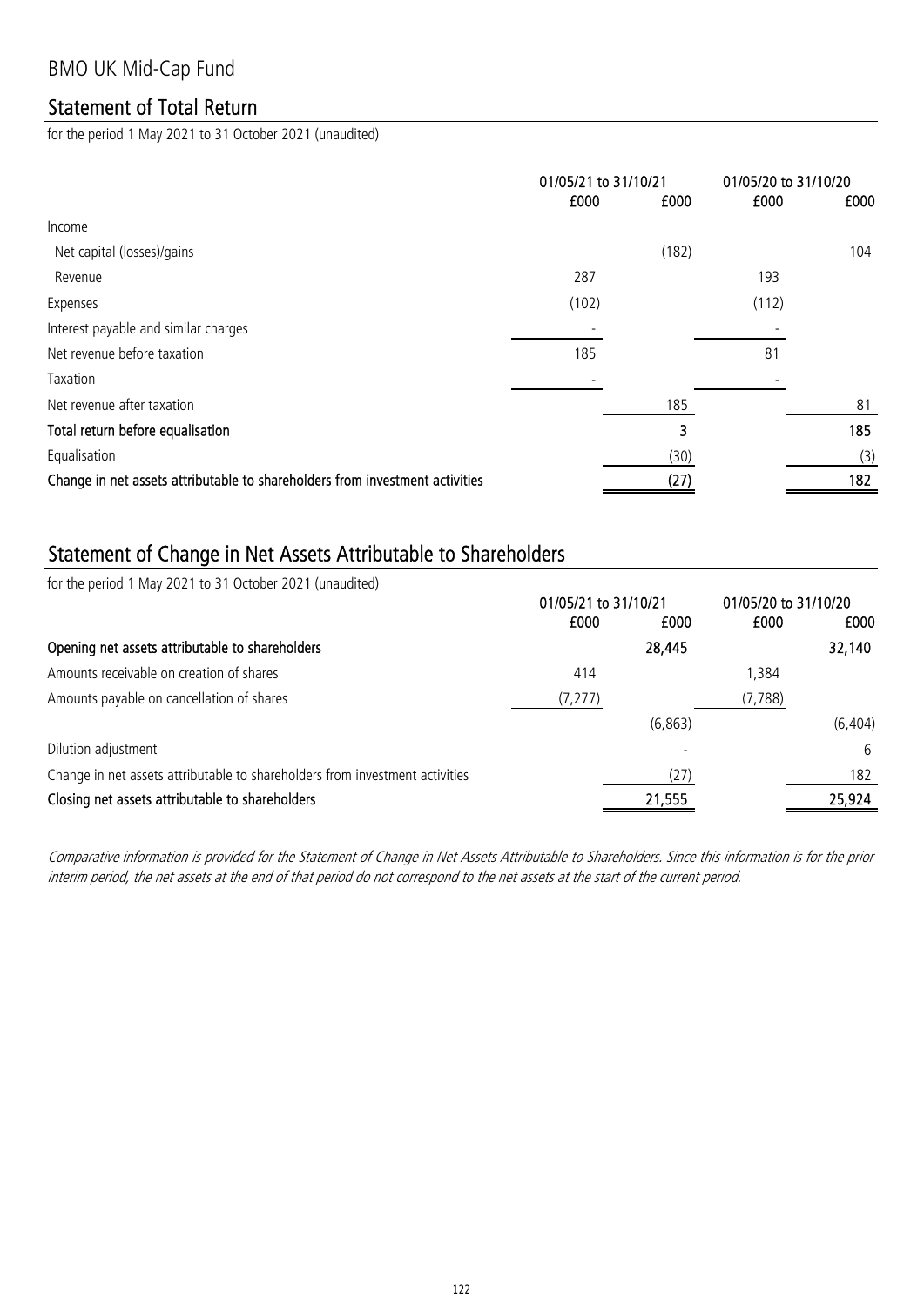# BMO UK Mid-Cap Fund

## Statement of Total Return

for the period 1 May 2021 to 31 October 2021 (unaudited)

| | 01/05/21 to 31/10/21 | | 01/05/20 to 31/10/20 | |
|---|---|---|---|---|
| | £000 | £000 | £000 | £000 |
| Income | | | | |
| Net capital (losses)/gains | | (182) | | 104 |
| Revenue | 287 | | 193 | |
| Expenses | (102) | | (112) | |
| Interest payable and similar charges | - | | - | |
| Net revenue before taxation | 185 | | 81 | |
| Taxation | - | | - | |
| Net revenue after taxation | | 185 | | 81 |
| **Total return before equalisation** | | **3** | | **185** |
| Equalisation | | (30) | | (3) |
| **Change in net assets attributable to shareholders from investment activities** | | **(27)** | | **182** |

## Statement of Change in Net Assets Attributable to Shareholders

for the period 1 May 2021 to 31 October 2021 (unaudited)

| | 01/05/21 to 31/10/21 | | 01/05/20 to 31/10/20 | |
|---|---|---|---|---|
| | £000 | £000 | £000 | £000 |
| **Opening net assets attributable to shareholders** | | **28,445** | | **32,140** |
| Amounts receivable on creation of shares | 414 | | 1,384 | |
| Amounts payable on cancellation of shares | (7,277) | | (7,788) | |
| | | (6,863) | | (6,404) |
| Dilution adjustment | | - | | 6 |
| Change in net assets attributable to shareholders from investment activities | | (27) | | 182 |
| **Closing net assets attributable to shareholders** | | **21,555** | | **25,924** |

*Comparative information is provided for the Statement of Change in Net Assets Attributable to Shareholders. Since this information is for the prior interim period, the net assets at the end of that period do not correspond to the net assets at the start of the current period.*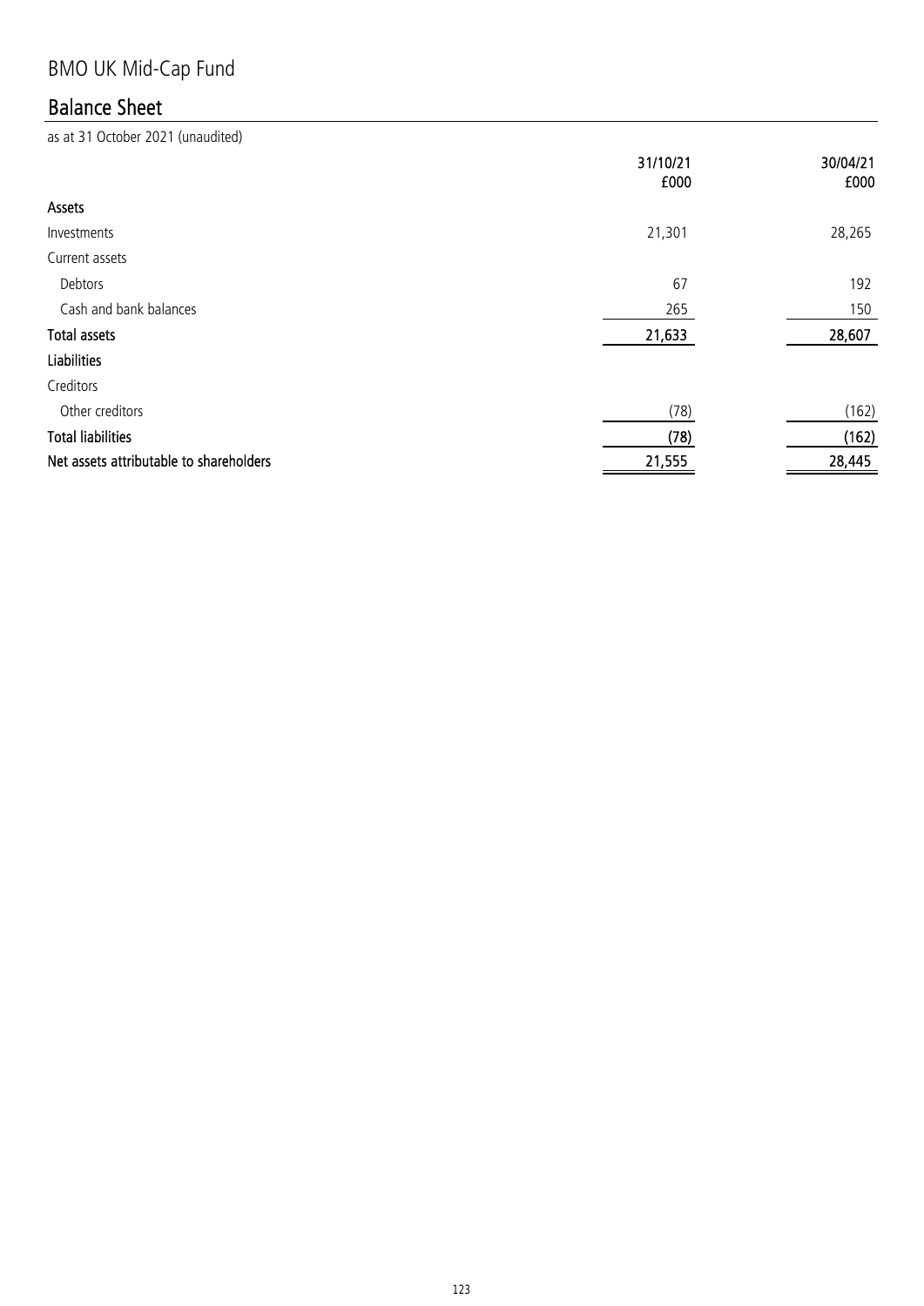# BMO UK Mid-Cap Fund

## Balance Sheet

as at 31 October 2021 (unaudited)

| | 31/10/21 £000 | 30/04/21 £000 |
|---|---|---|
| **Assets** | | |
| Investments | 21,301 | 28,265 |
| Current assets | | |
| Debtors | 67 | 192 |
| Cash and bank balances | 265 | 150 |
| **Total assets** | **21,633** | **28,607** |
| **Liabilities** | | |
| Creditors | | |
| Other creditors | (78) | (162) |
| **Total liabilities** | **(78)** | **(162)** |
| **Net assets attributable to shareholders** | **21,555** | **28,445** |